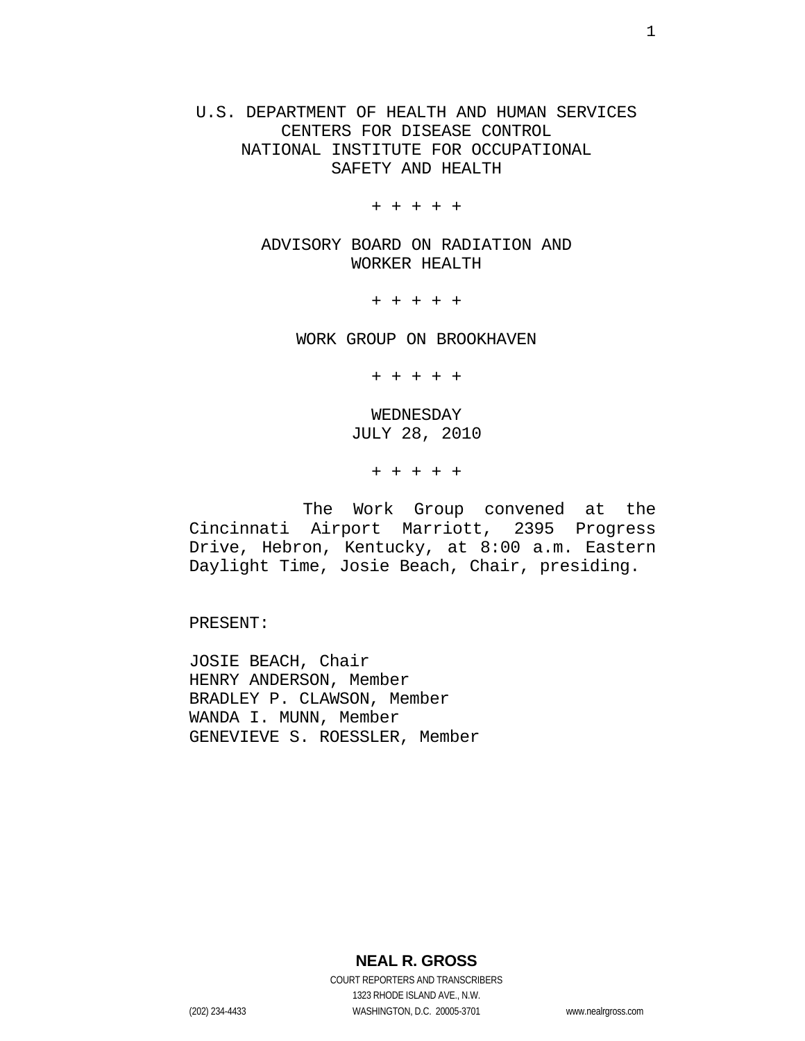U.S. DEPARTMENT OF HEALTH AND HUMAN SERVICES
CENTERS FOR DISEASE CONTROL
NATIONAL INSTITUTE FOR OCCUPATIONAL
SAFETY AND HEALTH

\+ + + + +

ADVISORY BOARD ON RADIATION AND
WORKER HEALTH

\+ + + + +

WORK GROUP ON BROOKHAVEN

\+ + + + +

WEDNESDAY
JULY 28, 2010

\+ + + + +

The Work Group convened at the Cincinnati Airport Marriott, 2395 Progress Drive, Hebron, Kentucky, at 8:00 a.m. Eastern Daylight Time, Josie Beach, Chair, presiding.

PRESENT:

JOSIE BEACH, Chair
HENRY ANDERSON, Member
BRADLEY P. CLAWSON, Member
WANDA I. MUNN, Member
GENEVIEVE S. ROESSLER, Member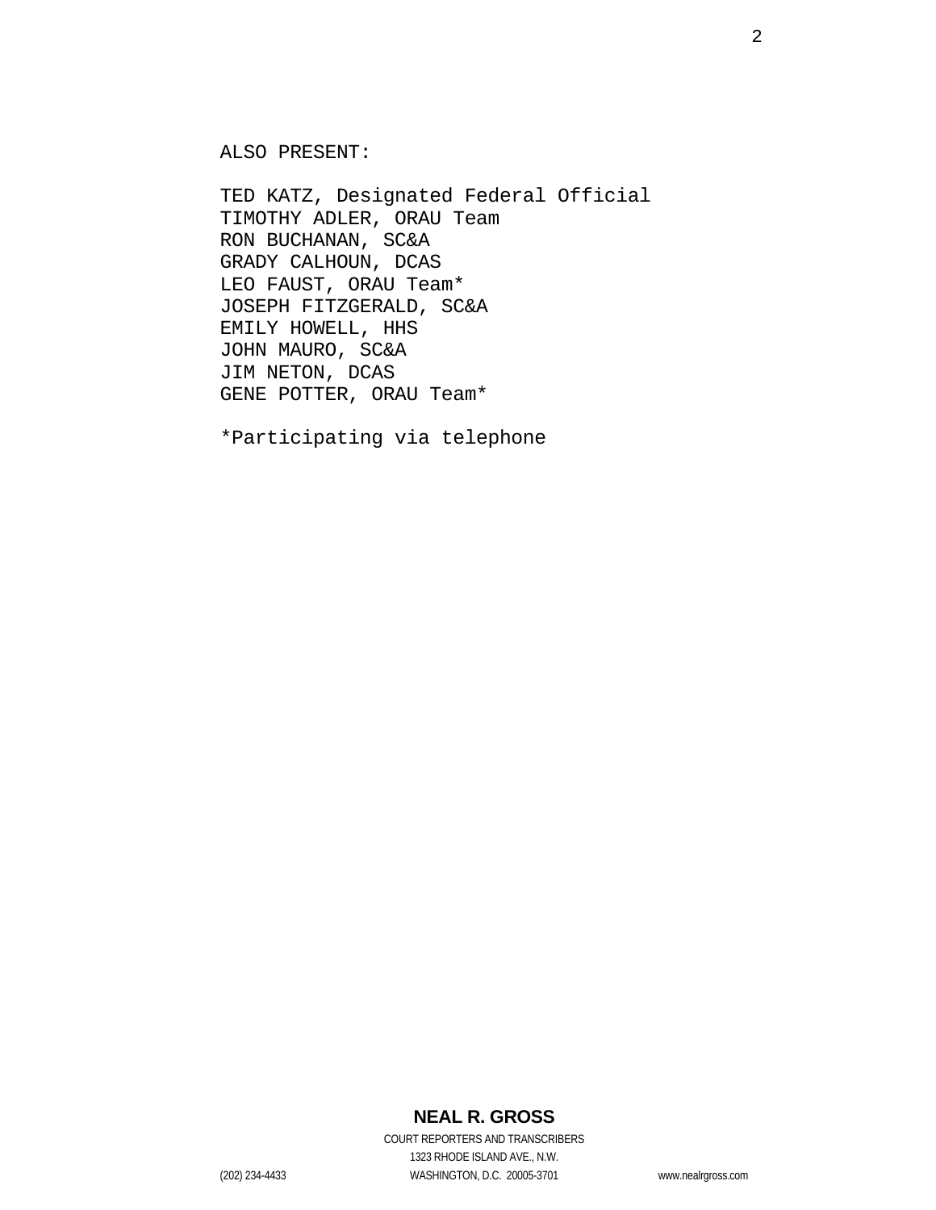ALSO PRESENT:

TED KATZ, Designated Federal Official
TIMOTHY ADLER, ORAU Team
RON BUCHANAN, SC&A
GRADY CALHOUN, DCAS
LEO FAUST, ORAU Team*
JOSEPH FITZGERALD, SC&A
EMILY HOWELL, HHS
JOHN MAURO, SC&A
JIM NETON, DCAS
GENE POTTER, ORAU Team*

*Participating via telephone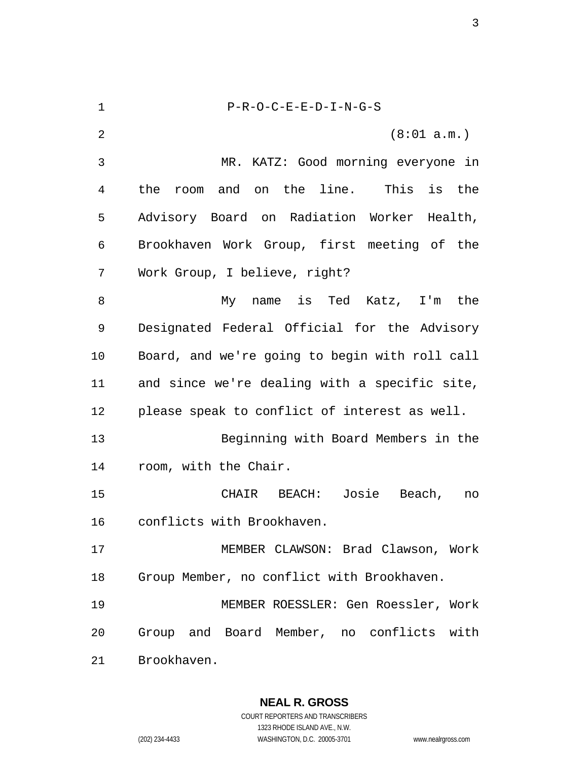P-R-O-C-E-E-D-I-N-G-S

(8:01 a.m.)

MR. KATZ: Good morning everyone in the room and on the line. This is the Advisory Board on Radiation Worker Health, Brookhaven Work Group, first meeting of the Work Group, I believe, right?

My name is Ted Katz, I'm the Designated Federal Official for the Advisory Board, and we're going to begin with roll call and since we're dealing with a specific site, please speak to conflict of interest as well.

Beginning with Board Members in the room, with the Chair.

CHAIR BEACH: Josie Beach, no conflicts with Brookhaven.

MEMBER CLAWSON: Brad Clawson, Work Group Member, no conflict with Brookhaven.

MEMBER ROESSLER: Gen Roessler, Work Group and Board Member, no conflicts with Brookhaven.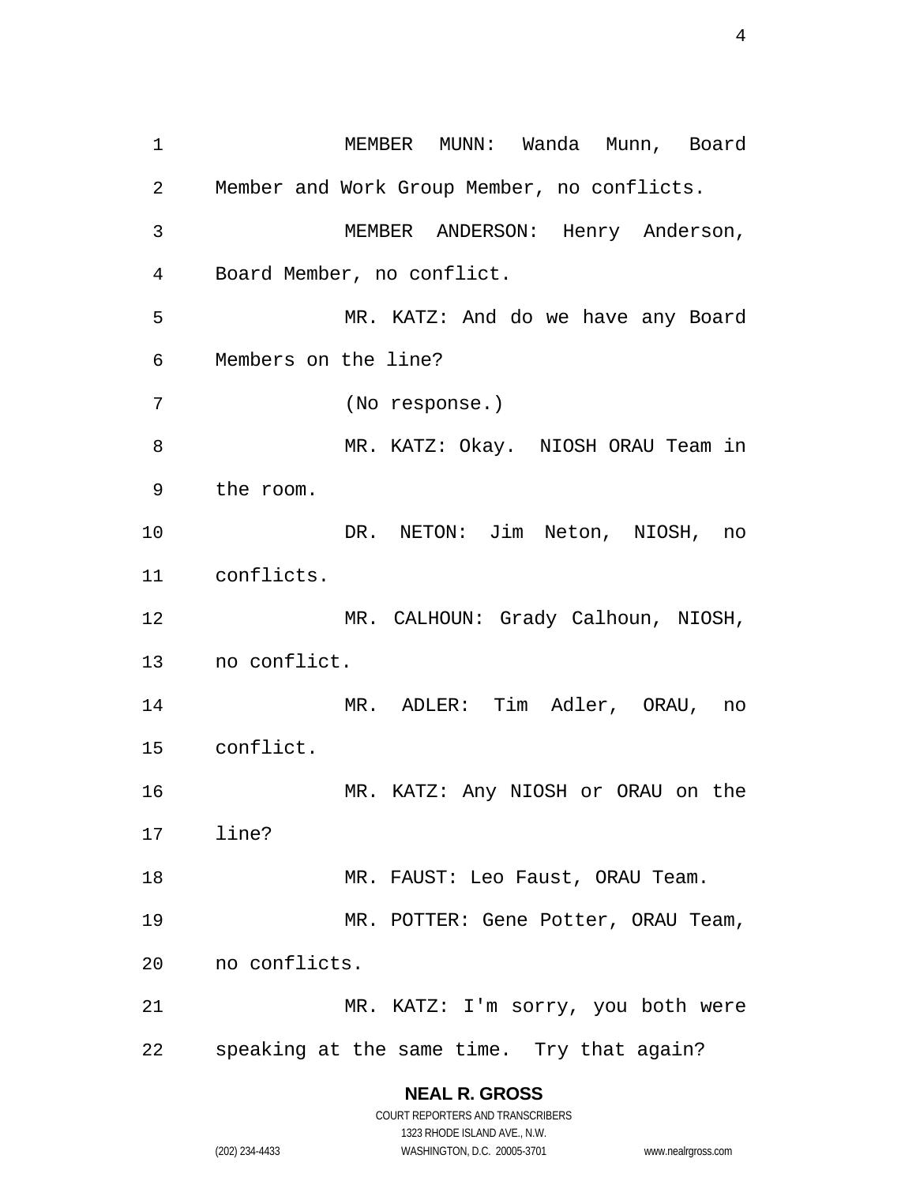MEMBER MUNN: Wanda Munn, Board Member and Work Group Member, no conflicts.

MEMBER ANDERSON: Henry Anderson, Board Member, no conflict.

MR. KATZ: And do we have any Board Members on the line?

(No response.)

MR. KATZ: Okay. NIOSH ORAU Team in the room.

DR. NETON: Jim Neton, NIOSH, no conflicts.

MR. CALHOUN: Grady Calhoun, NIOSH, no conflict.

MR. ADLER: Tim Adler, ORAU, no conflict.

MR. KATZ: Any NIOSH or ORAU on the line?

MR. FAUST: Leo Faust, ORAU Team.

MR. POTTER: Gene Potter, ORAU Team, no conflicts.

MR. KATZ: I'm sorry, you both were speaking at the same time. Try that again?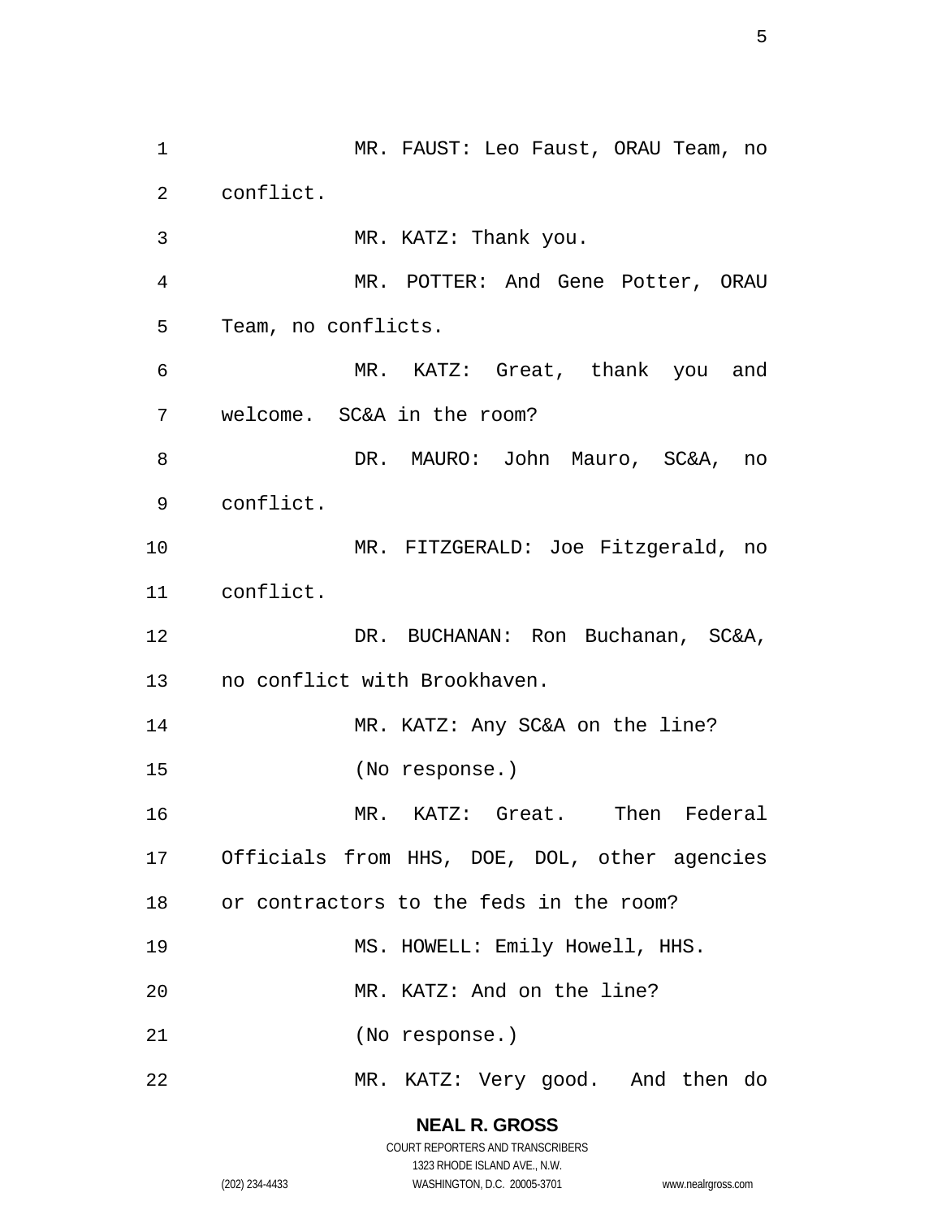MR. FAUST: Leo Faust, ORAU Team, no conflict.

MR. KATZ: Thank you.

MR. POTTER: And Gene Potter, ORAU Team, no conflicts.

MR. KATZ: Great, thank you and welcome. SC&A in the room?

DR. MAURO: John Mauro, SC&A, no conflict.

MR. FITZGERALD: Joe Fitzgerald, no conflict.

DR. BUCHANAN: Ron Buchanan, SC&A, no conflict with Brookhaven.

MR. KATZ: Any SC&A on the line?

(No response.)

MR. KATZ: Great. Then Federal Officials from HHS, DOE, DOL, other agencies or contractors to the feds in the room?

MS. HOWELL: Emily Howell, HHS.

MR. KATZ: And on the line?

(No response.)

MR. KATZ: Very good. And then do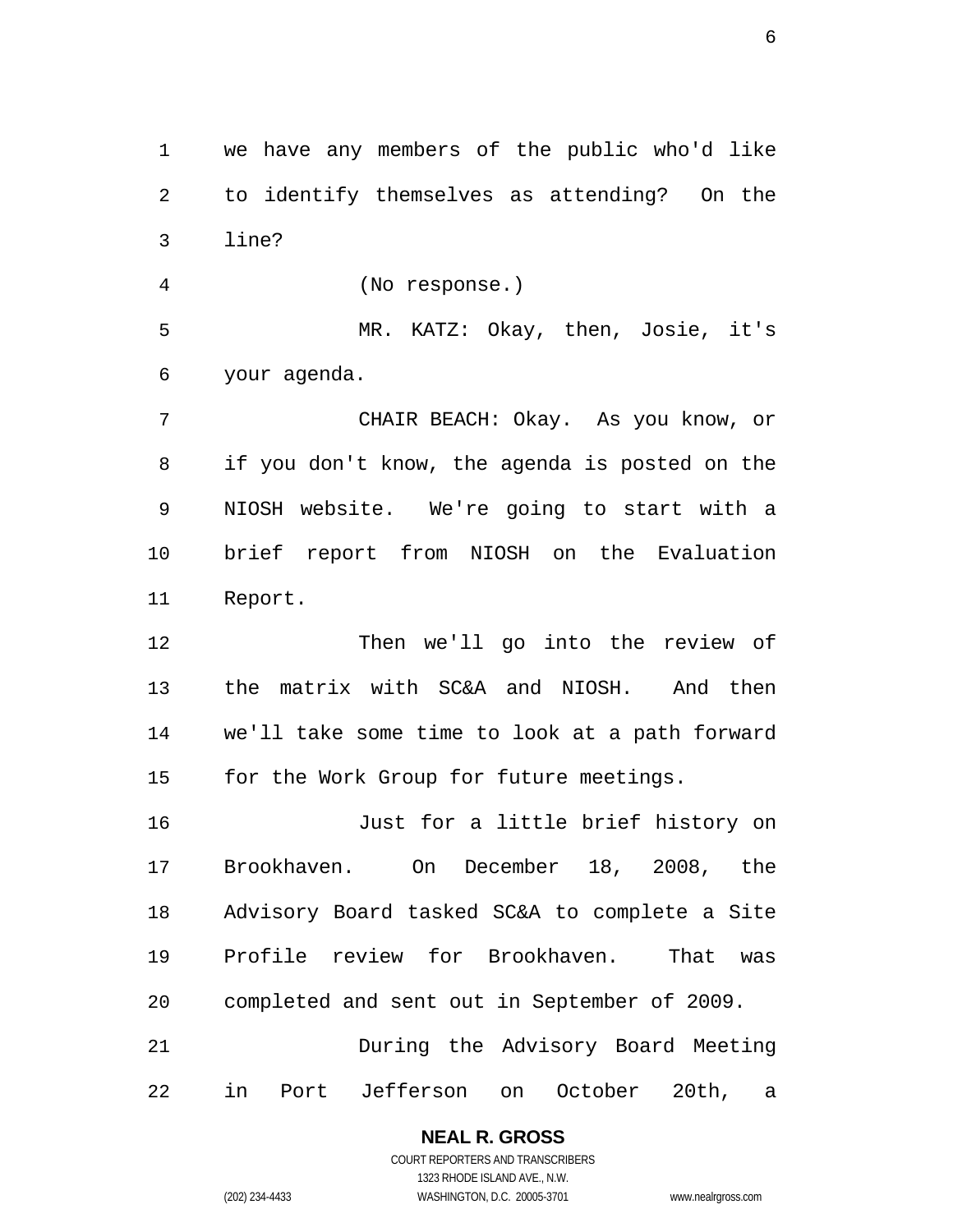we have any members of the public who'd like to identify themselves as attending? On the line?

(No response.)

MR. KATZ: Okay, then, Josie, it's your agenda.

CHAIR BEACH: Okay. As you know, or if you don't know, the agenda is posted on the NIOSH website. We're going to start with a brief report from NIOSH on the Evaluation Report.

Then we'll go into the review of the matrix with SC&A and NIOSH. And then we'll take some time to look at a path forward for the Work Group for future meetings.

Just for a little brief history on Brookhaven. On December 18, 2008, the Advisory Board tasked SC&A to complete a Site Profile review for Brookhaven. That was completed and sent out in September of 2009.

During the Advisory Board Meeting in Port Jefferson on October 20th, a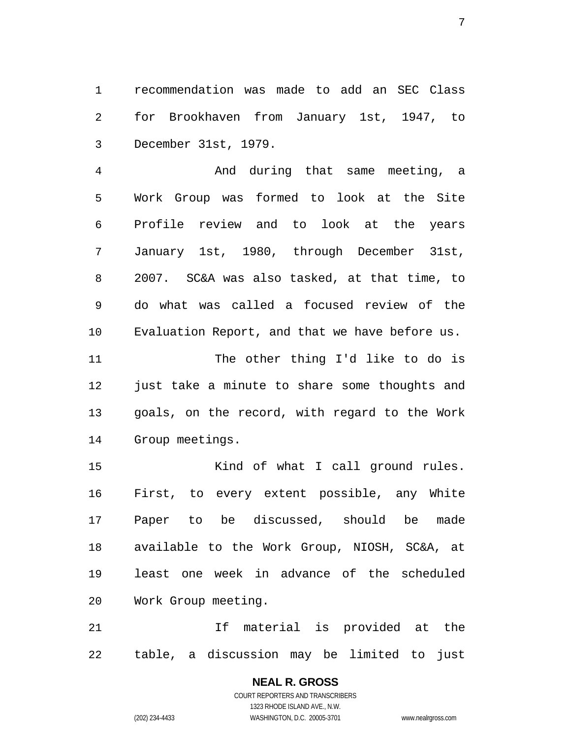recommendation was made to add an SEC Class for Brookhaven from January 1st, 1947, to December 31st, 1979.

And during that same meeting, a Work Group was formed to look at the Site Profile review and to look at the years January 1st, 1980, through December 31st, 2007. SC&A was also tasked, at that time, to do what was called a focused review of the Evaluation Report, and that we have before us.

The other thing I'd like to do is just take a minute to share some thoughts and goals, on the record, with regard to the Work Group meetings.

Kind of what I call ground rules. First, to every extent possible, any White Paper to be discussed, should be made available to the Work Group, NIOSH, SC&A, at least one week in advance of the scheduled Work Group meeting.

If material is provided at the table, a discussion may be limited to just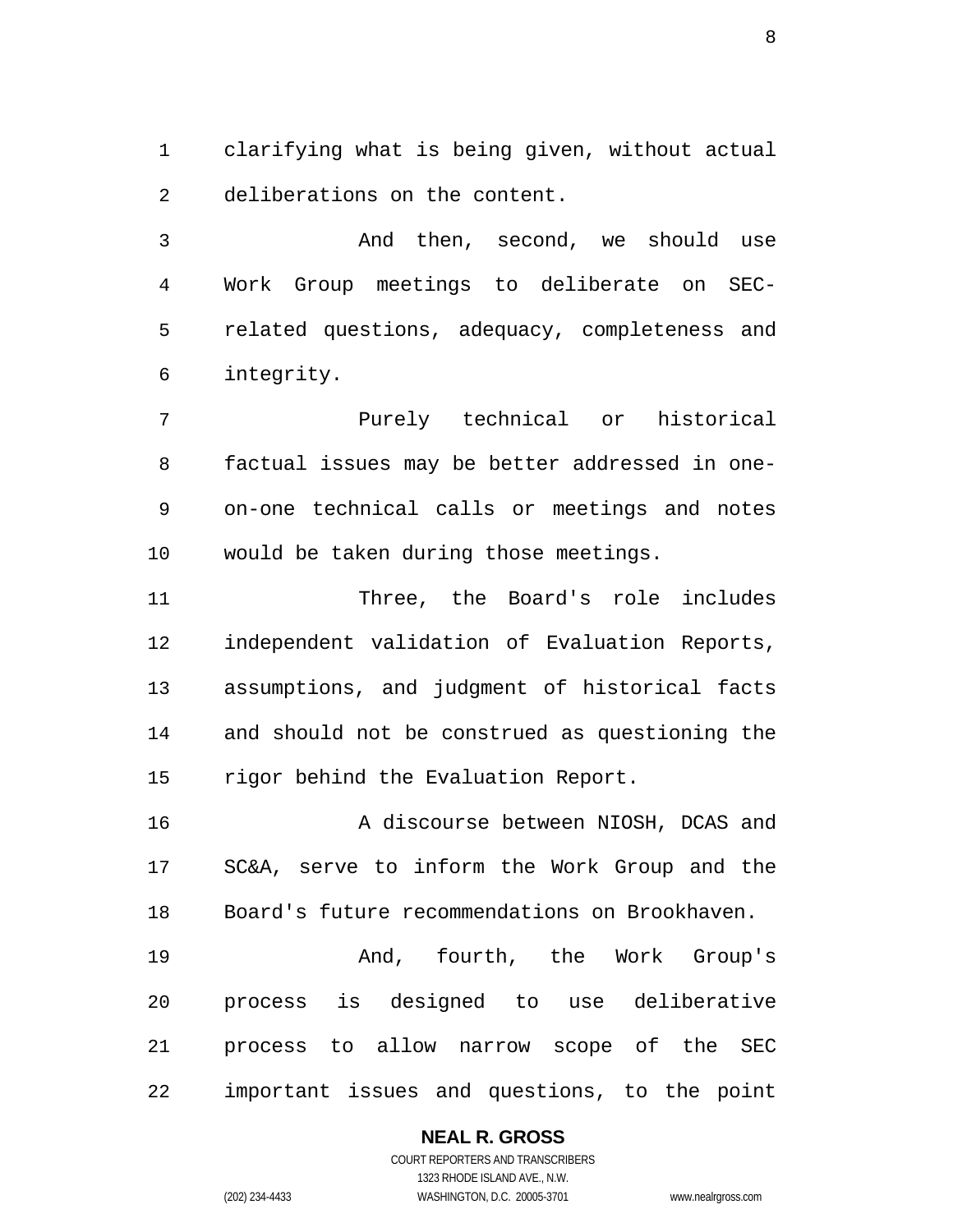clarifying what is being given, without actual deliberations on the content.

And then, second, we should use Work Group meetings to deliberate on SEC-related questions, adequacy, completeness and integrity.

Purely technical or historical factual issues may be better addressed in one-on-one technical calls or meetings and notes would be taken during those meetings.

Three, the Board's role includes independent validation of Evaluation Reports, assumptions, and judgment of historical facts and should not be construed as questioning the rigor behind the Evaluation Report.

A discourse between NIOSH, DCAS and SC&A, serve to inform the Work Group and the Board's future recommendations on Brookhaven.

And, fourth, the Work Group's process is designed to use deliberative process to allow narrow scope of the SEC important issues and questions, to the point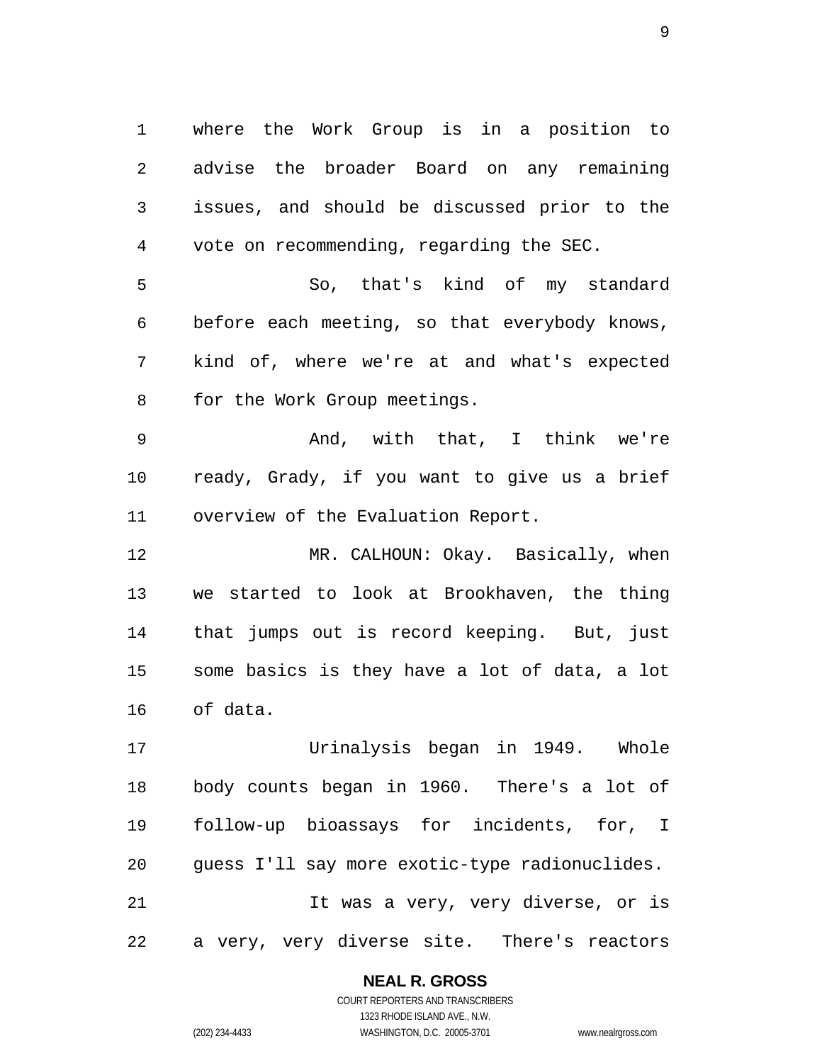where the Work Group is in a position to advise the broader Board on any remaining issues, and should be discussed prior to the vote on recommending, regarding the SEC.

So, that's kind of my standard before each meeting, so that everybody knows, kind of, where we're at and what's expected for the Work Group meetings.

And, with that, I think we're ready, Grady, if you want to give us a brief overview of the Evaluation Report.

MR. CALHOUN: Okay. Basically, when we started to look at Brookhaven, the thing that jumps out is record keeping. But, just some basics is they have a lot of data, a lot of data.

Urinalysis began in 1949. Whole body counts began in 1960. There's a lot of follow-up bioassays for incidents, for, I guess I'll say more exotic-type radionuclides.

It was a very, very diverse, or is a very, very diverse site. There's reactors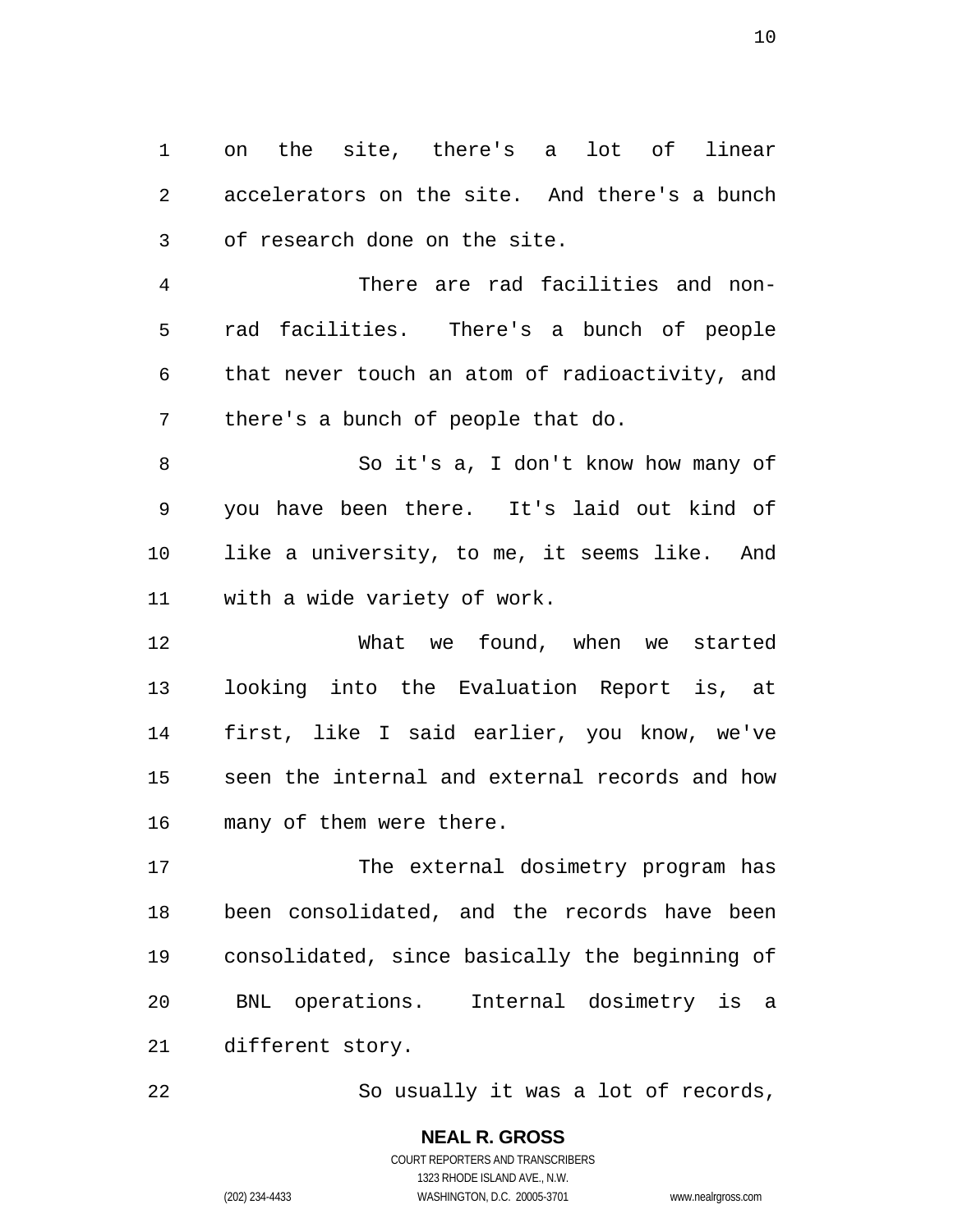on the site, there's a lot of linear accelerators on the site. And there's a bunch of research done on the site.

There are rad facilities and non-rad facilities. There's a bunch of people that never touch an atom of radioactivity, and there's a bunch of people that do.

So it's a, I don't know how many of you have been there. It's laid out kind of like a university, to me, it seems like. And with a wide variety of work.

What we found, when we started looking into the Evaluation Report is, at first, like I said earlier, you know, we've seen the internal and external records and how many of them were there.

The external dosimetry program has been consolidated, and the records have been consolidated, since basically the beginning of BNL operations. Internal dosimetry is a different story.

So usually it was a lot of records,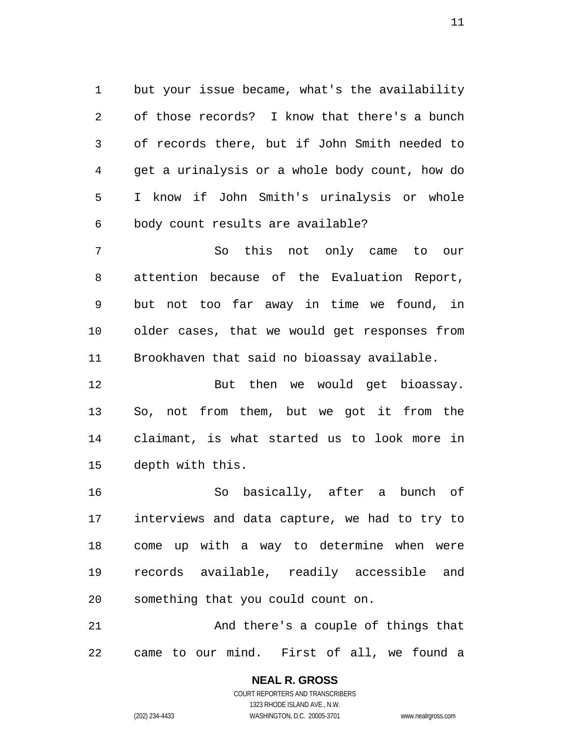but your issue became, what's the availability of those records? I know that there's a bunch of records there, but if John Smith needed to get a urinalysis or a whole body count, how do I know if John Smith's urinalysis or whole body count results are available?

So this not only came to our attention because of the Evaluation Report, but not too far away in time we found, in older cases, that we would get responses from Brookhaven that said no bioassay available.

But then we would get bioassay. So, not from them, but we got it from the claimant, is what started us to look more in depth with this.

So basically, after a bunch of interviews and data capture, we had to try to come up with a way to determine when were records available, readily accessible and something that you could count on.

And there's a couple of things that came to our mind. First of all, we found a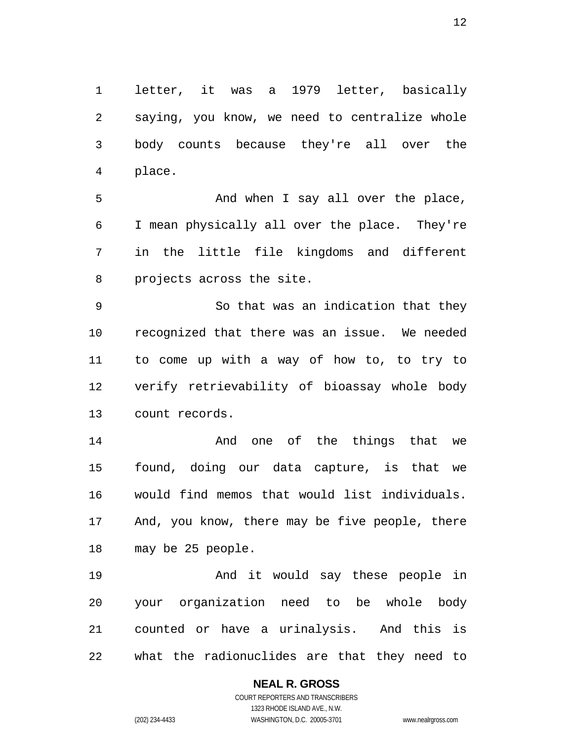letter, it was a 1979 letter, basically saying, you know, we need to centralize whole body counts because they're all over the place.

And when I say all over the place, I mean physically all over the place. They're in the little file kingdoms and different projects across the site.

So that was an indication that they recognized that there was an issue. We needed to come up with a way of how to, to try to verify retrievability of bioassay whole body count records.

And one of the things that we found, doing our data capture, is that we would find memos that would list individuals. And, you know, there may be five people, there may be 25 people.

And it would say these people in your organization need to be whole body counted or have a urinalysis. And this is what the radionuclides are that they need to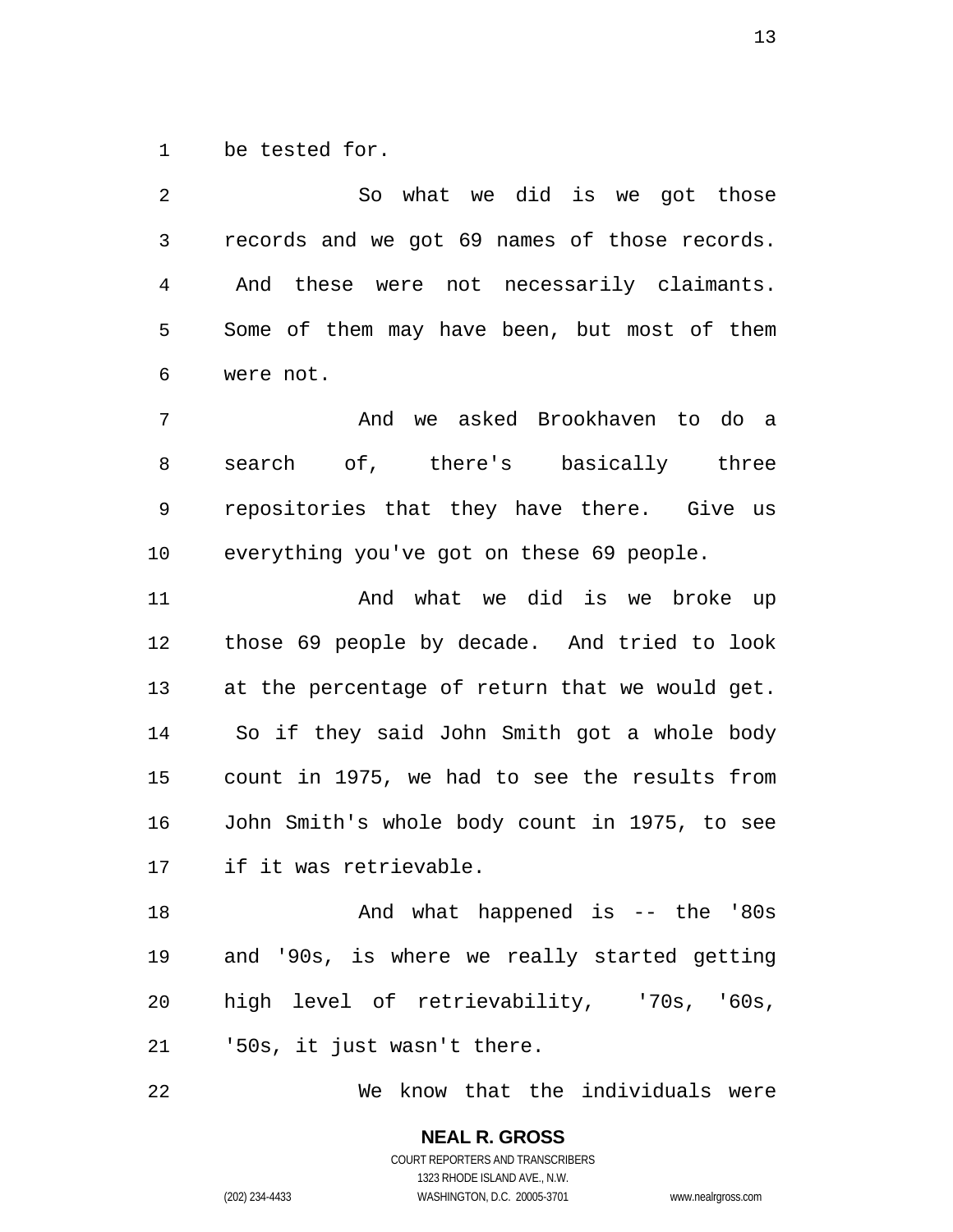be tested for.

So what we did is we got those records and we got 69 names of those records. And these were not necessarily claimants. Some of them may have been, but most of them were not.

And we asked Brookhaven to do a search of, there's basically three repositories that they have there. Give us everything you've got on these 69 people.

And what we did is we broke up those 69 people by decade. And tried to look at the percentage of return that we would get. So if they said John Smith got a whole body count in 1975, we had to see the results from John Smith's whole body count in 1975, to see if it was retrievable.

And what happened is -- the '80s and '90s, is where we really started getting high level of retrievability, '70s, '60s, '50s, it just wasn't there.

We know that the individuals were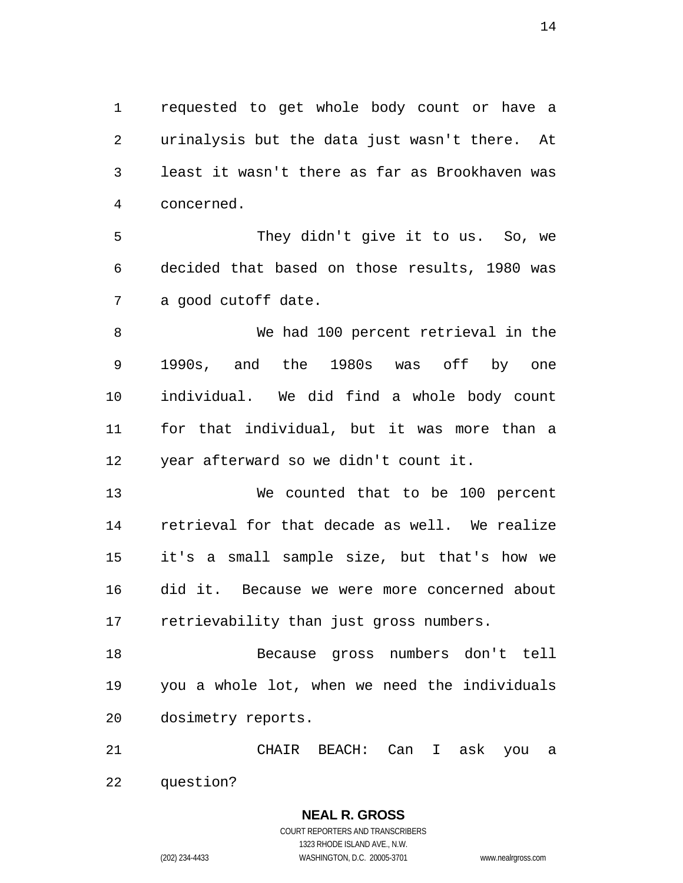requested to get whole body count or have a urinalysis but the data just wasn't there. At least it wasn't there as far as Brookhaven was concerned.

They didn't give it to us. So, we decided that based on those results, 1980 was a good cutoff date.

We had 100 percent retrieval in the 1990s, and the 1980s was off by one individual. We did find a whole body count for that individual, but it was more than a year afterward so we didn't count it.

We counted that to be 100 percent retrieval for that decade as well. We realize it's a small sample size, but that's how we did it. Because we were more concerned about retrievability than just gross numbers.

Because gross numbers don't tell you a whole lot, when we need the individuals dosimetry reports.

CHAIR BEACH: Can I ask you a question?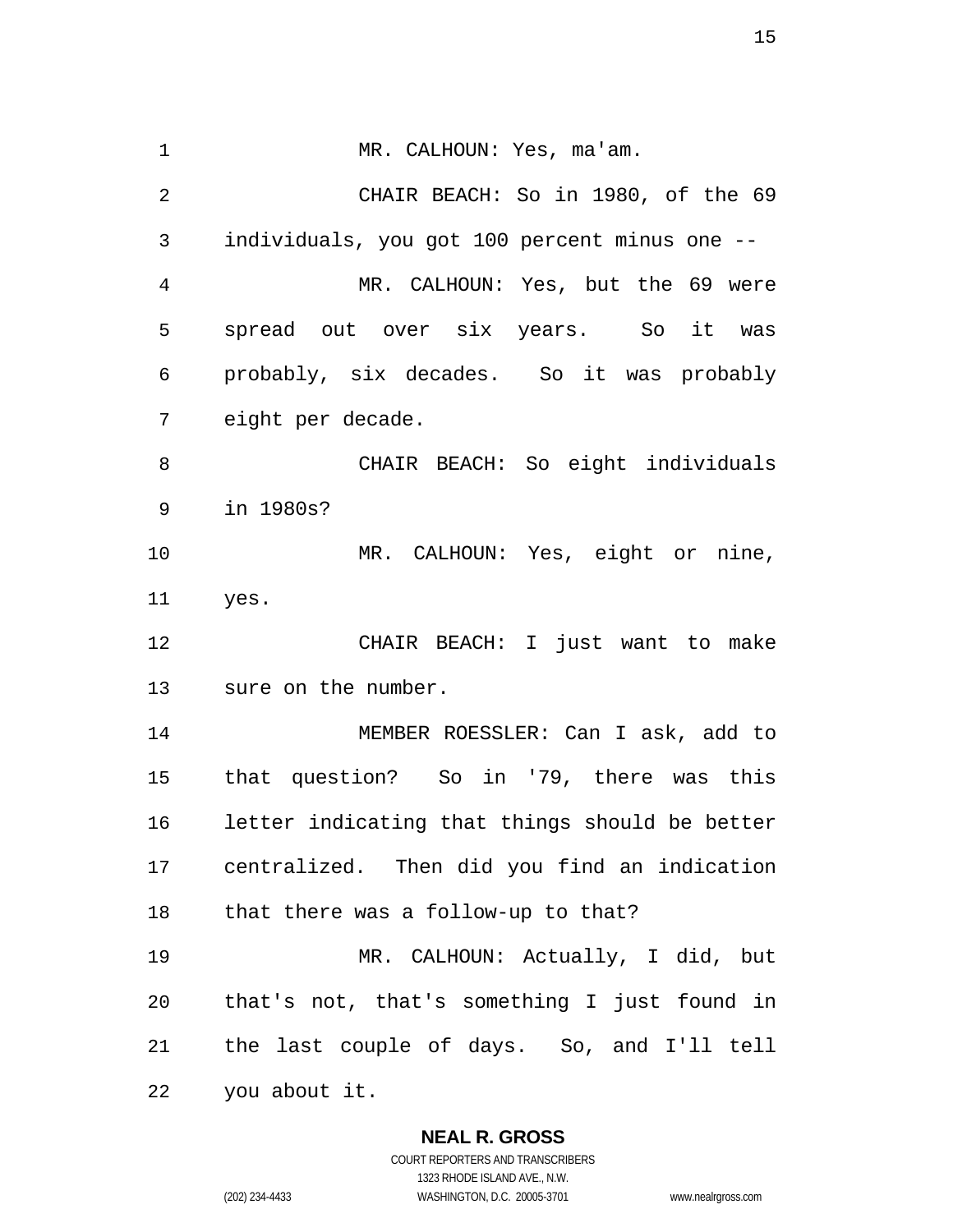MR. CALHOUN: Yes, ma'am.

CHAIR BEACH: So in 1980, of the 69 individuals, you got 100 percent minus one --

MR. CALHOUN: Yes, but the 69 were spread out over six years. So it was probably, six decades. So it was probably eight per decade.

CHAIR BEACH: So eight individuals in 1980s?

MR. CALHOUN: Yes, eight or nine, yes.

CHAIR BEACH: I just want to make sure on the number.

MEMBER ROESSLER: Can I ask, add to that question? So in '79, there was this letter indicating that things should be better centralized. Then did you find an indication that there was a follow-up to that?

MR. CALHOUN: Actually, I did, but that's not, that's something I just found in the last couple of days. So, and I'll tell you about it.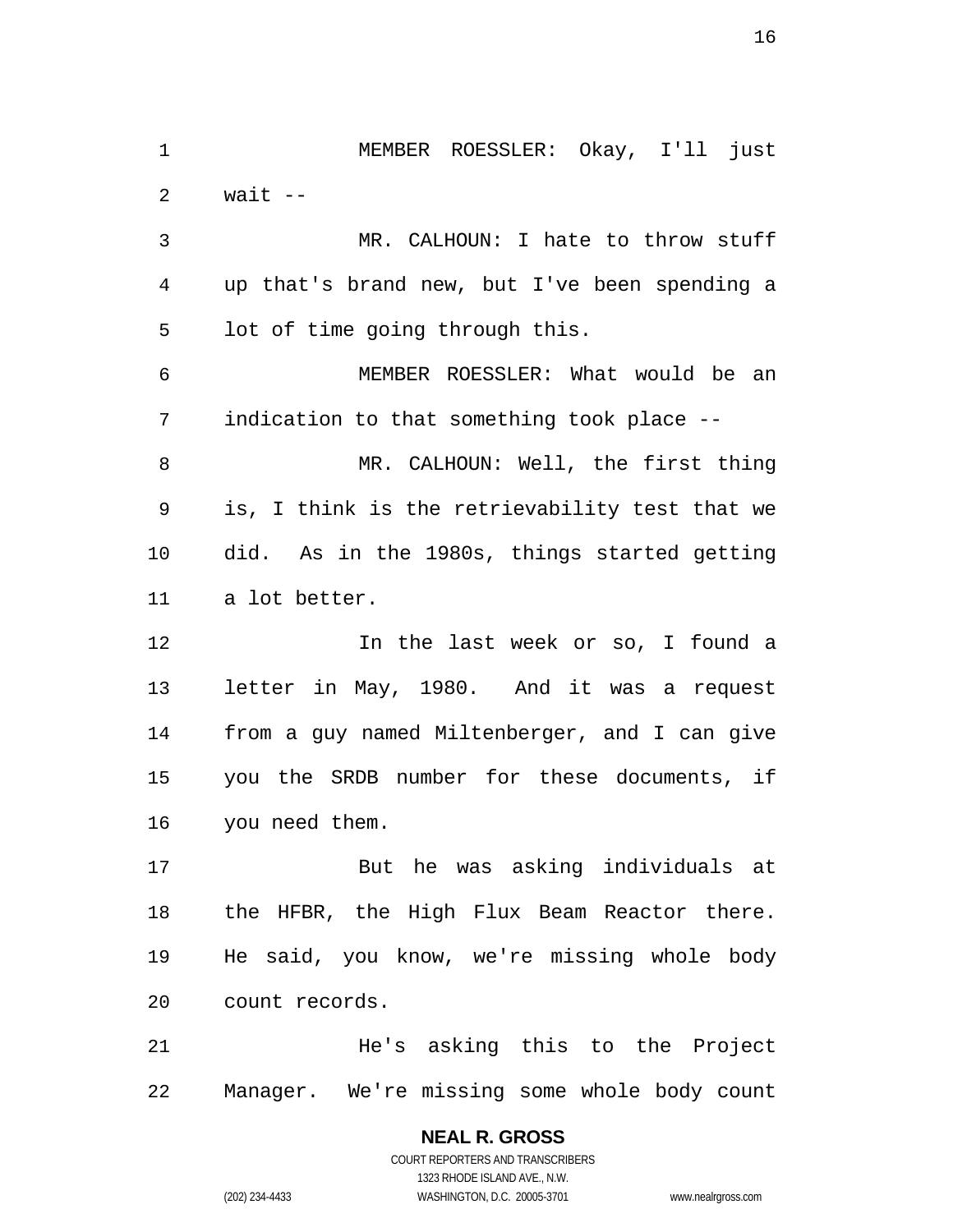MEMBER ROESSLER: Okay, I'll just wait --

MR. CALHOUN: I hate to throw stuff up that's brand new, but I've been spending a lot of time going through this.

MEMBER ROESSLER: What would be an indication to that something took place --

MR. CALHOUN: Well, the first thing is, I think is the retrievability test that we did. As in the 1980s, things started getting a lot better.

In the last week or so, I found a letter in May, 1980. And it was a request from a guy named Miltenberger, and I can give you the SRDB number for these documents, if you need them.

But he was asking individuals at the HFBR, the High Flux Beam Reactor there. He said, you know, we're missing whole body count records.

He's asking this to the Project Manager. We're missing some whole body count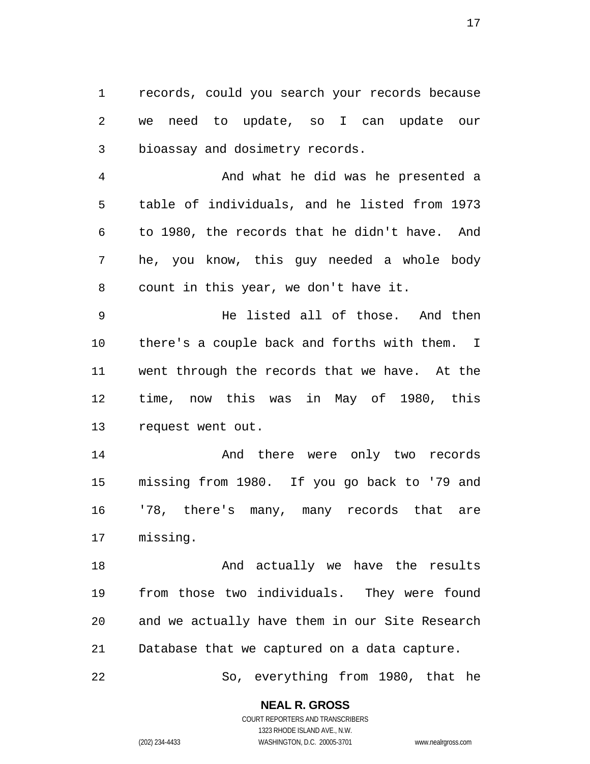records, could you search your records because we need to update, so I can update our bioassay and dosimetry records.

And what he did was he presented a table of individuals, and he listed from 1973 to 1980, the records that he didn't have. And he, you know, this guy needed a whole body count in this year, we don't have it.

He listed all of those. And then there's a couple back and forths with them. I went through the records that we have. At the time, now this was in May of 1980, this request went out.

And there were only two records missing from 1980. If you go back to '79 and '78, there's many, many records that are missing.

And actually we have the results from those two individuals. They were found and we actually have them in our Site Research Database that we captured on a data capture.

So, everything from 1980, that he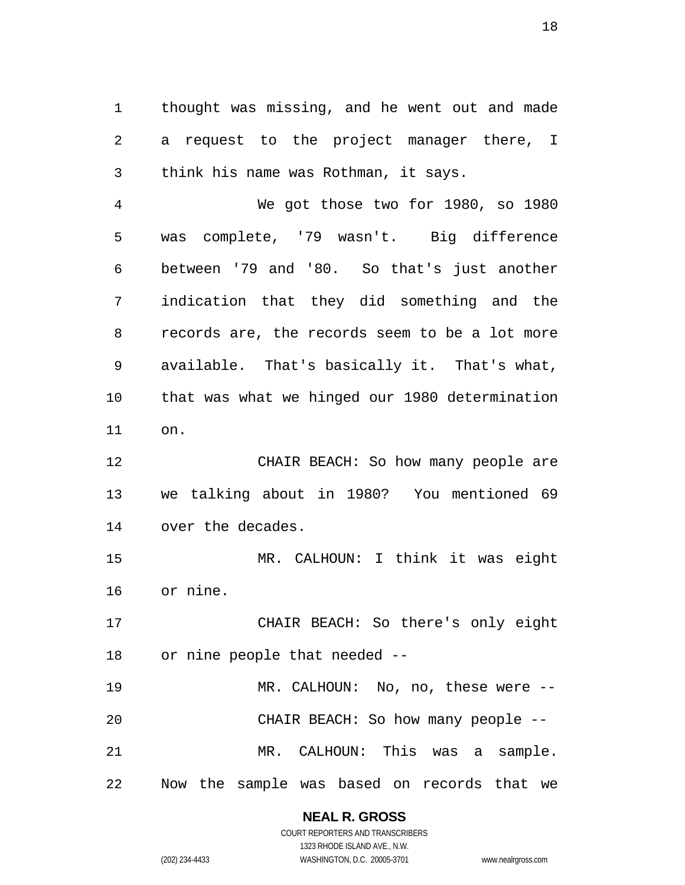thought was missing, and he went out and made a request to the project manager there, I think his name was Rothman, it says.

We got those two for 1980, so 1980 was complete, '79 wasn't. Big difference between '79 and '80. So that's just another indication that they did something and the records are, the records seem to be a lot more available. That's basically it. That's what, that was what we hinged our 1980 determination on.

CHAIR BEACH: So how many people are we talking about in 1980? You mentioned 69 over the decades.

MR. CALHOUN: I think it was eight or nine.

CHAIR BEACH: So there's only eight or nine people that needed --

MR. CALHOUN: No, no, these were --

CHAIR BEACH: So how many people --

MR. CALHOUN: This was a sample. Now the sample was based on records that we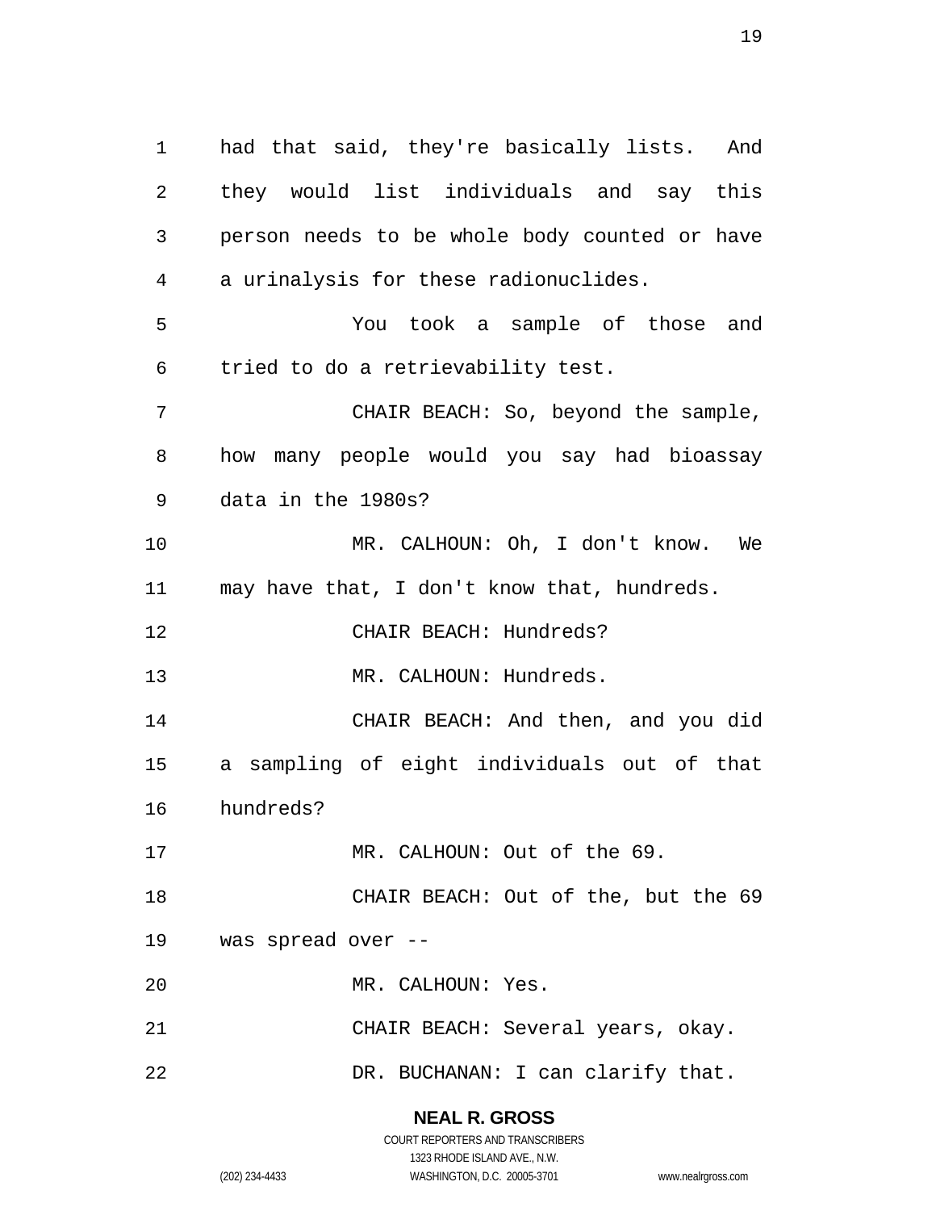had that said, they're basically lists. And they would list individuals and say this person needs to be whole body counted or have a urinalysis for these radionuclides.

You took a sample of those and tried to do a retrievability test.

CHAIR BEACH: So, beyond the sample, how many people would you say had bioassay data in the 1980s?

MR. CALHOUN: Oh, I don't know. We may have that, I don't know that, hundreds.

CHAIR BEACH: Hundreds?

MR. CALHOUN: Hundreds.

CHAIR BEACH: And then, and you did a sampling of eight individuals out of that hundreds?

MR. CALHOUN: Out of the 69.

CHAIR BEACH: Out of the, but the 69 was spread over --

MR. CALHOUN: Yes.

CHAIR BEACH: Several years, okay.

DR. BUCHANAN: I can clarify that.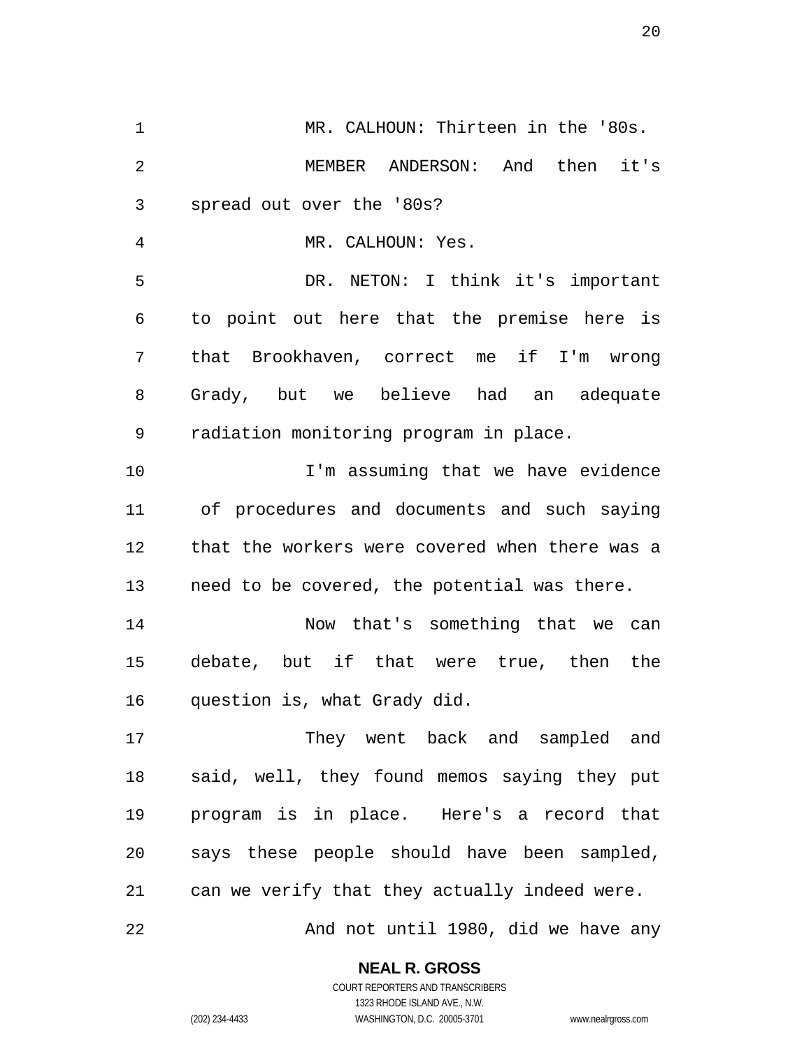MR. CALHOUN: Thirteen in the '80s.

MEMBER ANDERSON: And then it's spread out over the '80s?

MR. CALHOUN: Yes.

DR. NETON: I think it's important to point out here that the premise here is that Brookhaven, correct me if I'm wrong Grady, but we believe had an adequate radiation monitoring program in place.

I'm assuming that we have evidence of procedures and documents and such saying that the workers were covered when there was a need to be covered, the potential was there.

Now that's something that we can debate, but if that were true, then the question is, what Grady did.

They went back and sampled and said, well, they found memos saying they put program is in place. Here's a record that says these people should have been sampled, can we verify that they actually indeed were.

And not until 1980, did we have any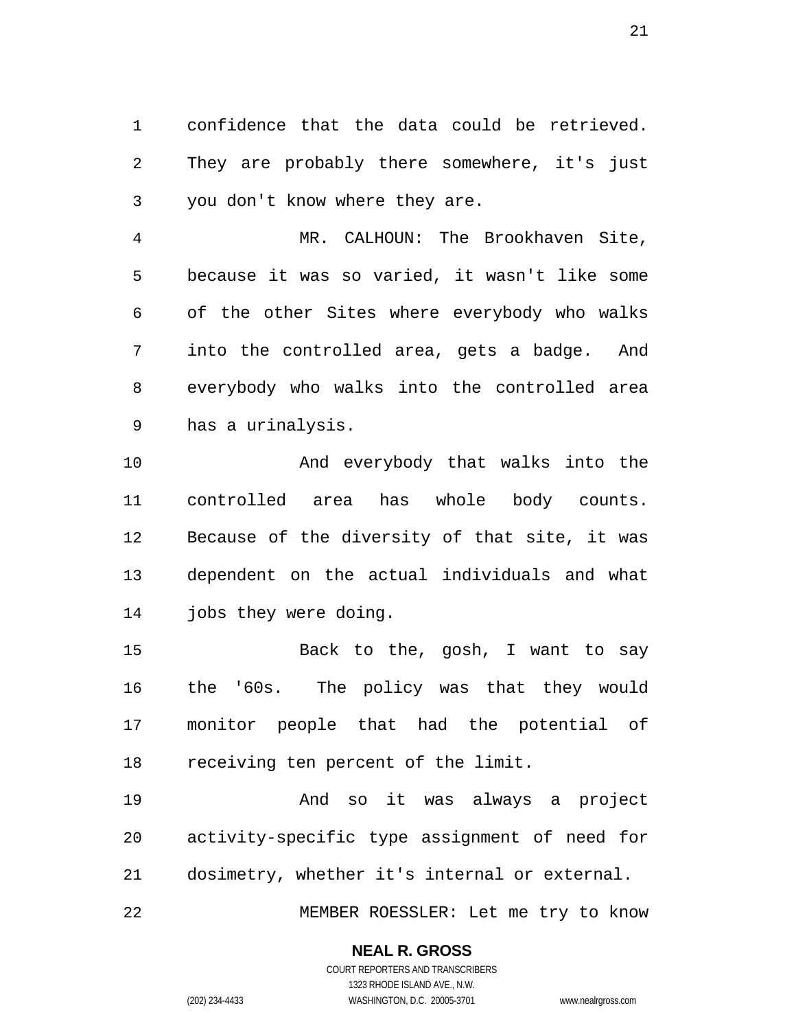confidence that the data could be retrieved. They are probably there somewhere, it's just you don't know where they are.

MR. CALHOUN: The Brookhaven Site, because it was so varied, it wasn't like some of the other Sites where everybody who walks into the controlled area, gets a badge. And everybody who walks into the controlled area has a urinalysis.

And everybody that walks into the controlled area has whole body counts. Because of the diversity of that site, it was dependent on the actual individuals and what jobs they were doing.

Back to the, gosh, I want to say the '60s. The policy was that they would monitor people that had the potential of receiving ten percent of the limit.

And so it was always a project activity-specific type assignment of need for dosimetry, whether it's internal or external.

MEMBER ROESSLER: Let me try to know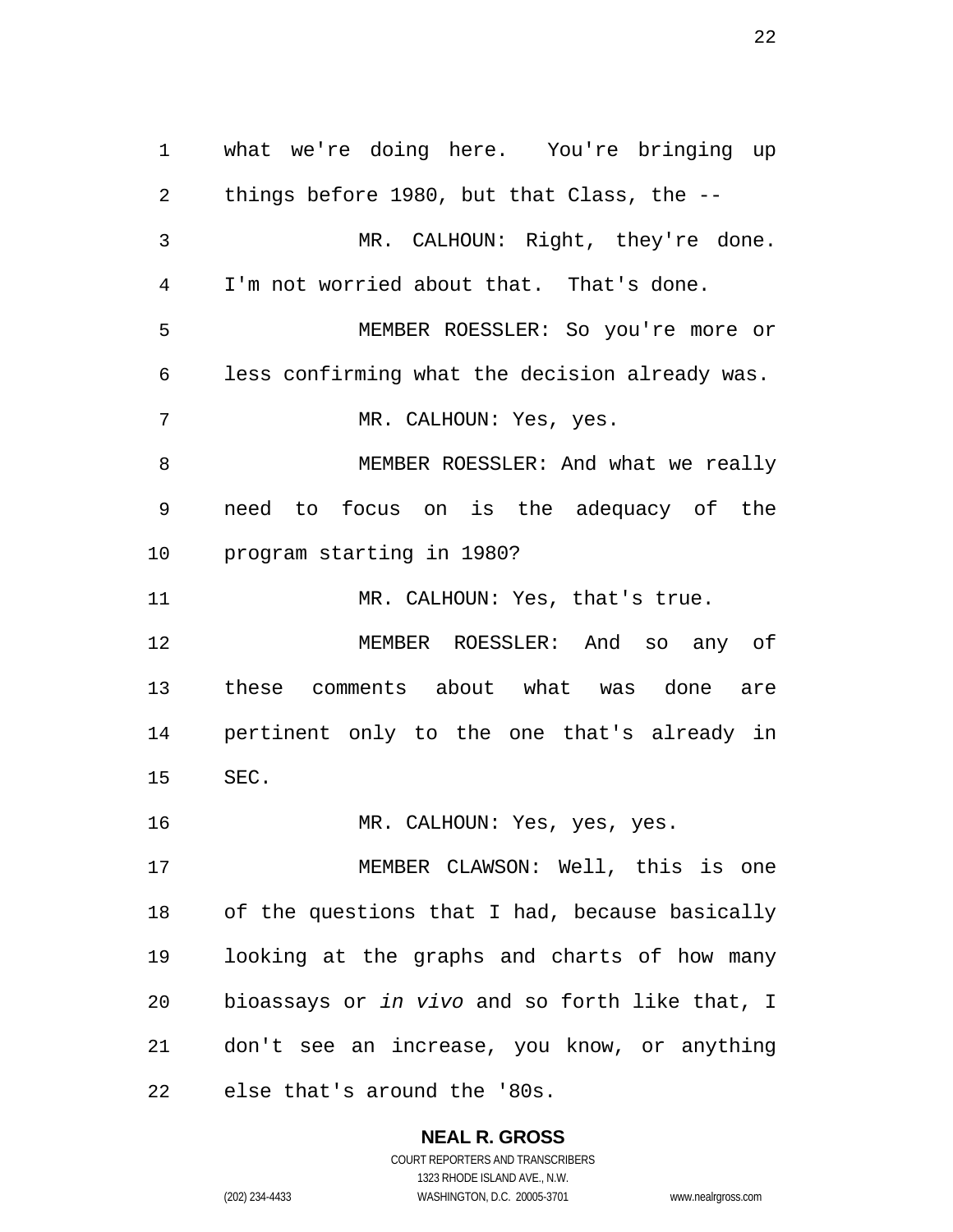what we're doing here. You're bringing up things before 1980, but that Class, the --

MR. CALHOUN: Right, they're done. I'm not worried about that. That's done.

MEMBER ROESSLER: So you're more or less confirming what the decision already was.

MR. CALHOUN: Yes, yes.

MEMBER ROESSLER: And what we really need to focus on is the adequacy of the program starting in 1980?

MR. CALHOUN: Yes, that's true.

MEMBER ROESSLER: And so any of these comments about what was done are pertinent only to the one that's already in SEC.

MR. CALHOUN: Yes, yes, yes.

MEMBER CLAWSON: Well, this is one of the questions that I had, because basically looking at the graphs and charts of how many bioassays or *in vivo* and so forth like that, I don't see an increase, you know, or anything else that's around the '80s.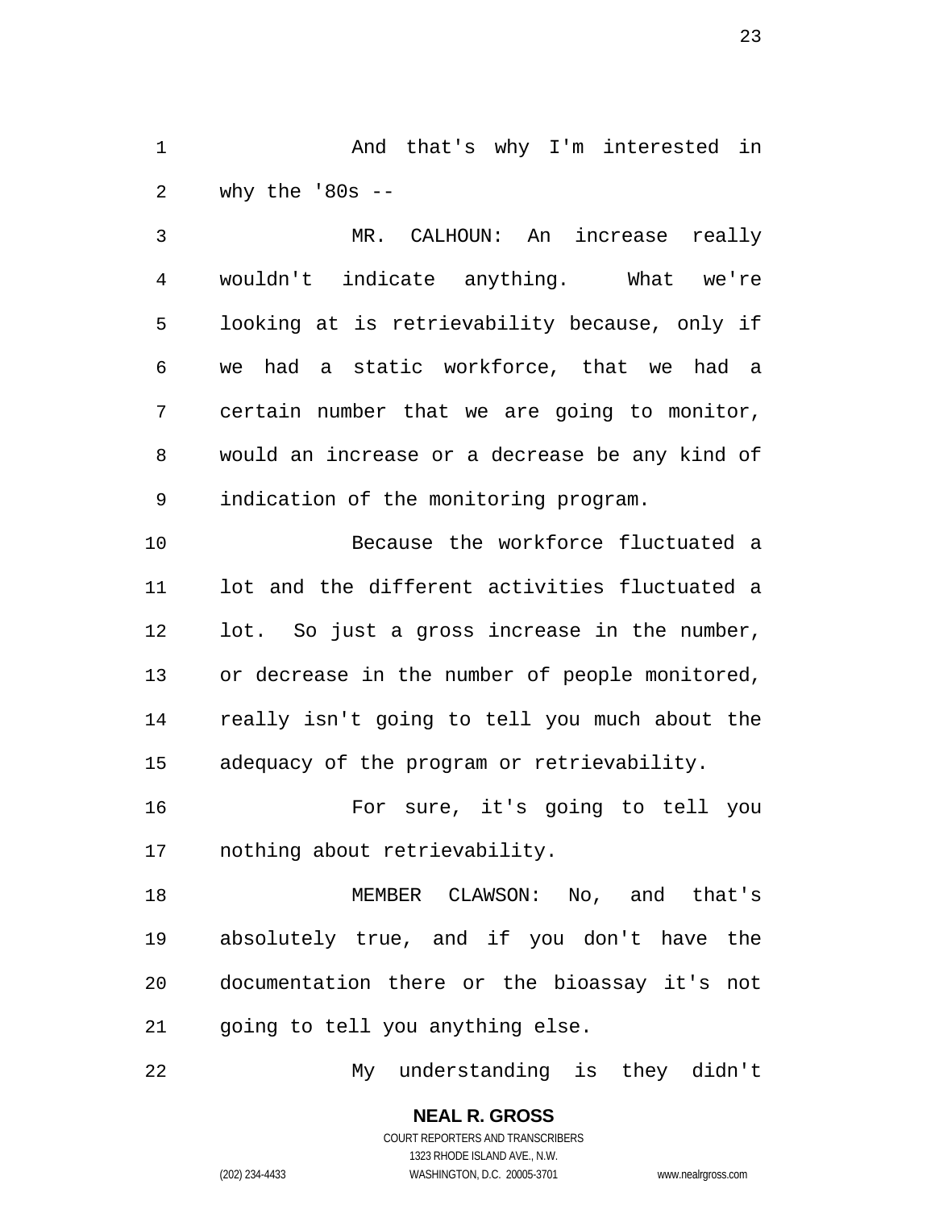And that's why I'm interested in why the '80s --

MR. CALHOUN: An increase really wouldn't indicate anything. What we're looking at is retrievability because, only if we had a static workforce, that we had a certain number that we are going to monitor, would an increase or a decrease be any kind of indication of the monitoring program.

Because the workforce fluctuated a lot and the different activities fluctuated a lot. So just a gross increase in the number, or decrease in the number of people monitored, really isn't going to tell you much about the adequacy of the program or retrievability.

For sure, it's going to tell you nothing about retrievability.

MEMBER CLAWSON: No, and that's absolutely true, and if you don't have the documentation there or the bioassay it's not going to tell you anything else.

My understanding is they didn't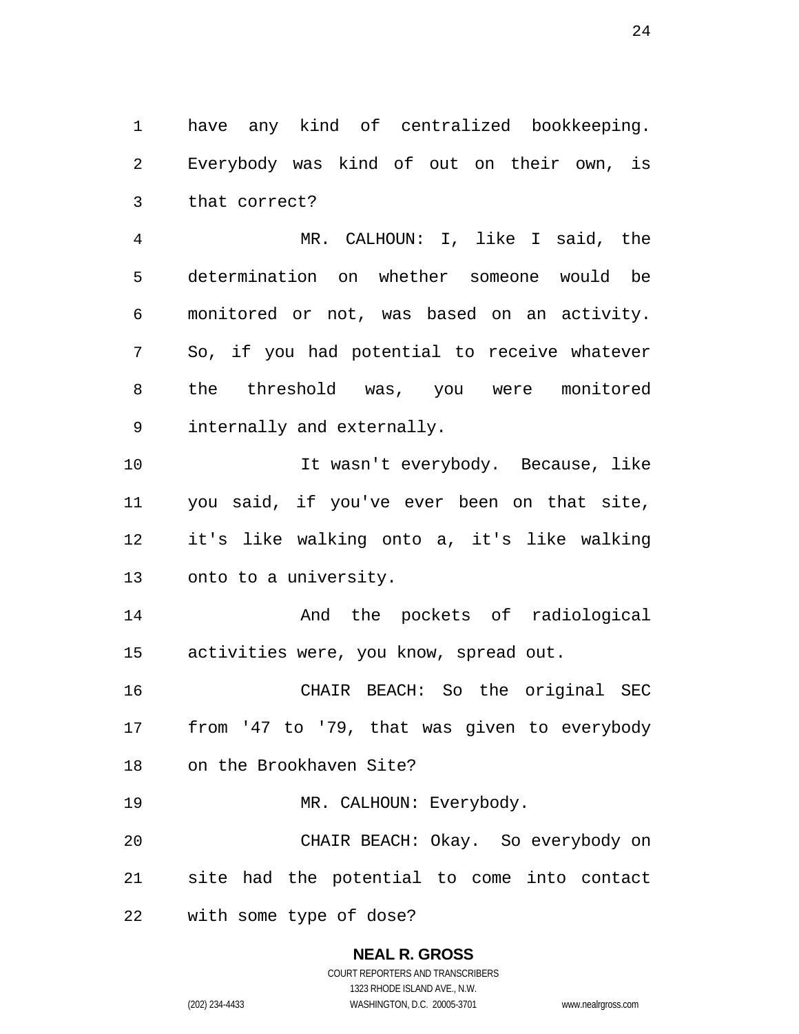have any kind of centralized bookkeeping. Everybody was kind of out on their own, is that correct?

MR. CALHOUN: I, like I said, the determination on whether someone would be monitored or not, was based on an activity. So, if you had potential to receive whatever the threshold was, you were monitored internally and externally.

It wasn't everybody. Because, like you said, if you've ever been on that site, it's like walking onto a, it's like walking onto to a university.

And the pockets of radiological activities were, you know, spread out.

CHAIR BEACH: So the original SEC from '47 to '79, that was given to everybody on the Brookhaven Site?

MR. CALHOUN: Everybody.

CHAIR BEACH: Okay. So everybody on site had the potential to come into contact with some type of dose?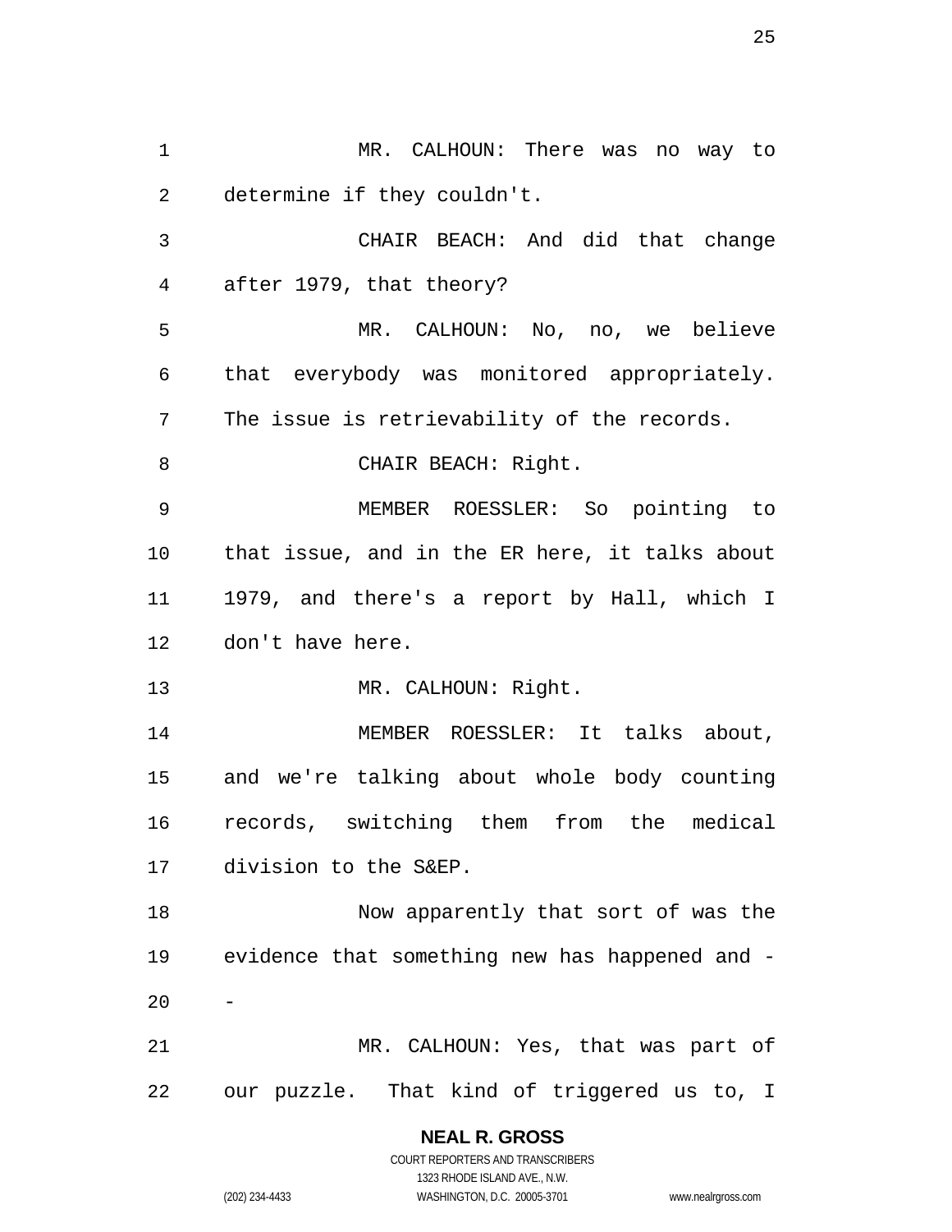MR. CALHOUN: There was no way to determine if they couldn't.

CHAIR BEACH: And did that change after 1979, that theory?

MR. CALHOUN: No, no, we believe that everybody was monitored appropriately. The issue is retrievability of the records.

CHAIR BEACH: Right.

MEMBER ROESSLER: So pointing to that issue, and in the ER here, it talks about 1979, and there's a report by Hall, which I don't have here.

MR. CALHOUN: Right.

MEMBER ROESSLER: It talks about, and we're talking about whole body counting records, switching them from the medical division to the S&EP.

Now apparently that sort of was the evidence that something new has happened and --

MR. CALHOUN: Yes, that was part of our puzzle. That kind of triggered us to, I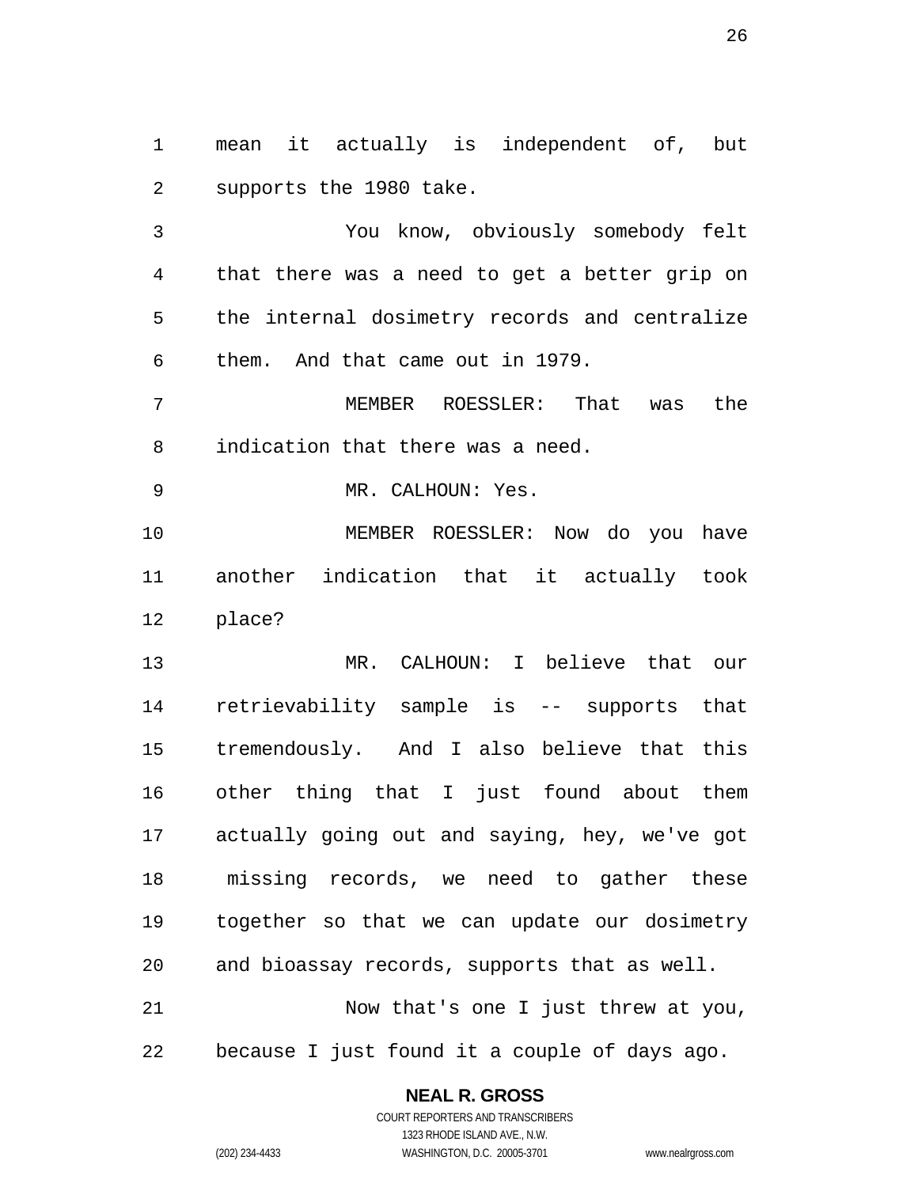mean it actually is independent of, but supports the 1980 take.

You know, obviously somebody felt that there was a need to get a better grip on the internal dosimetry records and centralize them. And that came out in 1979.

MEMBER ROESSLER: That was the indication that there was a need.

MR. CALHOUN: Yes.

MEMBER ROESSLER: Now do you have another indication that it actually took place?

MR. CALHOUN: I believe that our retrievability sample is -- supports that tremendously. And I also believe that this other thing that I just found about them actually going out and saying, hey, we've got missing records, we need to gather these together so that we can update our dosimetry and bioassay records, supports that as well.

Now that's one I just threw at you, because I just found it a couple of days ago.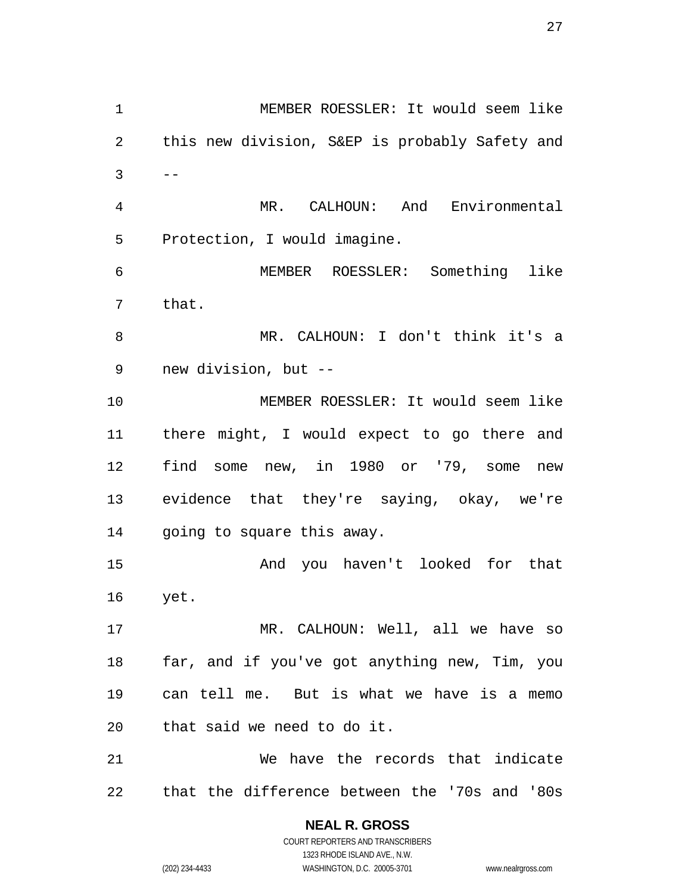MEMBER ROESSLER: It would seem like this new division, S&EP is probably Safety and --

MR. CALHOUN: And Environmental Protection, I would imagine.

MEMBER ROESSLER: Something like that.

MR. CALHOUN: I don't think it's a new division, but --

MEMBER ROESSLER: It would seem like there might, I would expect to go there and find some new, in 1980 or '79, some new evidence that they're saying, okay, we're going to square this away.

And you haven't looked for that yet.

MR. CALHOUN: Well, all we have so far, and if you've got anything new, Tim, you can tell me. But is what we have is a memo that said we need to do it.

We have the records that indicate that the difference between the '70s and '80s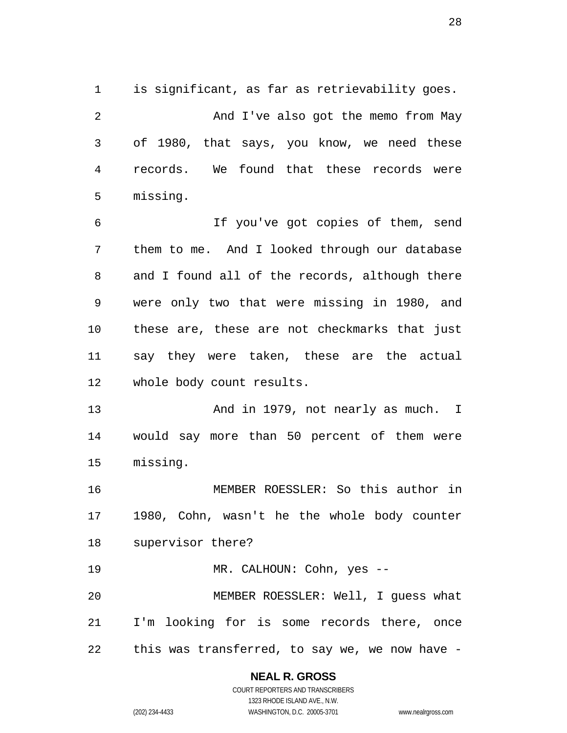is significant, as far as retrievability goes.

And I've also got the memo from May of 1980, that says, you know, we need these records. We found that these records were missing.

If you've got copies of them, send them to me. And I looked through our database and I found all of the records, although there were only two that were missing in 1980, and these are, these are not checkmarks that just say they were taken, these are the actual whole body count results.

And in 1979, not nearly as much. I would say more than 50 percent of them were missing.

MEMBER ROESSLER: So this author in 1980, Cohn, wasn't he the whole body counter supervisor there?

MR. CALHOUN: Cohn, yes --

MEMBER ROESSLER: Well, I guess what I'm looking for is some records there, once this was transferred, to say we, we now have -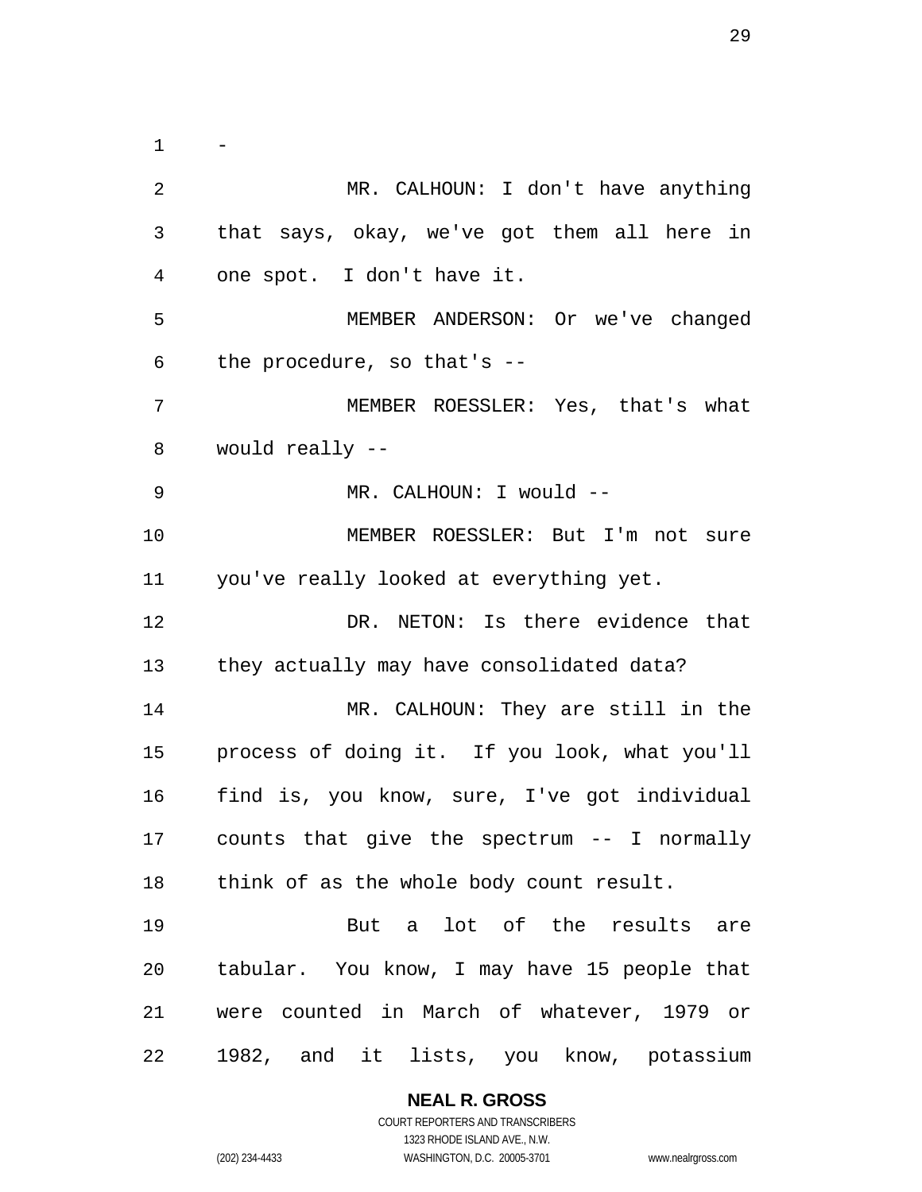-

MR. CALHOUN: I don't have anything that says, okay, we've got them all here in one spot. I don't have it.

MEMBER ANDERSON: Or we've changed the procedure, so that's --

MEMBER ROESSLER: Yes, that's what would really --

MR. CALHOUN: I would --

MEMBER ROESSLER: But I'm not sure you've really looked at everything yet.

DR. NETON: Is there evidence that they actually may have consolidated data?

MR. CALHOUN: They are still in the process of doing it. If you look, what you'll find is, you know, sure, I've got individual counts that give the spectrum -- I normally think of as the whole body count result.

But a lot of the results are tabular. You know, I may have 15 people that were counted in March of whatever, 1979 or 1982, and it lists, you know, potassium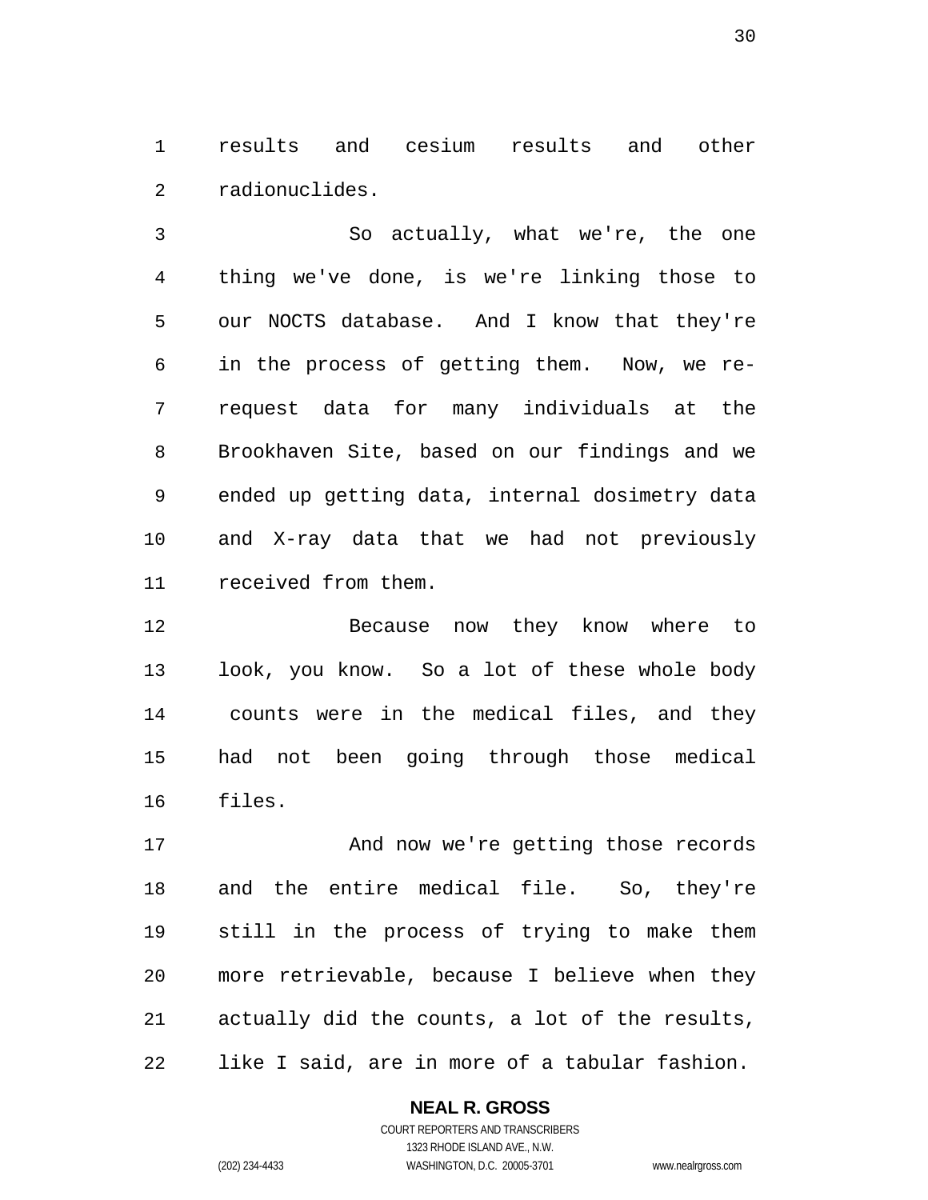results and cesium results and other radionuclides.

So actually, what we're, the one thing we've done, is we're linking those to our NOCTS database. And I know that they're in the process of getting them. Now, we re-request data for many individuals at the Brookhaven Site, based on our findings and we ended up getting data, internal dosimetry data and X-ray data that we had not previously received from them.

Because now they know where to look, you know. So a lot of these whole body counts were in the medical files, and they had not been going through those medical files.

And now we're getting those records and the entire medical file. So, they're still in the process of trying to make them more retrievable, because I believe when they actually did the counts, a lot of the results, like I said, are in more of a tabular fashion.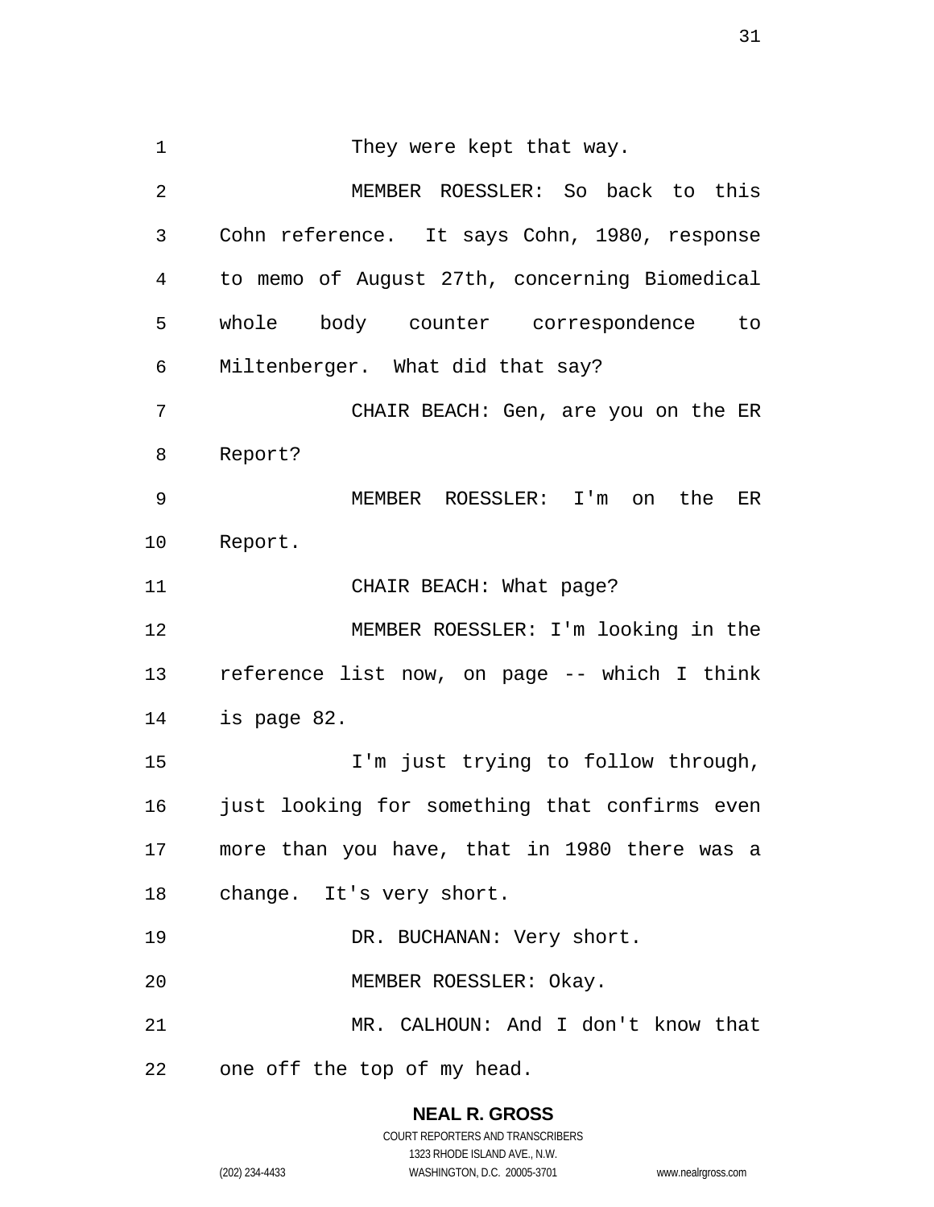They were kept that way.

MEMBER ROESSLER: So back to this Cohn reference. It says Cohn, 1980, response to memo of August 27th, concerning Biomedical whole body counter correspondence to Miltenberger. What did that say?

CHAIR BEACH: Gen, are you on the ER Report?

MEMBER ROESSLER: I'm on the ER Report.

CHAIR BEACH: What page?

MEMBER ROESSLER: I'm looking in the reference list now, on page -- which I think is page 82.

I'm just trying to follow through, just looking for something that confirms even more than you have, that in 1980 there was a change. It's very short.

DR. BUCHANAN: Very short.

MEMBER ROESSLER: Okay.

MR. CALHOUN: And I don't know that one off the top of my head.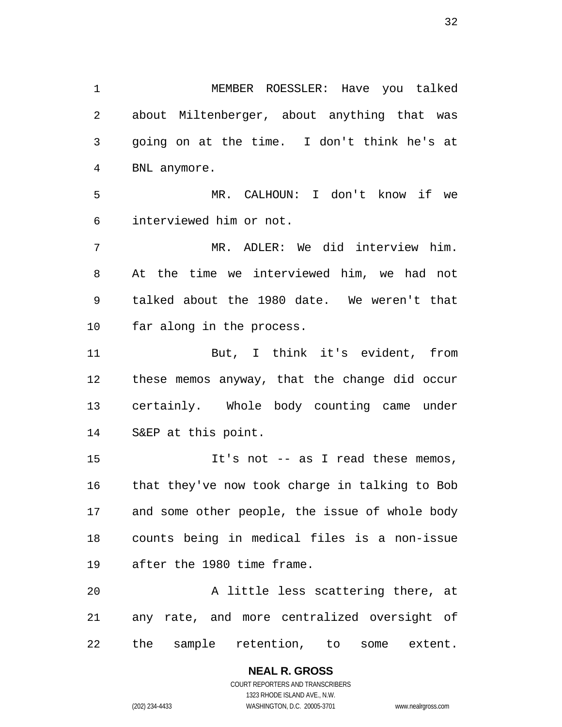MEMBER ROESSLER: Have you talked about Miltenberger, about anything that was going on at the time. I don't think he's at BNL anymore.

MR. CALHOUN: I don't know if we interviewed him or not.

MR. ADLER: We did interview him. At the time we interviewed him, we had not talked about the 1980 date. We weren't that far along in the process.

But, I think it's evident, from these memos anyway, that the change did occur certainly. Whole body counting came under S&EP at this point.

It's not -- as I read these memos, that they've now took charge in talking to Bob and some other people, the issue of whole body counts being in medical files is a non-issue after the 1980 time frame.

A little less scattering there, at any rate, and more centralized oversight of the sample retention, to some extent.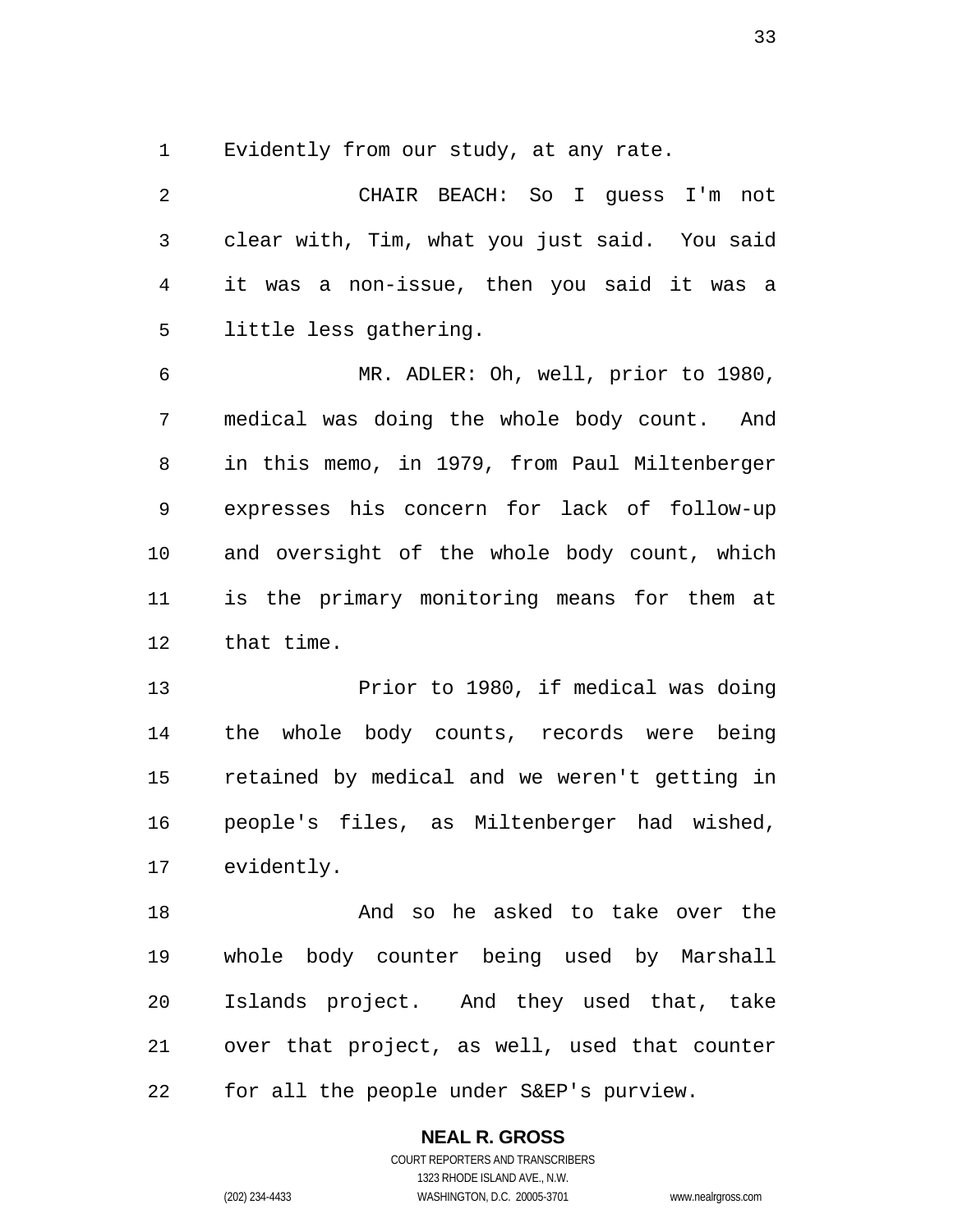Evidently from our study, at any rate.

CHAIR BEACH: So I guess I'm not clear with, Tim, what you just said. You said it was a non-issue, then you said it was a little less gathering.

MR. ADLER: Oh, well, prior to 1980, medical was doing the whole body count. And in this memo, in 1979, from Paul Miltenberger expresses his concern for lack of follow-up and oversight of the whole body count, which is the primary monitoring means for them at that time.

Prior to 1980, if medical was doing the whole body counts, records were being retained by medical and we weren't getting in people's files, as Miltenberger had wished, evidently.

And so he asked to take over the whole body counter being used by Marshall Islands project. And they used that, take over that project, as well, used that counter for all the people under S&EP's purview.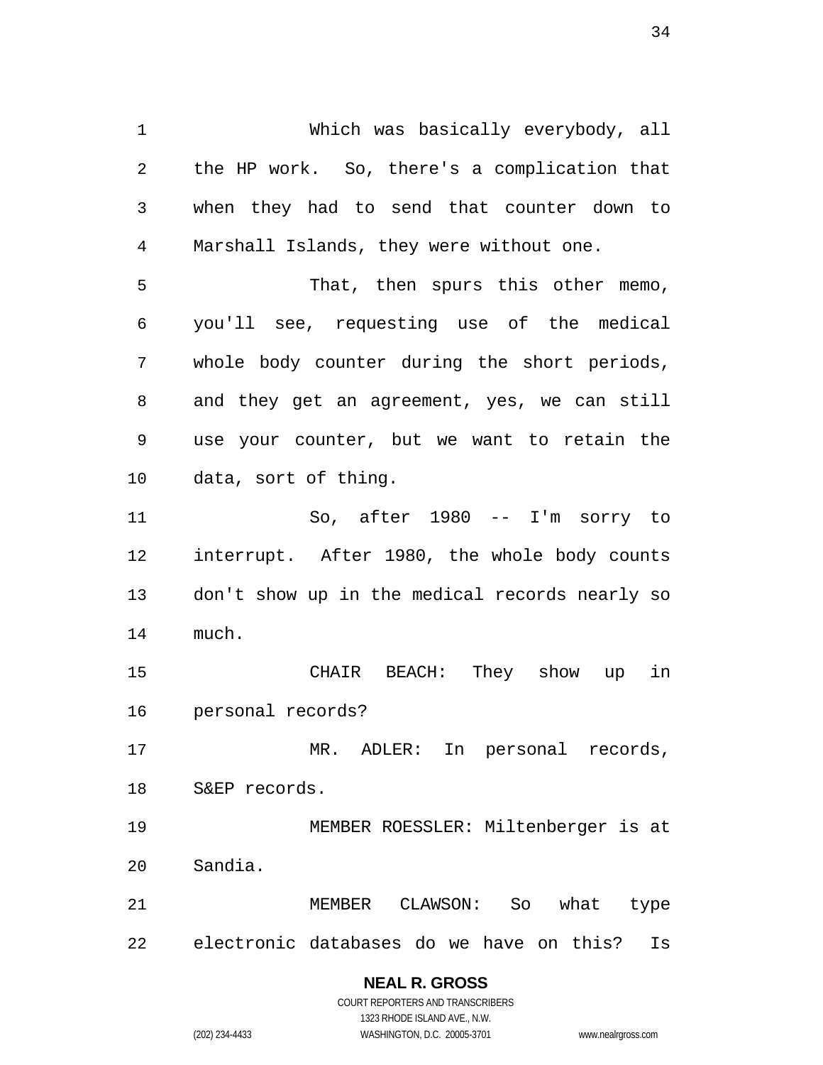Which was basically everybody, all the HP work. So, there's a complication that when they had to send that counter down to Marshall Islands, they were without one.

That, then spurs this other memo, you'll see, requesting use of the medical whole body counter during the short periods, and they get an agreement, yes, we can still use your counter, but we want to retain the data, sort of thing.

So, after 1980 -- I'm sorry to interrupt. After 1980, the whole body counts don't show up in the medical records nearly so much.

CHAIR BEACH: They show up in personal records?

MR. ADLER: In personal records, S&EP records.

MEMBER ROESSLER: Miltenberger is at Sandia.

MEMBER CLAWSON: So what type electronic databases do we have on this? Is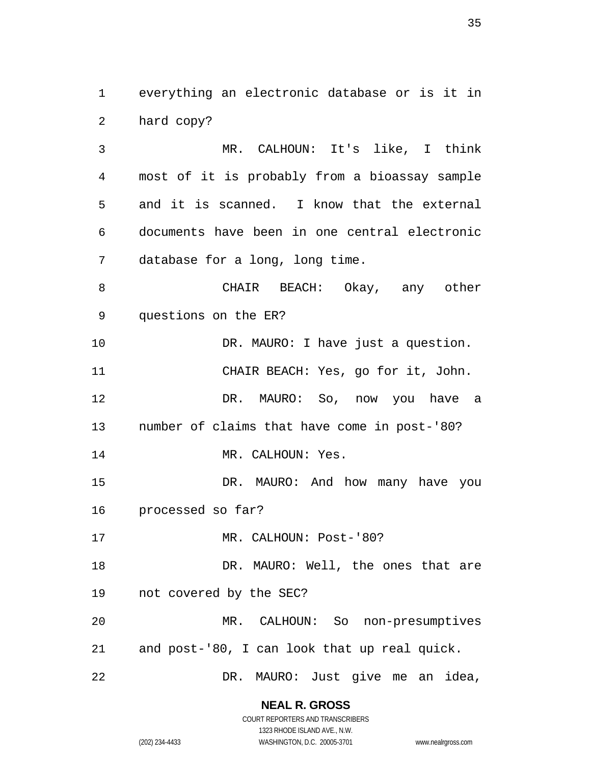everything an electronic database or is it in hard copy?

MR. CALHOUN: It's like, I think most of it is probably from a bioassay sample and it is scanned. I know that the external documents have been in one central electronic database for a long, long time.

CHAIR BEACH: Okay, any other questions on the ER?

DR. MAURO: I have just a question.

CHAIR BEACH: Yes, go for it, John.

DR. MAURO: So, now you have a number of claims that have come in post-'80?

MR. CALHOUN: Yes.

DR. MAURO: And how many have you processed so far?

MR. CALHOUN: Post-'80?

DR. MAURO: Well, the ones that are not covered by the SEC?

MR. CALHOUN: So non-presumptives and post-'80, I can look that up real quick.

DR. MAURO: Just give me an idea,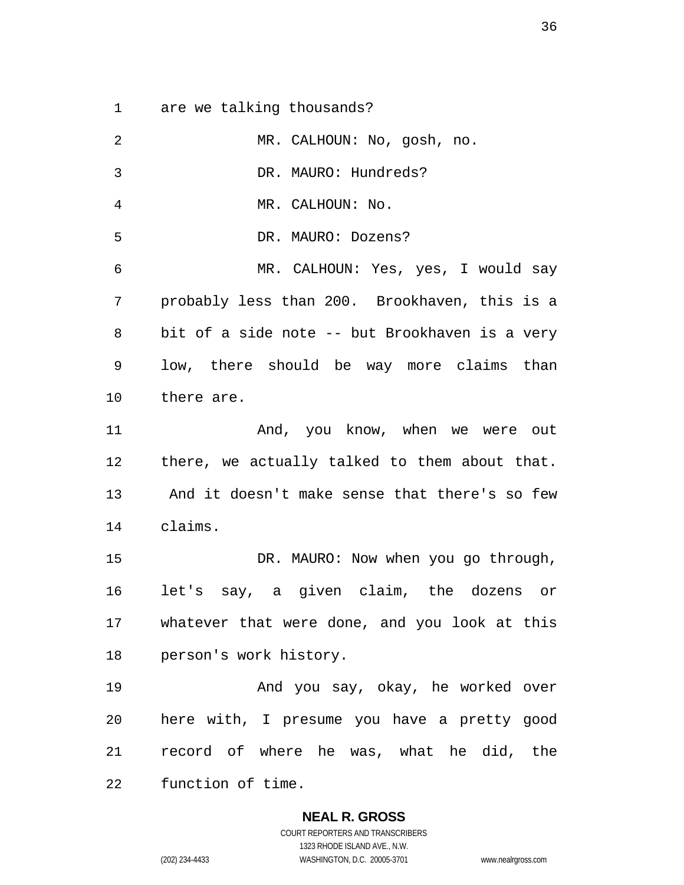are we talking thousands?

MR. CALHOUN: No, gosh, no.

DR. MAURO: Hundreds?

MR. CALHOUN: No.

DR. MAURO: Dozens?

MR. CALHOUN: Yes, yes, I would say probably less than 200. Brookhaven, this is a bit of a side note -- but Brookhaven is a very low, there should be way more claims than there are.

And, you know, when we were out there, we actually talked to them about that. And it doesn't make sense that there's so few claims.

DR. MAURO: Now when you go through, let's say, a given claim, the dozens or whatever that were done, and you look at this person's work history.

And you say, okay, he worked over here with, I presume you have a pretty good record of where he was, what he did, the function of time.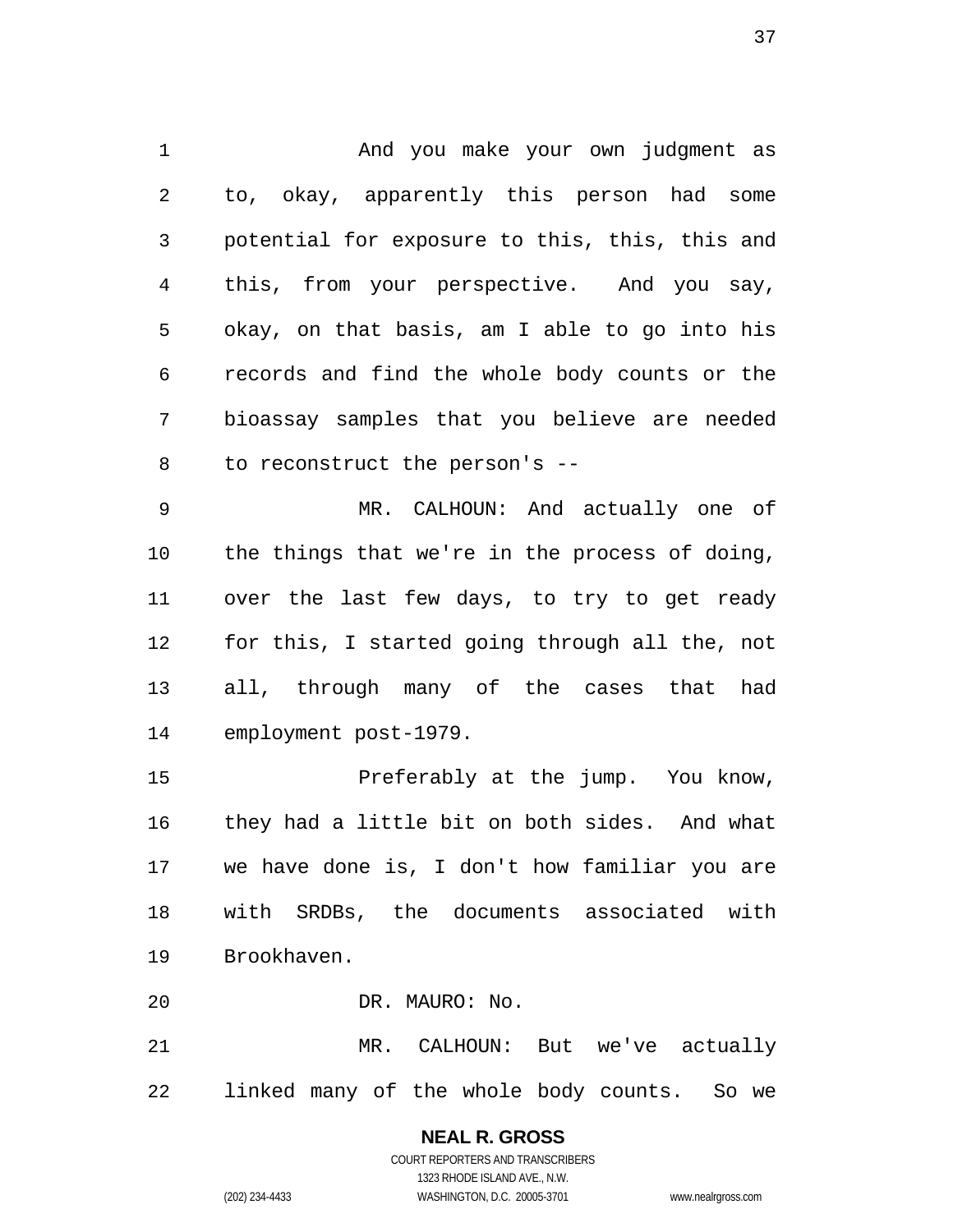And you make your own judgment as to, okay, apparently this person had some potential for exposure to this, this, this and this, from your perspective. And you say, okay, on that basis, am I able to go into his records and find the whole body counts or the bioassay samples that you believe are needed to reconstruct the person's --

MR. CALHOUN: And actually one of the things that we're in the process of doing, over the last few days, to try to get ready for this, I started going through all the, not all, through many of the cases that had employment post-1979.

Preferably at the jump. You know, they had a little bit on both sides. And what we have done is, I don't how familiar you are with SRDBs, the documents associated with Brookhaven.

DR. MAURO: No.

MR. CALHOUN: But we've actually linked many of the whole body counts. So we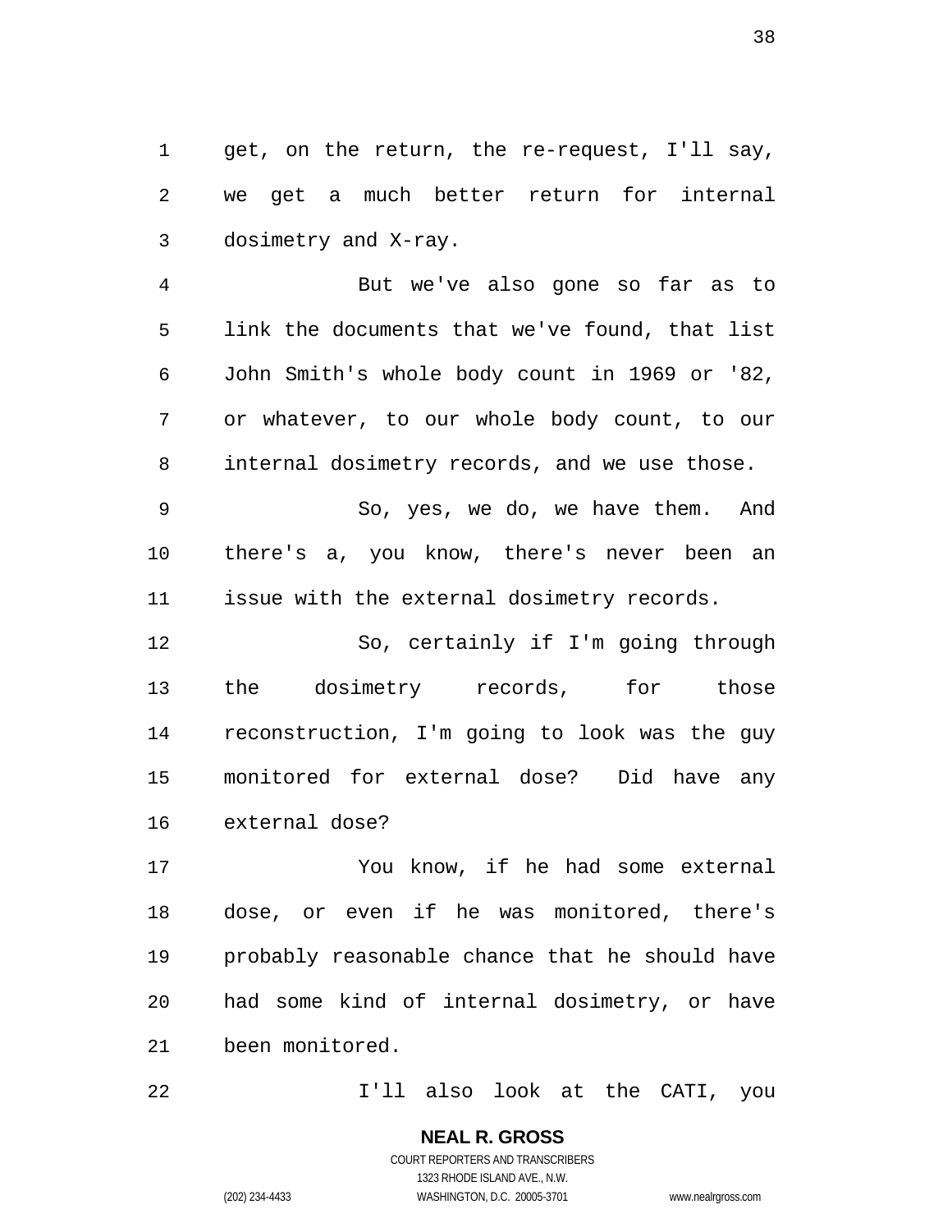get, on the return, the re-request, I'll say, we get a much better return for internal dosimetry and X-ray.

But we've also gone so far as to link the documents that we've found, that list John Smith's whole body count in 1969 or '82, or whatever, to our whole body count, to our internal dosimetry records, and we use those.

So, yes, we do, we have them. And there's a, you know, there's never been an issue with the external dosimetry records.

So, certainly if I'm going through the dosimetry records, for those reconstruction, I'm going to look was the guy monitored for external dose? Did have any external dose?

You know, if he had some external dose, or even if he was monitored, there's probably reasonable chance that he should have had some kind of internal dosimetry, or have been monitored.

I'll also look at the CATI, you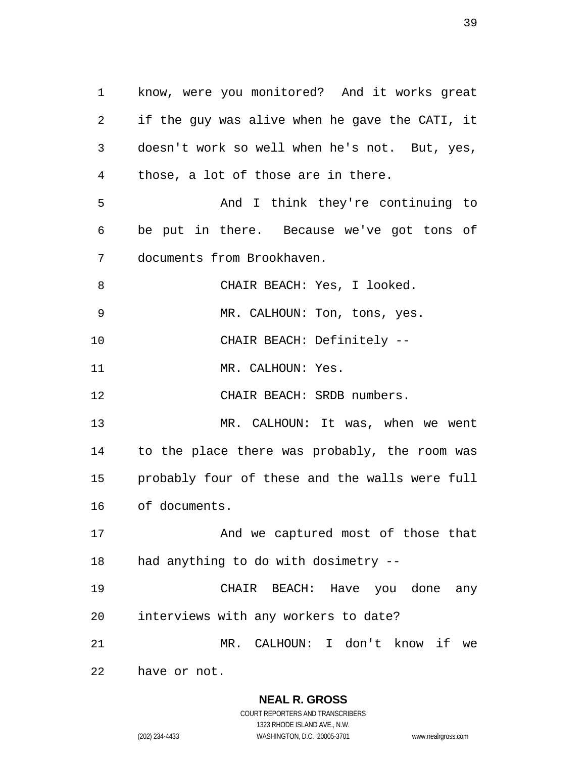know, were you monitored? And it works great if the guy was alive when he gave the CATI, it doesn't work so well when he's not. But, yes, those, a lot of those are in there.

And I think they're continuing to be put in there. Because we've got tons of documents from Brookhaven.

CHAIR BEACH: Yes, I looked.

MR. CALHOUN: Ton, tons, yes.

CHAIR BEACH: Definitely --

MR. CALHOUN: Yes.

CHAIR BEACH: SRDB numbers.

MR. CALHOUN: It was, when we went to the place there was probably, the room was probably four of these and the walls were full of documents.

And we captured most of those that had anything to do with dosimetry --

CHAIR BEACH: Have you done any interviews with any workers to date?

MR. CALHOUN: I don't know if we have or not.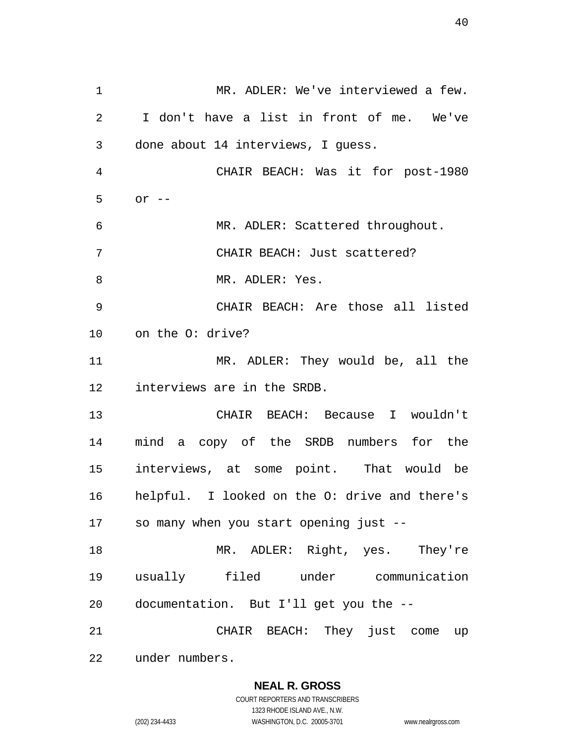MR. ADLER: We've interviewed a few. I don't have a list in front of me. We've done about 14 interviews, I guess.

CHAIR BEACH: Was it for post-1980 or --

MR. ADLER: Scattered throughout.

CHAIR BEACH: Just scattered?

MR. ADLER: Yes.

CHAIR BEACH: Are those all listed on the O: drive?

MR. ADLER: They would be, all the interviews are in the SRDB.

CHAIR BEACH: Because I wouldn't mind a copy of the SRDB numbers for the interviews, at some point. That would be helpful. I looked on the O: drive and there's so many when you start opening just --

MR. ADLER: Right, yes. They're usually filed under communication documentation. But I'll get you the --

CHAIR BEACH: They just come up under numbers.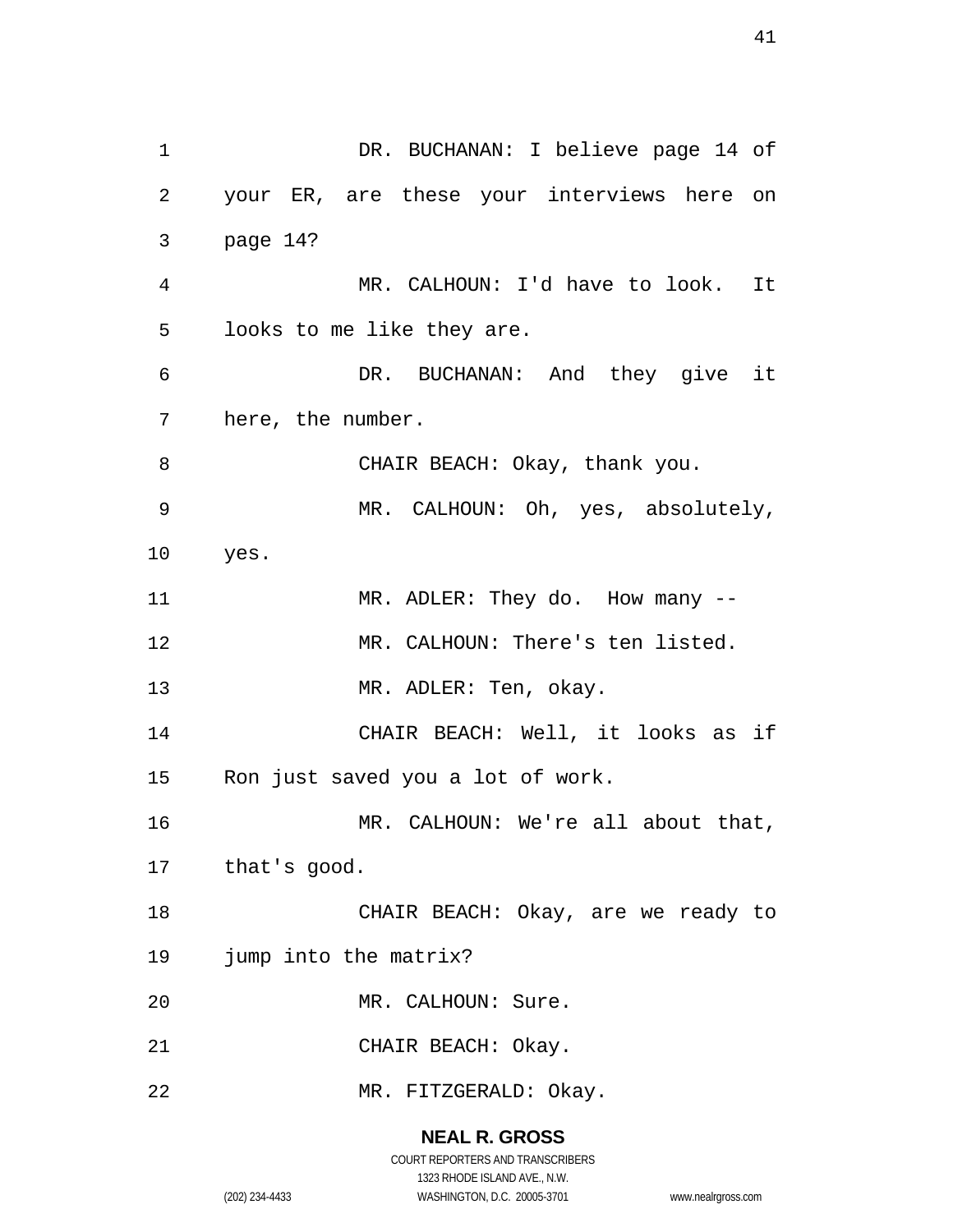DR. BUCHANAN: I believe page 14 of your ER, are these your interviews here on page 14?

MR. CALHOUN: I'd have to look. It looks to me like they are.

DR. BUCHANAN: And they give it here, the number.

CHAIR BEACH: Okay, thank you.

MR. CALHOUN: Oh, yes, absolutely, yes.

MR. ADLER: They do. How many --

MR. CALHOUN: There's ten listed.

MR. ADLER: Ten, okay.

CHAIR BEACH: Well, it looks as if Ron just saved you a lot of work.

MR. CALHOUN: We're all about that, that's good.

CHAIR BEACH: Okay, are we ready to jump into the matrix?

MR. CALHOUN: Sure.

CHAIR BEACH: Okay.

MR. FITZGERALD: Okay.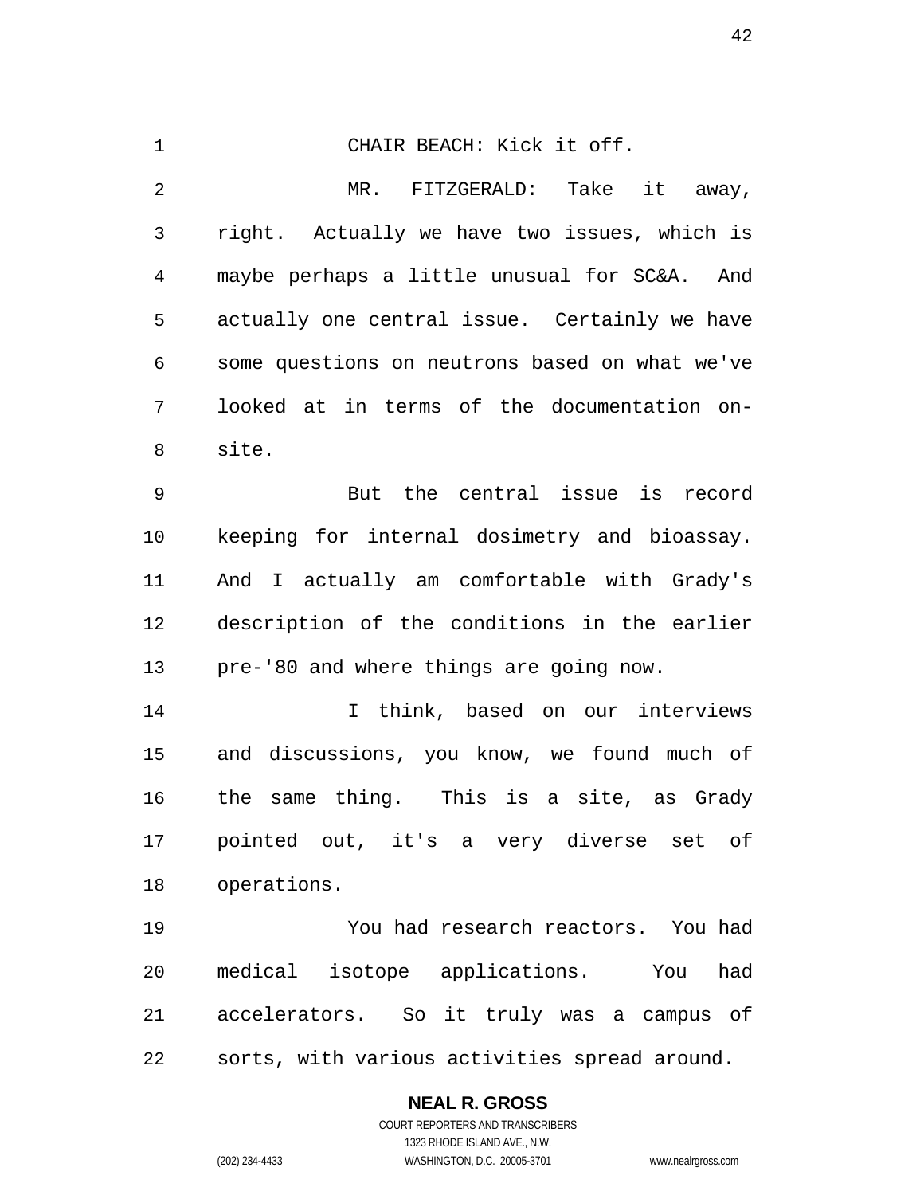CHAIR BEACH: Kick it off.

MR. FITZGERALD: Take it away, right. Actually we have two issues, which is maybe perhaps a little unusual for SC&A. And actually one central issue. Certainly we have some questions on neutrons based on what we've looked at in terms of the documentation on-site.

But the central issue is record keeping for internal dosimetry and bioassay. And I actually am comfortable with Grady's description of the conditions in the earlier pre-'80 and where things are going now.

I think, based on our interviews and discussions, you know, we found much of the same thing. This is a site, as Grady pointed out, it's a very diverse set of operations.

You had research reactors. You had medical isotope applications. You had accelerators. So it truly was a campus of sorts, with various activities spread around.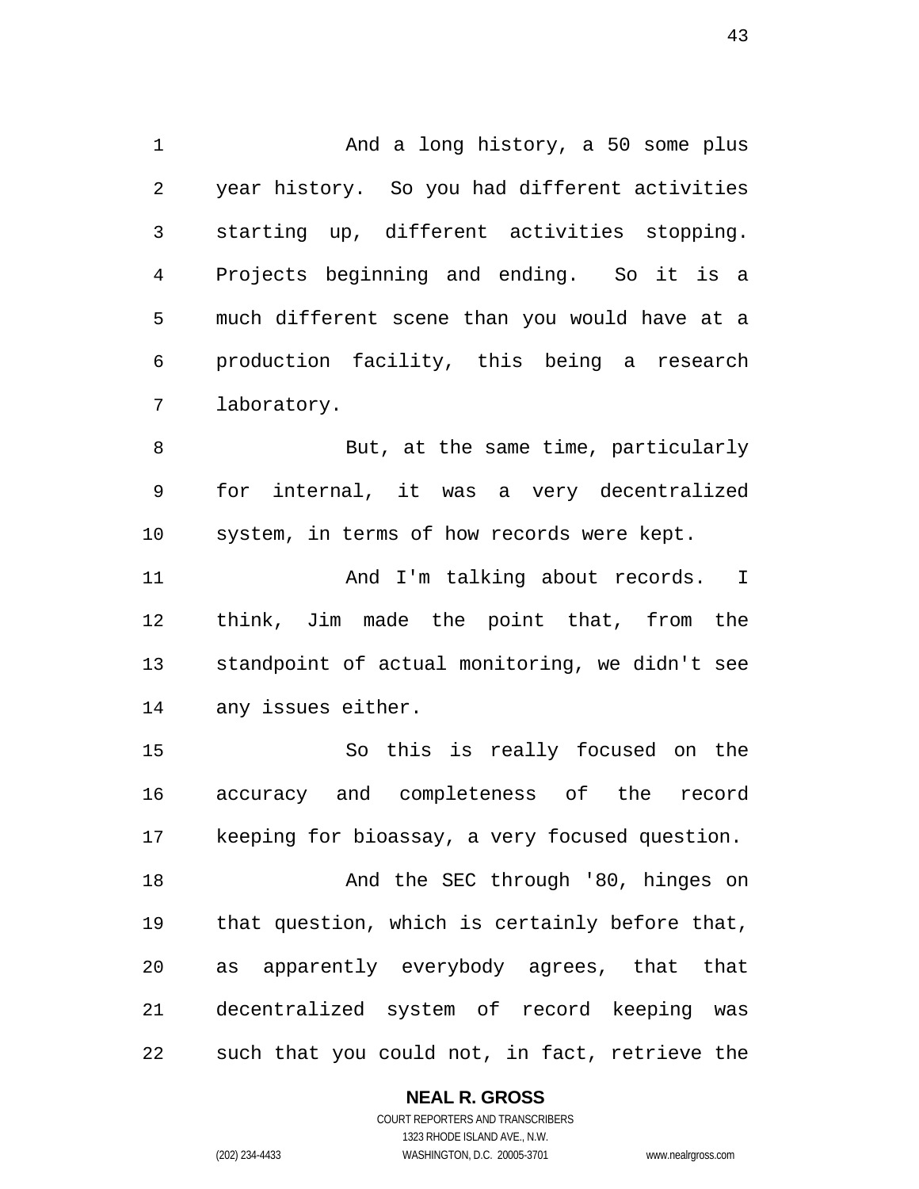And a long history, a 50 some plus year history. So you had different activities starting up, different activities stopping. Projects beginning and ending. So it is a much different scene than you would have at a production facility, this being a research laboratory.

But, at the same time, particularly for internal, it was a very decentralized system, in terms of how records were kept.

And I'm talking about records. I think, Jim made the point that, from the standpoint of actual monitoring, we didn't see any issues either.

So this is really focused on the accuracy and completeness of the record keeping for bioassay, a very focused question.

And the SEC through '80, hinges on that question, which is certainly before that, as apparently everybody agrees, that that decentralized system of record keeping was such that you could not, in fact, retrieve the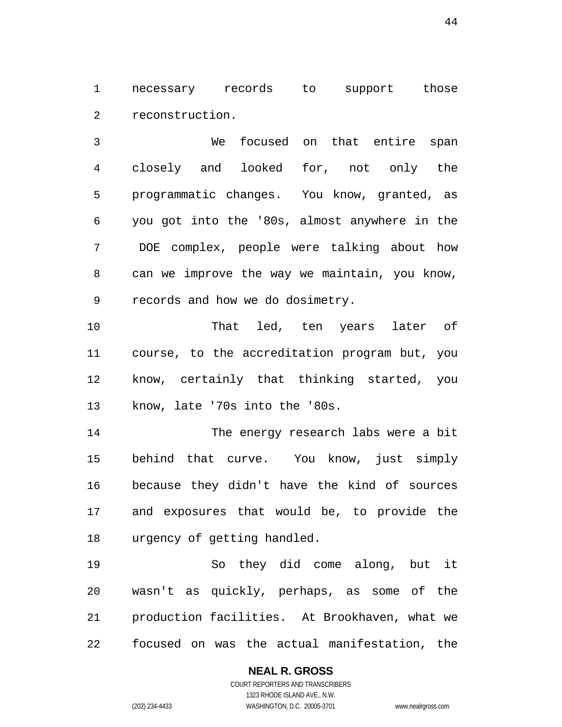necessary records to support those reconstruction.

We focused on that entire span closely and looked for, not only the programmatic changes. You know, granted, as you got into the '80s, almost anywhere in the DOE complex, people were talking about how can we improve the way we maintain, you know, records and how we do dosimetry.

That led, ten years later of course, to the accreditation program but, you know, certainly that thinking started, you know, late '70s into the '80s.

The energy research labs were a bit behind that curve. You know, just simply because they didn't have the kind of sources and exposures that would be, to provide the urgency of getting handled.

So they did come along, but it wasn't as quickly, perhaps, as some of the production facilities. At Brookhaven, what we focused on was the actual manifestation, the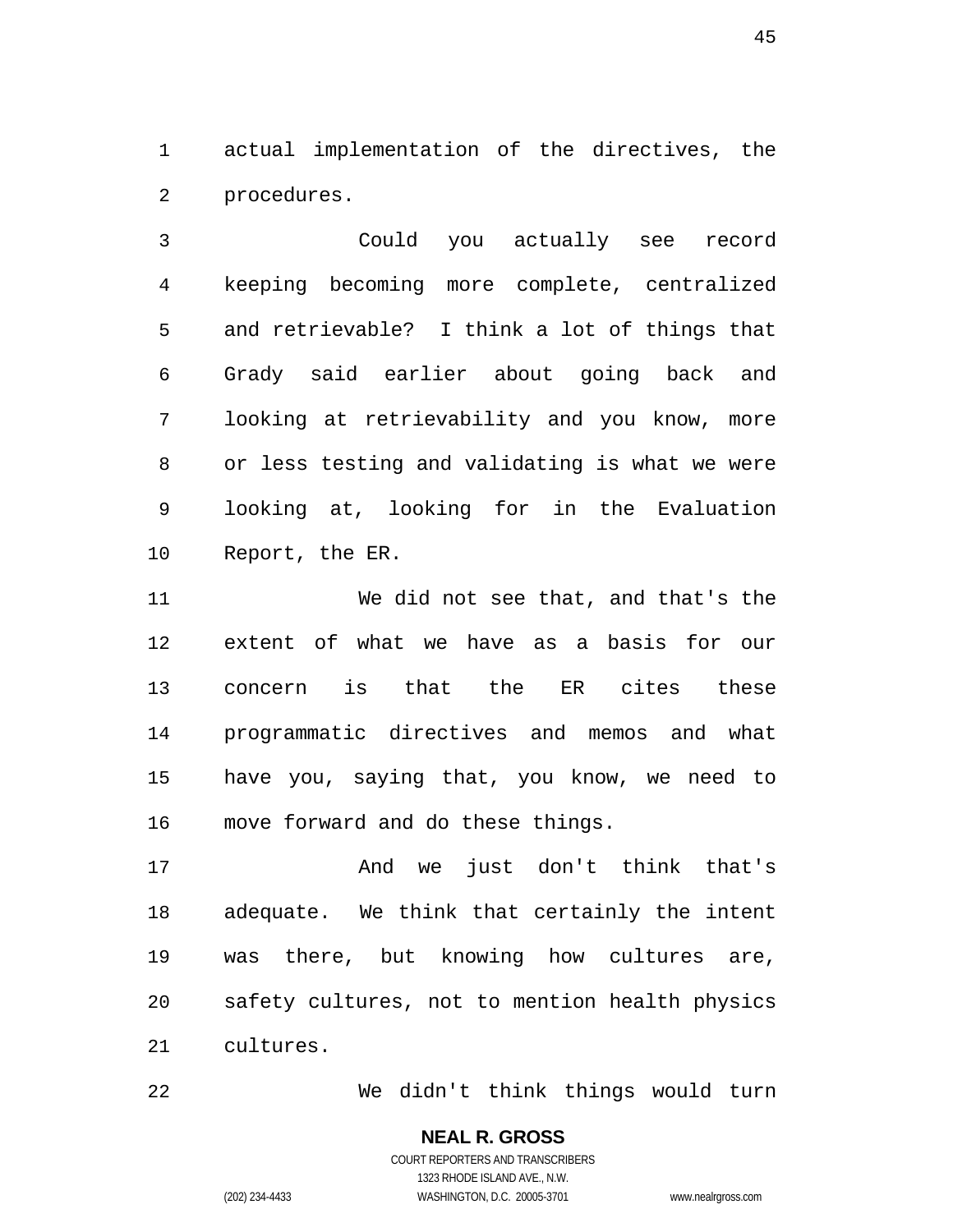actual implementation of the directives, the procedures.

Could you actually see record keeping becoming more complete, centralized and retrievable? I think a lot of things that Grady said earlier about going back and looking at retrievability and you know, more or less testing and validating is what we were looking at, looking for in the Evaluation Report, the ER.

We did not see that, and that's the extent of what we have as a basis for our concern is that the ER cites these programmatic directives and memos and what have you, saying that, you know, we need to move forward and do these things.

And we just don't think that's adequate. We think that certainly the intent was there, but knowing how cultures are, safety cultures, not to mention health physics cultures.

We didn't think things would turn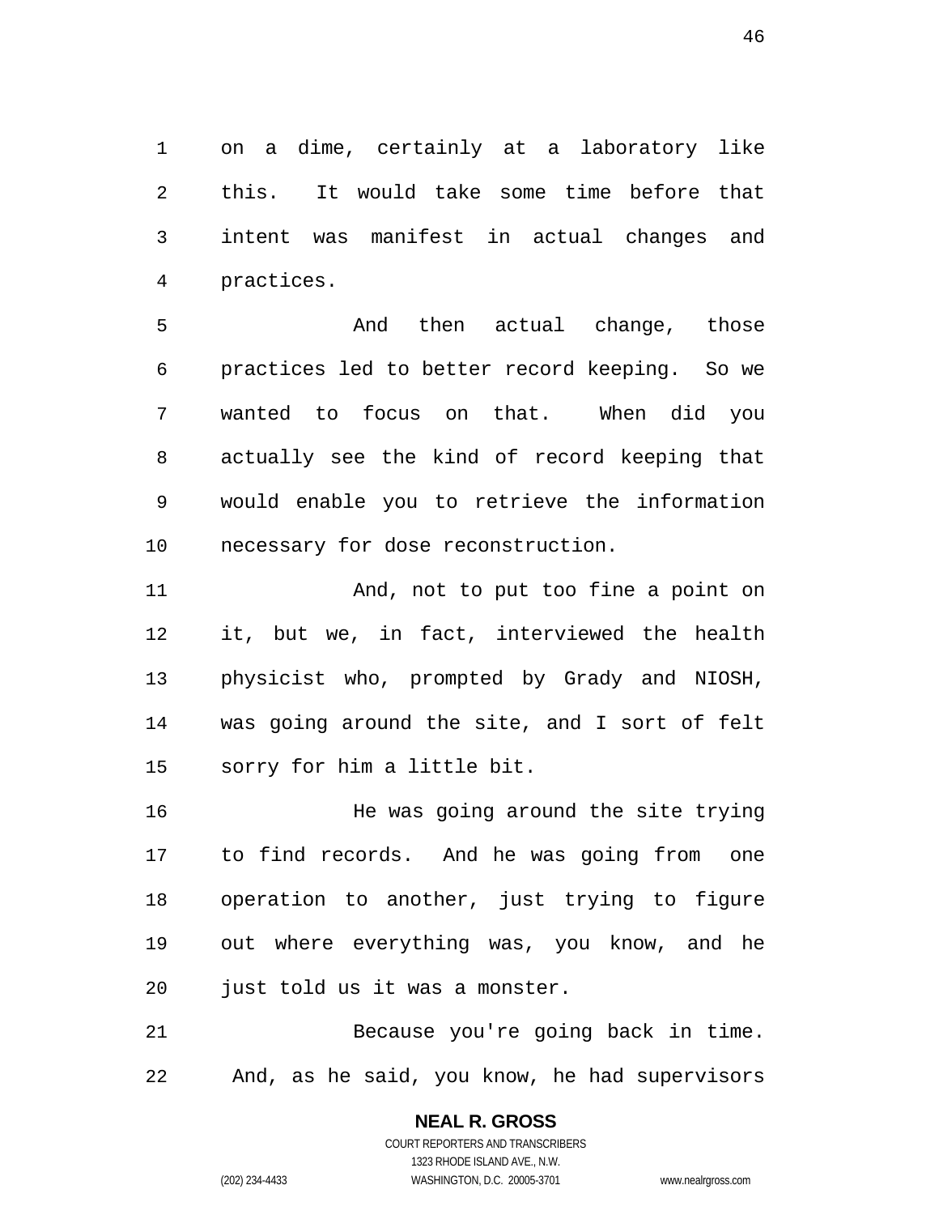on a dime, certainly at a laboratory like this. It would take some time before that intent was manifest in actual changes and practices.

And then actual change, those practices led to better record keeping. So we wanted to focus on that. When did you actually see the kind of record keeping that would enable you to retrieve the information necessary for dose reconstruction.

And, not to put too fine a point on it, but we, in fact, interviewed the health physicist who, prompted by Grady and NIOSH, was going around the site, and I sort of felt sorry for him a little bit.

He was going around the site trying to find records. And he was going from one operation to another, just trying to figure out where everything was, you know, and he just told us it was a monster.

Because you're going back in time. And, as he said, you know, he had supervisors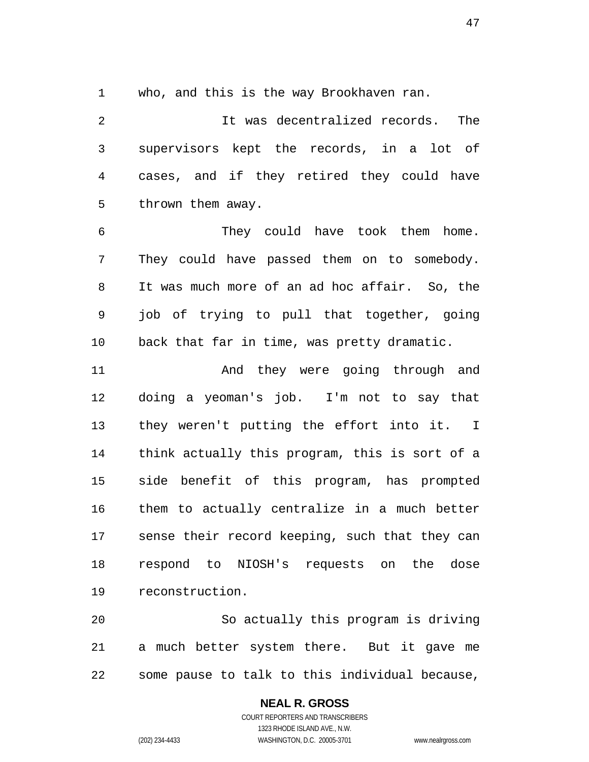who, and this is the way Brookhaven ran.

It was decentralized records. The supervisors kept the records, in a lot of cases, and if they retired they could have thrown them away.

They could have took them home. They could have passed them on to somebody. It was much more of an ad hoc affair. So, the job of trying to pull that together, going back that far in time, was pretty dramatic.

And they were going through and doing a yeoman's job. I'm not to say that they weren't putting the effort into it. I think actually this program, this is sort of a side benefit of this program, has prompted them to actually centralize in a much better sense their record keeping, such that they can respond to NIOSH's requests on the dose reconstruction.

So actually this program is driving a much better system there. But it gave me some pause to talk to this individual because,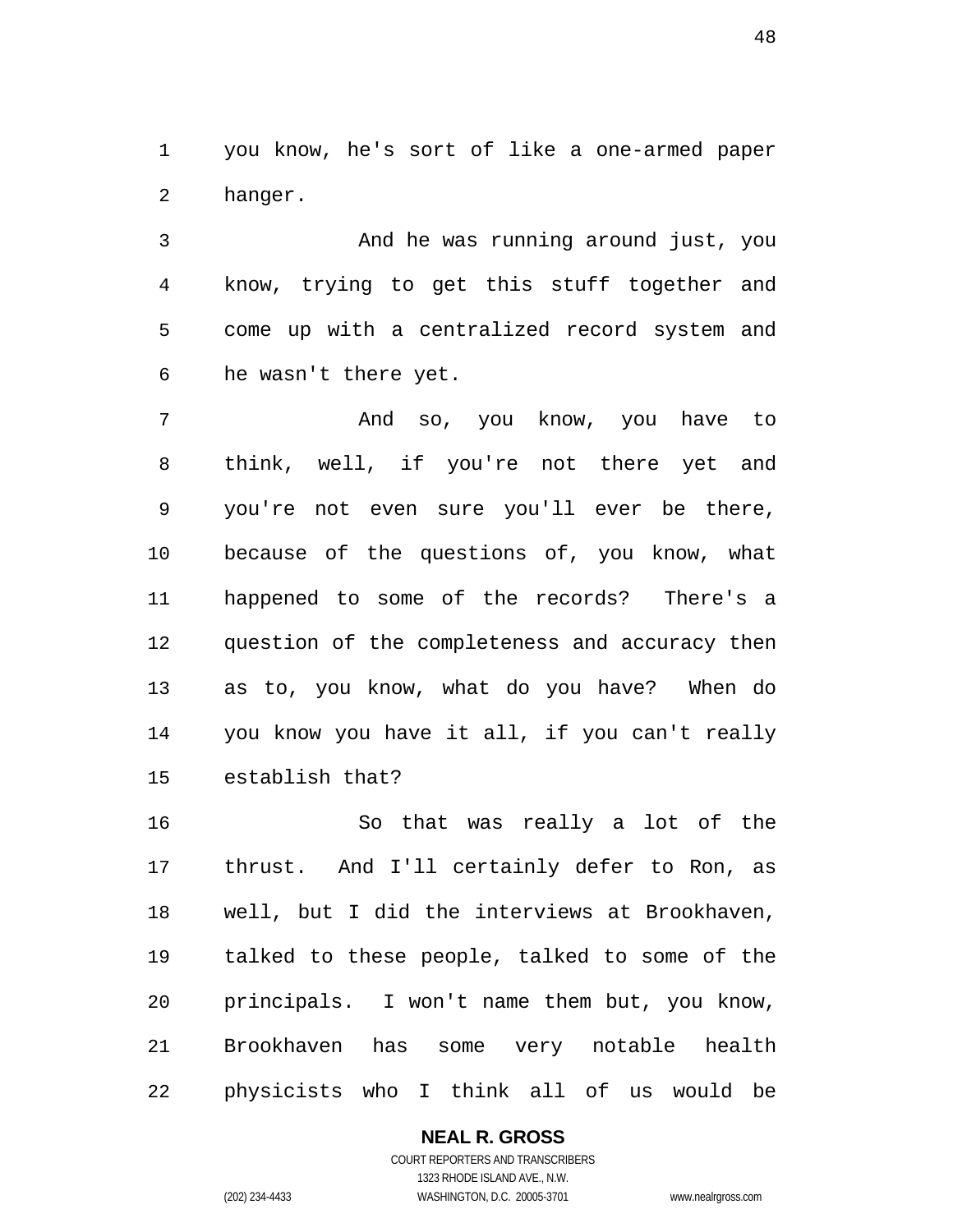you know, he's sort of like a one-armed paper hanger.

And he was running around just, you know, trying to get this stuff together and come up with a centralized record system and he wasn't there yet.

And so, you know, you have to think, well, if you're not there yet and you're not even sure you'll ever be there, because of the questions of, you know, what happened to some of the records? There's a question of the completeness and accuracy then as to, you know, what do you have? When do you know you have it all, if you can't really establish that?

So that was really a lot of the thrust. And I'll certainly defer to Ron, as well, but I did the interviews at Brookhaven, talked to these people, talked to some of the principals. I won't name them but, you know, Brookhaven has some very notable health physicists who I think all of us would be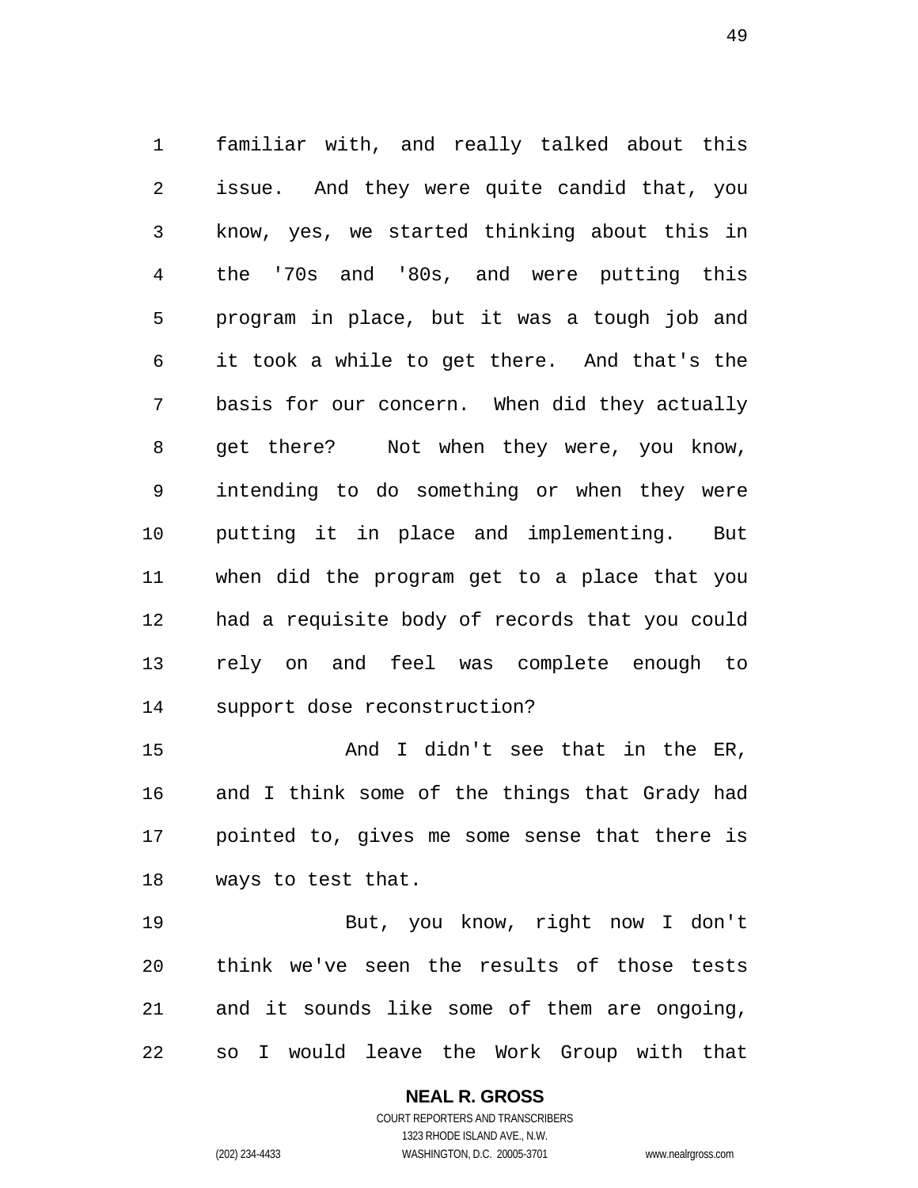familiar with, and really talked about this issue. And they were quite candid that, you know, yes, we started thinking about this in the '70s and '80s, and were putting this program in place, but it was a tough job and it took a while to get there. And that's the basis for our concern. When did they actually get there? Not when they were, you know, intending to do something or when they were putting it in place and implementing. But when did the program get to a place that you had a requisite body of records that you could rely on and feel was complete enough to support dose reconstruction?

And I didn't see that in the ER, and I think some of the things that Grady had pointed to, gives me some sense that there is ways to test that.

But, you know, right now I don't think we've seen the results of those tests and it sounds like some of them are ongoing, so I would leave the Work Group with that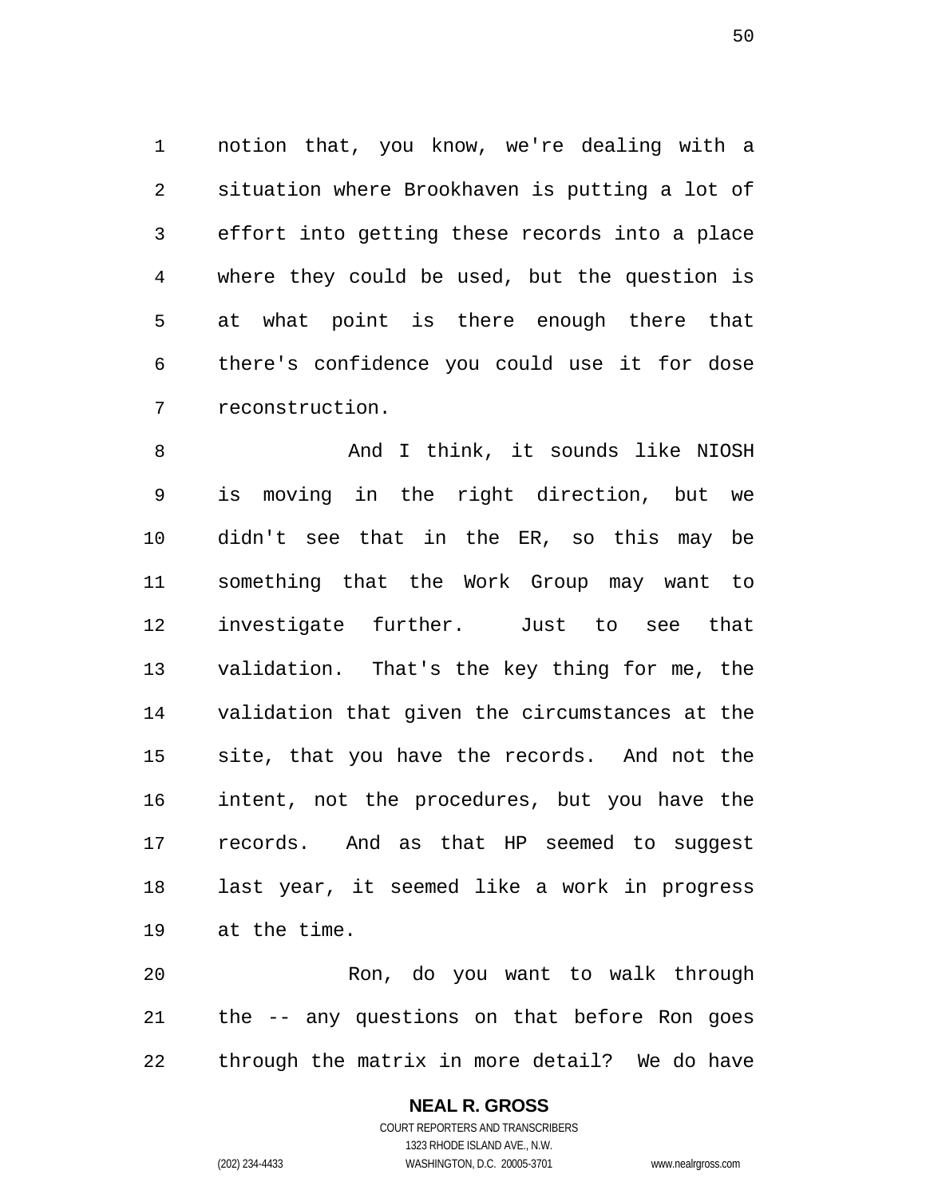notion that, you know, we're dealing with a situation where Brookhaven is putting a lot of effort into getting these records into a place where they could be used, but the question is at what point is there enough there that there's confidence you could use it for dose reconstruction.

And I think, it sounds like NIOSH is moving in the right direction, but we didn't see that in the ER, so this may be something that the Work Group may want to investigate further. Just to see that validation. That's the key thing for me, the validation that given the circumstances at the site, that you have the records. And not the intent, not the procedures, but you have the records. And as that HP seemed to suggest last year, it seemed like a work in progress at the time.

Ron, do you want to walk through the -- any questions on that before Ron goes through the matrix in more detail? We do have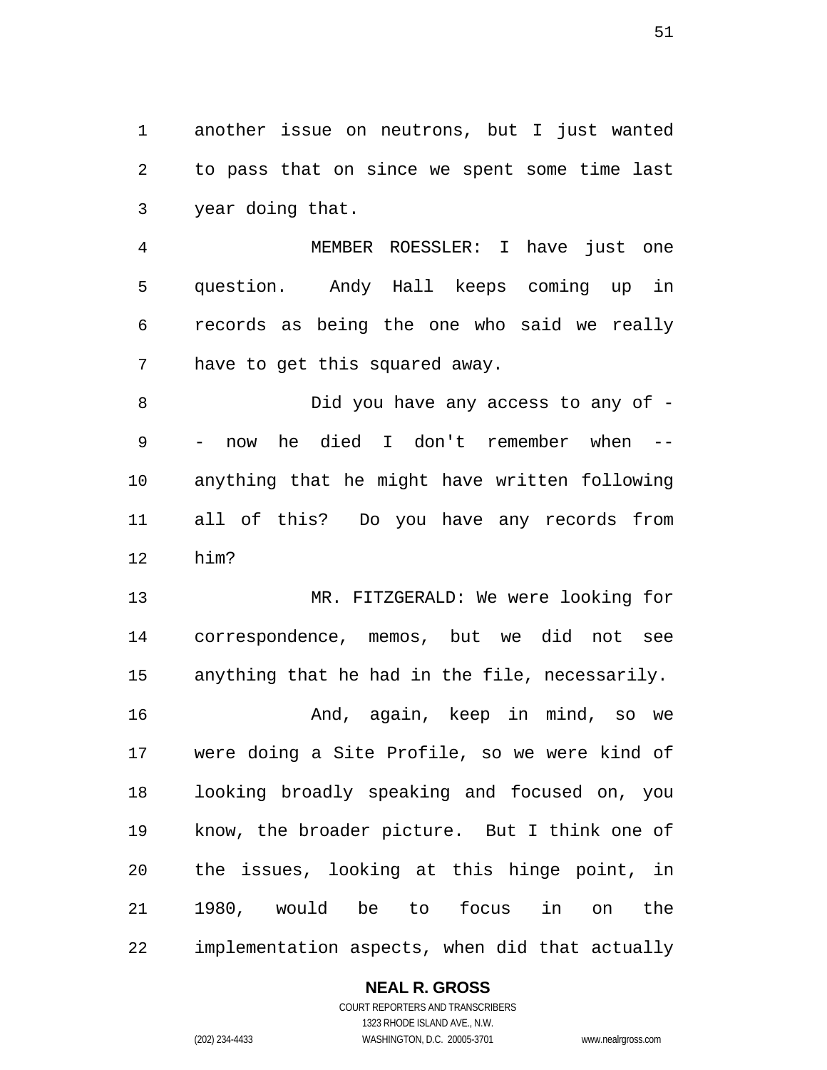another issue on neutrons, but I just wanted to pass that on since we spent some time last year doing that.

MEMBER ROESSLER: I have just one question. Andy Hall keeps coming up in records as being the one who said we really have to get this squared away.

Did you have any access to any of -- now he died I don't remember when -- anything that he might have written following all of this? Do you have any records from him?

MR. FITZGERALD: We were looking for correspondence, memos, but we did not see anything that he had in the file, necessarily.

And, again, keep in mind, so we were doing a Site Profile, so we were kind of looking broadly speaking and focused on, you know, the broader picture. But I think one of the issues, looking at this hinge point, in 1980, would be to focus in on the implementation aspects, when did that actually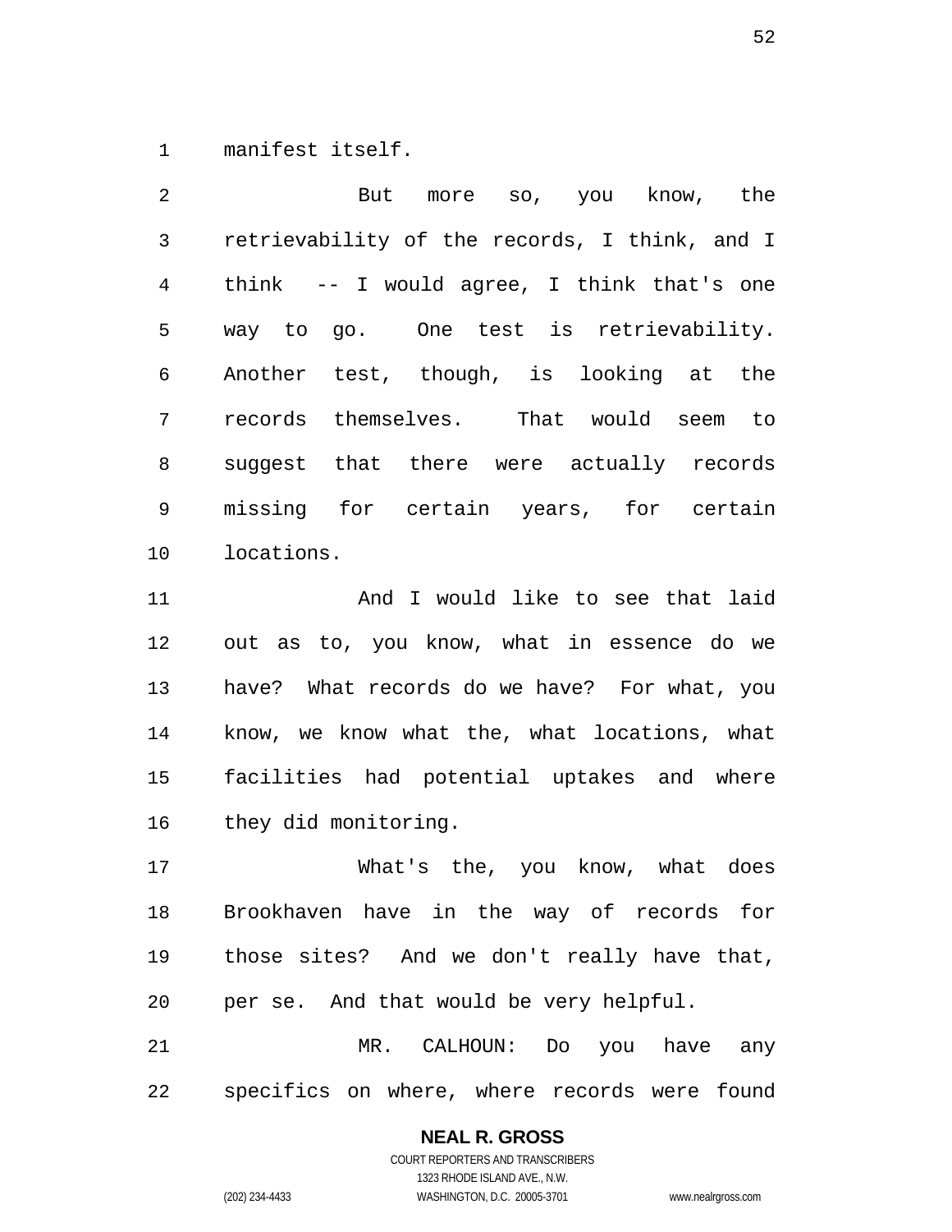manifest itself.

But more so, you know, the retrievability of the records, I think, and I think -- I would agree, I think that's one way to go. One test is retrievability. Another test, though, is looking at the records themselves. That would seem to suggest that there were actually records missing for certain years, for certain locations.

And I would like to see that laid out as to, you know, what in essence do we have? What records do we have? For what, you know, we know what the, what locations, what facilities had potential uptakes and where they did monitoring.

What's the, you know, what does Brookhaven have in the way of records for those sites? And we don't really have that, per se. And that would be very helpful.

MR. CALHOUN: Do you have any specifics on where, where records were found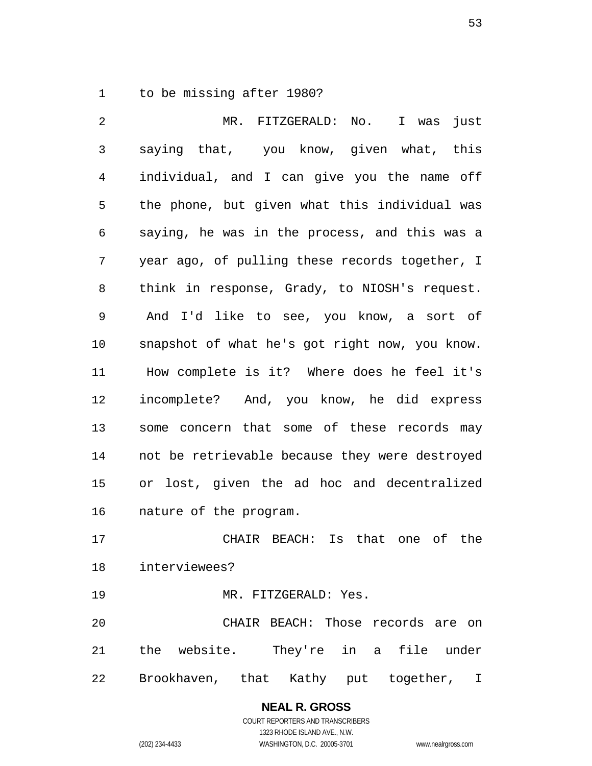to be missing after 1980?

MR. FITZGERALD: No. I was just saying that, you know, given what, this individual, and I can give you the name off the phone, but given what this individual was saying, he was in the process, and this was a year ago, of pulling these records together, I think in response, Grady, to NIOSH's request. And I'd like to see, you know, a sort of snapshot of what he's got right now, you know. How complete is it? Where does he feel it's incomplete? And, you know, he did express some concern that some of these records may not be retrievable because they were destroyed or lost, given the ad hoc and decentralized nature of the program.

CHAIR BEACH: Is that one of the interviewees?

MR. FITZGERALD: Yes.

CHAIR BEACH: Those records are on the website. They're in a file under Brookhaven, that Kathy put together, I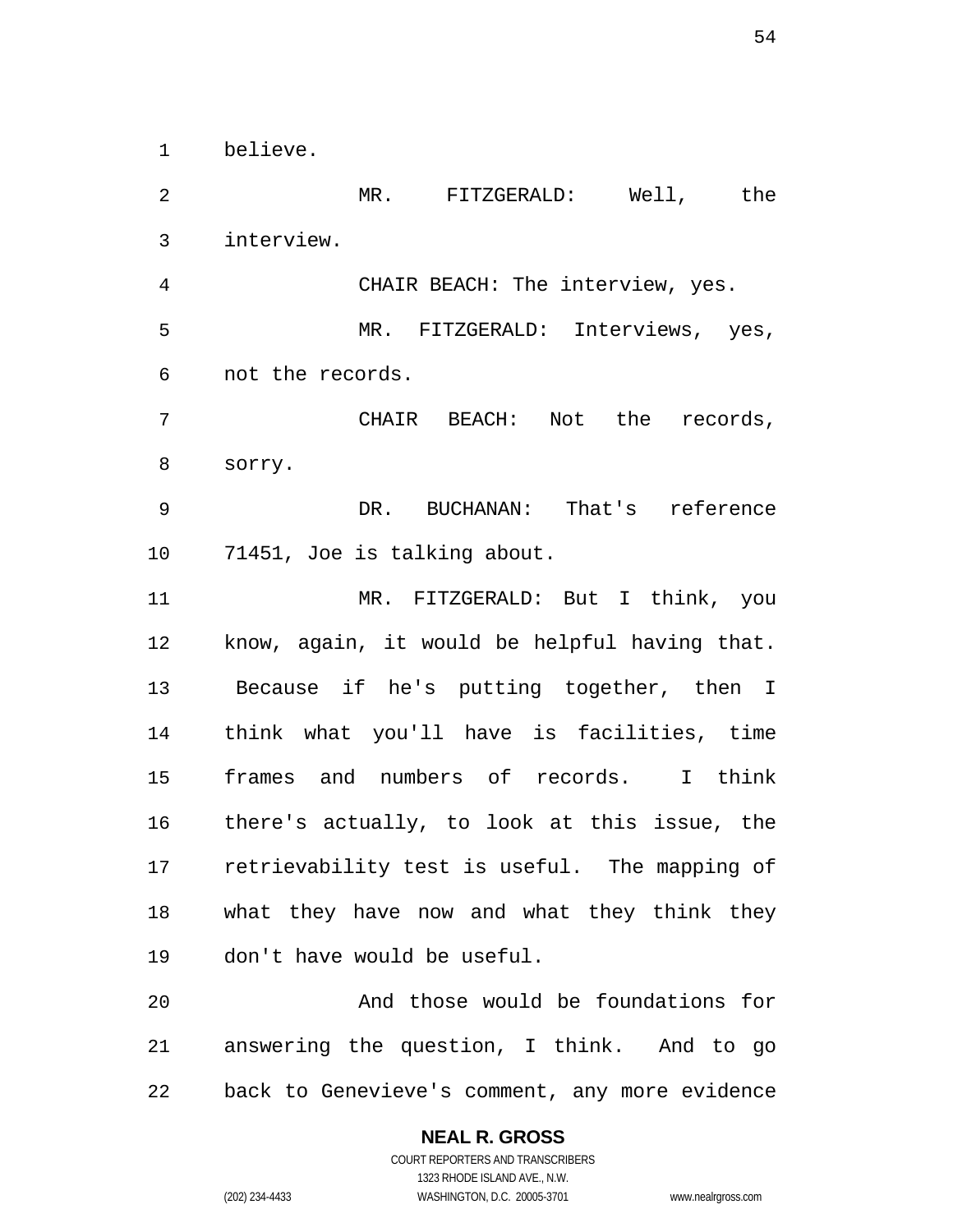believe.

MR. FITZGERALD: Well, the interview.

CHAIR BEACH: The interview, yes.

MR. FITZGERALD: Interviews, yes, not the records.

CHAIR BEACH: Not the records, sorry.

DR. BUCHANAN: That's reference 71451, Joe is talking about.

MR. FITZGERALD: But I think, you know, again, it would be helpful having that. Because if he's putting together, then I think what you'll have is facilities, time frames and numbers of records. I think there's actually, to look at this issue, the retrievability test is useful. The mapping of what they have now and what they think they don't have would be useful.

And those would be foundations for answering the question, I think. And to go back to Genevieve's comment, any more evidence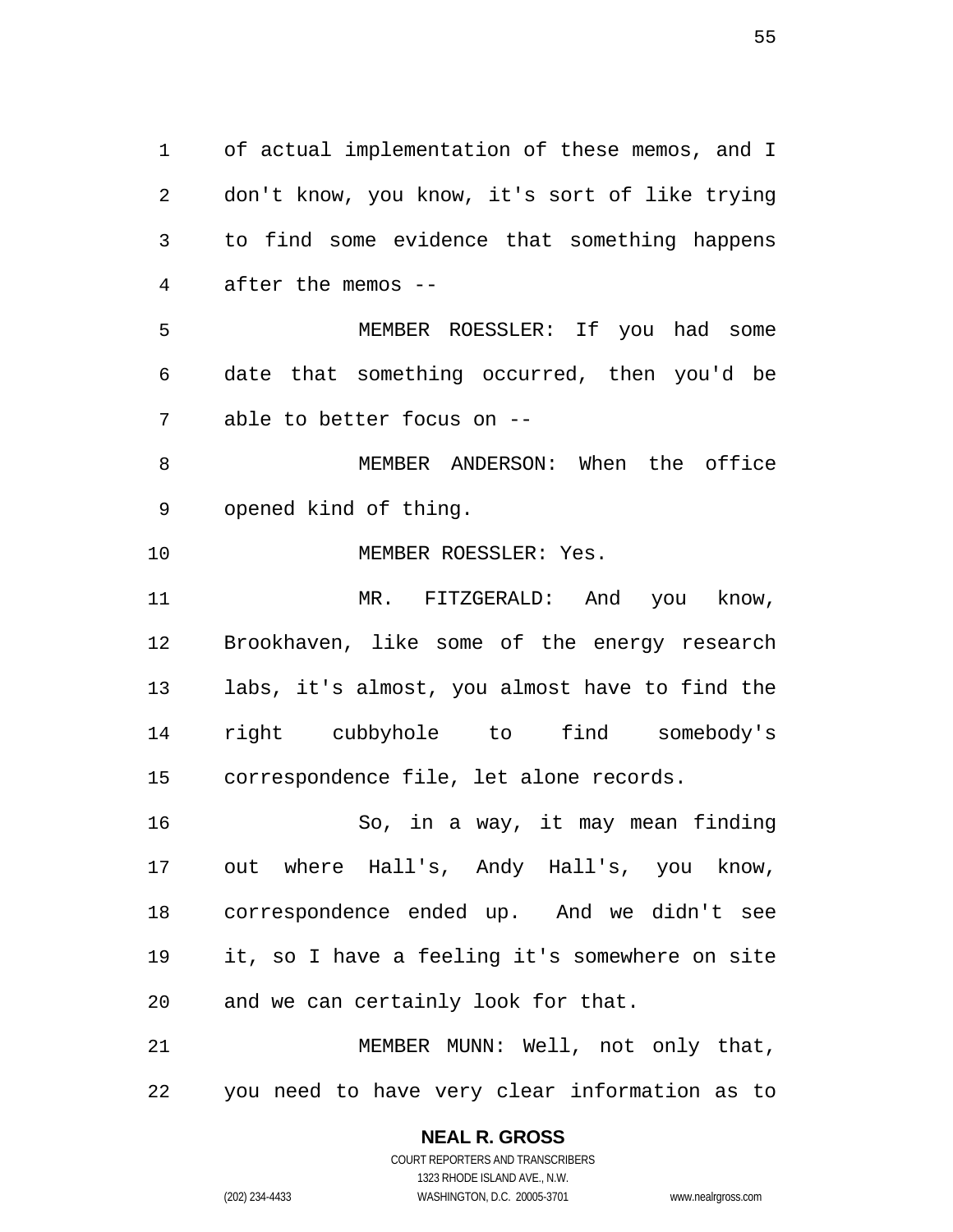of actual implementation of these memos, and I don't know, you know, it's sort of like trying to find some evidence that something happens after the memos --

MEMBER ROESSLER: If you had some date that something occurred, then you'd be able to better focus on --

MEMBER ANDERSON: When the office opened kind of thing.

MEMBER ROESSLER: Yes.

MR. FITZGERALD: And you know, Brookhaven, like some of the energy research labs, it's almost, you almost have to find the right cubbyhole to find somebody's correspondence file, let alone records.

So, in a way, it may mean finding out where Hall's, Andy Hall's, you know, correspondence ended up. And we didn't see it, so I have a feeling it's somewhere on site and we can certainly look for that.

MEMBER MUNN: Well, not only that, you need to have very clear information as to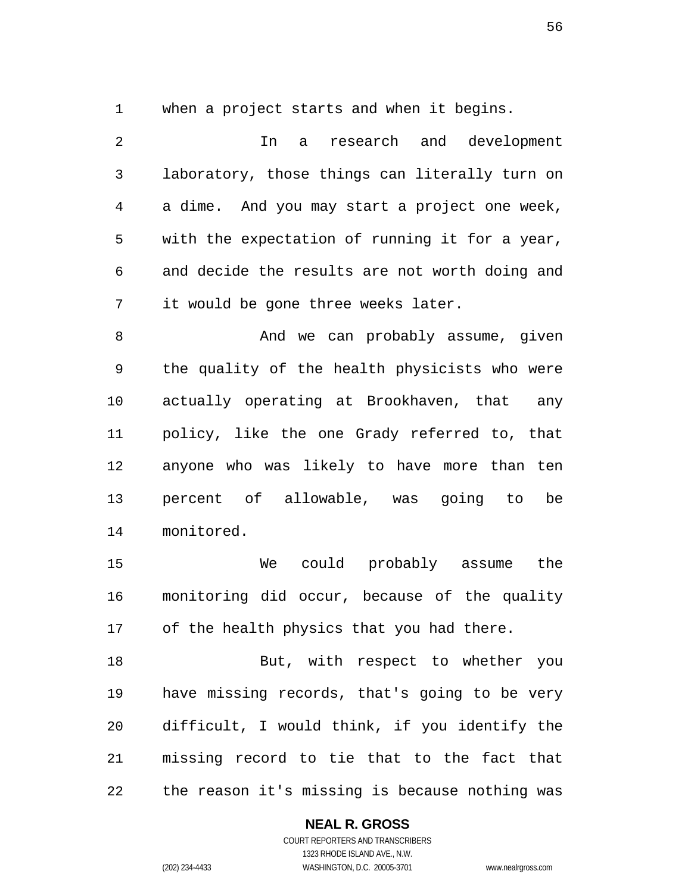when a project starts and when it begins.

In a research and development laboratory, those things can literally turn on a dime. And you may start a project one week, with the expectation of running it for a year, and decide the results are not worth doing and it would be gone three weeks later.

And we can probably assume, given the quality of the health physicists who were actually operating at Brookhaven, that any policy, like the one Grady referred to, that anyone who was likely to have more than ten percent of allowable, was going to be monitored.

We could probably assume the monitoring did occur, because of the quality of the health physics that you had there.

But, with respect to whether you have missing records, that's going to be very difficult, I would think, if you identify the missing record to tie that to the fact that the reason it's missing is because nothing was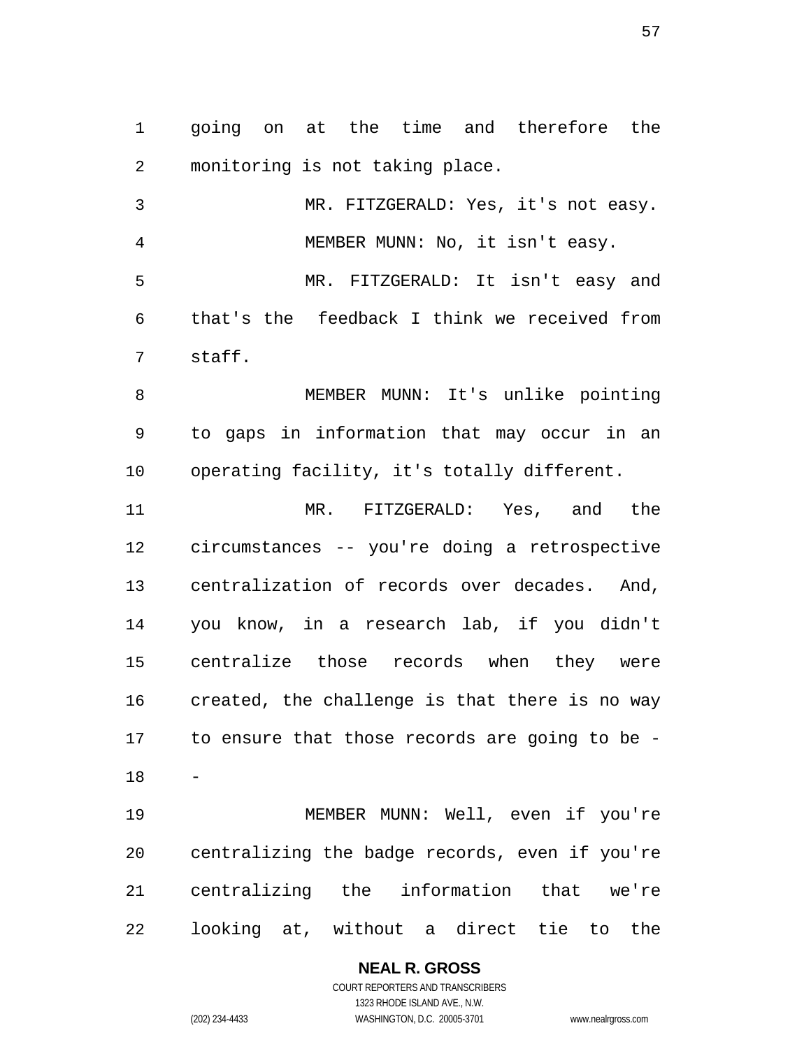going on at the time and therefore the monitoring is not taking place.

MR. FITZGERALD: Yes, it's not easy.

MEMBER MUNN: No, it isn't easy.

MR. FITZGERALD: It isn't easy and that's the feedback I think we received from staff.

MEMBER MUNN: It's unlike pointing to gaps in information that may occur in an operating facility, it's totally different.

MR. FITZGERALD: Yes, and the circumstances -- you're doing a retrospective centralization of records over decades. And, you know, in a research lab, if you didn't centralize those records when they were created, the challenge is that there is no way to ensure that those records are going to be --

MEMBER MUNN: Well, even if you're centralizing the badge records, even if you're centralizing the information that we're looking at, without a direct tie to the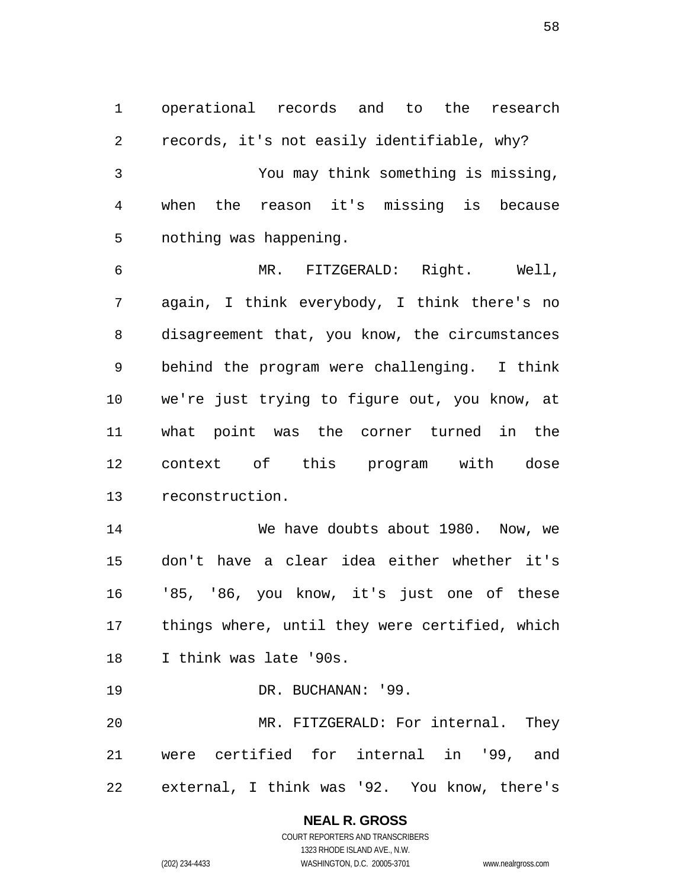operational records and to the research records, it's not easily identifiable, why?

You may think something is missing, when the reason it's missing is because nothing was happening.

MR. FITZGERALD: Right. Well, again, I think everybody, I think there's no disagreement that, you know, the circumstances behind the program were challenging. I think we're just trying to figure out, you know, at what point was the corner turned in the context of this program with dose reconstruction.

We have doubts about 1980. Now, we don't have a clear idea either whether it's '85, '86, you know, it's just one of these things where, until they were certified, which I think was late '90s.

DR. BUCHANAN: '99.

MR. FITZGERALD: For internal. They were certified for internal in '99, and external, I think was '92. You know, there's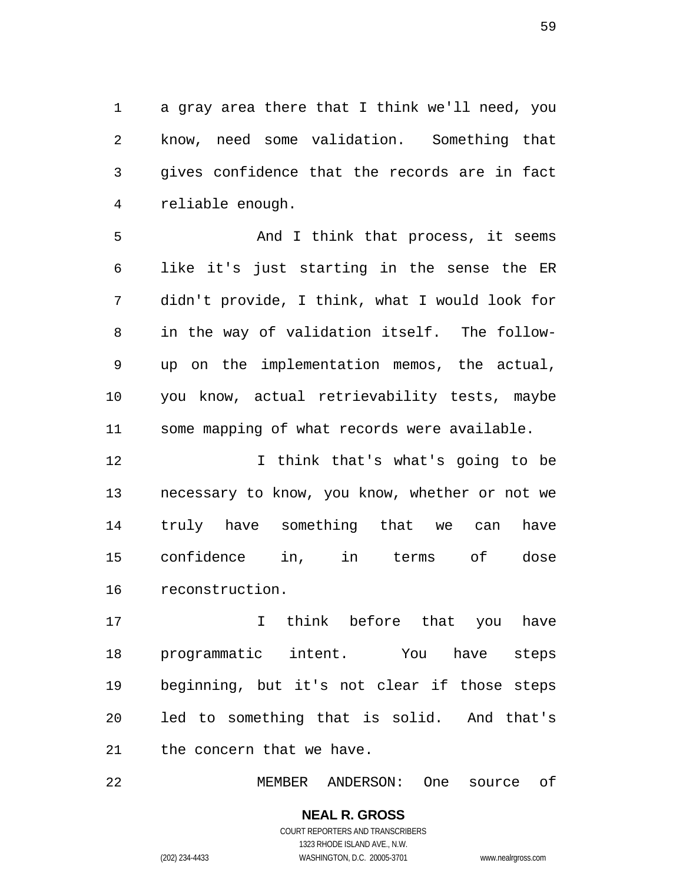a gray area there that I think we'll need, you know, need some validation. Something that gives confidence that the records are in fact reliable enough.

And I think that process, it seems like it's just starting in the sense the ER didn't provide, I think, what I would look for in the way of validation itself. The follow-up on the implementation memos, the actual, you know, actual retrievability tests, maybe some mapping of what records were available.

I think that's what's going to be necessary to know, you know, whether or not we truly have something that we can have confidence in, in terms of dose reconstruction.

I think before that you have programmatic intent. You have steps beginning, but it's not clear if those steps led to something that is solid. And that's the concern that we have.

MEMBER ANDERSON: One source of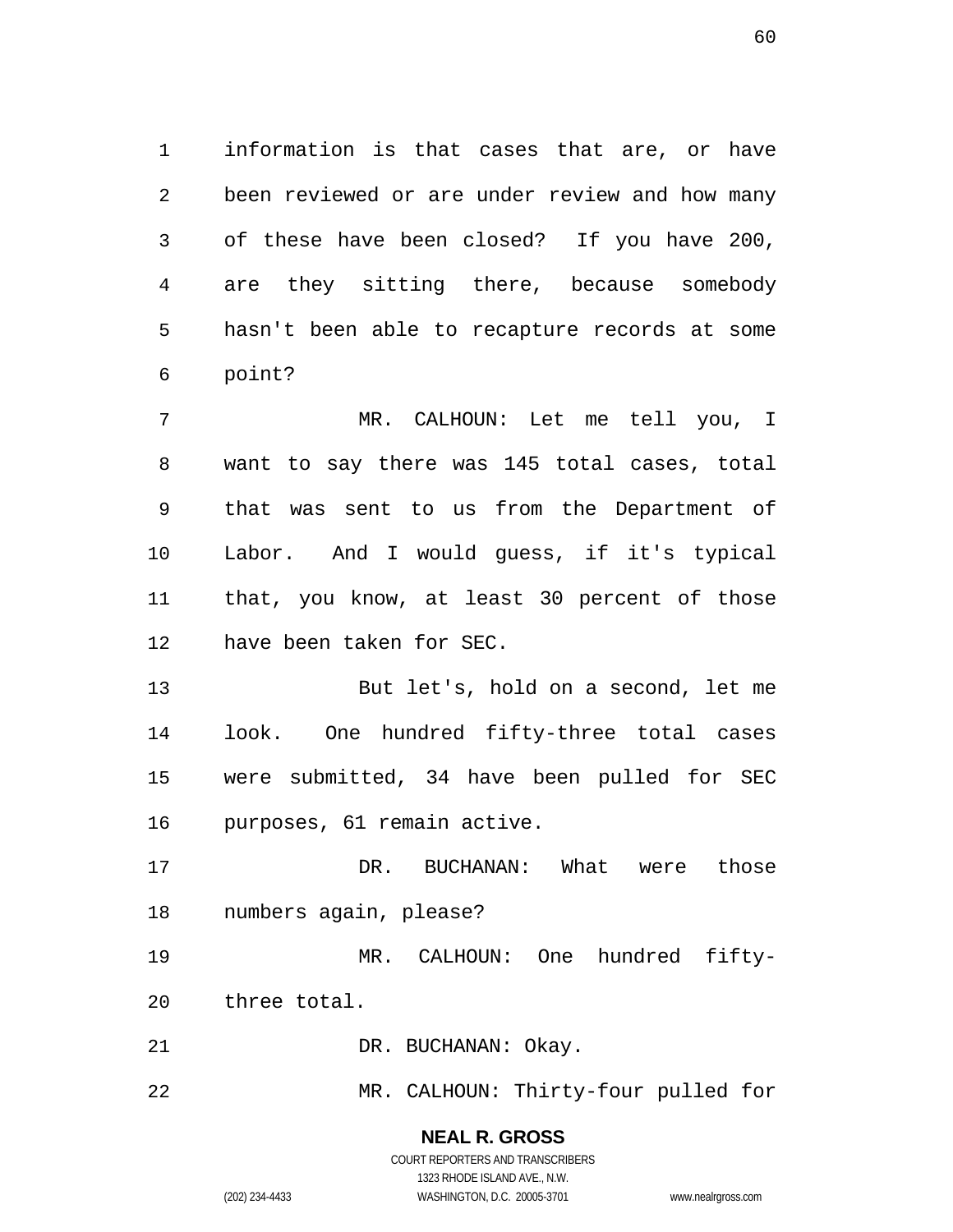information is that cases that are, or have been reviewed or are under review and how many of these have been closed? If you have 200, are they sitting there, because somebody hasn't been able to recapture records at some point?

MR. CALHOUN: Let me tell you, I want to say there was 145 total cases, total that was sent to us from the Department of Labor. And I would guess, if it's typical that, you know, at least 30 percent of those have been taken for SEC.

But let's, hold on a second, let me look. One hundred fifty-three total cases were submitted, 34 have been pulled for SEC purposes, 61 remain active.

DR. BUCHANAN: What were those numbers again, please?

MR. CALHOUN: One hundred fifty-three total.

DR. BUCHANAN: Okay.

MR. CALHOUN: Thirty-four pulled for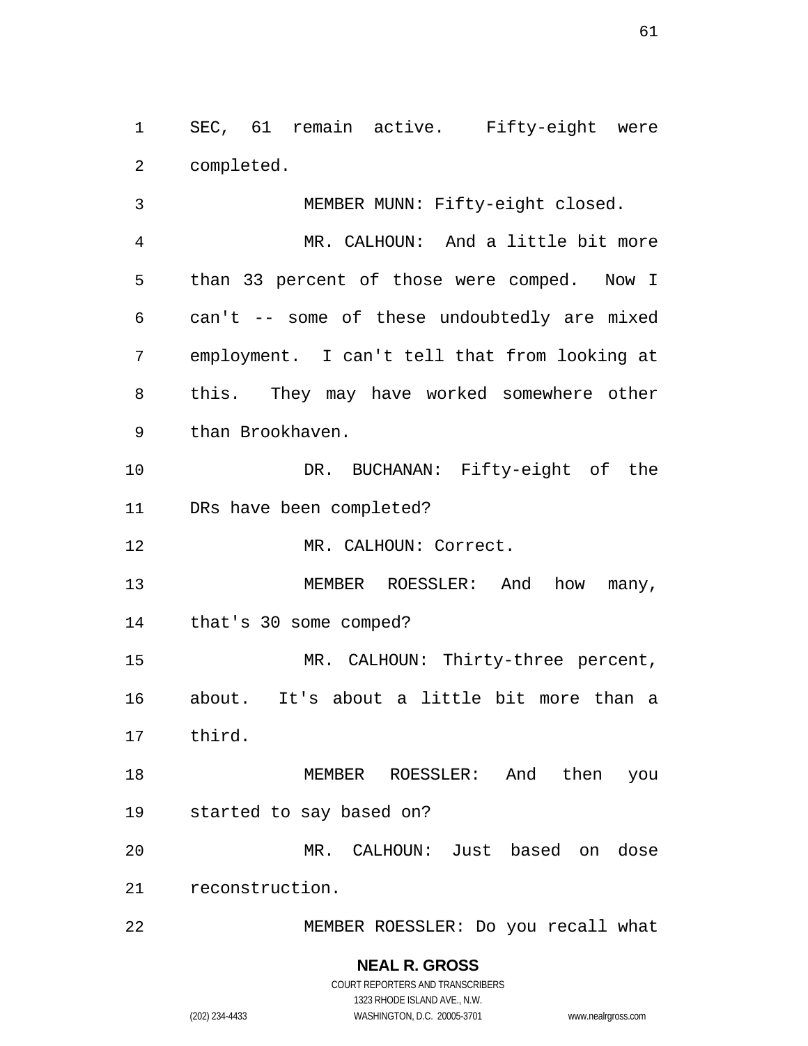SEC, 61 remain active. Fifty-eight were completed.

MEMBER MUNN: Fifty-eight closed.

MR. CALHOUN: And a little bit more than 33 percent of those were comped. Now I can't -- some of these undoubtedly are mixed employment. I can't tell that from looking at this. They may have worked somewhere other than Brookhaven.

DR. BUCHANAN: Fifty-eight of the DRs have been completed?

MR. CALHOUN: Correct.

MEMBER ROESSLER: And how many, that's 30 some comped?

MR. CALHOUN: Thirty-three percent, about. It's about a little bit more than a third.

MEMBER ROESSLER: And then you started to say based on?

MR. CALHOUN: Just based on dose reconstruction.

MEMBER ROESSLER: Do you recall what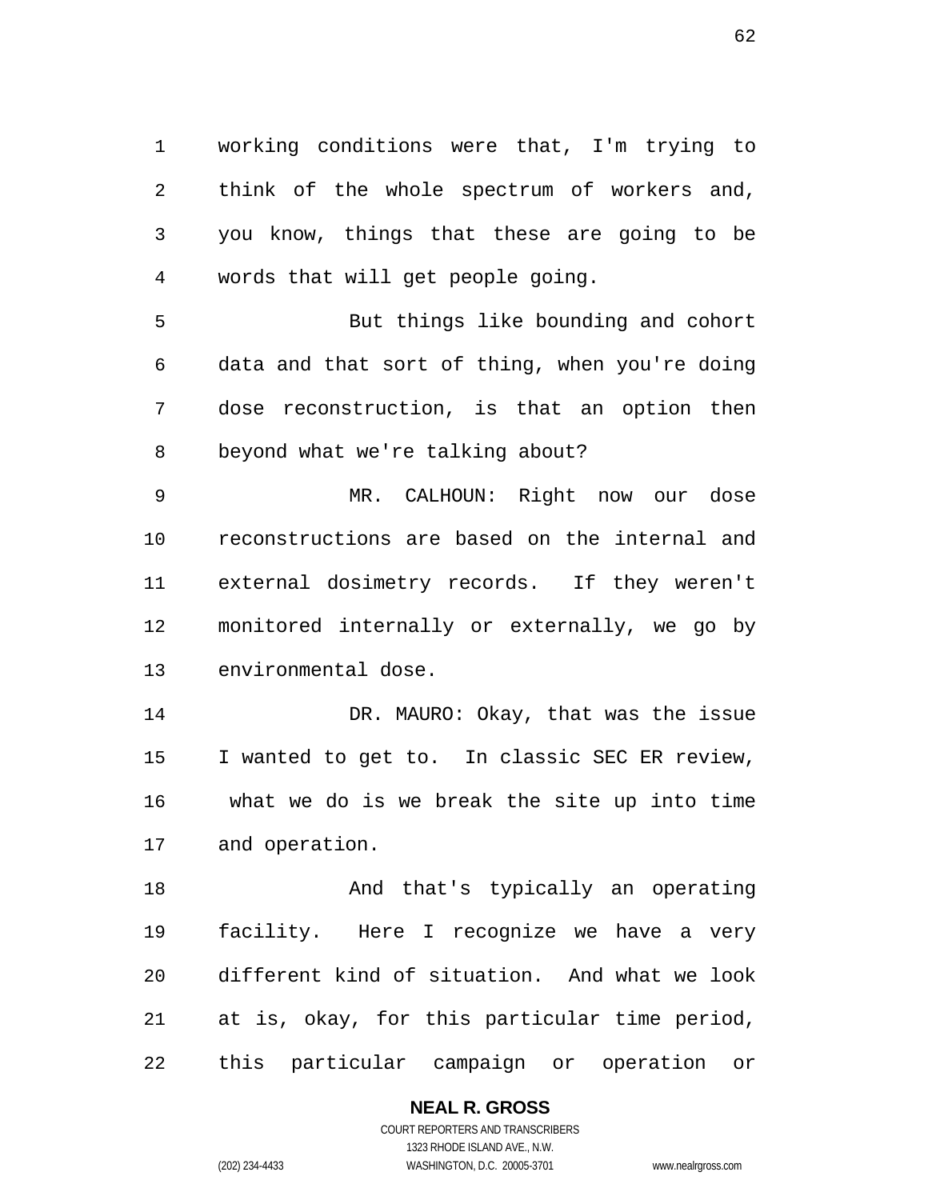working conditions were that, I'm trying to think of the whole spectrum of workers and, you know, things that these are going to be words that will get people going.

But things like bounding and cohort data and that sort of thing, when you're doing dose reconstruction, is that an option then beyond what we're talking about?

MR. CALHOUN: Right now our dose reconstructions are based on the internal and external dosimetry records. If they weren't monitored internally or externally, we go by environmental dose.

DR. MAURO: Okay, that was the issue I wanted to get to. In classic SEC ER review, what we do is we break the site up into time and operation.

And that's typically an operating facility. Here I recognize we have a very different kind of situation. And what we look at is, okay, for this particular time period, this particular campaign or operation or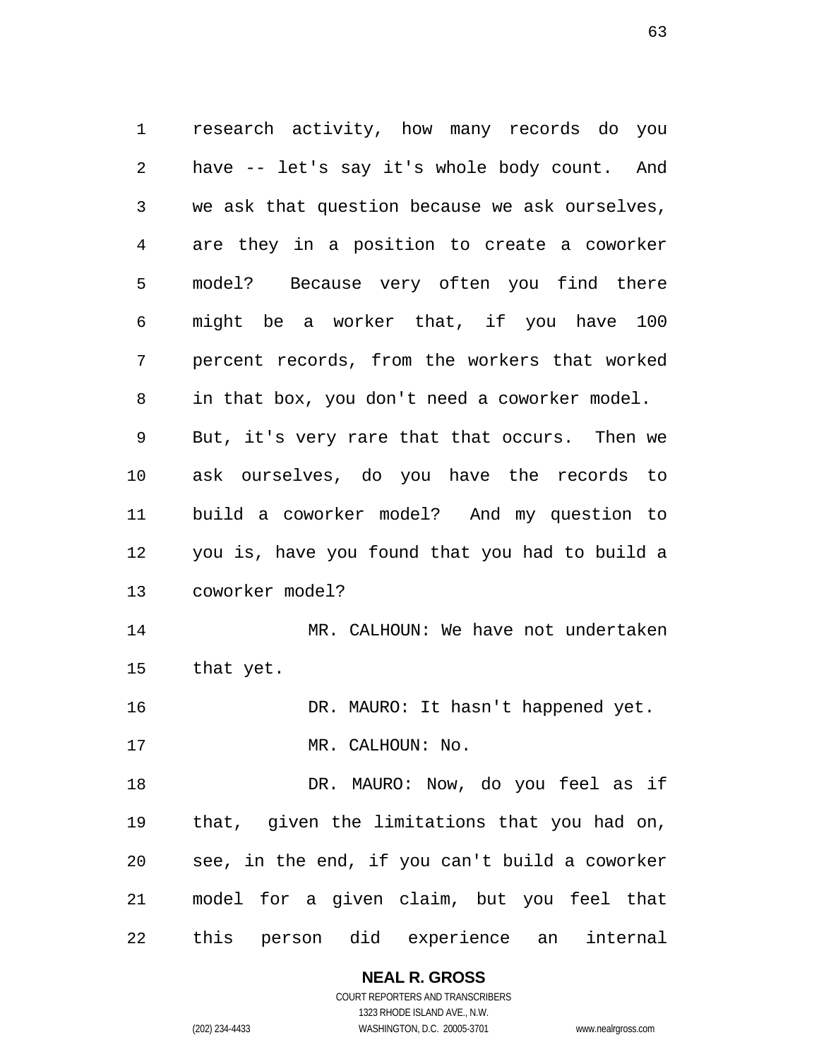research activity, how many records do you have -- let's say it's whole body count. And we ask that question because we ask ourselves, are they in a position to create a coworker model? Because very often you find there might be a worker that, if you have 100 percent records, from the workers that worked in that box, you don't need a coworker model. But, it's very rare that that occurs. Then we ask ourselves, do you have the records to build a coworker model? And my question to you is, have you found that you had to build a coworker model?

MR. CALHOUN: We have not undertaken that yet.

DR. MAURO: It hasn't happened yet.

MR. CALHOUN: No.

DR. MAURO: Now, do you feel as if that, given the limitations that you had on, see, in the end, if you can't build a coworker model for a given claim, but you feel that this person did experience an internal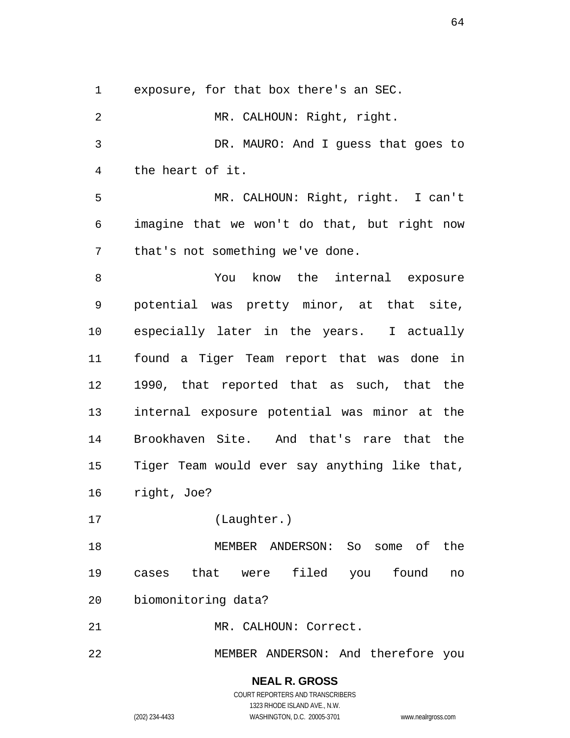exposure, for that box there's an SEC.

MR. CALHOUN: Right, right.

DR. MAURO: And I guess that goes to the heart of it.

MR. CALHOUN: Right, right. I can't imagine that we won't do that, but right now that's not something we've done.

You know the internal exposure potential was pretty minor, at that site, especially later in the years. I actually found a Tiger Team report that was done in 1990, that reported that as such, that the internal exposure potential was minor at the Brookhaven Site. And that's rare that the Tiger Team would ever say anything like that, right, Joe?

(Laughter.)

MEMBER ANDERSON: So some of the cases that were filed you found no biomonitoring data?

MR. CALHOUN: Correct.

MEMBER ANDERSON: And therefore you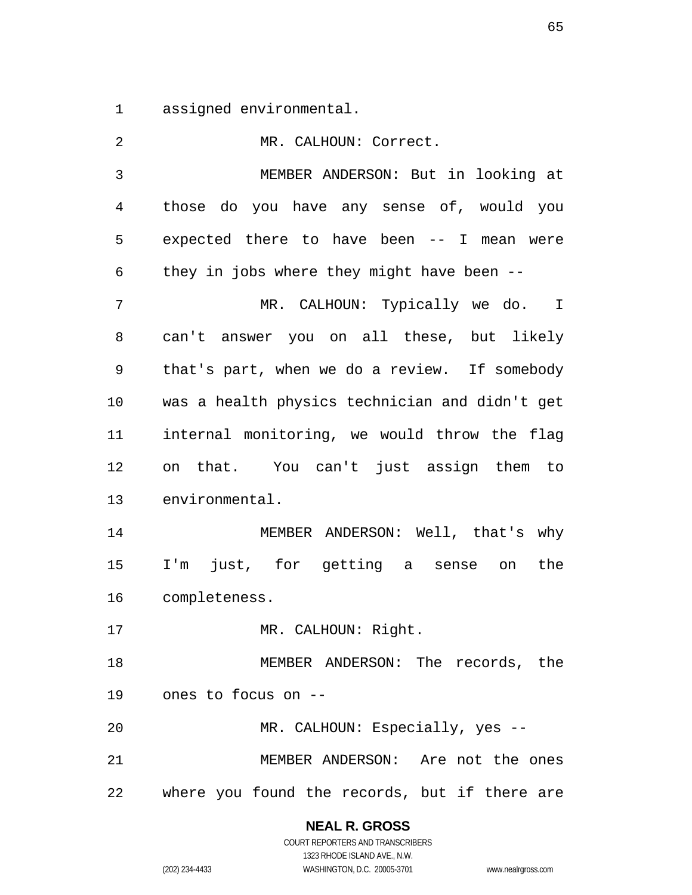assigned environmental.

MR. CALHOUN: Correct.

MEMBER ANDERSON: But in looking at those do you have any sense of, would you expected there to have been -- I mean were they in jobs where they might have been --

MR. CALHOUN: Typically we do. I can't answer you on all these, but likely that's part, when we do a review. If somebody was a health physics technician and didn't get internal monitoring, we would throw the flag on that. You can't just assign them to environmental.

MEMBER ANDERSON: Well, that's why I'm just, for getting a sense on the completeness.

MR. CALHOUN: Right.

MEMBER ANDERSON: The records, the ones to focus on --

MR. CALHOUN: Especially, yes --

MEMBER ANDERSON: Are not the ones where you found the records, but if there are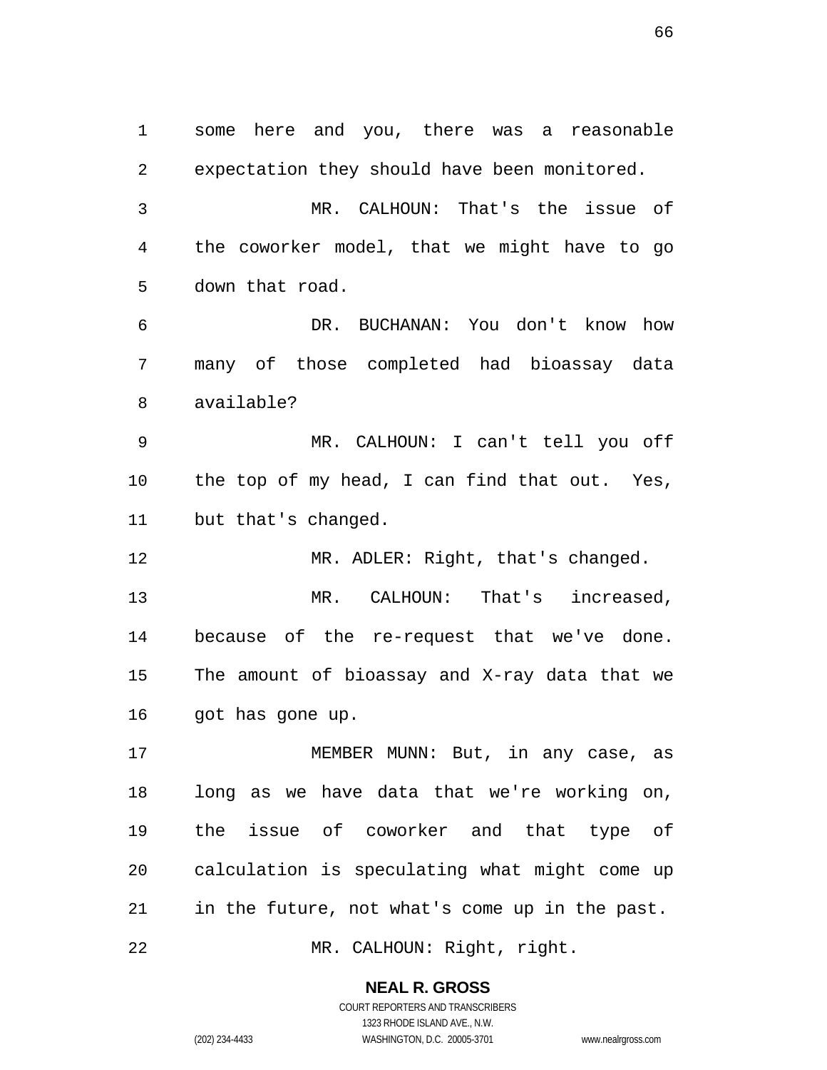some here and you, there was a reasonable expectation they should have been monitored.

MR. CALHOUN: That's the issue of the coworker model, that we might have to go down that road.

DR. BUCHANAN: You don't know how many of those completed had bioassay data available?

MR. CALHOUN: I can't tell you off the top of my head, I can find that out. Yes, but that's changed.

MR. ADLER: Right, that's changed.

MR. CALHOUN: That's increased, because of the re-request that we've done. The amount of bioassay and X-ray data that we got has gone up.

MEMBER MUNN: But, in any case, as long as we have data that we're working on, the issue of coworker and that type of calculation is speculating what might come up in the future, not what's come up in the past.

MR. CALHOUN: Right, right.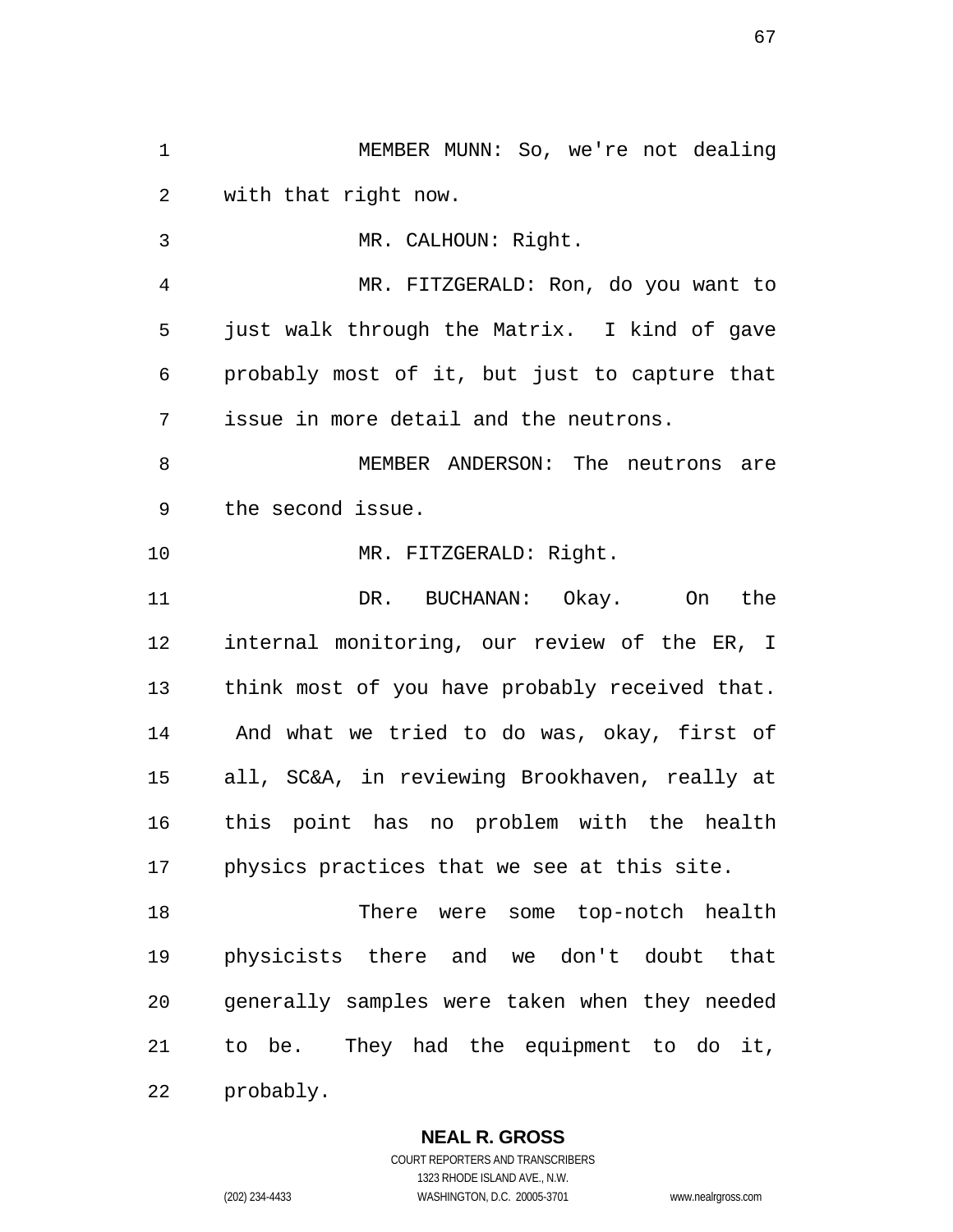MEMBER MUNN: So, we're not dealing with that right now.

MR. CALHOUN: Right.

MR. FITZGERALD: Ron, do you want to just walk through the Matrix. I kind of gave probably most of it, but just to capture that issue in more detail and the neutrons.

MEMBER ANDERSON: The neutrons are the second issue.

MR. FITZGERALD: Right.

DR. BUCHANAN: Okay. On the internal monitoring, our review of the ER, I think most of you have probably received that. And what we tried to do was, okay, first of all, SC&A, in reviewing Brookhaven, really at this point has no problem with the health physics practices that we see at this site.

There were some top-notch health physicists there and we don't doubt that generally samples were taken when they needed to be. They had the equipment to do it, probably.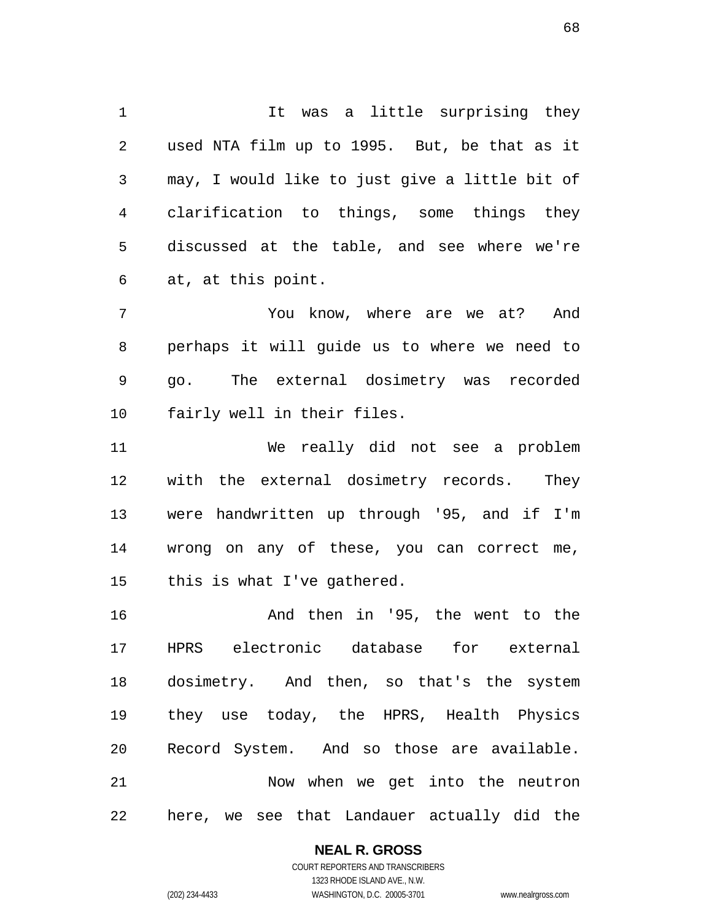It was a little surprising they used NTA film up to 1995. But, be that as it may, I would like to just give a little bit of clarification to things, some things they discussed at the table, and see where we're at, at this point.

You know, where are we at? And perhaps it will guide us to where we need to go. The external dosimetry was recorded fairly well in their files.

We really did not see a problem with the external dosimetry records. They were handwritten up through '95, and if I'm wrong on any of these, you can correct me, this is what I've gathered.

And then in '95, the went to the HPRS electronic database for external dosimetry. And then, so that's the system they use today, the HPRS, Health Physics Record System. And so those are available.

Now when we get into the neutron here, we see that Landauer actually did the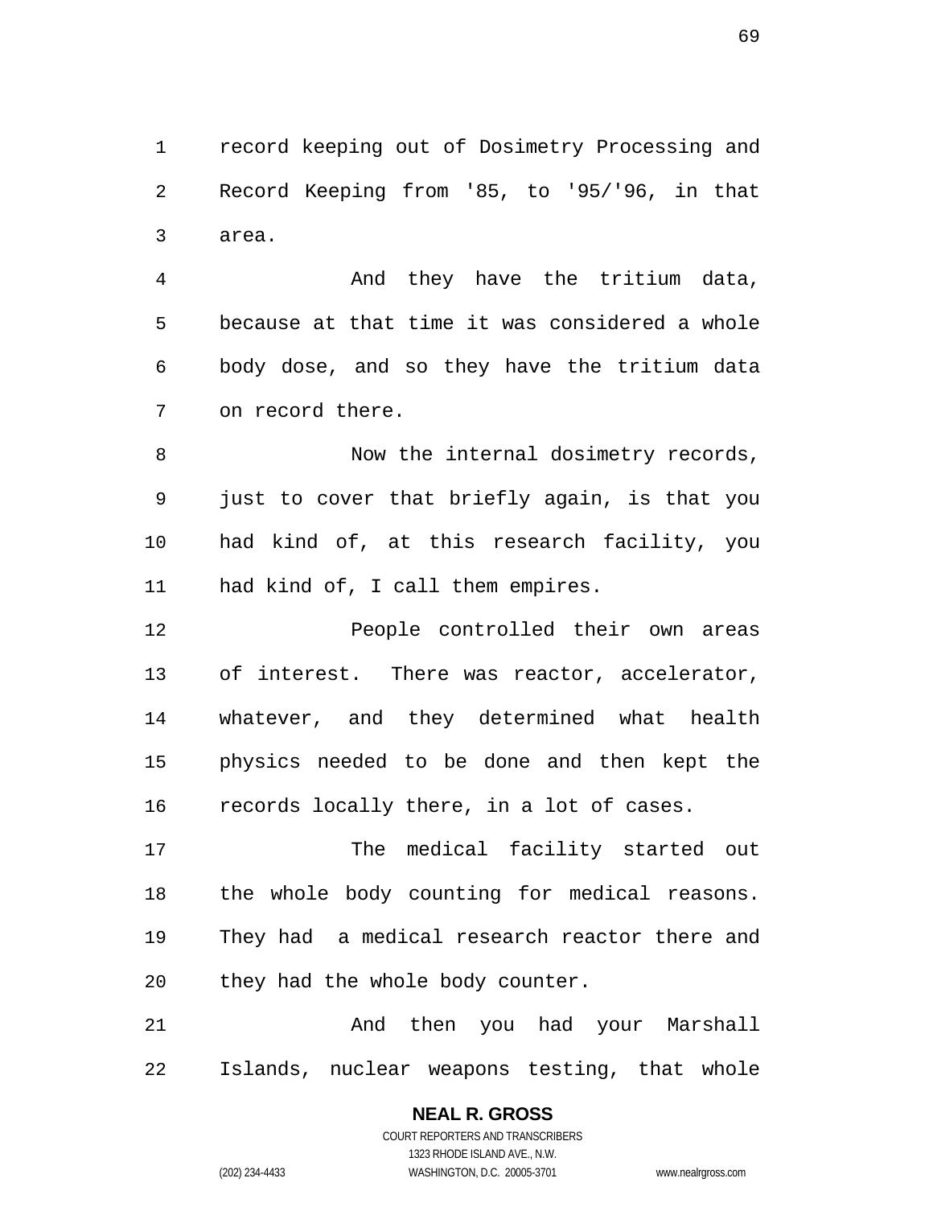record keeping out of Dosimetry Processing and Record Keeping from '85, to '95/'96, in that area.

And they have the tritium data, because at that time it was considered a whole body dose, and so they have the tritium data on record there.

Now the internal dosimetry records, just to cover that briefly again, is that you had kind of, at this research facility, you had kind of, I call them empires.

People controlled their own areas of interest. There was reactor, accelerator, whatever, and they determined what health physics needed to be done and then kept the records locally there, in a lot of cases.

The medical facility started out the whole body counting for medical reasons. They had a medical research reactor there and they had the whole body counter.

And then you had your Marshall Islands, nuclear weapons testing, that whole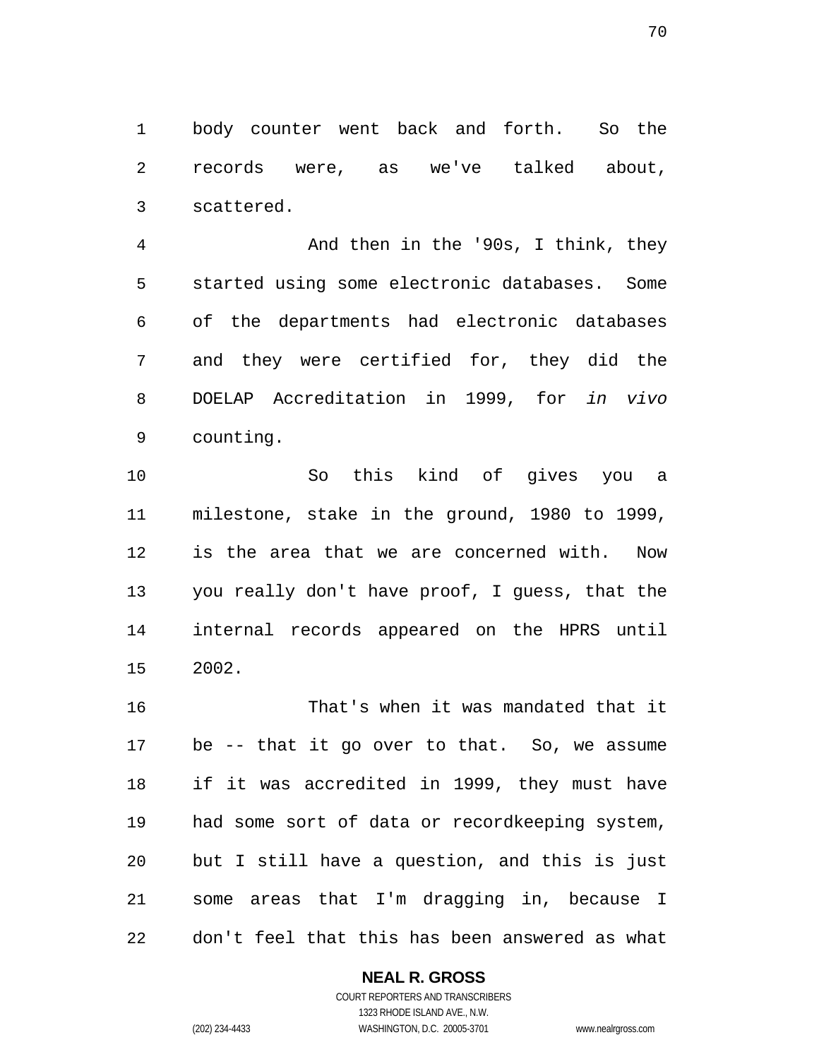body counter went back and forth. So the records were, as we've talked about, scattered.

And then in the '90s, I think, they started using some electronic databases. Some of the departments had electronic databases and they were certified for, they did the DOELAP Accreditation in 1999, for *in vivo* counting.

So this kind of gives you a milestone, stake in the ground, 1980 to 1999, is the area that we are concerned with. Now you really don't have proof, I guess, that the internal records appeared on the HPRS until 2002.

That's when it was mandated that it be -- that it go over to that. So, we assume if it was accredited in 1999, they must have had some sort of data or recordkeeping system, but I still have a question, and this is just some areas that I'm dragging in, because I don't feel that this has been answered as what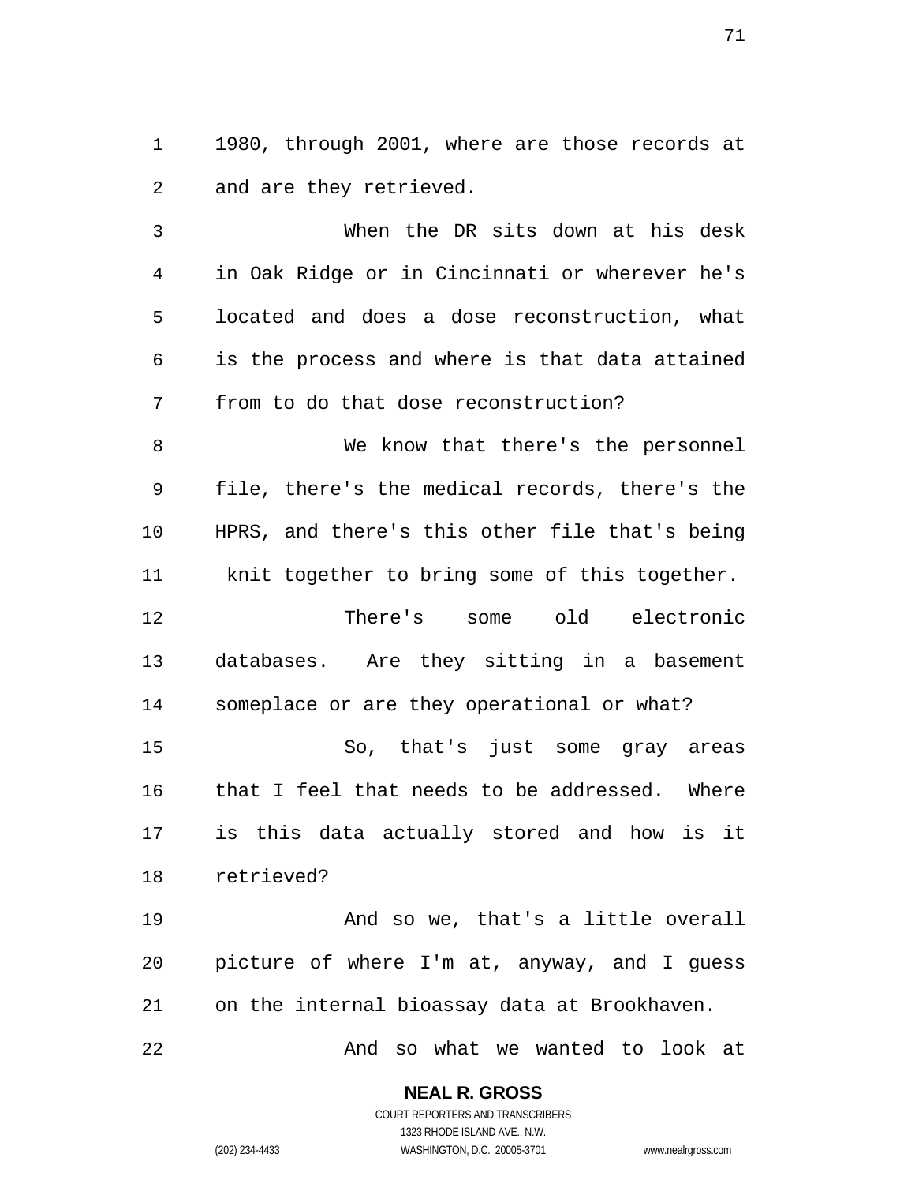1980, through 2001, where are those records at and are they retrieved.

When the DR sits down at his desk in Oak Ridge or in Cincinnati or wherever he's located and does a dose reconstruction, what is the process and where is that data attained from to do that dose reconstruction?

We know that there's the personnel file, there's the medical records, there's the HPRS, and there's this other file that's being knit together to bring some of this together.

There's some old electronic databases. Are they sitting in a basement someplace or are they operational or what?

So, that's just some gray areas that I feel that needs to be addressed. Where is this data actually stored and how is it retrieved?

And so we, that's a little overall picture of where I'm at, anyway, and I guess on the internal bioassay data at Brookhaven.

And so what we wanted to look at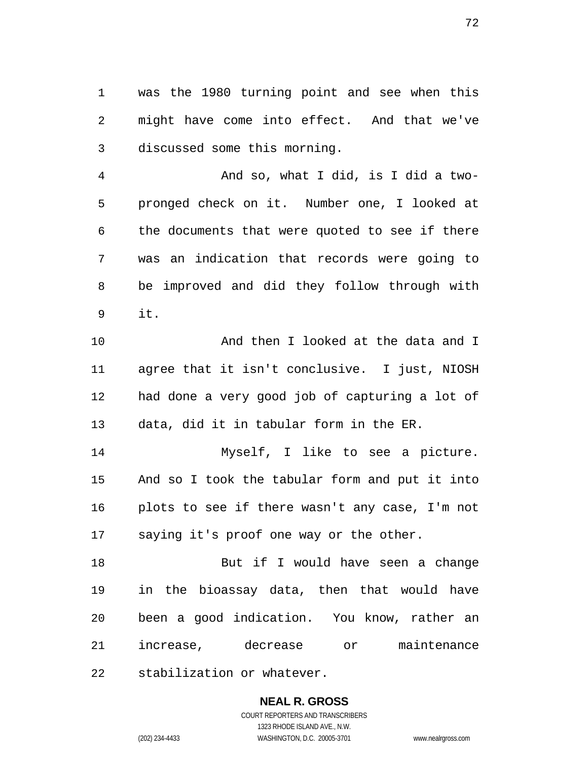was the 1980 turning point and see when this might have come into effect. And that we've discussed some this morning.

And so, what I did, is I did a two-pronged check on it. Number one, I looked at the documents that were quoted to see if there was an indication that records were going to be improved and did they follow through with it.

And then I looked at the data and I agree that it isn't conclusive. I just, NIOSH had done a very good job of capturing a lot of data, did it in tabular form in the ER.

Myself, I like to see a picture. And so I took the tabular form and put it into plots to see if there wasn't any case, I'm not saying it's proof one way or the other.

But if I would have seen a change in the bioassay data, then that would have been a good indication. You know, rather an increase, decrease or maintenance stabilization or whatever.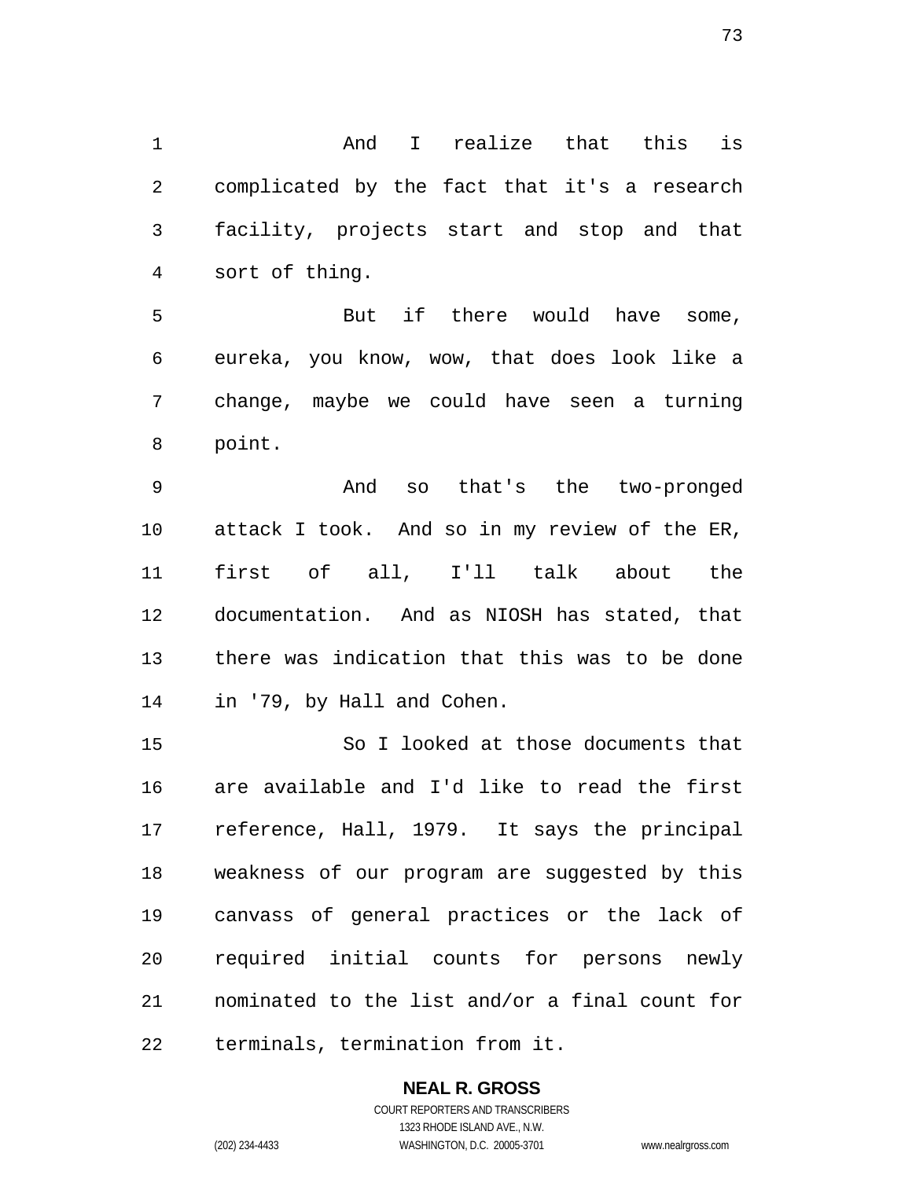And I realize that this is complicated by the fact that it's a research facility, projects start and stop and that sort of thing.

But if there would have some, eureka, you know, wow, that does look like a change, maybe we could have seen a turning point.

And so that's the two-pronged attack I took. And so in my review of the ER, first of all, I'll talk about the documentation. And as NIOSH has stated, that there was indication that this was to be done in '79, by Hall and Cohen.

So I looked at those documents that are available and I'd like to read the first reference, Hall, 1979. It says the principal weakness of our program are suggested by this canvass of general practices or the lack of required initial counts for persons newly nominated to the list and/or a final count for terminals, termination from it.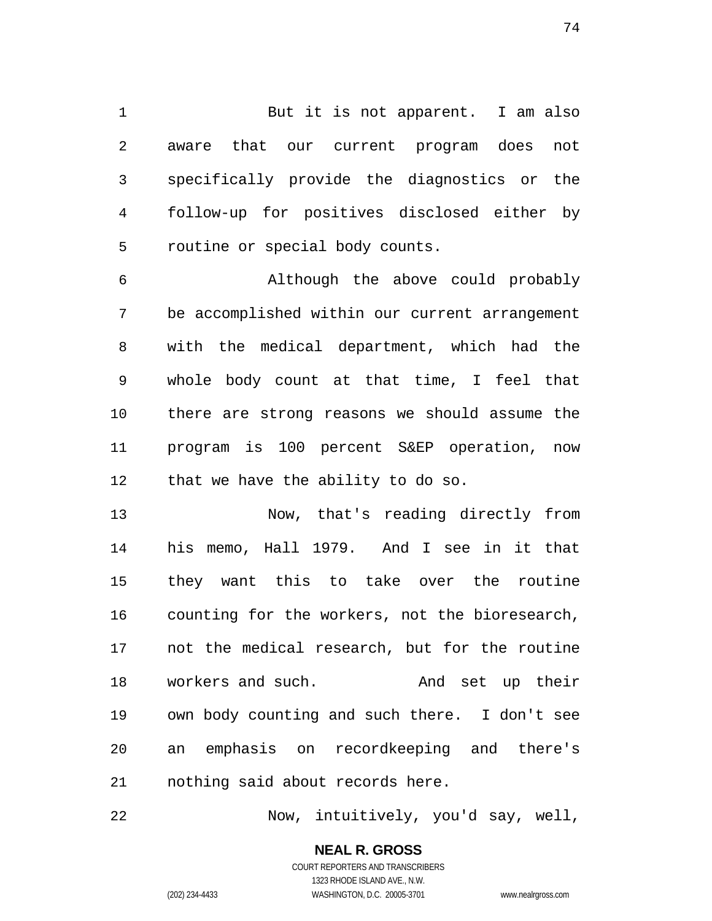But it is not apparent. I am also aware that our current program does not specifically provide the diagnostics or the follow-up for positives disclosed either by routine or special body counts.

Although the above could probably be accomplished within our current arrangement with the medical department, which had the whole body count at that time, I feel that there are strong reasons we should assume the program is 100 percent S&EP operation, now that we have the ability to do so.

Now, that's reading directly from his memo, Hall 1979. And I see in it that they want this to take over the routine counting for the workers, not the bioresearch, not the medical research, but for the routine workers and such. And set up their own body counting and such there. I don't see an emphasis on recordkeeping and there's nothing said about records here.

Now, intuitively, you'd say, well,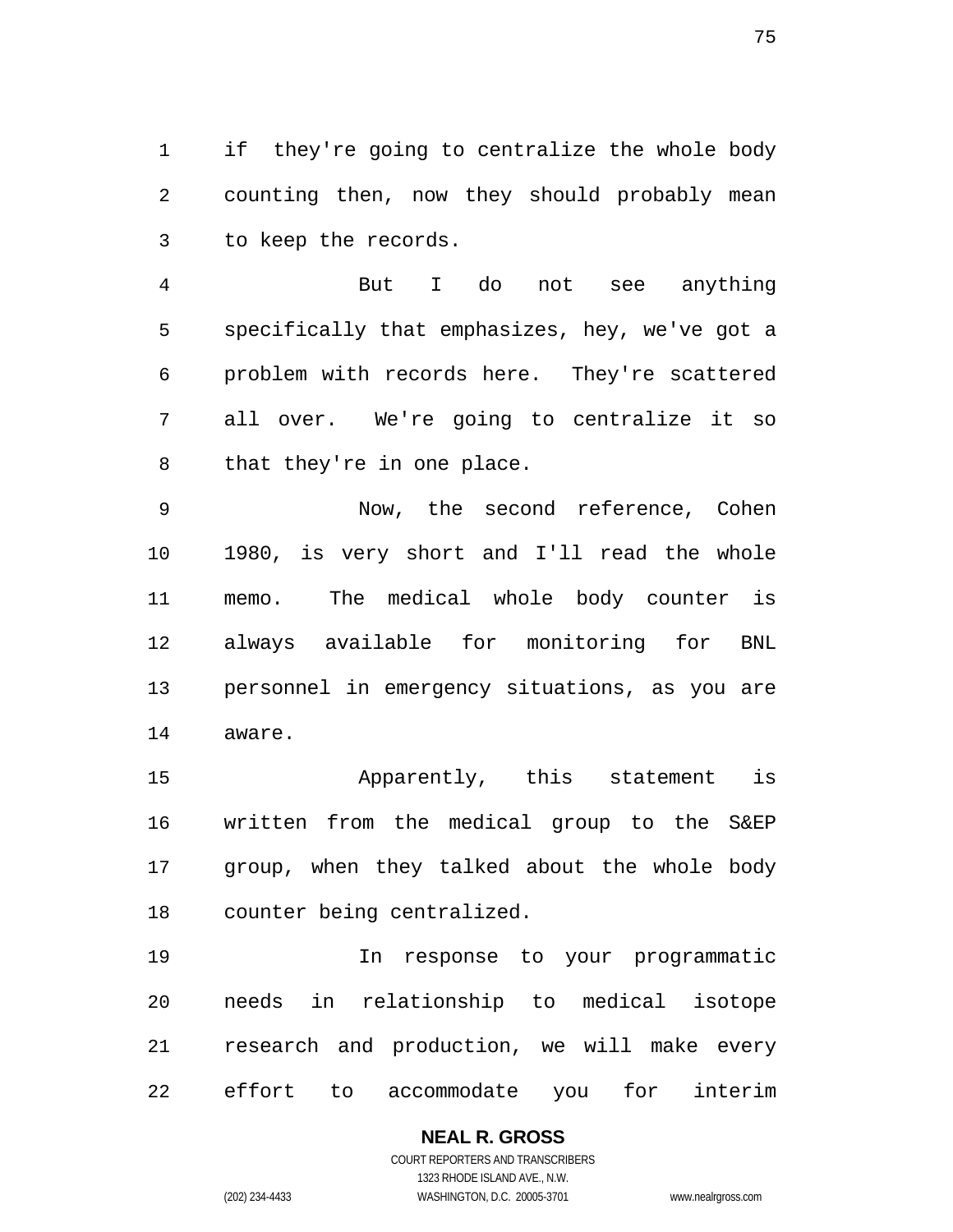if they're going to centralize the whole body counting then, now they should probably mean to keep the records.

But I do not see anything specifically that emphasizes, hey, we've got a problem with records here. They're scattered all over. We're going to centralize it so that they're in one place.

Now, the second reference, Cohen 1980, is very short and I'll read the whole memo. The medical whole body counter is always available for monitoring for BNL personnel in emergency situations, as you are aware.

Apparently, this statement is written from the medical group to the S&EP group, when they talked about the whole body counter being centralized.

In response to your programmatic needs in relationship to medical isotope research and production, we will make every effort to accommodate you for interim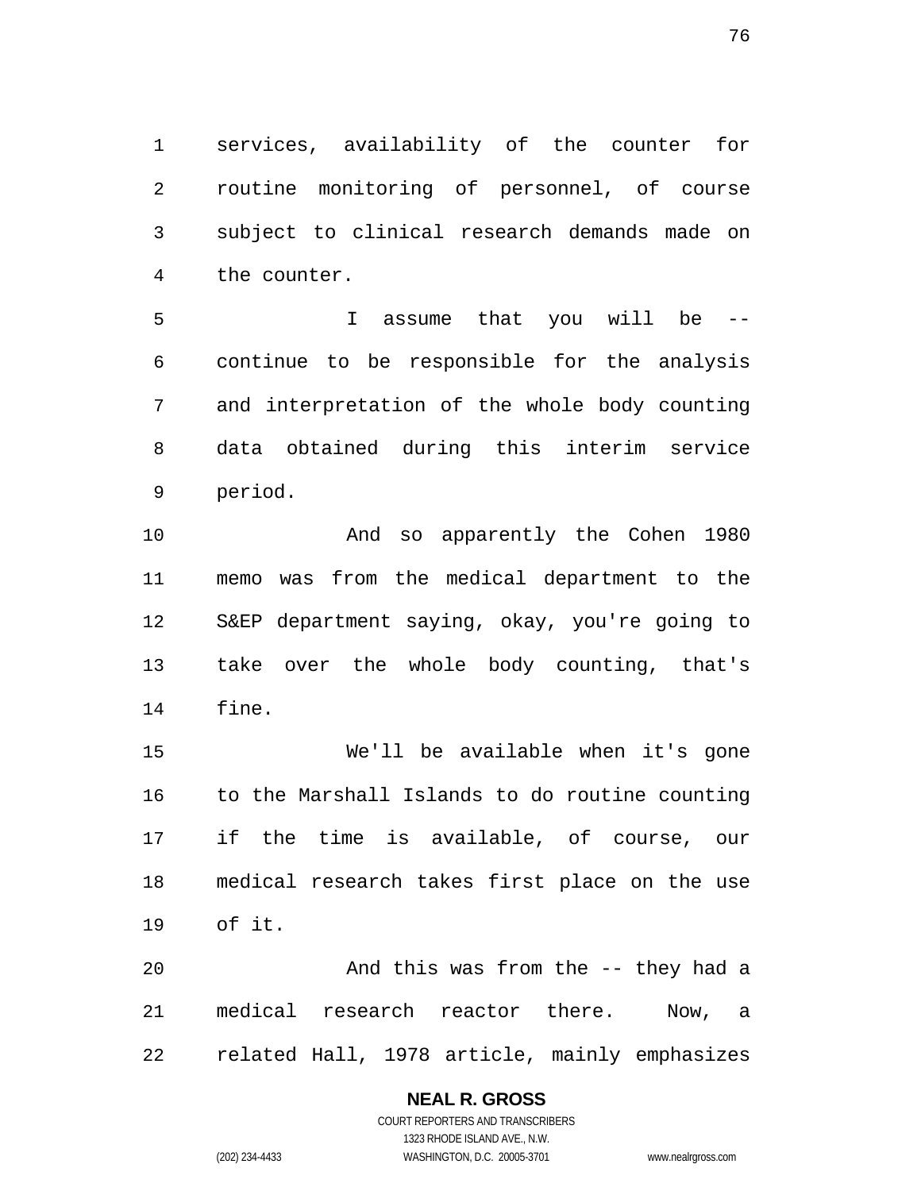services, availability of the counter for routine monitoring of personnel, of course subject to clinical research demands made on the counter.

I assume that you will be -- continue to be responsible for the analysis and interpretation of the whole body counting data obtained during this interim service period.

And so apparently the Cohen 1980 memo was from the medical department to the S&EP department saying, okay, you're going to take over the whole body counting, that's fine.

We'll be available when it's gone to the Marshall Islands to do routine counting if the time is available, of course, our medical research takes first place on the use of it.

And this was from the -- they had a medical research reactor there. Now, a related Hall, 1978 article, mainly emphasizes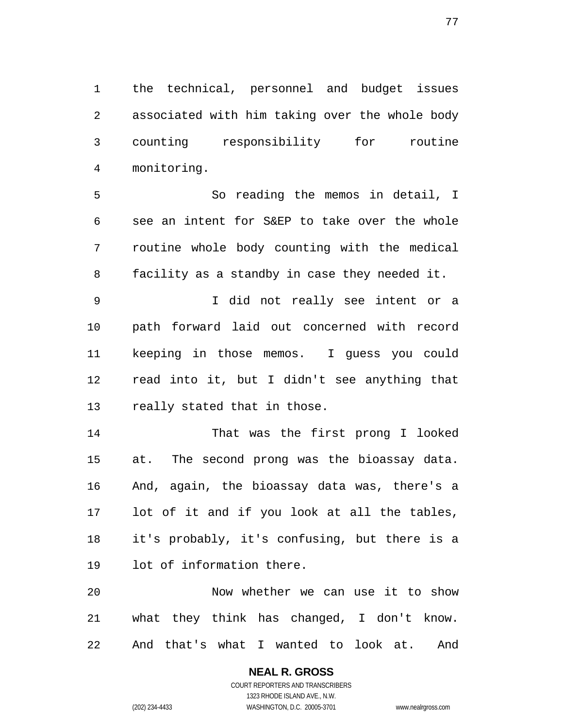the technical, personnel and budget issues associated with him taking over the whole body counting responsibility for routine monitoring.

So reading the memos in detail, I see an intent for S&EP to take over the whole routine whole body counting with the medical facility as a standby in case they needed it.

I did not really see intent or a path forward laid out concerned with record keeping in those memos. I guess you could read into it, but I didn't see anything that really stated that in those.

That was the first prong I looked at. The second prong was the bioassay data. And, again, the bioassay data was, there's a lot of it and if you look at all the tables, it's probably, it's confusing, but there is a lot of information there.

Now whether we can use it to show what they think has changed, I don't know. And that's what I wanted to look at. And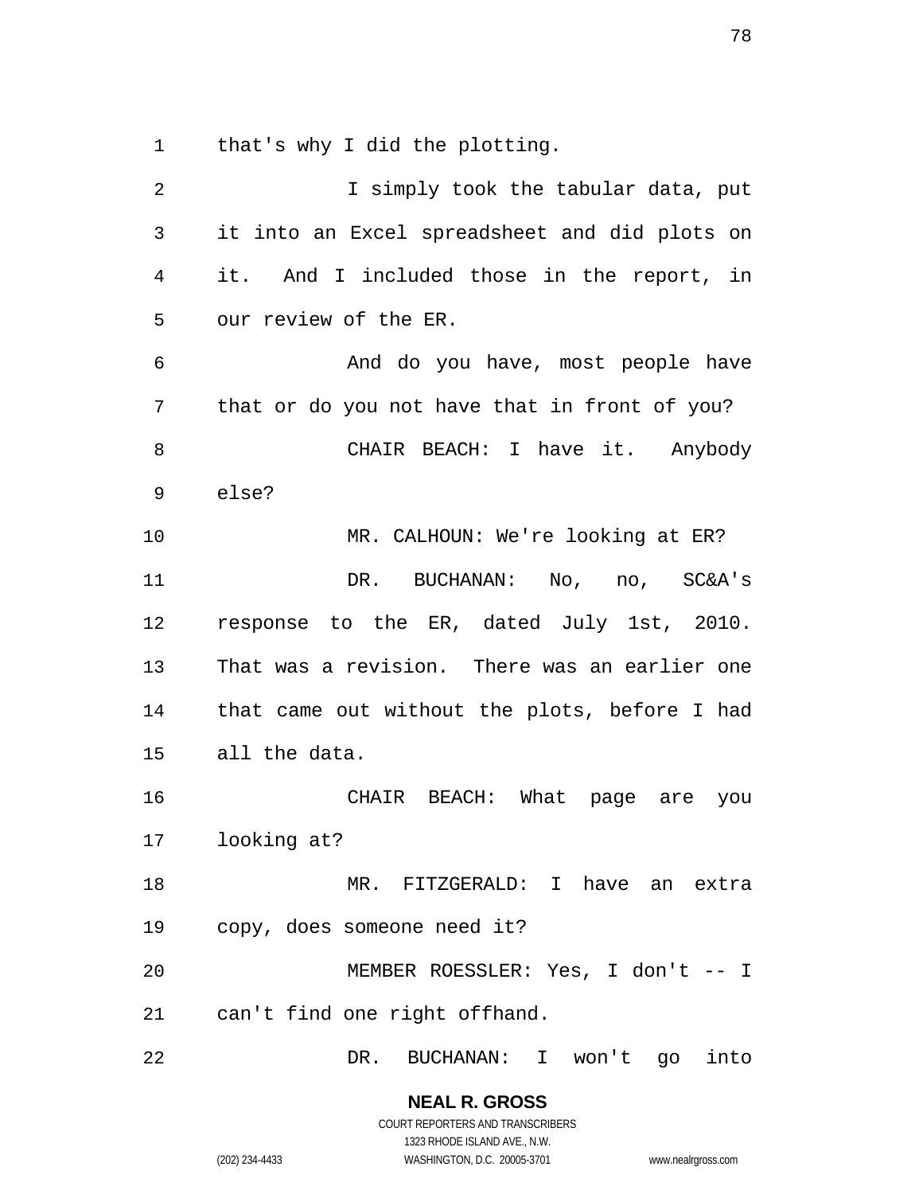that's why I did the plotting.

I simply took the tabular data, put it into an Excel spreadsheet and did plots on it. And I included those in the report, in our review of the ER.

And do you have, most people have that or do you not have that in front of you?

CHAIR BEACH: I have it. Anybody else?

MR. CALHOUN: We're looking at ER?

DR. BUCHANAN: No, no, SC&A's response to the ER, dated July 1st, 2010. That was a revision. There was an earlier one that came out without the plots, before I had all the data.

CHAIR BEACH: What page are you looking at?

MR. FITZGERALD: I have an extra copy, does someone need it?

MEMBER ROESSLER: Yes, I don't -- I can't find one right offhand.

DR. BUCHANAN: I won't go into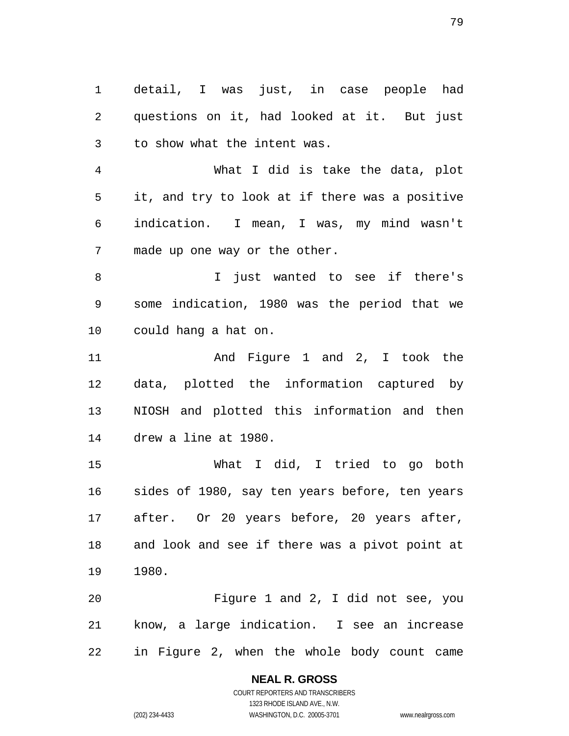detail, I was just, in case people had questions on it, had looked at it. But just to show what the intent was.

What I did is take the data, plot it, and try to look at if there was a positive indication. I mean, I was, my mind wasn't made up one way or the other.

I just wanted to see if there's some indication, 1980 was the period that we could hang a hat on.

And Figure 1 and 2, I took the data, plotted the information captured by NIOSH and plotted this information and then drew a line at 1980.

What I did, I tried to go both sides of 1980, say ten years before, ten years after. Or 20 years before, 20 years after, and look and see if there was a pivot point at 1980.

Figure 1 and 2, I did not see, you know, a large indication. I see an increase in Figure 2, when the whole body count came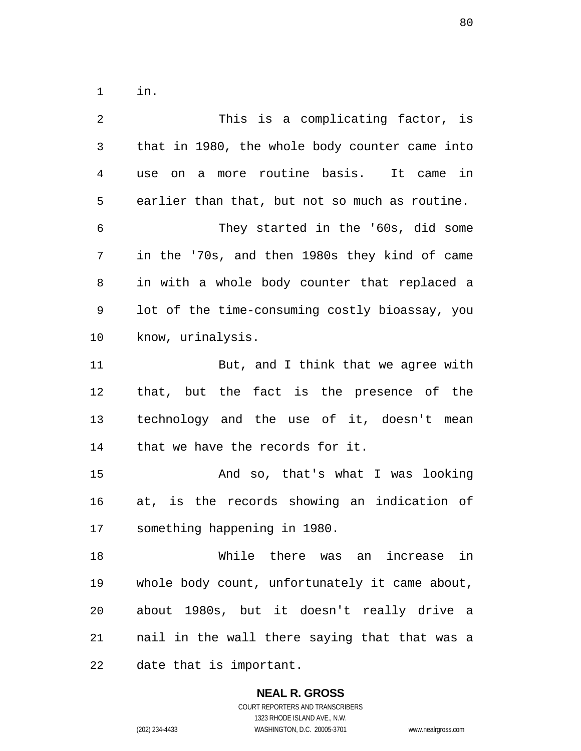in.

This is a complicating factor, is that in 1980, the whole body counter came into use on a more routine basis. It came in earlier than that, but not so much as routine.

They started in the '60s, did some in the '70s, and then 1980s they kind of came in with a whole body counter that replaced a lot of the time-consuming costly bioassay, you know, urinalysis.

But, and I think that we agree with that, but the fact is the presence of the technology and the use of it, doesn't mean that we have the records for it.

And so, that's what I was looking at, is the records showing an indication of something happening in 1980.

While there was an increase in whole body count, unfortunately it came about, about 1980s, but it doesn't really drive a nail in the wall there saying that that was a date that is important.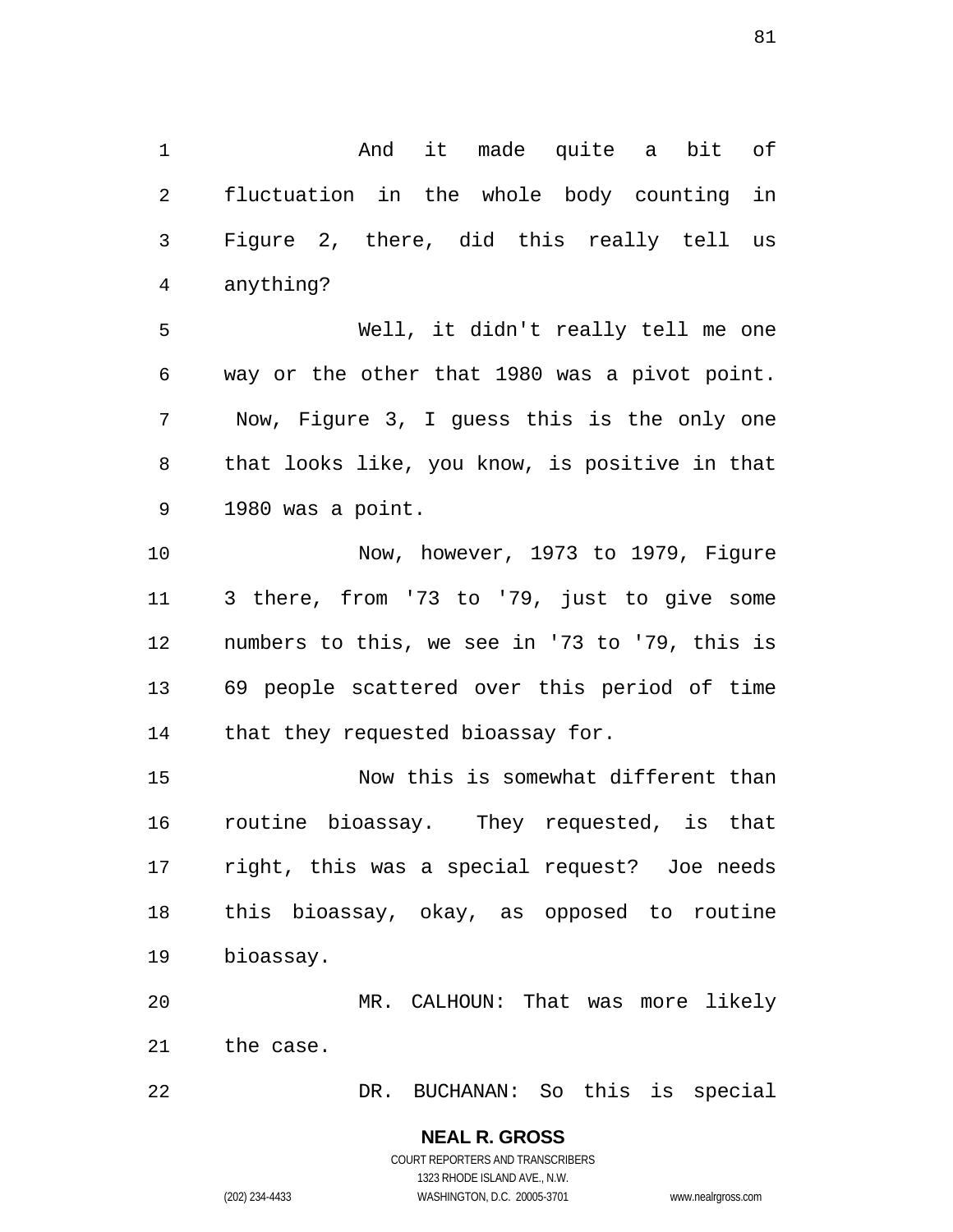And it made quite a bit of fluctuation in the whole body counting in Figure 2, there, did this really tell us anything?

Well, it didn't really tell me one way or the other that 1980 was a pivot point. Now, Figure 3, I guess this is the only one that looks like, you know, is positive in that 1980 was a point.

Now, however, 1973 to 1979, Figure 3 there, from '73 to '79, just to give some numbers to this, we see in '73 to '79, this is 69 people scattered over this period of time that they requested bioassay for.

Now this is somewhat different than routine bioassay. They requested, is that right, this was a special request? Joe needs this bioassay, okay, as opposed to routine bioassay.

MR. CALHOUN: That was more likely the case.

DR. BUCHANAN: So this is special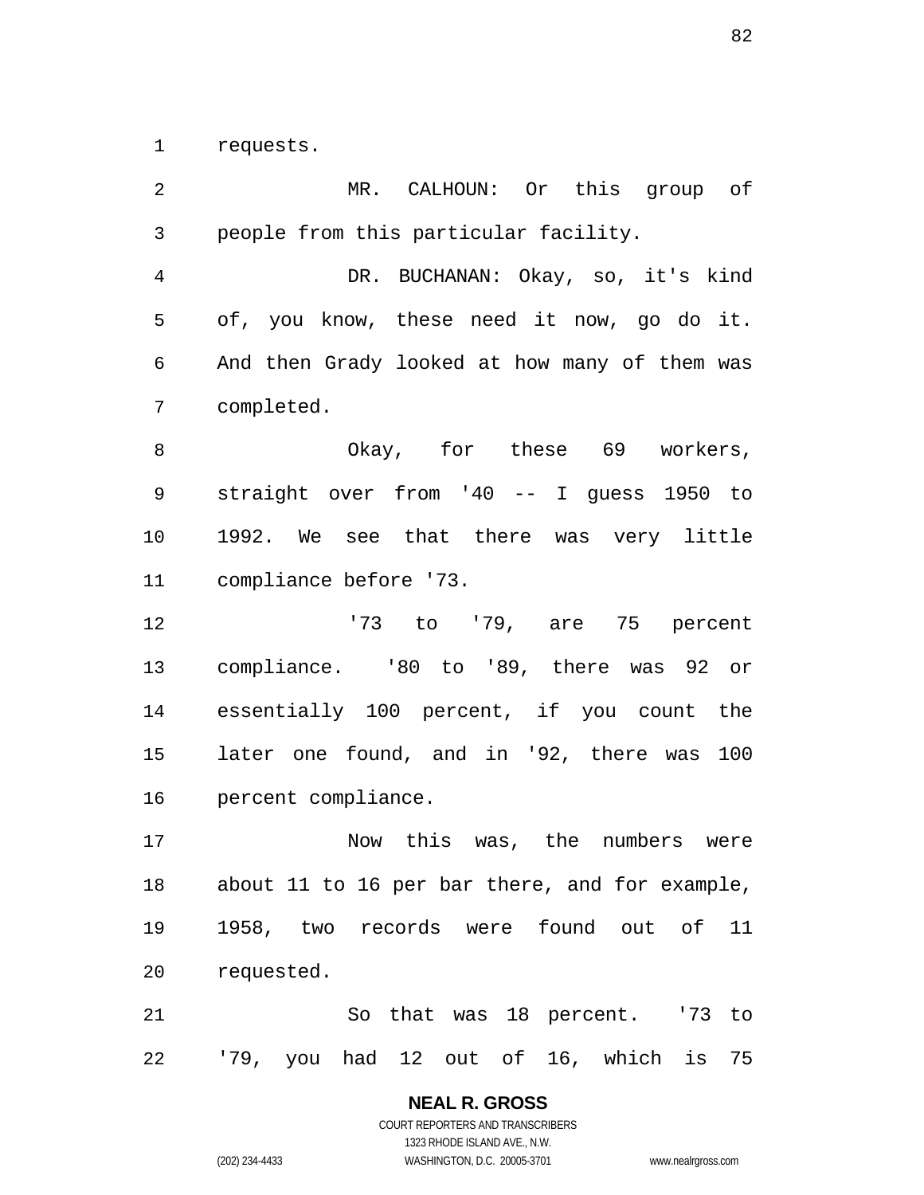requests.

MR. CALHOUN: Or this group of people from this particular facility.

DR. BUCHANAN: Okay, so, it's kind of, you know, these need it now, go do it. And then Grady looked at how many of them was completed.

Okay, for these 69 workers, straight over from '40 -- I guess 1950 to 1992. We see that there was very little compliance before '73.

'73 to '79, are 75 percent compliance. '80 to '89, there was 92 or essentially 100 percent, if you count the later one found, and in '92, there was 100 percent compliance.

Now this was, the numbers were about 11 to 16 per bar there, and for example, 1958, two records were found out of 11 requested.

So that was 18 percent. '73 to '79, you had 12 out of 16, which is 75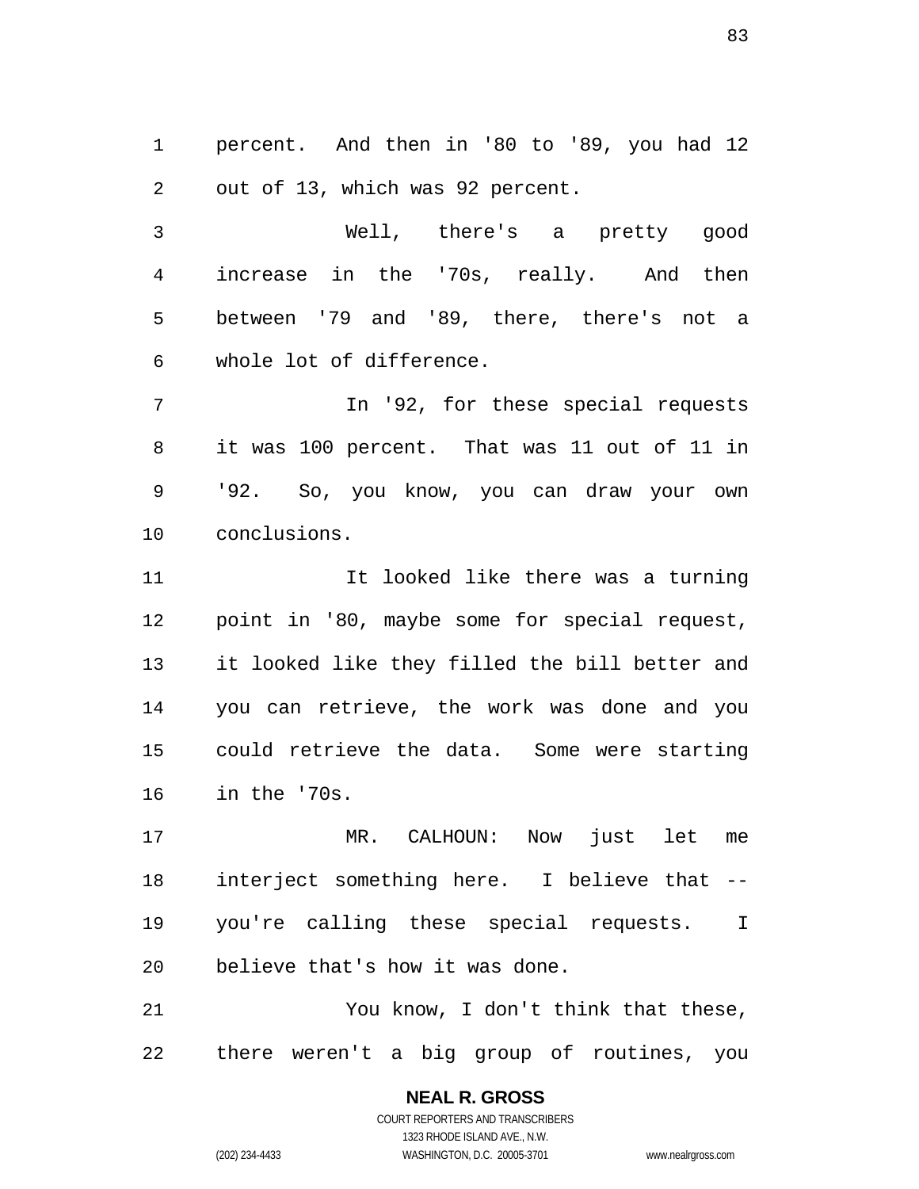percent. And then in '80 to '89, you had 12 out of 13, which was 92 percent.

Well, there's a pretty good increase in the '70s, really. And then between '79 and '89, there, there's not a whole lot of difference.

In '92, for these special requests it was 100 percent. That was 11 out of 11 in '92. So, you know, you can draw your own conclusions.

It looked like there was a turning point in '80, maybe some for special request, it looked like they filled the bill better and you can retrieve, the work was done and you could retrieve the data. Some were starting in the '70s.

MR. CALHOUN: Now just let me interject something here. I believe that -- you're calling these special requests. I believe that's how it was done.

You know, I don't think that these, there weren't a big group of routines, you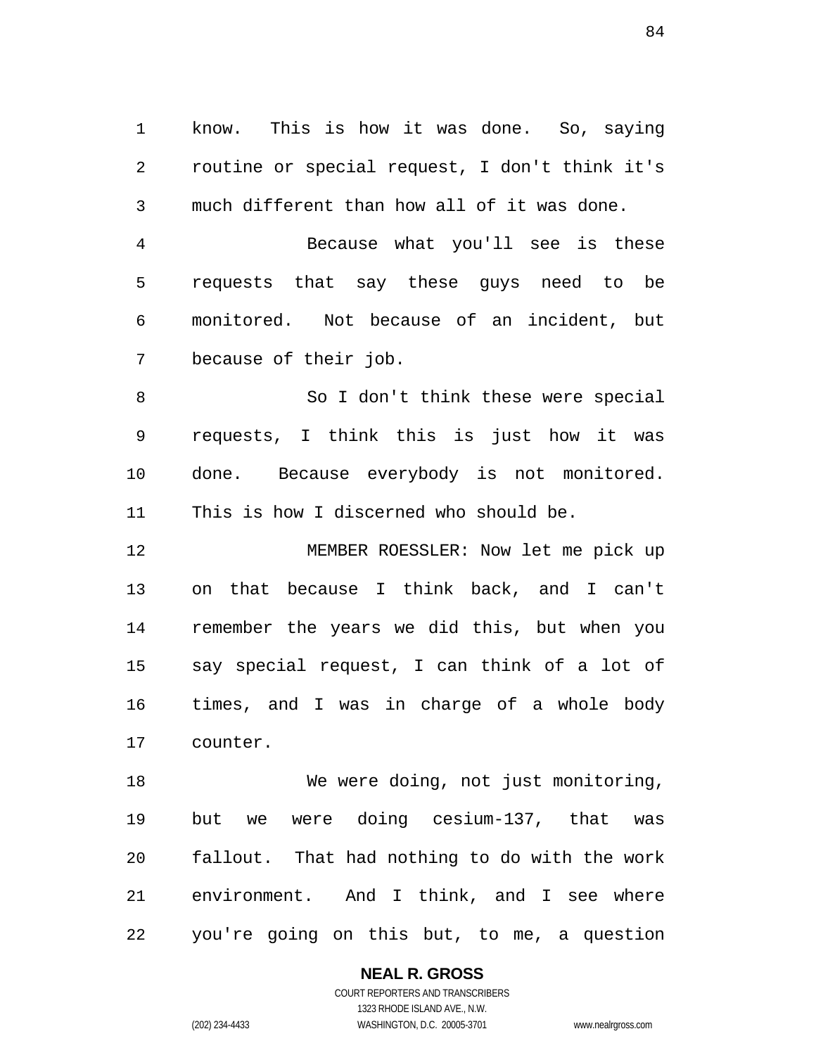know. This is how it was done. So, saying routine or special request, I don't think it's much different than how all of it was done.

Because what you'll see is these requests that say these guys need to be monitored. Not because of an incident, but because of their job.

So I don't think these were special requests, I think this is just how it was done. Because everybody is not monitored. This is how I discerned who should be.

MEMBER ROESSLER: Now let me pick up on that because I think back, and I can't remember the years we did this, but when you say special request, I can think of a lot of times, and I was in charge of a whole body counter.

We were doing, not just monitoring, but we were doing cesium-137, that was fallout. That had nothing to do with the work environment. And I think, and I see where you're going on this but, to me, a question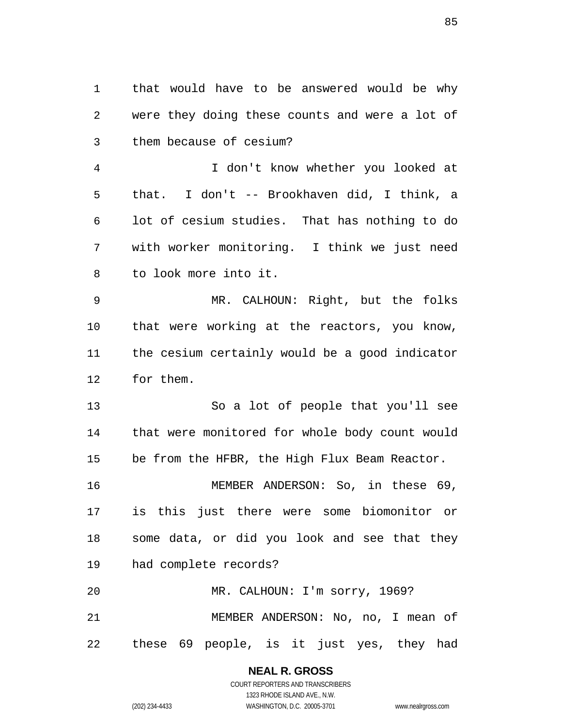that would have to be answered would be why were they doing these counts and were a lot of them because of cesium?

I don't know whether you looked at that. I don't -- Brookhaven did, I think, a lot of cesium studies. That has nothing to do with worker monitoring. I think we just need to look more into it.

MR. CALHOUN: Right, but the folks that were working at the reactors, you know, the cesium certainly would be a good indicator for them.

So a lot of people that you'll see that were monitored for whole body count would be from the HFBR, the High Flux Beam Reactor.

MEMBER ANDERSON: So, in these 69, is this just there were some biomonitor or some data, or did you look and see that they had complete records?

MR. CALHOUN: I'm sorry, 1969?

MEMBER ANDERSON: No, no, I mean of these 69 people, is it just yes, they had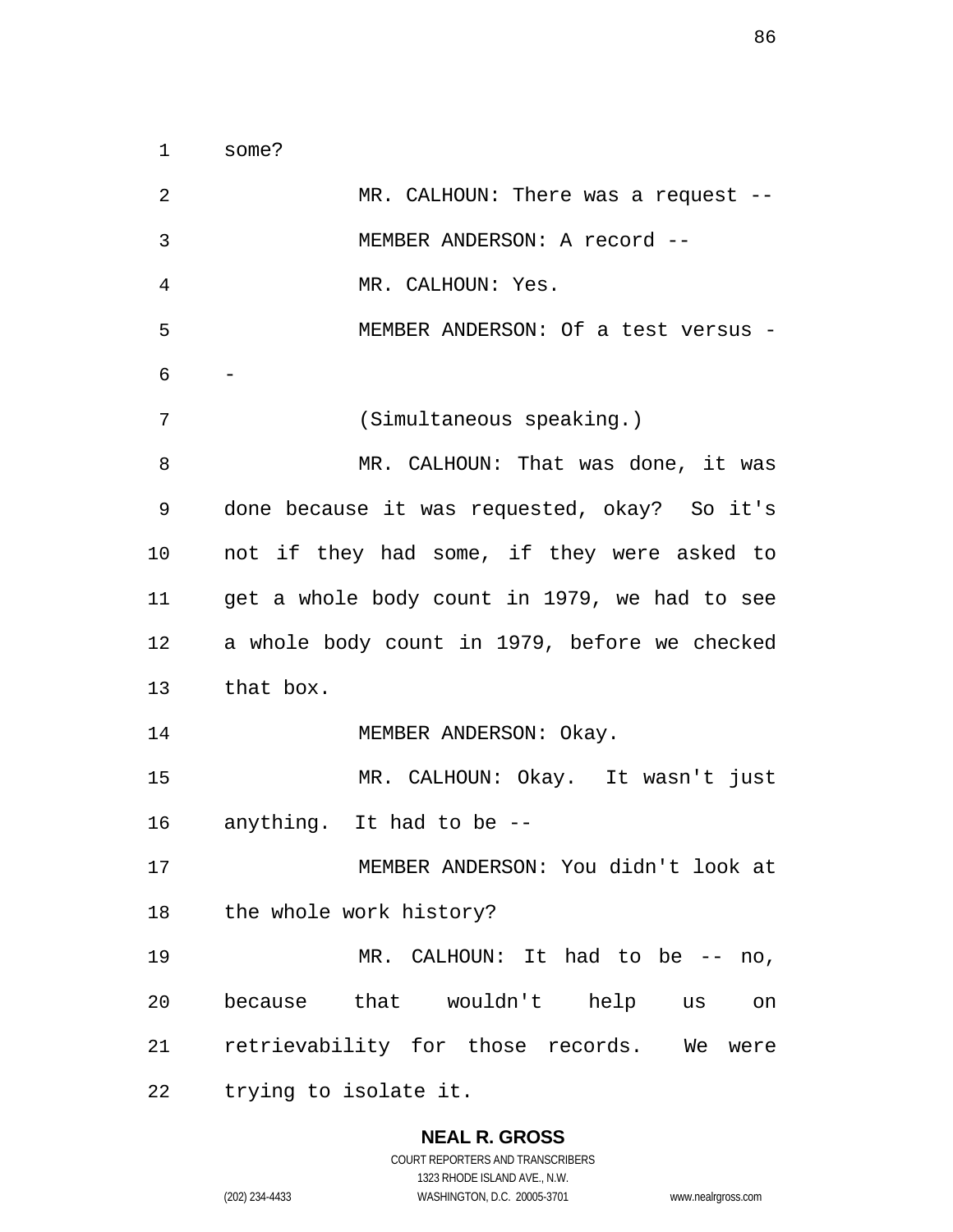some?

MR. CALHOUN: There was a request --

MEMBER ANDERSON: A record --

MR. CALHOUN: Yes.

MEMBER ANDERSON: Of a test versus --

(Simultaneous speaking.)

MR. CALHOUN: That was done, it was done because it was requested, okay? So it's not if they had some, if they were asked to get a whole body count in 1979, we had to see a whole body count in 1979, before we checked that box.

MEMBER ANDERSON: Okay.

MR. CALHOUN: Okay. It wasn't just anything. It had to be --

MEMBER ANDERSON: You didn't look at the whole work history?

MR. CALHOUN: It had to be -- no, because that wouldn't help us on retrievability for those records. We were trying to isolate it.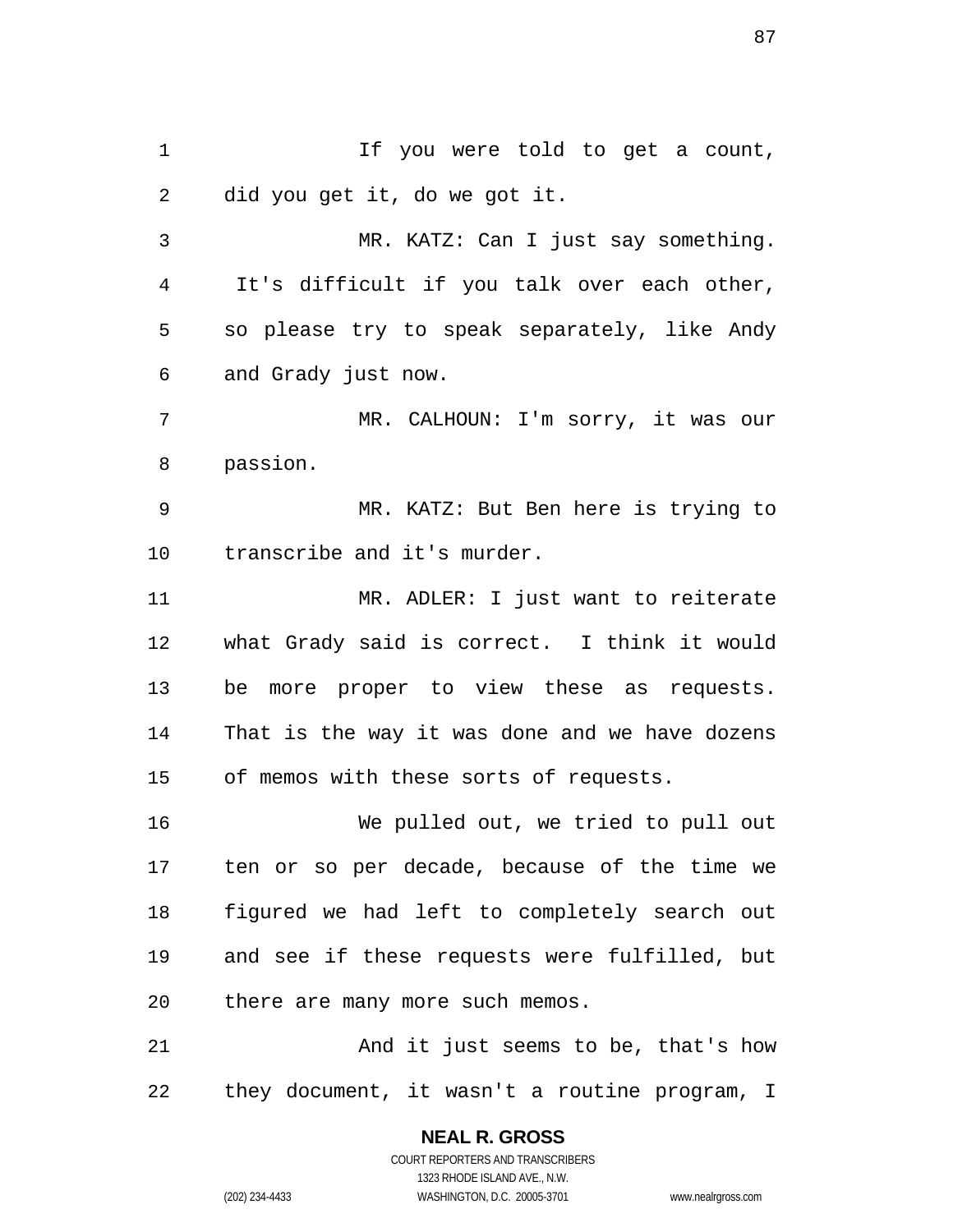If you were told to get a count, did you get it, do we got it.

MR. KATZ: Can I just say something. It's difficult if you talk over each other, so please try to speak separately, like Andy and Grady just now.

MR. CALHOUN: I'm sorry, it was our passion.

MR. KATZ: But Ben here is trying to transcribe and it's murder.

MR. ADLER: I just want to reiterate what Grady said is correct. I think it would be more proper to view these as requests. That is the way it was done and we have dozens of memos with these sorts of requests.

We pulled out, we tried to pull out ten or so per decade, because of the time we figured we had left to completely search out and see if these requests were fulfilled, but there are many more such memos.

And it just seems to be, that's how they document, it wasn't a routine program, I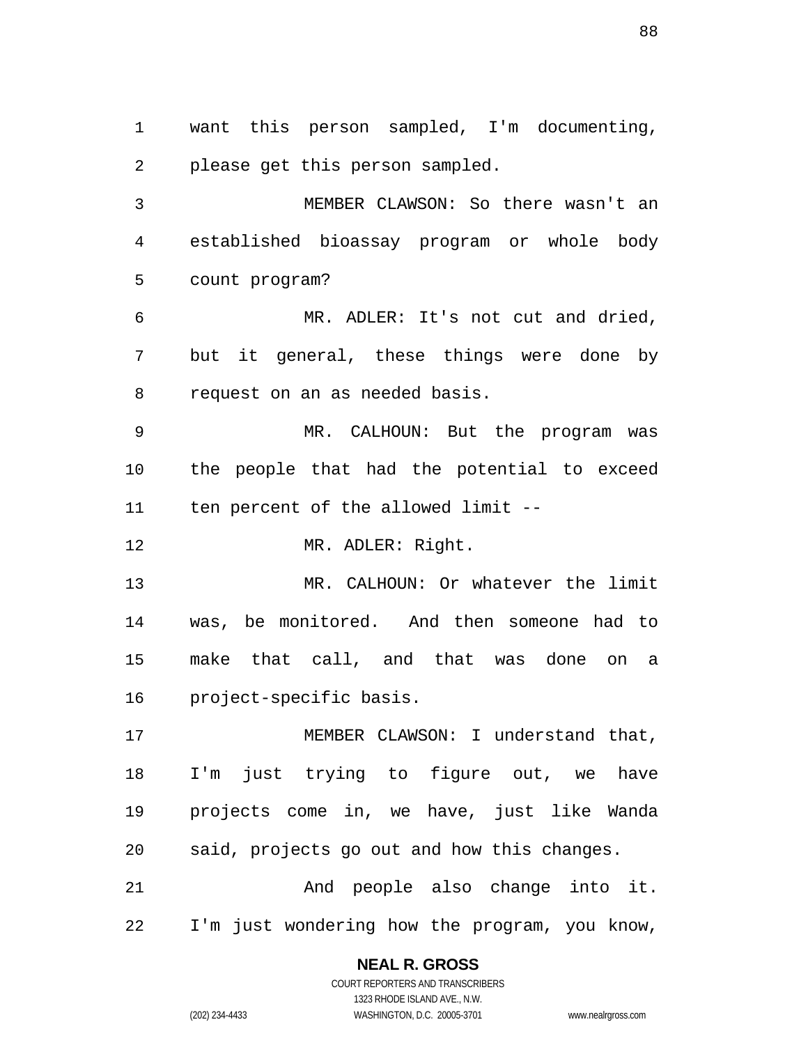want this person sampled, I'm documenting, please get this person sampled.

MEMBER CLAWSON: So there wasn't an established bioassay program or whole body count program?

MR. ADLER: It's not cut and dried, but it general, these things were done by request on an as needed basis.

MR. CALHOUN: But the program was the people that had the potential to exceed ten percent of the allowed limit --

MR. ADLER: Right.

MR. CALHOUN: Or whatever the limit was, be monitored. And then someone had to make that call, and that was done on a project-specific basis.

MEMBER CLAWSON: I understand that, I'm just trying to figure out, we have projects come in, we have, just like Wanda said, projects go out and how this changes.

And people also change into it. I'm just wondering how the program, you know,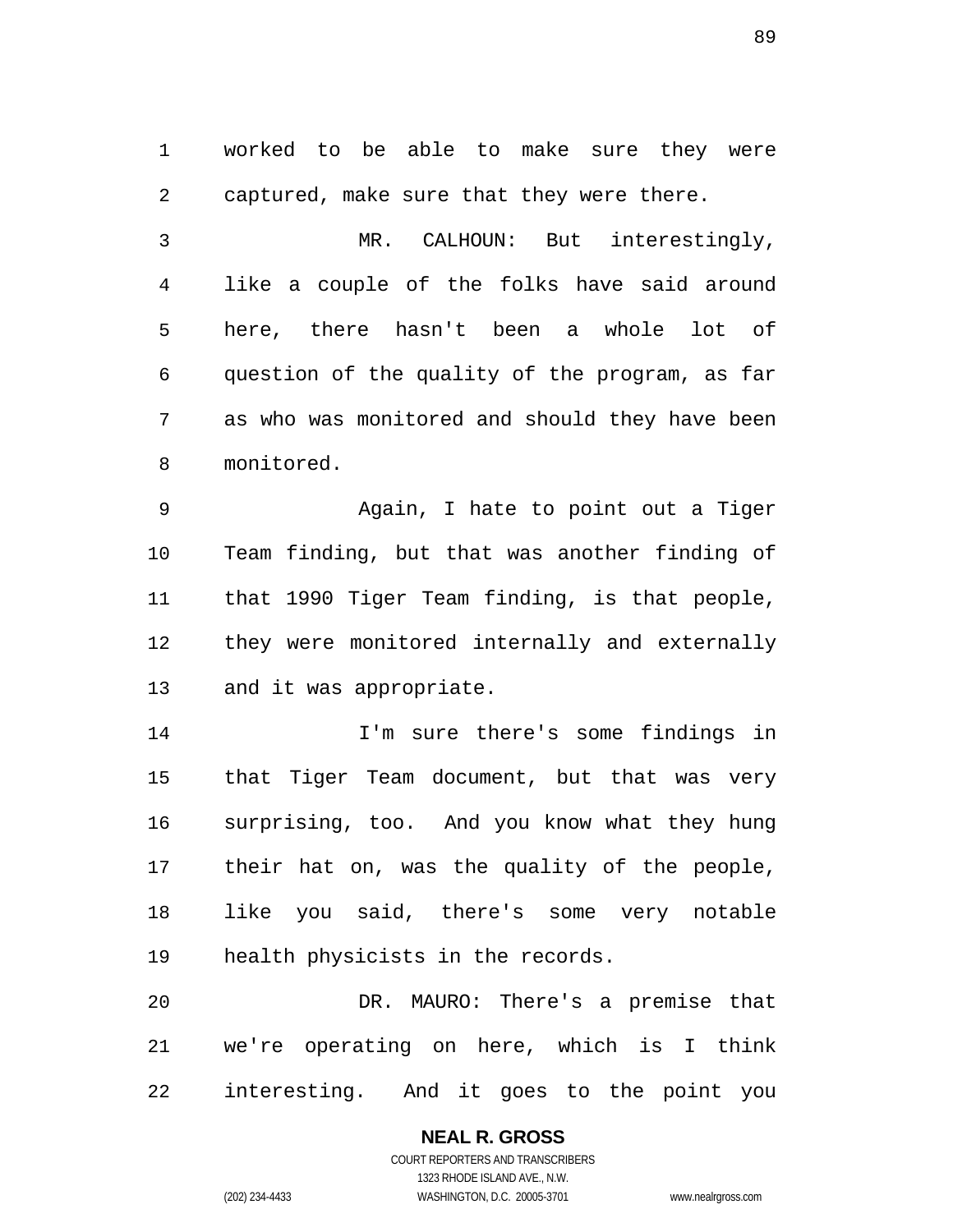worked to be able to make sure they were captured, make sure that they were there.

MR. CALHOUN: But interestingly, like a couple of the folks have said around here, there hasn't been a whole lot of question of the quality of the program, as far as who was monitored and should they have been monitored.

Again, I hate to point out a Tiger Team finding, but that was another finding of that 1990 Tiger Team finding, is that people, they were monitored internally and externally and it was appropriate.

I'm sure there's some findings in that Tiger Team document, but that was very surprising, too. And you know what they hung their hat on, was the quality of the people, like you said, there's some very notable health physicists in the records.

DR. MAURO: There's a premise that we're operating on here, which is I think interesting. And it goes to the point you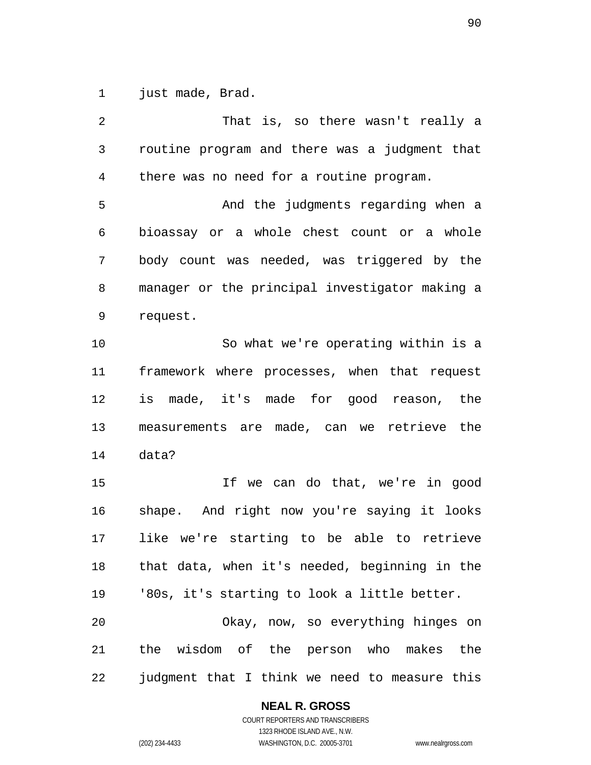just made, Brad.

That is, so there wasn't really a routine program and there was a judgment that there was no need for a routine program.

And the judgments regarding when a bioassay or a whole chest count or a whole body count was needed, was triggered by the manager or the principal investigator making a request.

So what we're operating within is a framework where processes, when that request is made, it's made for good reason, the measurements are made, can we retrieve the data?

If we can do that, we're in good shape. And right now you're saying it looks like we're starting to be able to retrieve that data, when it's needed, beginning in the '80s, it's starting to look a little better.

Okay, now, so everything hinges on the wisdom of the person who makes the judgment that I think we need to measure this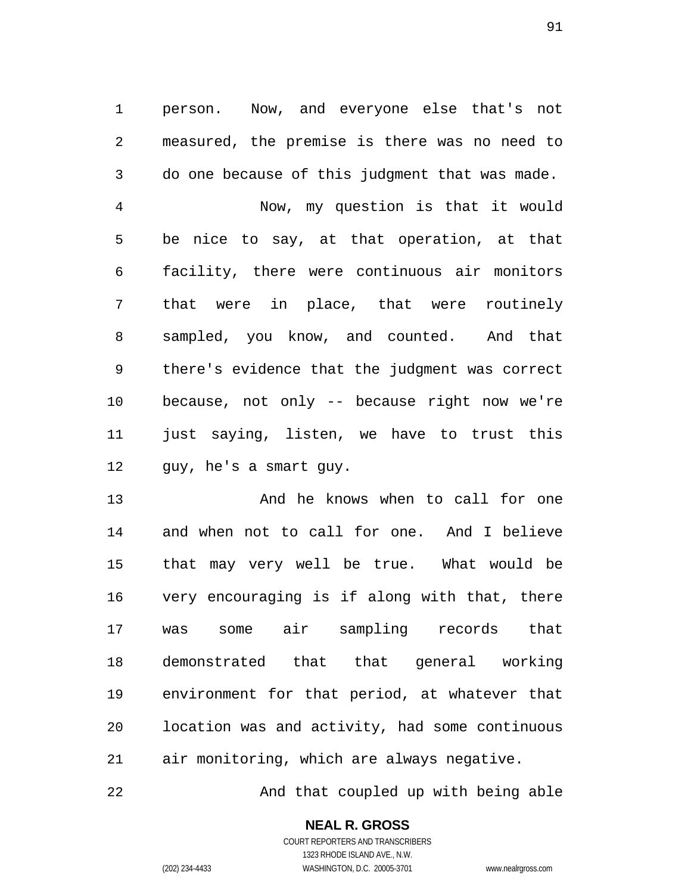person. Now, and everyone else that's not measured, the premise is there was no need to do one because of this judgment that was made.

Now, my question is that it would be nice to say, at that operation, at that facility, there were continuous air monitors that were in place, that were routinely sampled, you know, and counted. And that there's evidence that the judgment was correct because, not only -- because right now we're just saying, listen, we have to trust this guy, he's a smart guy.

And he knows when to call for one and when not to call for one. And I believe that may very well be true. What would be very encouraging is if along with that, there was some air sampling records that demonstrated that that general working environment for that period, at whatever that location was and activity, had some continuous air monitoring, which are always negative.

And that coupled up with being able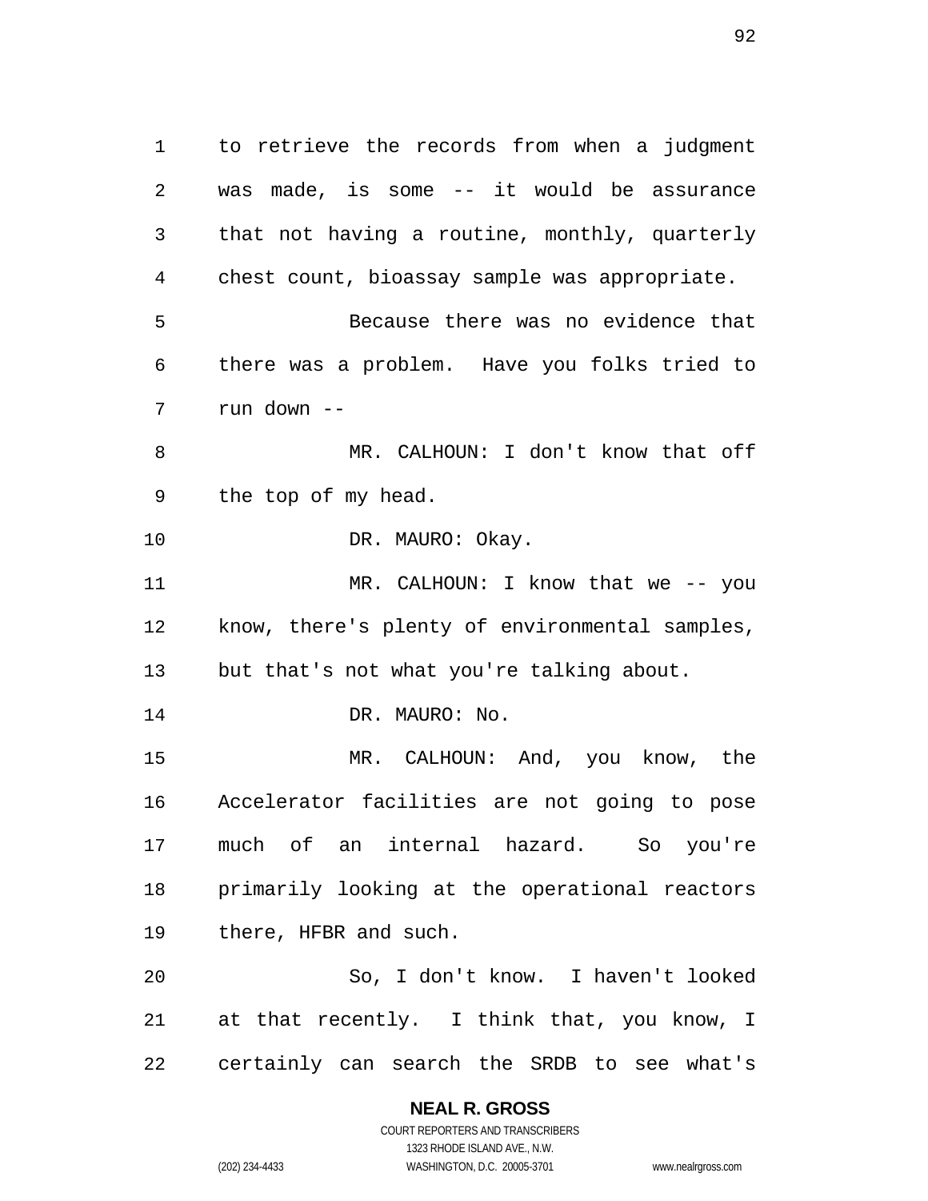to retrieve the records from when a judgment was made, is some -- it would be assurance that not having a routine, monthly, quarterly chest count, bioassay sample was appropriate.

Because there was no evidence that there was a problem. Have you folks tried to run down --

MR. CALHOUN: I don't know that off the top of my head.

DR. MAURO: Okay.

MR. CALHOUN: I know that we -- you know, there's plenty of environmental samples, but that's not what you're talking about.

DR. MAURO: No.

MR. CALHOUN: And, you know, the Accelerator facilities are not going to pose much of an internal hazard. So you're primarily looking at the operational reactors there, HFBR and such.

So, I don't know. I haven't looked at that recently. I think that, you know, I certainly can search the SRDB to see what's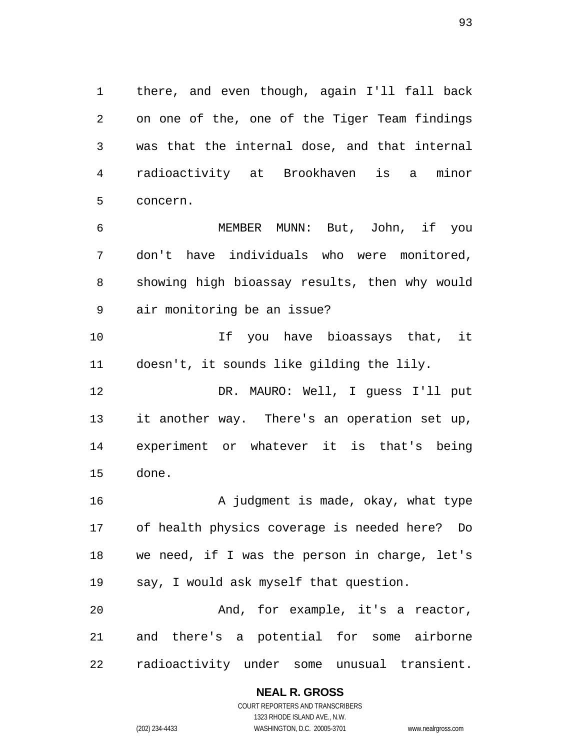there, and even though, again I'll fall back on one of the, one of the Tiger Team findings was that the internal dose, and that internal radioactivity at Brookhaven is a minor concern.

MEMBER MUNN: But, John, if you don't have individuals who were monitored, showing high bioassay results, then why would air monitoring be an issue?

If you have bioassays that, it doesn't, it sounds like gilding the lily.

DR. MAURO: Well, I guess I'll put it another way. There's an operation set up, experiment or whatever it is that's being done.

A judgment is made, okay, what type of health physics coverage is needed here? Do we need, if I was the person in charge, let's say, I would ask myself that question.

And, for example, it's a reactor, and there's a potential for some airborne radioactivity under some unusual transient.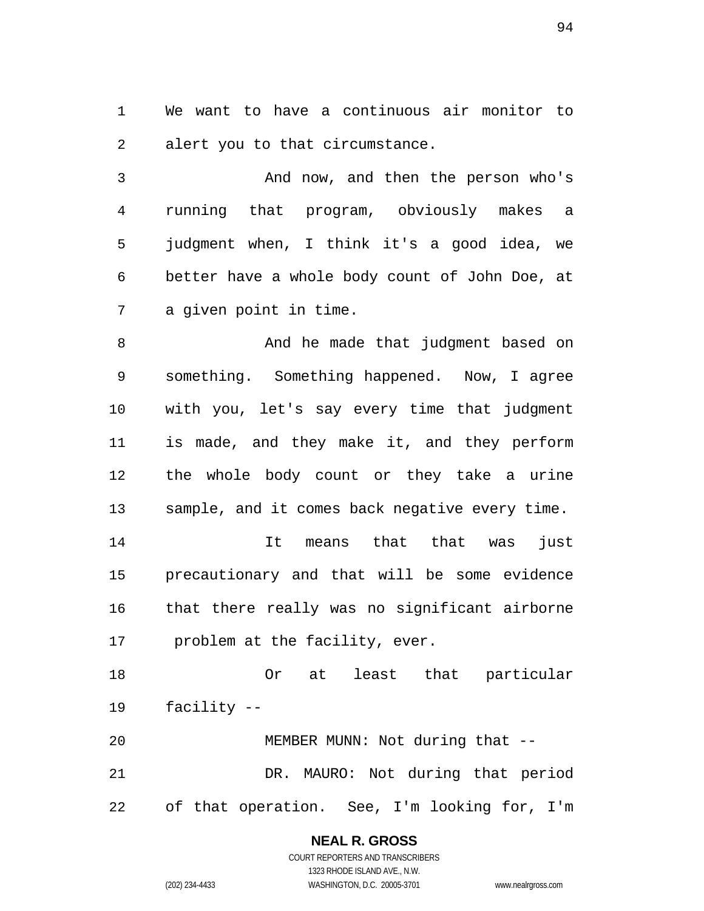We want to have a continuous air monitor to alert you to that circumstance.

And now, and then the person who's running that program, obviously makes a judgment when, I think it's a good idea, we better have a whole body count of John Doe, at a given point in time.

And he made that judgment based on something. Something happened. Now, I agree with you, let's say every time that judgment is made, and they make it, and they perform the whole body count or they take a urine sample, and it comes back negative every time.

It means that that was just precautionary and that will be some evidence that there really was no significant airborne problem at the facility, ever.

Or at least that particular facility --

MEMBER MUNN: Not during that --

DR. MAURO: Not during that period of that operation. See, I'm looking for, I'm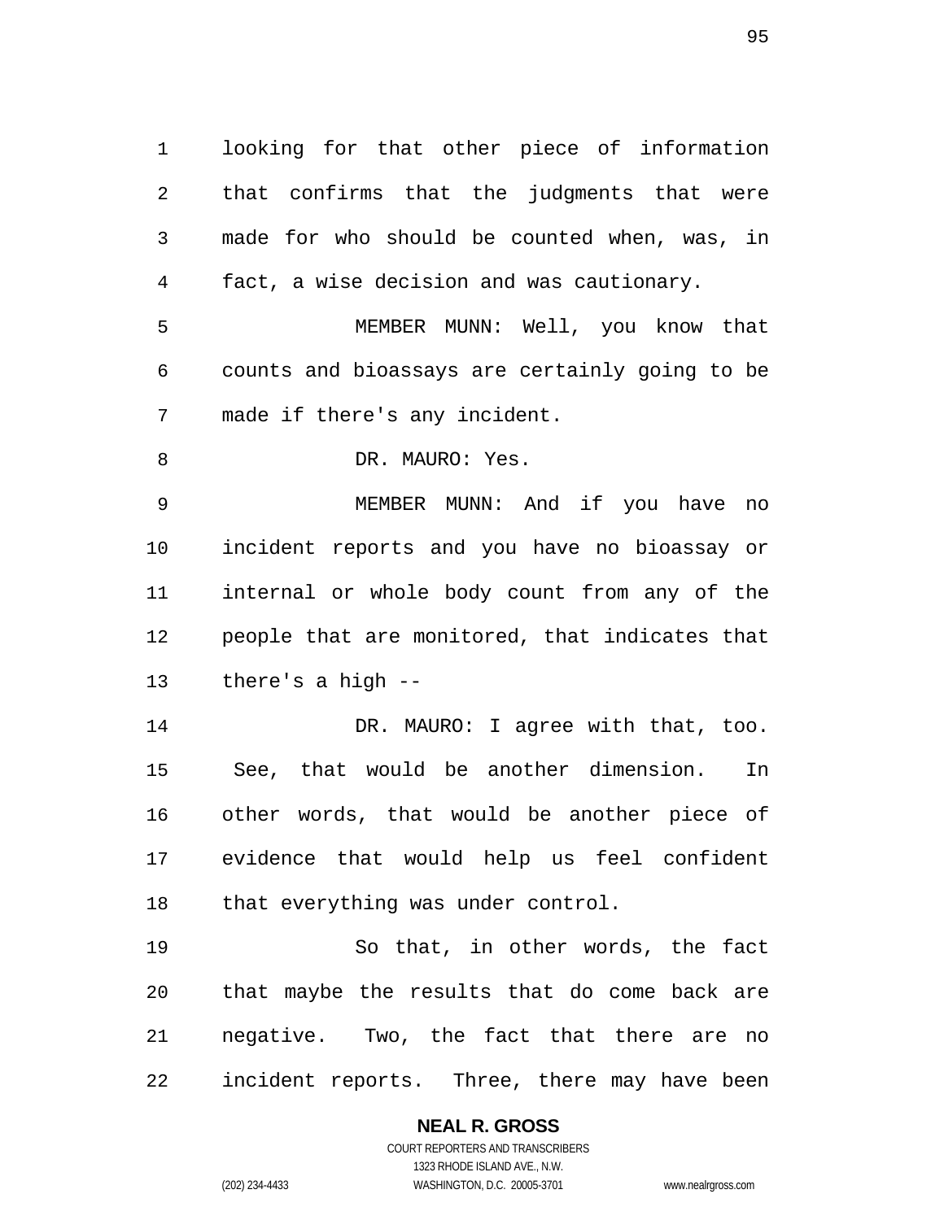looking for that other piece of information that confirms that the judgments that were made for who should be counted when, was, in fact, a wise decision and was cautionary.

MEMBER MUNN: Well, you know that counts and bioassays are certainly going to be made if there's any incident.

DR. MAURO: Yes.

MEMBER MUNN: And if you have no incident reports and you have no bioassay or internal or whole body count from any of the people that are monitored, that indicates that there's a high --

DR. MAURO: I agree with that, too. See, that would be another dimension. In other words, that would be another piece of evidence that would help us feel confident that everything was under control.

So that, in other words, the fact that maybe the results that do come back are negative. Two, the fact that there are no incident reports. Three, there may have been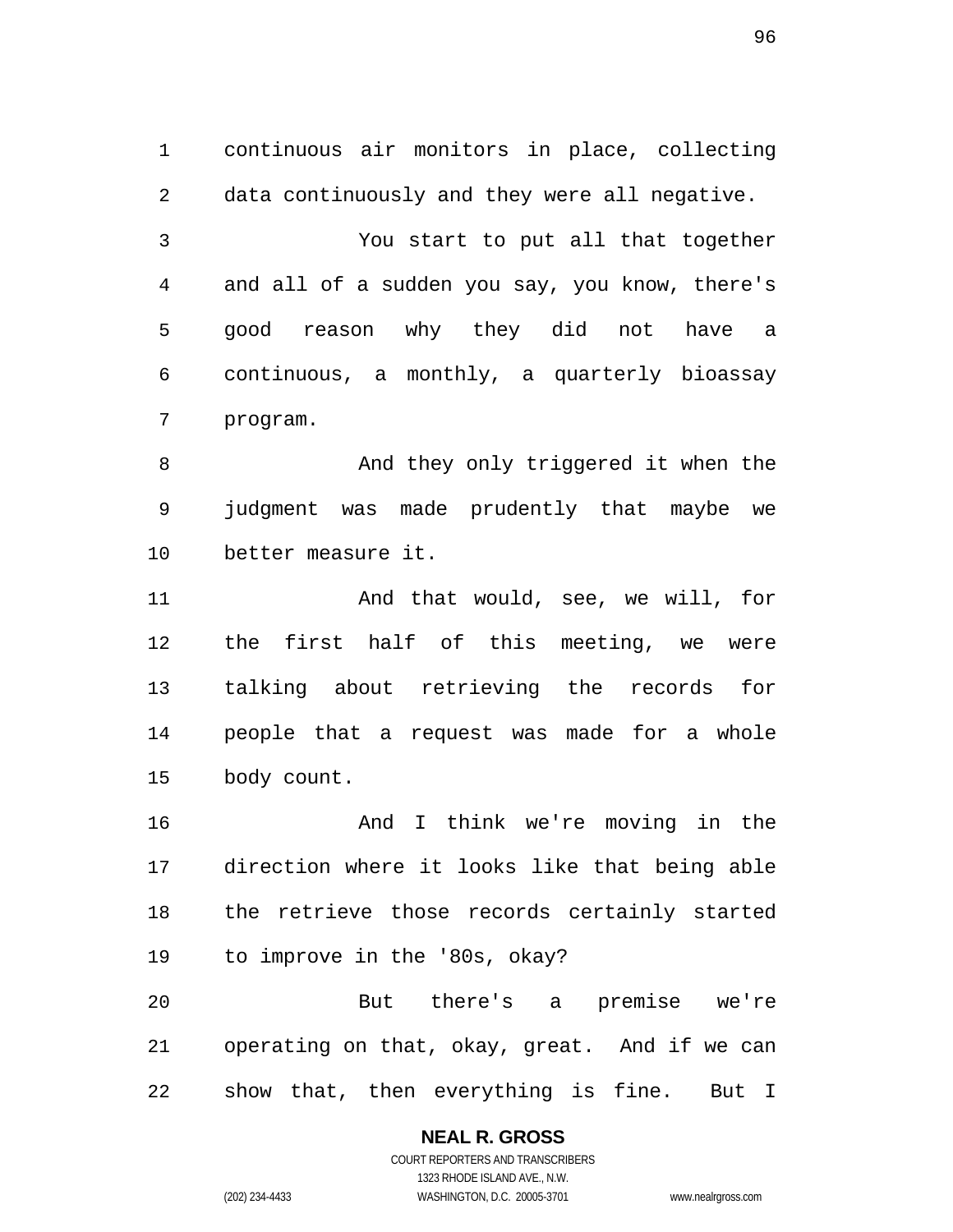continuous air monitors in place, collecting data continuously and they were all negative.

You start to put all that together and all of a sudden you say, you know, there's good reason why they did not have a continuous, a monthly, a quarterly bioassay program.

And they only triggered it when the judgment was made prudently that maybe we better measure it.

And that would, see, we will, for the first half of this meeting, we were talking about retrieving the records for people that a request was made for a whole body count.

And I think we're moving in the direction where it looks like that being able the retrieve those records certainly started to improve in the '80s, okay?

But there's a premise we're operating on that, okay, great. And if we can show that, then everything is fine. But I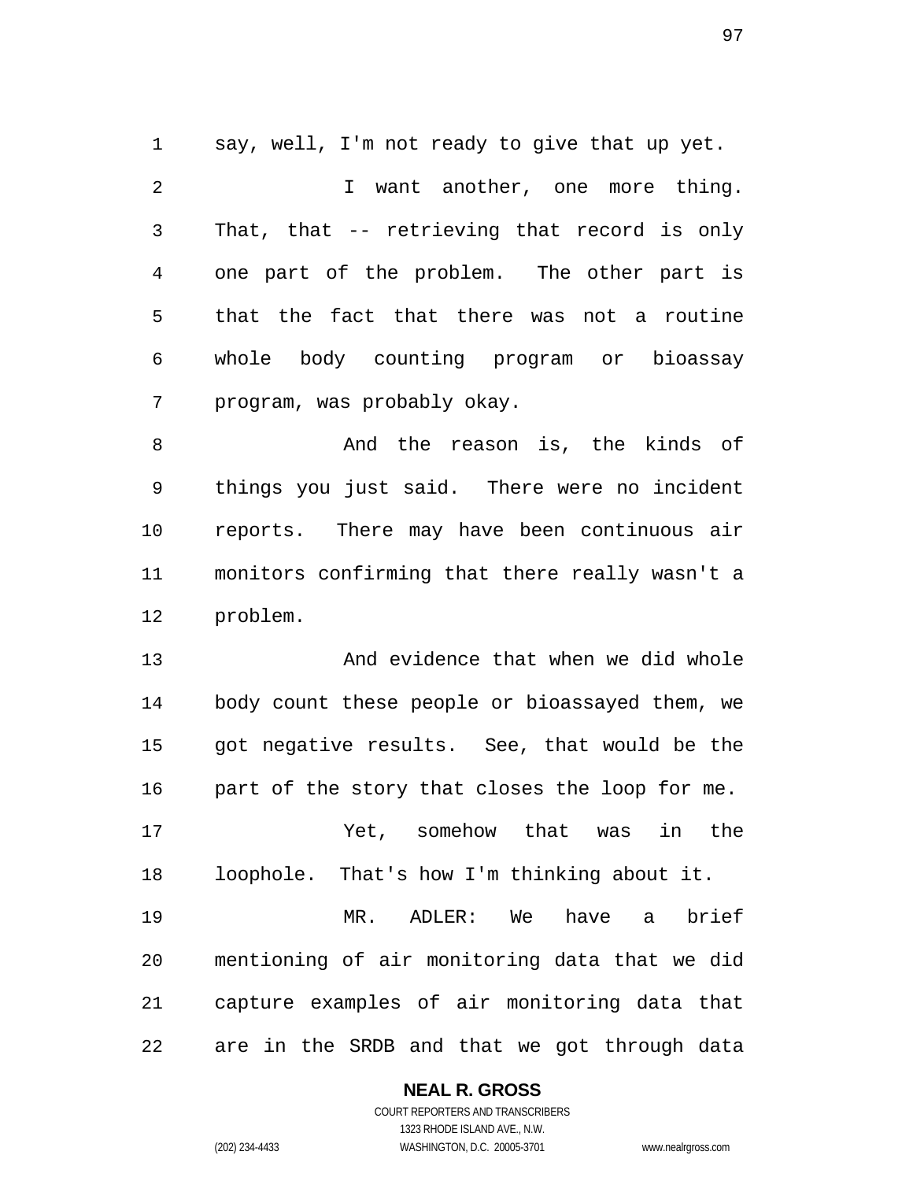say, well, I'm not ready to give that up yet.

I want another, one more thing. That, that -- retrieving that record is only one part of the problem. The other part is that the fact that there was not a routine whole body counting program or bioassay program, was probably okay.

And the reason is, the kinds of things you just said. There were no incident reports. There may have been continuous air monitors confirming that there really wasn't a problem.

And evidence that when we did whole body count these people or bioassayed them, we got negative results. See, that would be the part of the story that closes the loop for me.

Yet, somehow that was in the loophole. That's how I'm thinking about it.

MR. ADLER: We have a brief mentioning of air monitoring data that we did capture examples of air monitoring data that are in the SRDB and that we got through data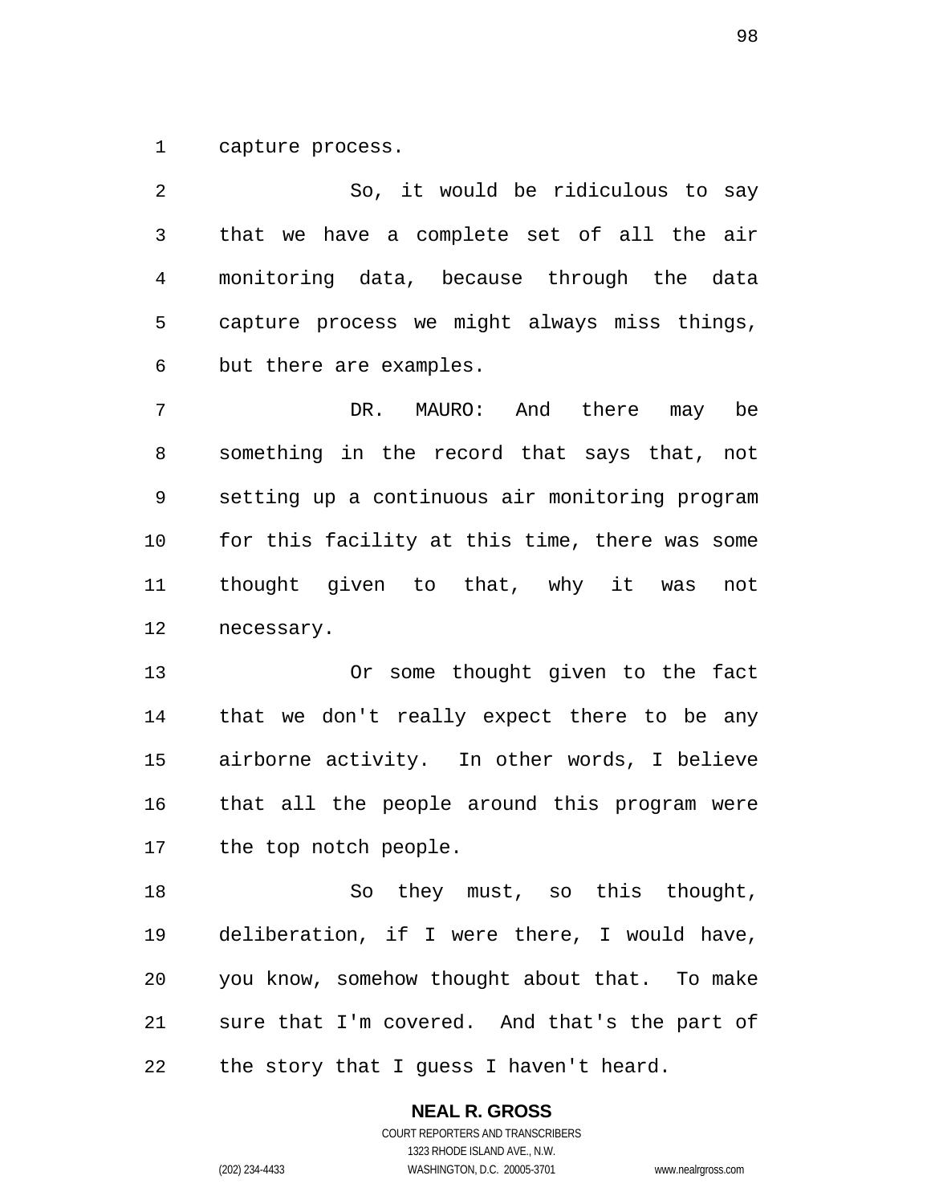capture process.

So, it would be ridiculous to say that we have a complete set of all the air monitoring data, because through the data capture process we might always miss things, but there are examples.

DR. MAURO: And there may be something in the record that says that, not setting up a continuous air monitoring program for this facility at this time, there was some thought given to that, why it was not necessary.

Or some thought given to the fact that we don't really expect there to be any airborne activity. In other words, I believe that all the people around this program were the top notch people.

So they must, so this thought, deliberation, if I were there, I would have, you know, somehow thought about that. To make sure that I'm covered. And that's the part of the story that I guess I haven't heard.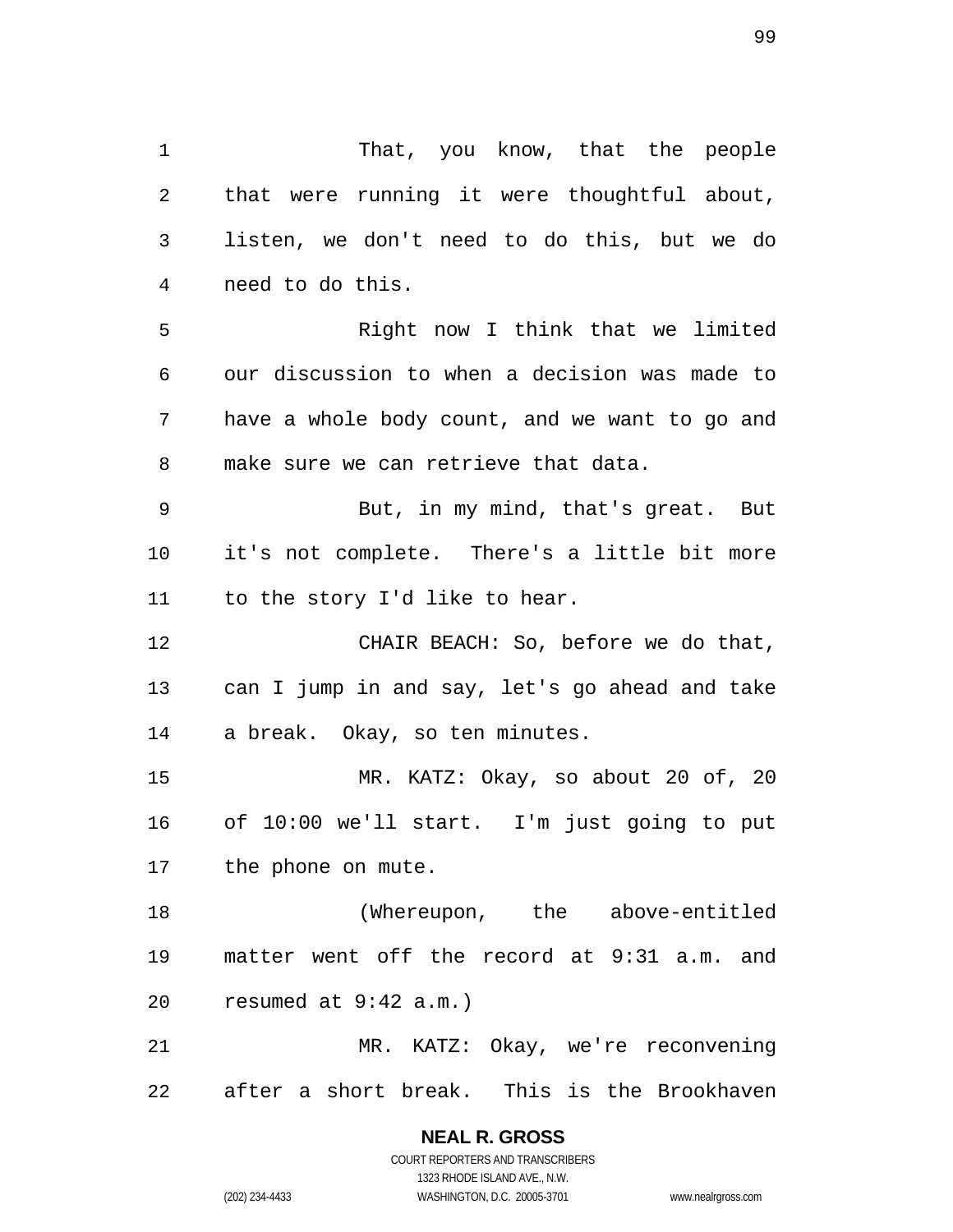That, you know, that the people that were running it were thoughtful about, listen, we don't need to do this, but we do need to do this.

Right now I think that we limited our discussion to when a decision was made to have a whole body count, and we want to go and make sure we can retrieve that data.

But, in my mind, that's great. But it's not complete. There's a little bit more to the story I'd like to hear.

CHAIR BEACH: So, before we do that, can I jump in and say, let's go ahead and take a break. Okay, so ten minutes.

MR. KATZ: Okay, so about 20 of, 20 of 10:00 we'll start. I'm just going to put the phone on mute.

(Whereupon, the above-entitled matter went off the record at 9:31 a.m. and resumed at 9:42 a.m.)

MR. KATZ: Okay, we're reconvening after a short break. This is the Brookhaven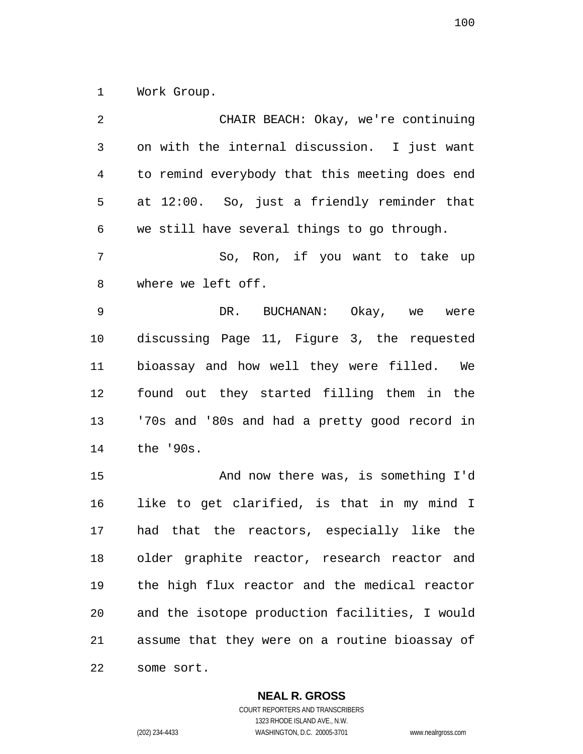Work Group.

CHAIR BEACH: Okay, we're continuing on with the internal discussion. I just want to remind everybody that this meeting does end at 12:00. So, just a friendly reminder that we still have several things to go through.

So, Ron, if you want to take up where we left off.

DR. BUCHANAN: Okay, we were discussing Page 11, Figure 3, the requested bioassay and how well they were filled. We found out they started filling them in the '70s and '80s and had a pretty good record in the '90s.

And now there was, is something I'd like to get clarified, is that in my mind I had that the reactors, especially like the older graphite reactor, research reactor and the high flux reactor and the medical reactor and the isotope production facilities, I would assume that they were on a routine bioassay of some sort.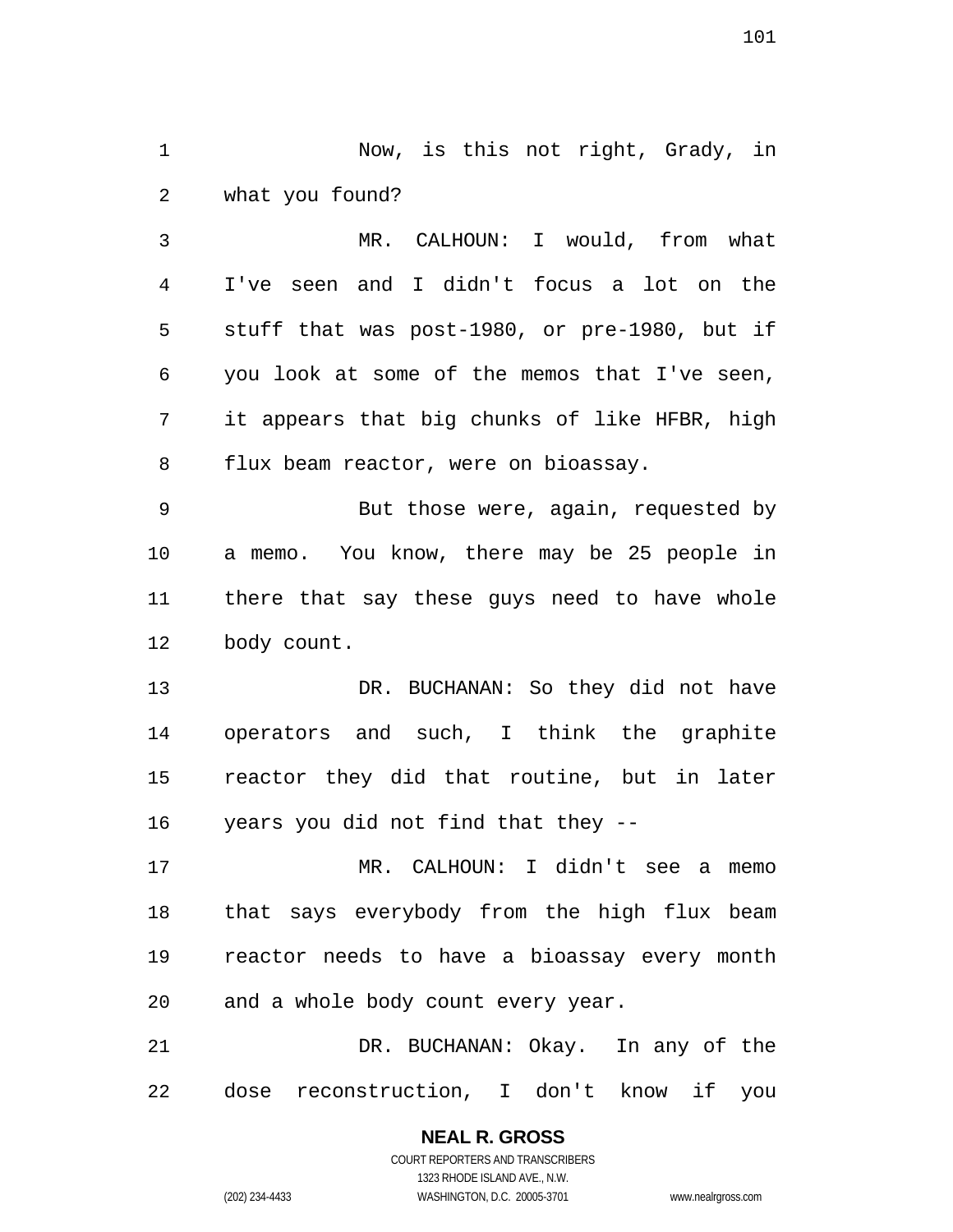Now, is this not right, Grady, in what you found?

MR. CALHOUN: I would, from what I've seen and I didn't focus a lot on the stuff that was post-1980, or pre-1980, but if you look at some of the memos that I've seen, it appears that big chunks of like HFBR, high flux beam reactor, were on bioassay.

But those were, again, requested by a memo. You know, there may be 25 people in there that say these guys need to have whole body count.

DR. BUCHANAN: So they did not have operators and such, I think the graphite reactor they did that routine, but in later years you did not find that they --

MR. CALHOUN: I didn't see a memo that says everybody from the high flux beam reactor needs to have a bioassay every month and a whole body count every year.

DR. BUCHANAN: Okay. In any of the dose reconstruction, I don't know if you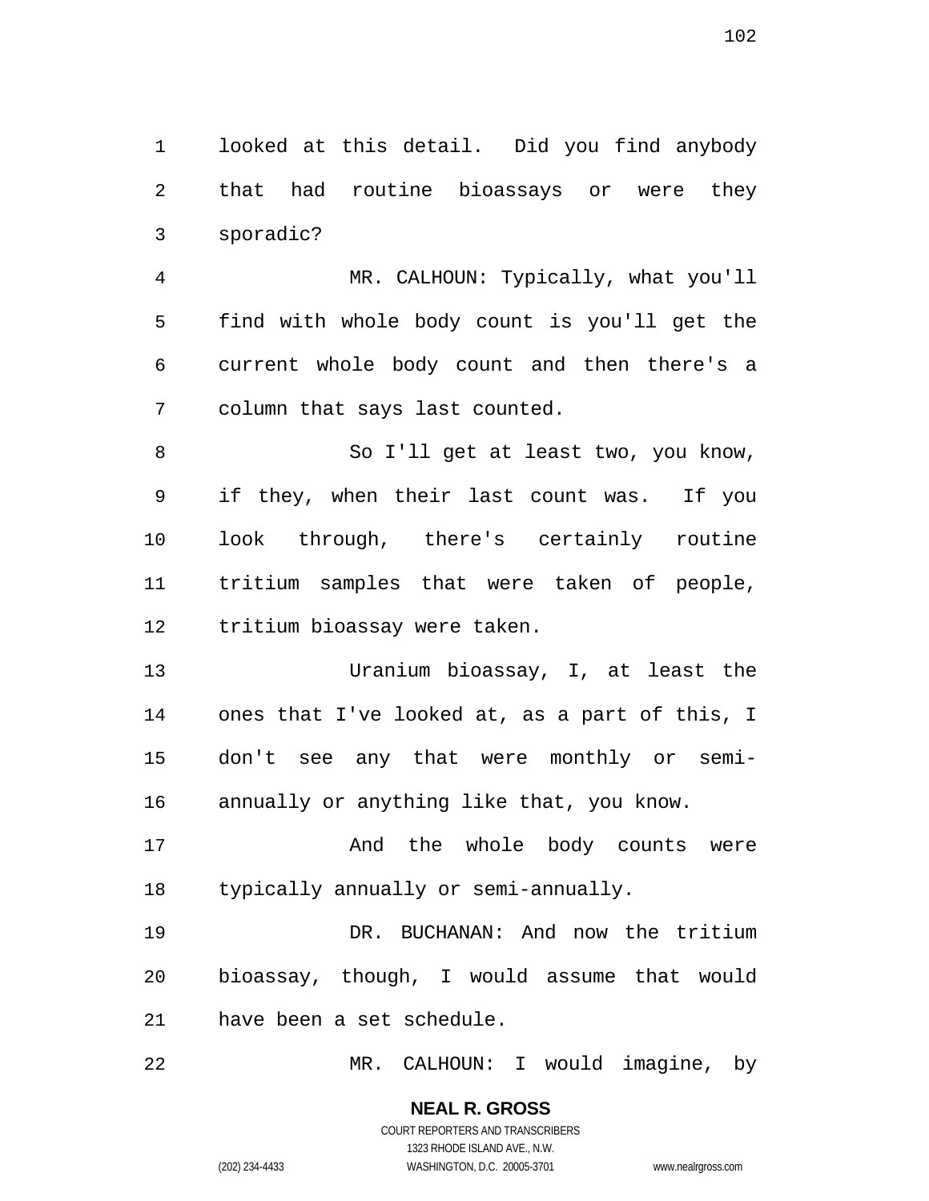looked at this detail. Did you find anybody that had routine bioassays or were they sporadic?

MR. CALHOUN: Typically, what you'll find with whole body count is you'll get the current whole body count and then there's a column that says last counted.

So I'll get at least two, you know, if they, when their last count was. If you look through, there's certainly routine tritium samples that were taken of people, tritium bioassay were taken.

Uranium bioassay, I, at least the ones that I've looked at, as a part of this, I don't see any that were monthly or semi-annually or anything like that, you know.

And the whole body counts were typically annually or semi-annually.

DR. BUCHANAN: And now the tritium bioassay, though, I would assume that would have been a set schedule.

MR. CALHOUN: I would imagine, by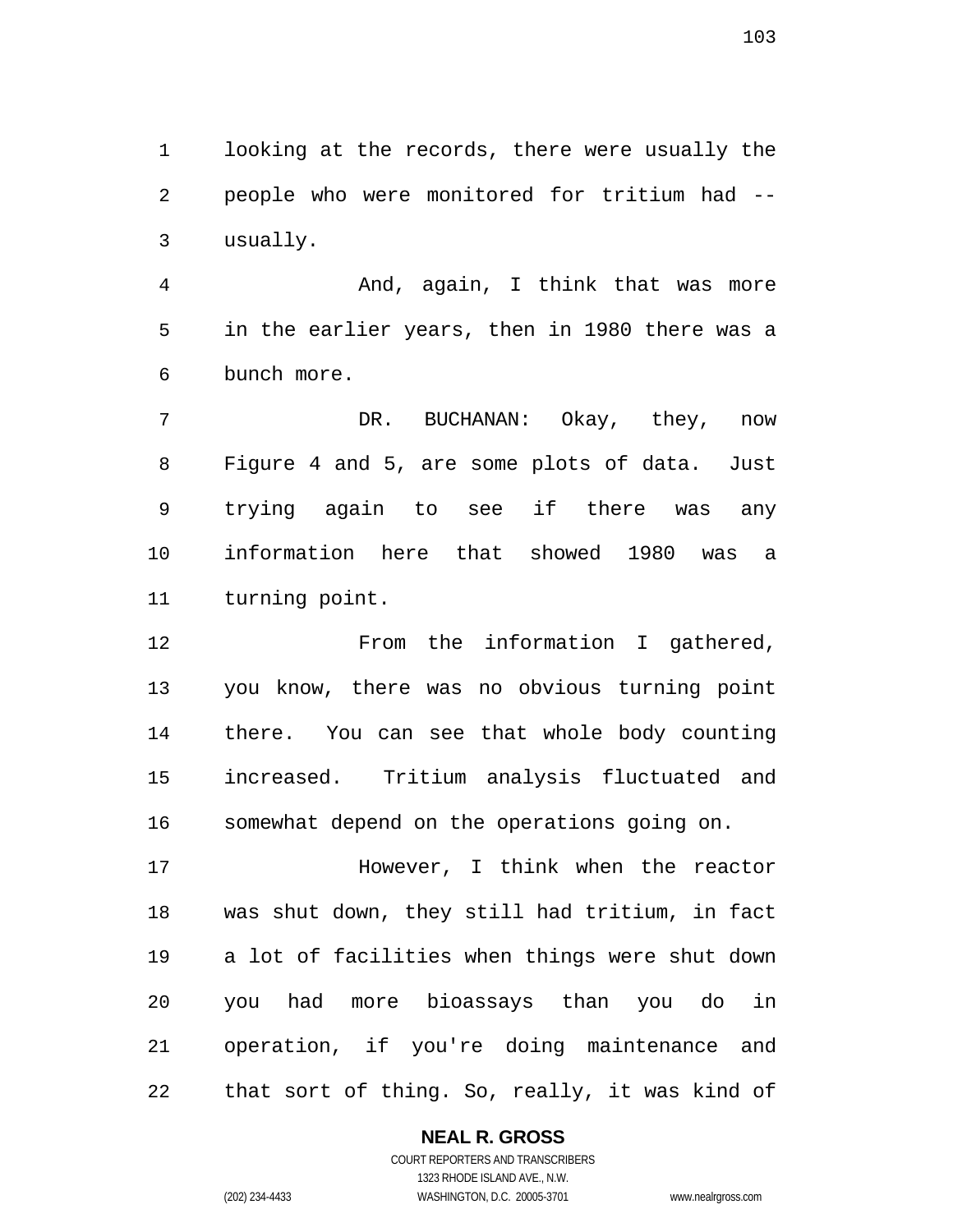looking at the records, there were usually the people who were monitored for tritium had -- usually.

And, again, I think that was more in the earlier years, then in 1980 there was a bunch more.

DR. BUCHANAN: Okay, they, now Figure 4 and 5, are some plots of data. Just trying again to see if there was any information here that showed 1980 was a turning point.

From the information I gathered, you know, there was no obvious turning point there. You can see that whole body counting increased. Tritium analysis fluctuated and somewhat depend on the operations going on.

However, I think when the reactor was shut down, they still had tritium, in fact a lot of facilities when things were shut down you had more bioassays than you do in operation, if you're doing maintenance and that sort of thing. So, really, it was kind of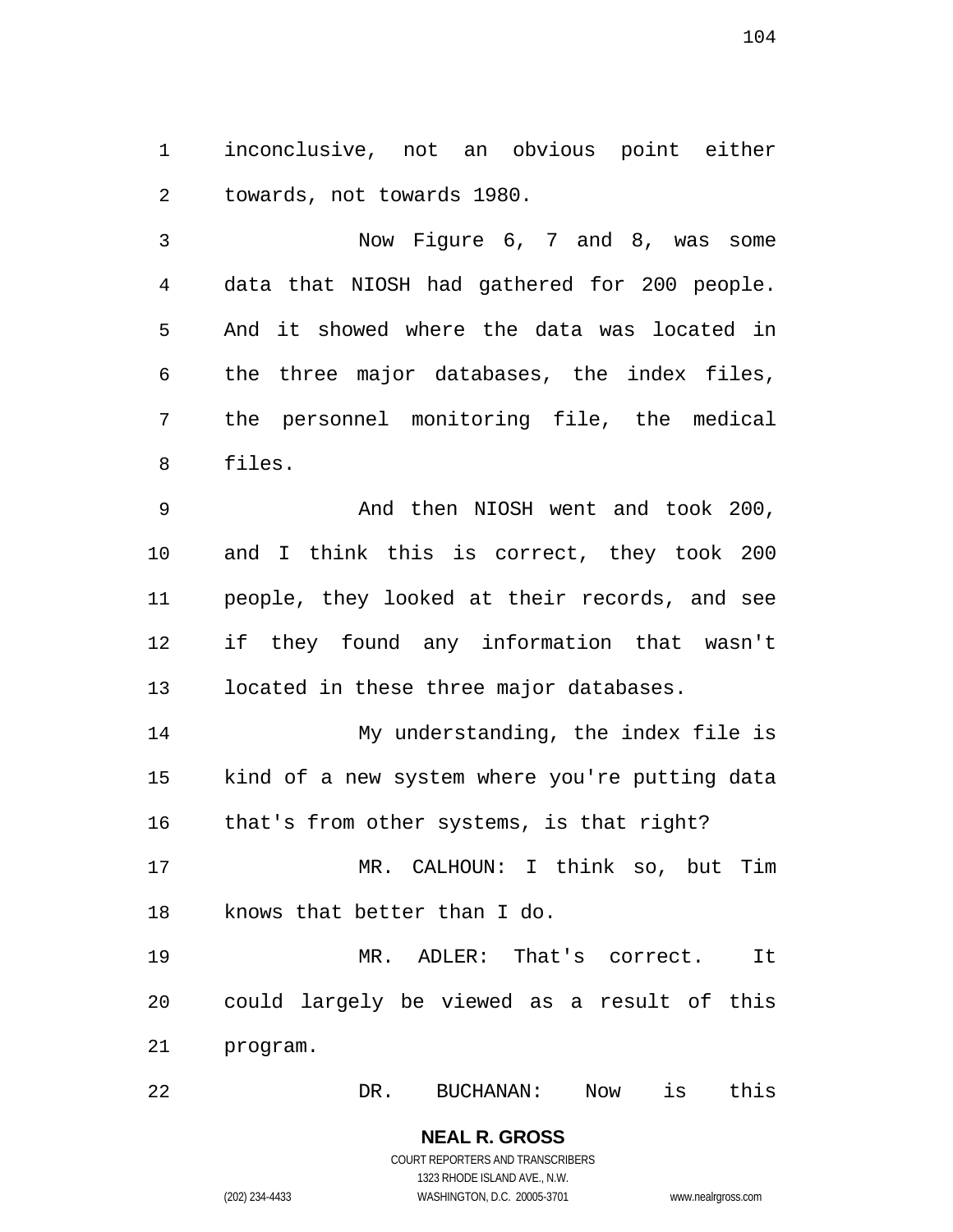inconclusive, not an obvious point either towards, not towards 1980.

Now Figure 6, 7 and 8, was some data that NIOSH had gathered for 200 people. And it showed where the data was located in the three major databases, the index files, the personnel monitoring file, the medical files.

And then NIOSH went and took 200, and I think this is correct, they took 200 people, they looked at their records, and see if they found any information that wasn't located in these three major databases.

My understanding, the index file is kind of a new system where you're putting data that's from other systems, is that right?

MR. CALHOUN: I think so, but Tim knows that better than I do.

MR. ADLER: That's correct. It could largely be viewed as a result of this program.

DR. BUCHANAN: Now is this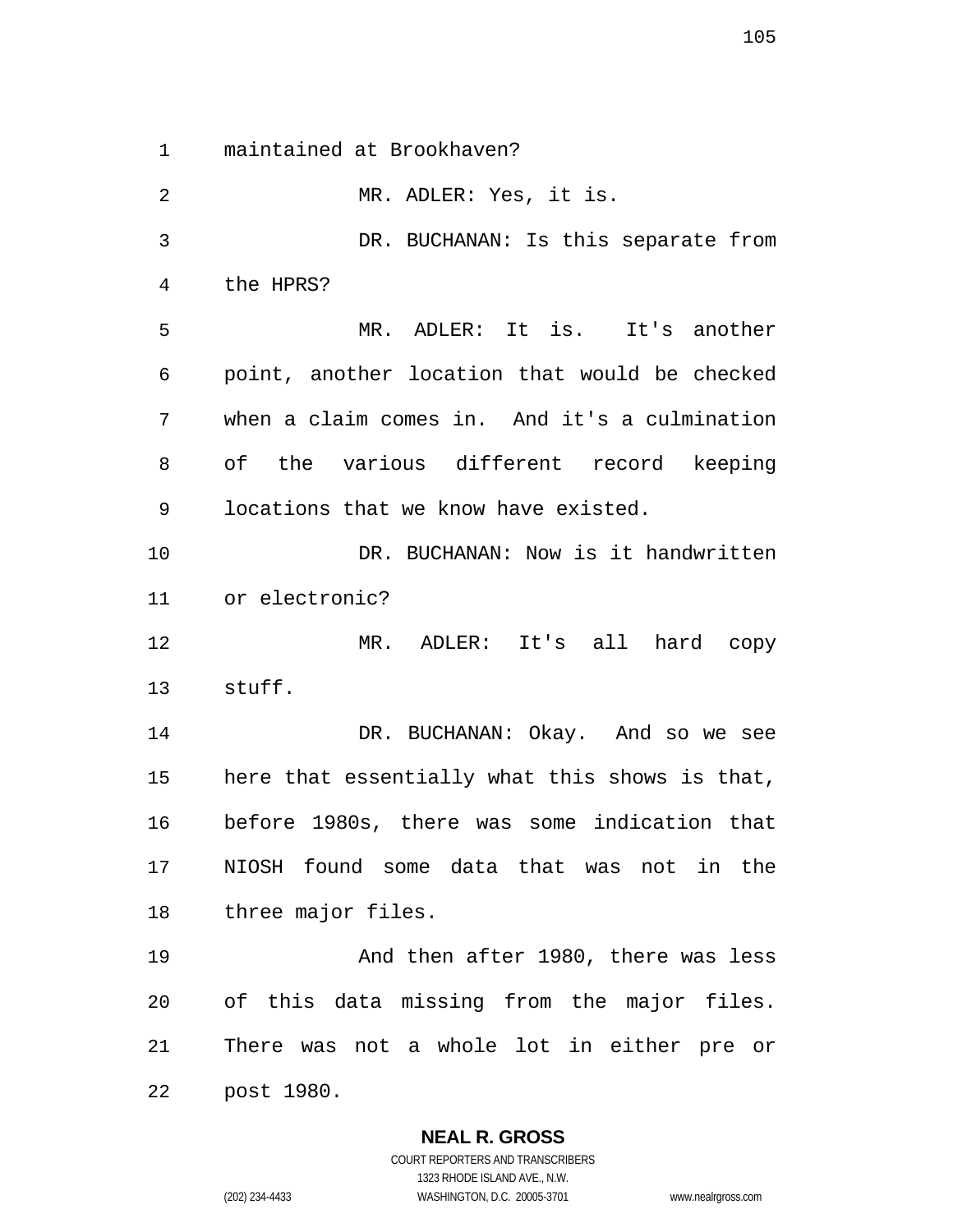maintained at Brookhaven?

MR. ADLER: Yes, it is.

DR. BUCHANAN: Is this separate from the HPRS?

MR. ADLER: It is. It's another point, another location that would be checked when a claim comes in. And it's a culmination of the various different record keeping locations that we know have existed.

DR. BUCHANAN: Now is it handwritten or electronic?

MR. ADLER: It's all hard copy stuff.

DR. BUCHANAN: Okay. And so we see here that essentially what this shows is that, before 1980s, there was some indication that NIOSH found some data that was not in the three major files.

And then after 1980, there was less of this data missing from the major files. There was not a whole lot in either pre or post 1980.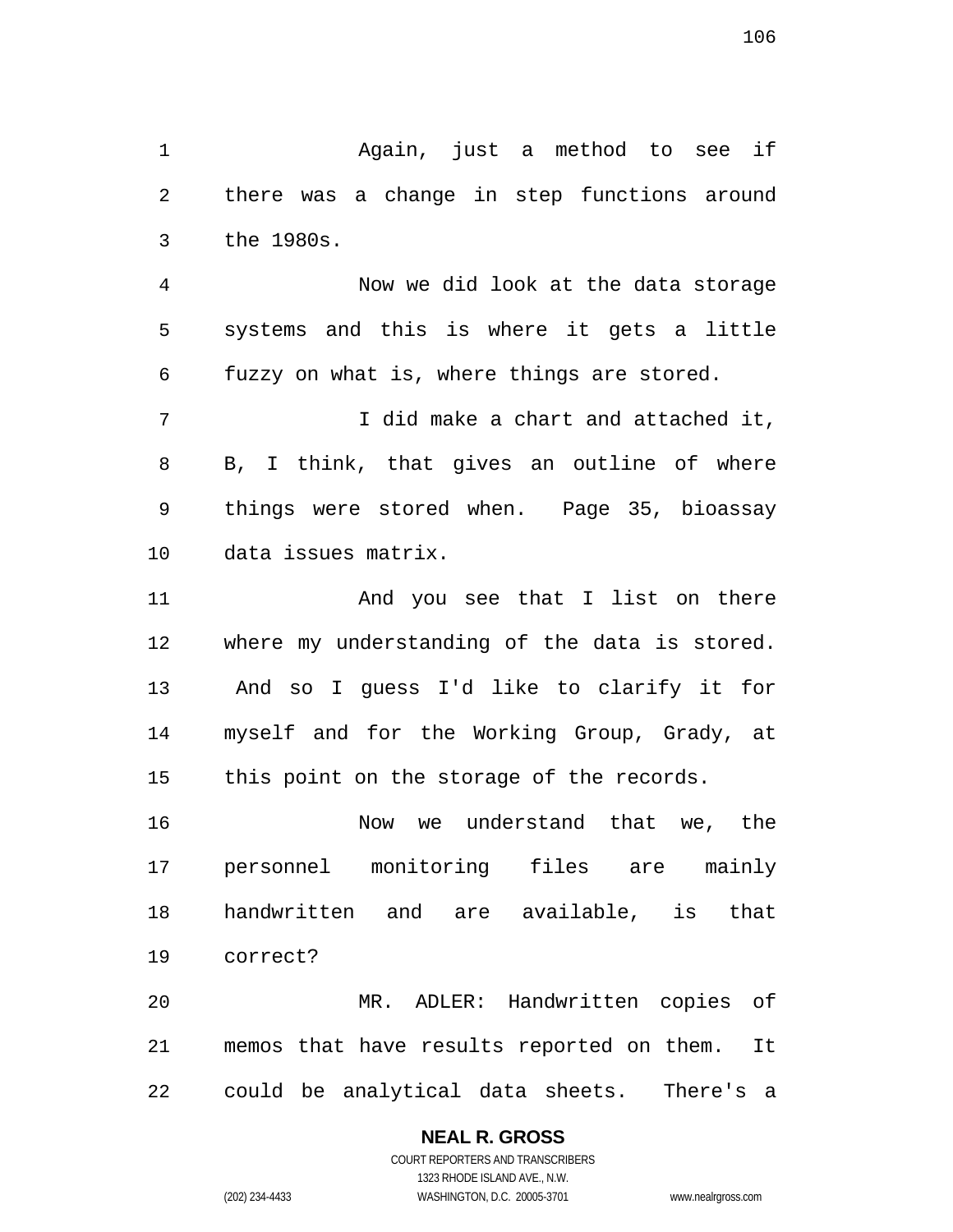Again, just a method to see if there was a change in step functions around the 1980s.

Now we did look at the data storage systems and this is where it gets a little fuzzy on what is, where things are stored.

I did make a chart and attached it, B, I think, that gives an outline of where things were stored when. Page 35, bioassay data issues matrix.

And you see that I list on there where my understanding of the data is stored. And so I guess I'd like to clarify it for myself and for the Working Group, Grady, at this point on the storage of the records.

Now we understand that we, the personnel monitoring files are mainly handwritten and are available, is that correct?

MR. ADLER: Handwritten copies of memos that have results reported on them. It could be analytical data sheets. There's a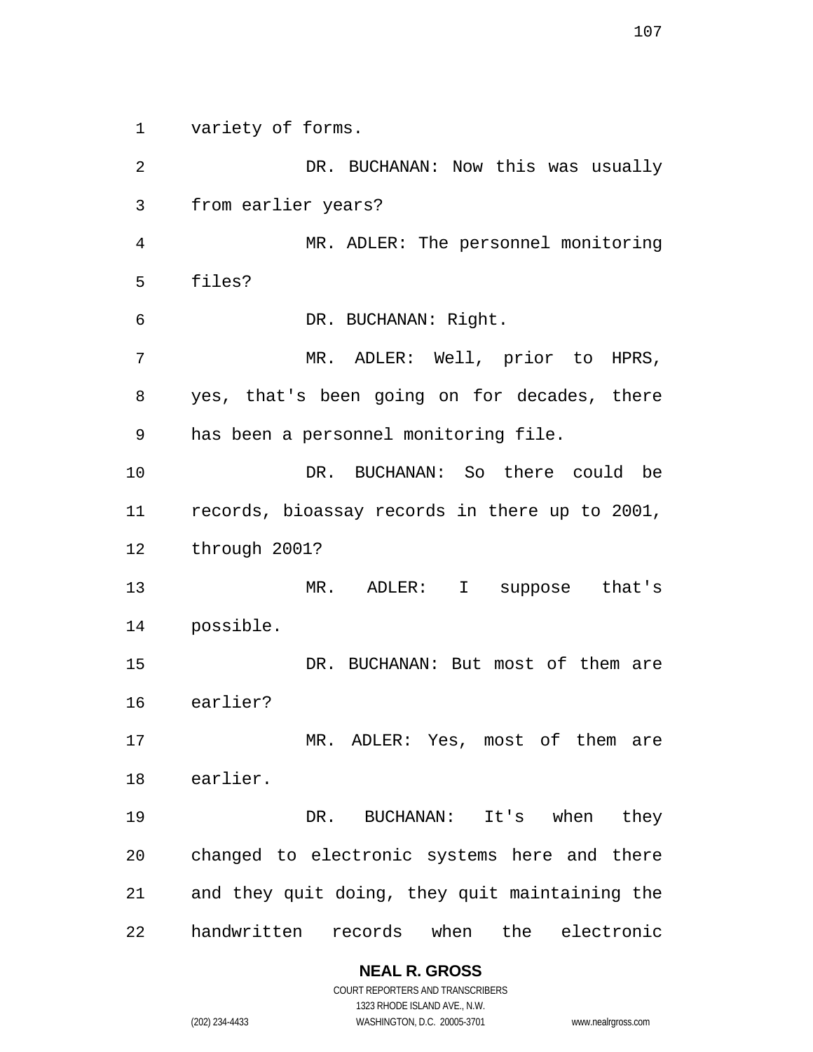variety of forms.

DR. BUCHANAN: Now this was usually from earlier years?

MR. ADLER: The personnel monitoring files?

DR. BUCHANAN: Right.

MR. ADLER: Well, prior to HPRS, yes, that's been going on for decades, there has been a personnel monitoring file.

DR. BUCHANAN: So there could be records, bioassay records in there up to 2001, through 2001?

MR. ADLER: I suppose that's possible.

DR. BUCHANAN: But most of them are earlier?

MR. ADLER: Yes, most of them are earlier.

DR. BUCHANAN: It's when they changed to electronic systems here and there and they quit doing, they quit maintaining the handwritten records when the electronic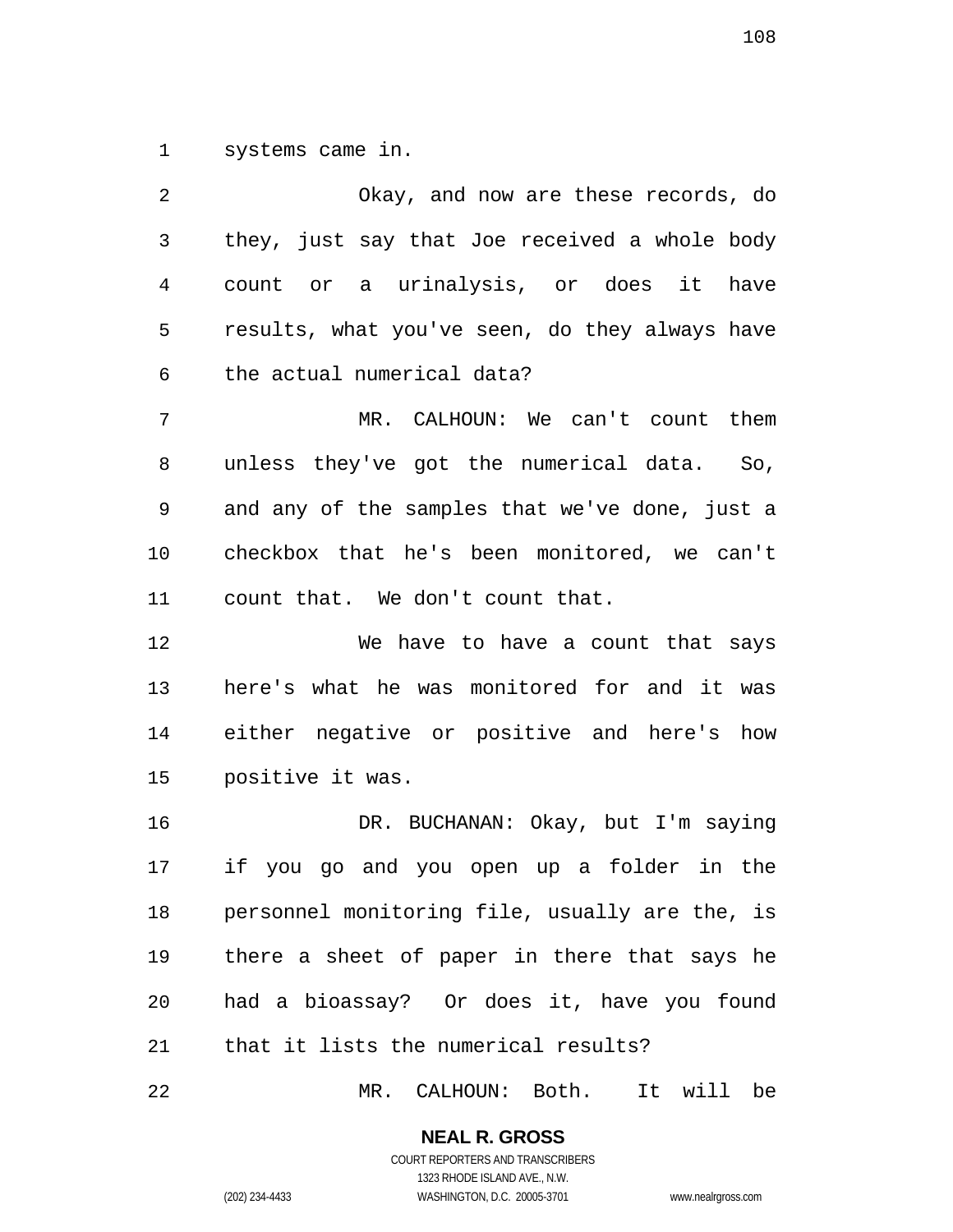systems came in.

Okay, and now are these records, do they, just say that Joe received a whole body count or a urinalysis, or does it have results, what you've seen, do they always have the actual numerical data?

MR. CALHOUN: We can't count them unless they've got the numerical data. So, and any of the samples that we've done, just a checkbox that he's been monitored, we can't count that. We don't count that.

We have to have a count that says here's what he was monitored for and it was either negative or positive and here's how positive it was.

DR. BUCHANAN: Okay, but I'm saying if you go and you open up a folder in the personnel monitoring file, usually are the, is there a sheet of paper in there that says he had a bioassay? Or does it, have you found that it lists the numerical results?

MR. CALHOUN: Both. It will be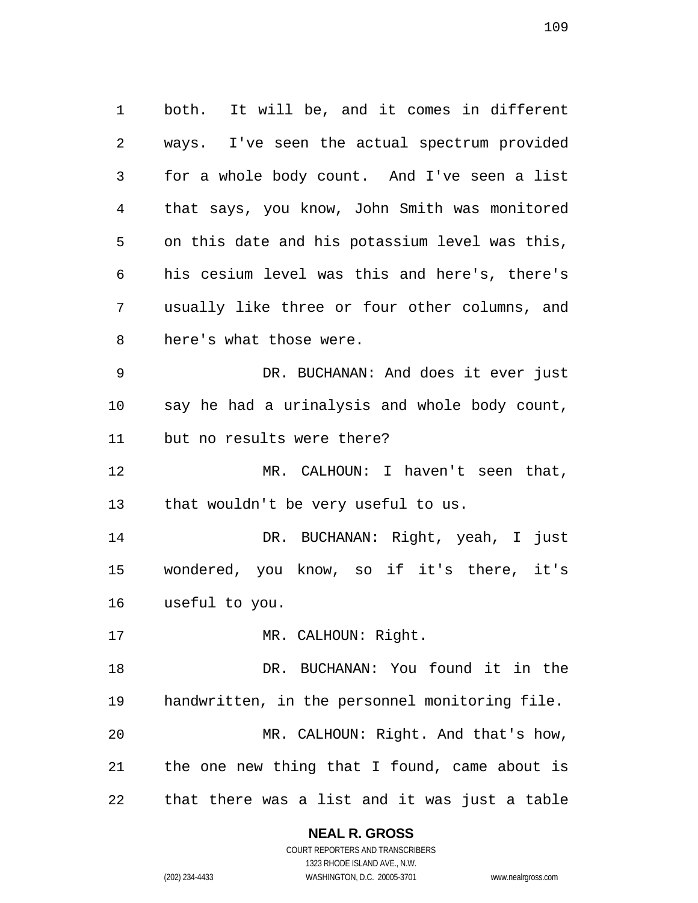both. It will be, and it comes in different ways. I've seen the actual spectrum provided for a whole body count. And I've seen a list that says, you know, John Smith was monitored on this date and his potassium level was this, his cesium level was this and here's, there's usually like three or four other columns, and here's what those were.

DR. BUCHANAN: And does it ever just say he had a urinalysis and whole body count, but no results were there?

MR. CALHOUN: I haven't seen that, that wouldn't be very useful to us.

DR. BUCHANAN: Right, yeah, I just wondered, you know, so if it's there, it's useful to you.

MR. CALHOUN: Right.

DR. BUCHANAN: You found it in the handwritten, in the personnel monitoring file.

MR. CALHOUN: Right. And that's how, the one new thing that I found, came about is that there was a list and it was just a table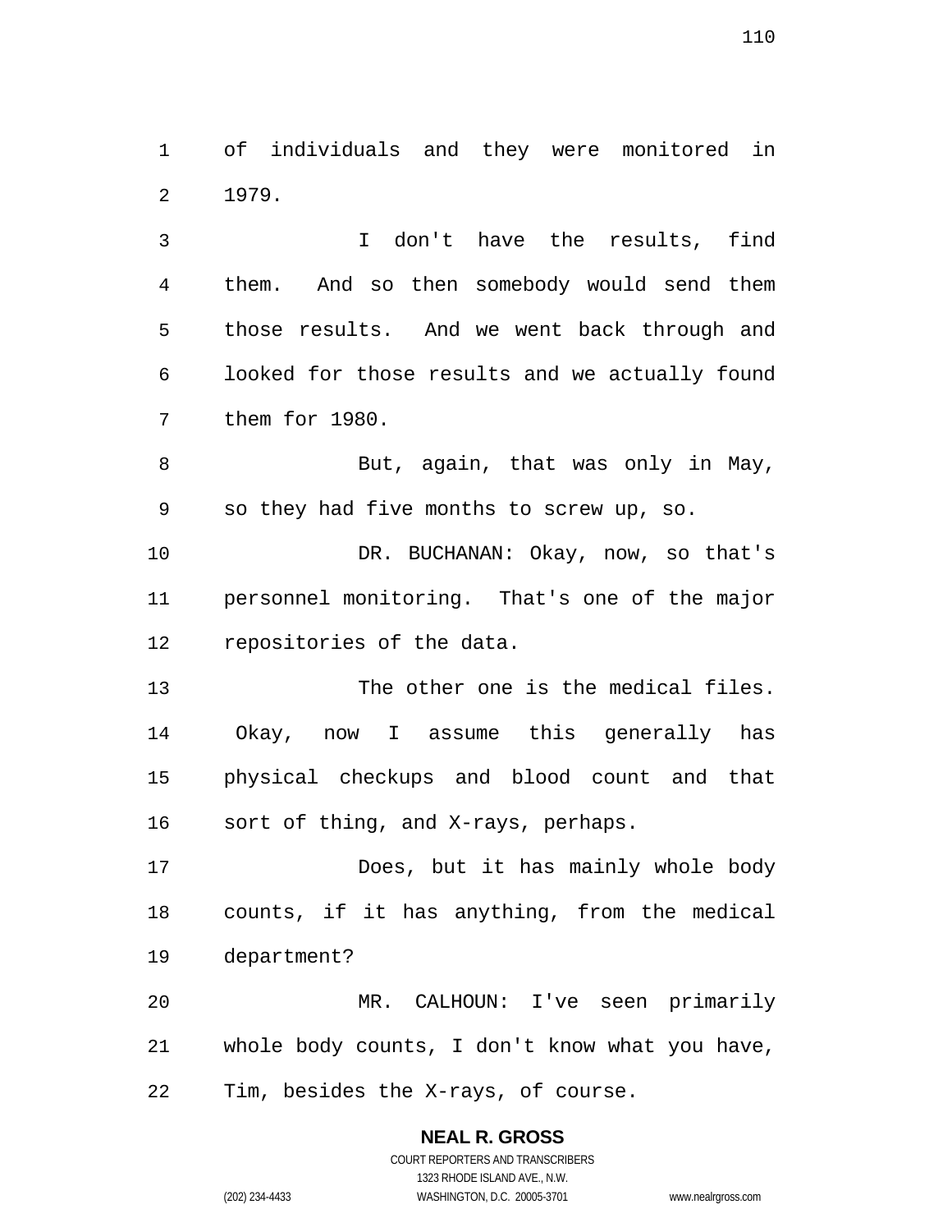of individuals and they were monitored in 1979.

I don't have the results, find them. And so then somebody would send them those results. And we went back through and looked for those results and we actually found them for 1980.

But, again, that was only in May, so they had five months to screw up, so.

DR. BUCHANAN: Okay, now, so that's personnel monitoring. That's one of the major repositories of the data.

The other one is the medical files. Okay, now I assume this generally has physical checkups and blood count and that sort of thing, and X-rays, perhaps.

Does, but it has mainly whole body counts, if it has anything, from the medical department?

MR. CALHOUN: I've seen primarily whole body counts, I don't know what you have, Tim, besides the X-rays, of course.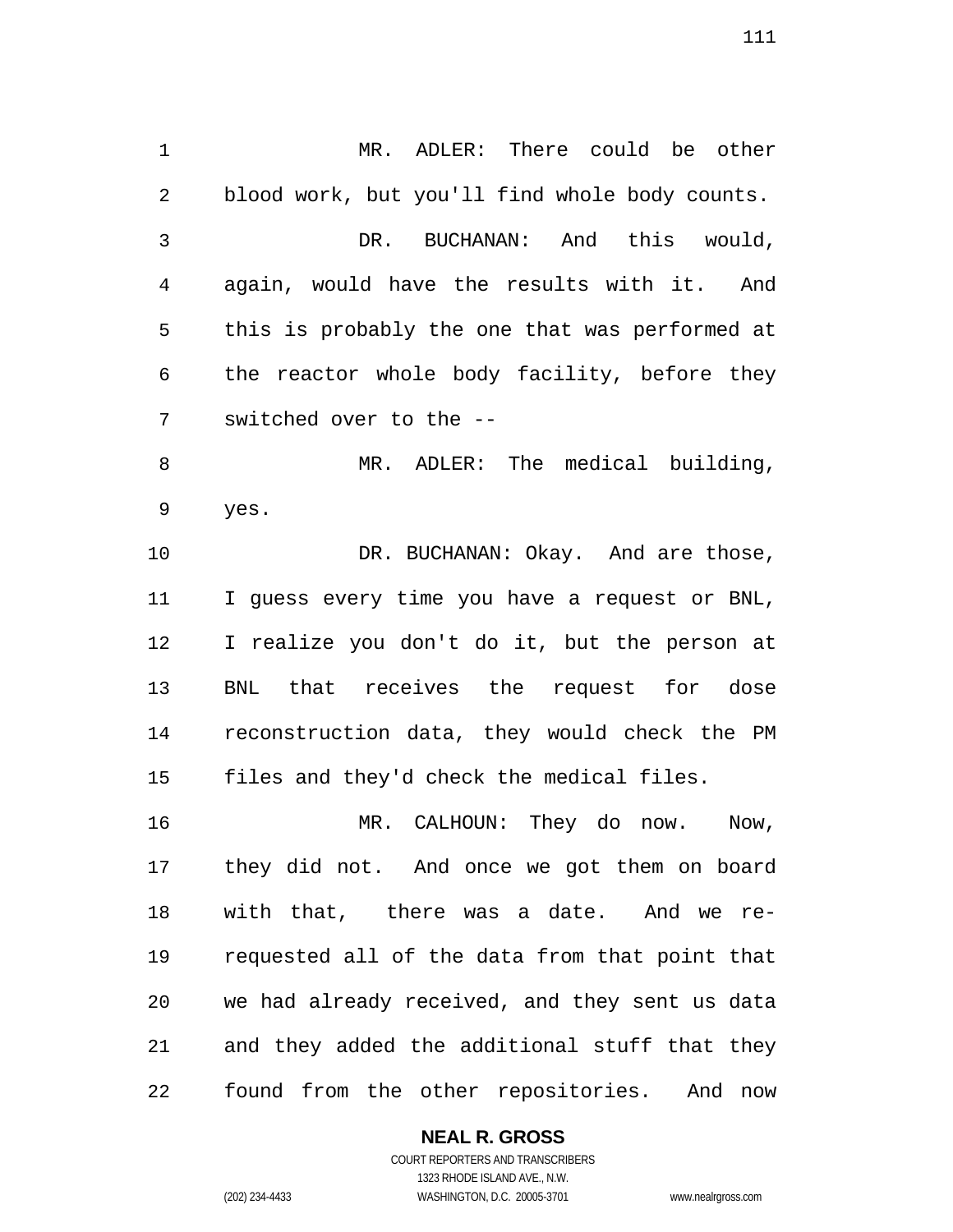MR. ADLER: There could be other blood work, but you'll find whole body counts.

DR. BUCHANAN: And this would, again, would have the results with it. And this is probably the one that was performed at the reactor whole body facility, before they switched over to the --

MR. ADLER: The medical building, yes.

DR. BUCHANAN: Okay. And are those, I guess every time you have a request or BNL, I realize you don't do it, but the person at BNL that receives the request for dose reconstruction data, they would check the PM files and they'd check the medical files.

MR. CALHOUN: They do now. Now, they did not. And once we got them on board with that, there was a date. And we re-requested all of the data from that point that we had already received, and they sent us data and they added the additional stuff that they found from the other repositories. And now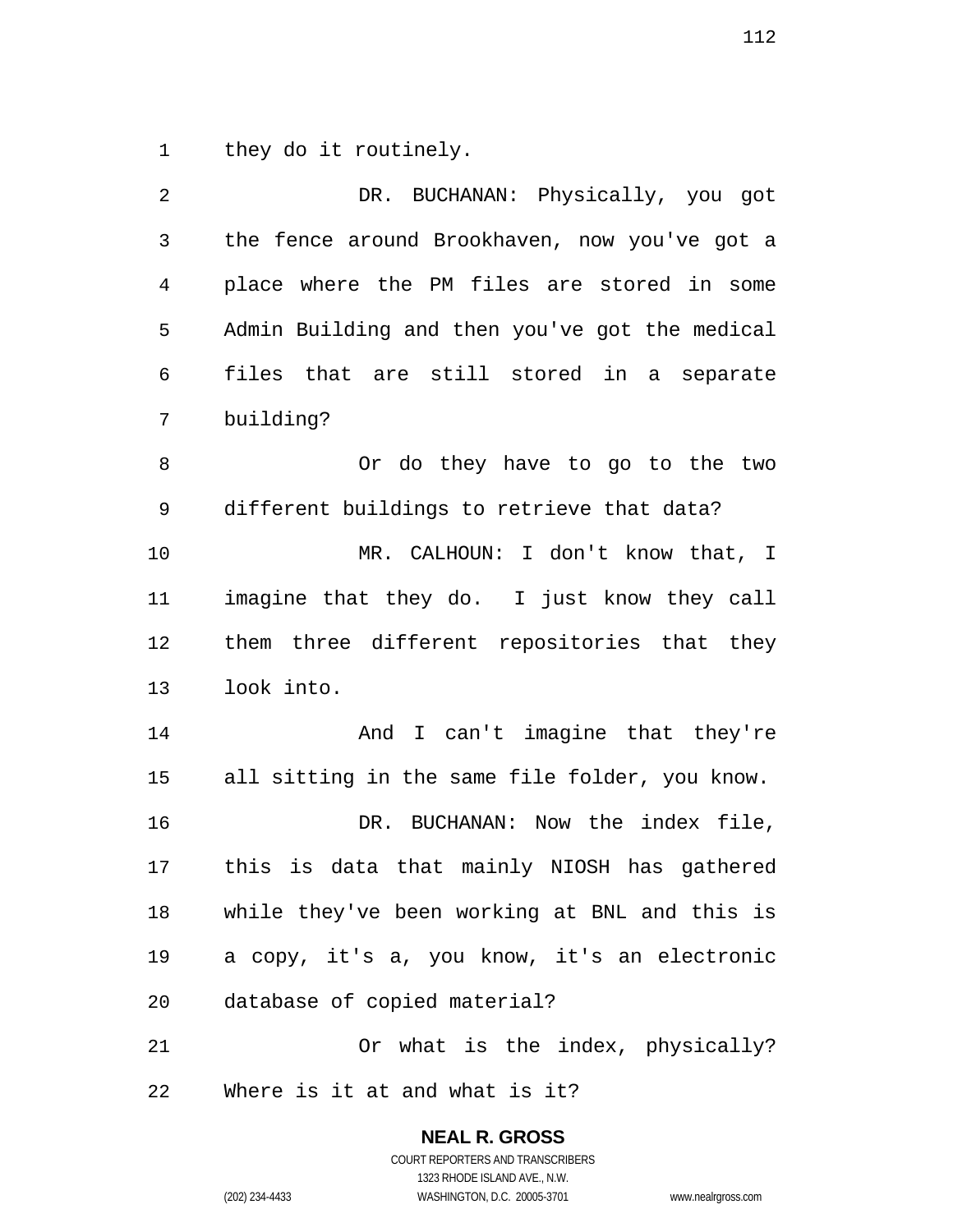they do it routinely.

DR. BUCHANAN: Physically, you got the fence around Brookhaven, now you've got a place where the PM files are stored in some Admin Building and then you've got the medical files that are still stored in a separate building?

Or do they have to go to the two different buildings to retrieve that data?

MR. CALHOUN: I don't know that, I imagine that they do. I just know they call them three different repositories that they look into.

And I can't imagine that they're all sitting in the same file folder, you know.

DR. BUCHANAN: Now the index file, this is data that mainly NIOSH has gathered while they've been working at BNL and this is a copy, it's a, you know, it's an electronic database of copied material?

Or what is the index, physically? Where is it at and what is it?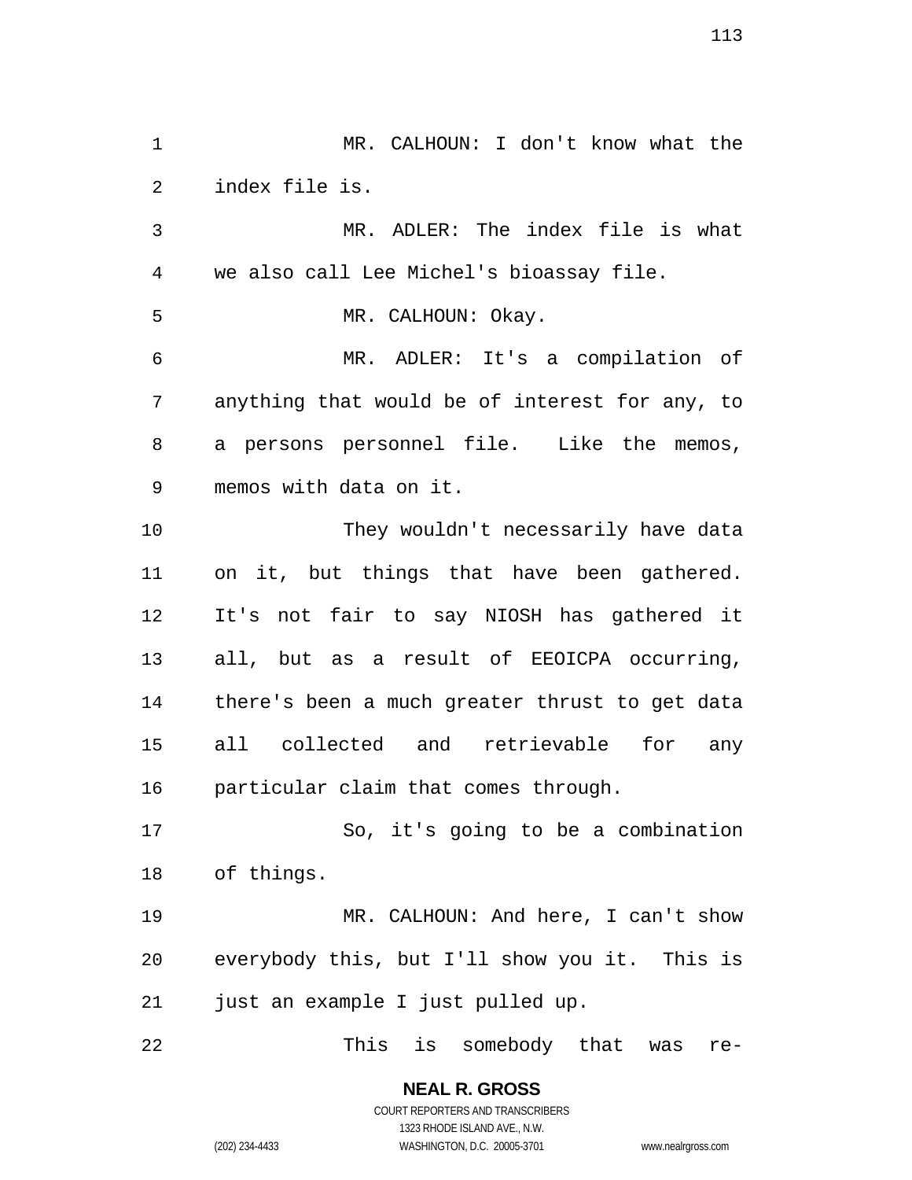MR. CALHOUN: I don't know what the index file is.

MR. ADLER: The index file is what we also call Lee Michel's bioassay file.

MR. CALHOUN: Okay.

MR. ADLER: It's a compilation of anything that would be of interest for any, to a persons personnel file. Like the memos, memos with data on it.

They wouldn't necessarily have data on it, but things that have been gathered. It's not fair to say NIOSH has gathered it all, but as a result of EEOICPA occurring, there's been a much greater thrust to get data all collected and retrievable for any particular claim that comes through.

So, it's going to be a combination of things.

MR. CALHOUN: And here, I can't show everybody this, but I'll show you it. This is just an example I just pulled up.

This is somebody that was re-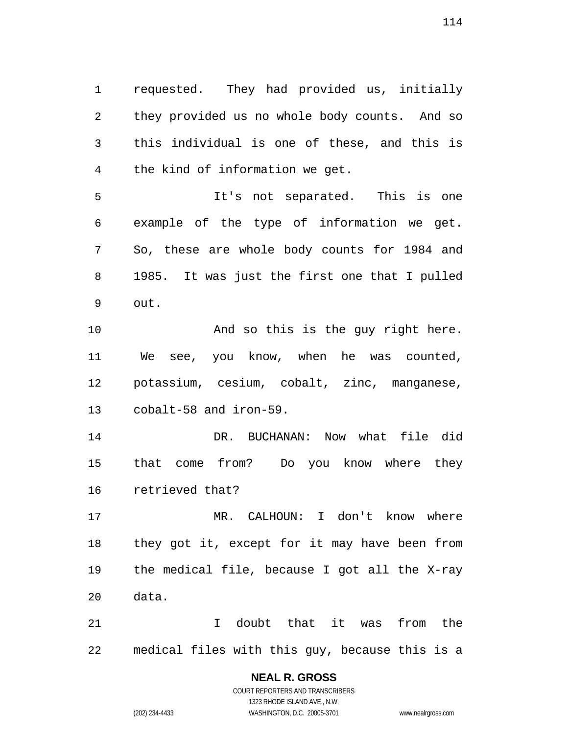requested. They had provided us, initially they provided us no whole body counts. And so this individual is one of these, and this is the kind of information we get.

It's not separated. This is one example of the type of information we get. So, these are whole body counts for 1984 and 1985. It was just the first one that I pulled out.

And so this is the guy right here. We see, you know, when he was counted, potassium, cesium, cobalt, zinc, manganese, cobalt-58 and iron-59.

DR. BUCHANAN: Now what file did that come from? Do you know where they retrieved that?

MR. CALHOUN: I don't know where they got it, except for it may have been from the medical file, because I got all the X-ray data.

I doubt that it was from the medical files with this guy, because this is a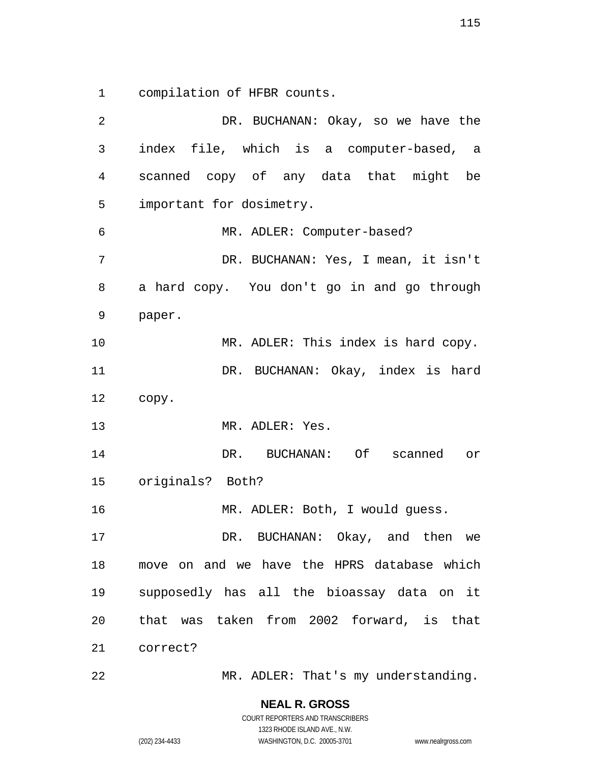compilation of HFBR counts.

DR. BUCHANAN: Okay, so we have the index file, which is a computer-based, a scanned copy of any data that might be important for dosimetry.

MR. ADLER: Computer-based?

DR. BUCHANAN: Yes, I mean, it isn't a hard copy. You don't go in and go through paper.

MR. ADLER: This index is hard copy.

DR. BUCHANAN: Okay, index is hard copy.

MR. ADLER: Yes.

DR. BUCHANAN: Of scanned or originals? Both?

MR. ADLER: Both, I would guess.

DR. BUCHANAN: Okay, and then we move on and we have the HPRS database which supposedly has all the bioassay data on it that was taken from 2002 forward, is that correct?

MR. ADLER: That's my understanding.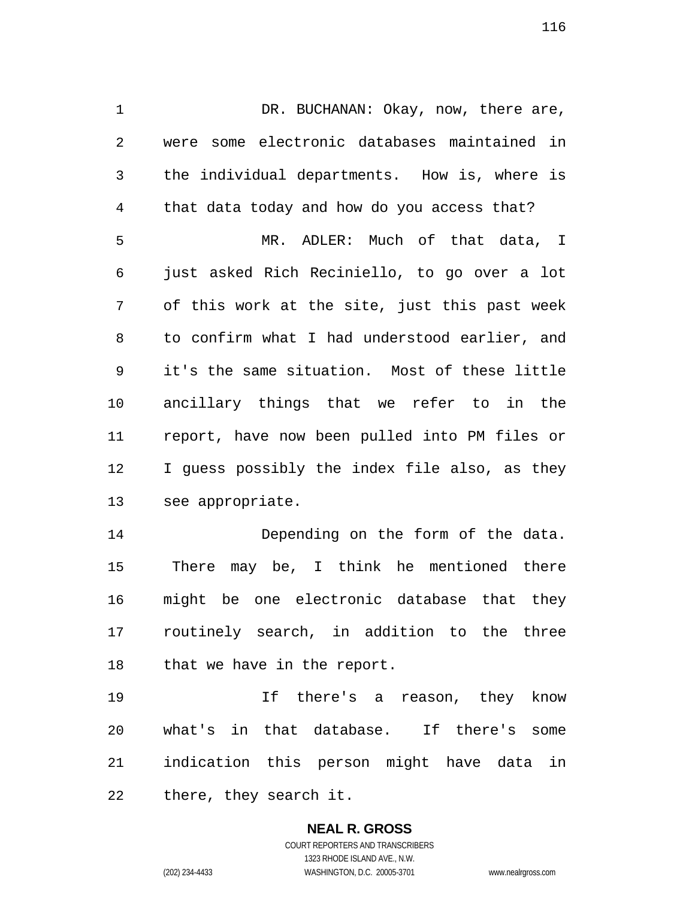DR. BUCHANAN: Okay, now, there are, were some electronic databases maintained in the individual departments. How is, where is that data today and how do you access that?

MR. ADLER: Much of that data, I just asked Rich Reciniello, to go over a lot of this work at the site, just this past week to confirm what I had understood earlier, and it's the same situation. Most of these little ancillary things that we refer to in the report, have now been pulled into PM files or I guess possibly the index file also, as they see appropriate.

Depending on the form of the data. There may be, I think he mentioned there might be one electronic database that they routinely search, in addition to the three that we have in the report.

If there's a reason, they know what's in that database. If there's some indication this person might have data in there, they search it.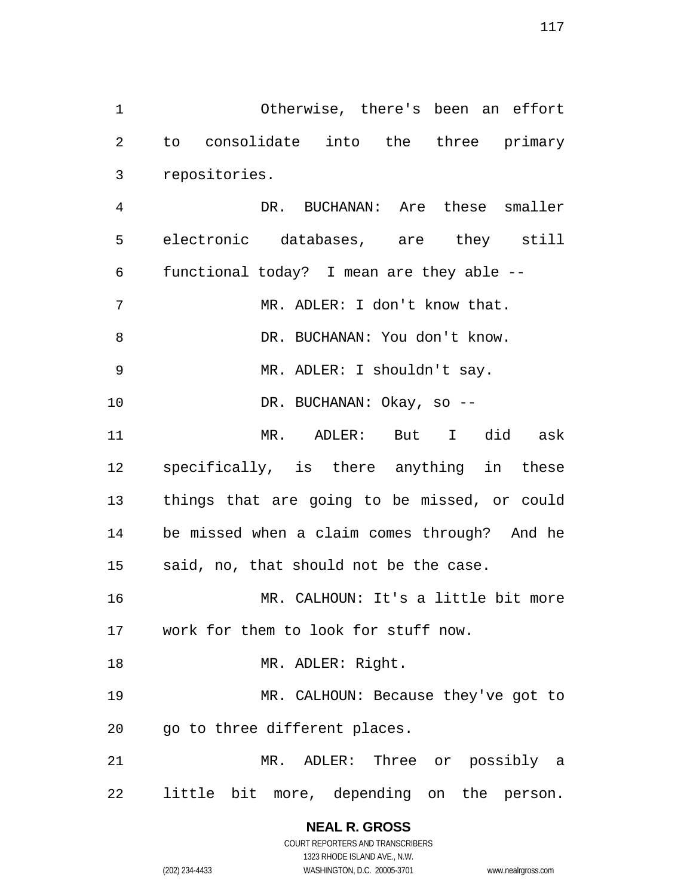Otherwise, there's been an effort to consolidate into the three primary repositories.

DR. BUCHANAN: Are these smaller electronic databases, are they still functional today? I mean are they able --

MR. ADLER: I don't know that.

DR. BUCHANAN: You don't know.

MR. ADLER: I shouldn't say.

DR. BUCHANAN: Okay, so --

MR. ADLER: But I did ask specifically, is there anything in these things that are going to be missed, or could be missed when a claim comes through? And he said, no, that should not be the case.

MR. CALHOUN: It's a little bit more work for them to look for stuff now.

MR. ADLER: Right.

MR. CALHOUN: Because they've got to go to three different places.

MR. ADLER: Three or possibly a little bit more, depending on the person.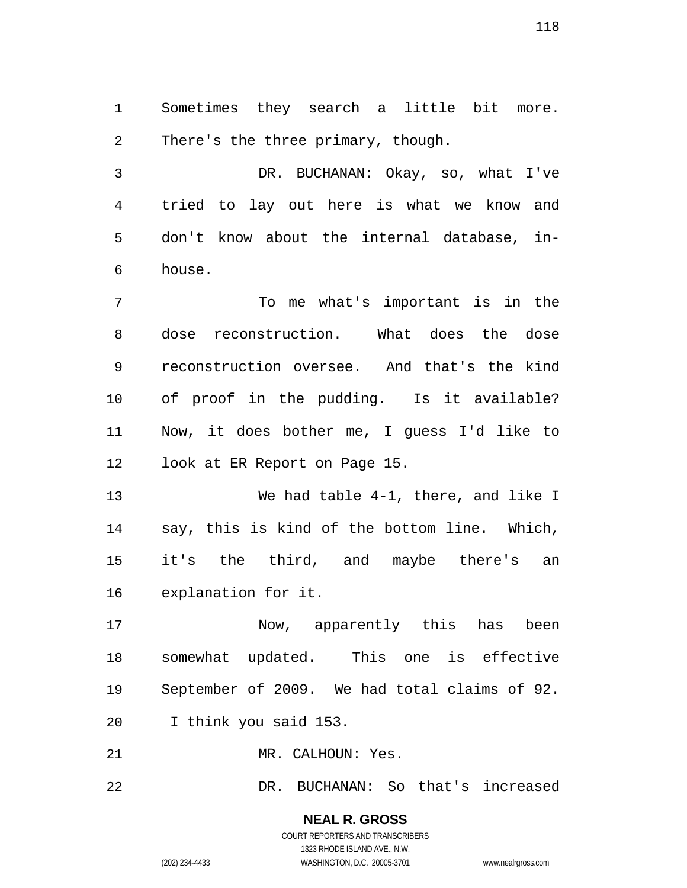Sometimes they search a little bit more. There's the three primary, though.

DR. BUCHANAN: Okay, so, what I've tried to lay out here is what we know and don't know about the internal database, in-house.

To me what's important is in the dose reconstruction. What does the dose reconstruction oversee. And that's the kind of proof in the pudding. Is it available? Now, it does bother me, I guess I'd like to look at ER Report on Page 15.

We had table 4-1, there, and like I say, this is kind of the bottom line. Which, it's the third, and maybe there's an explanation for it.

Now, apparently this has been somewhat updated. This one is effective September of 2009. We had total claims of 92. I think you said 153.

MR. CALHOUN: Yes.

DR. BUCHANAN: So that's increased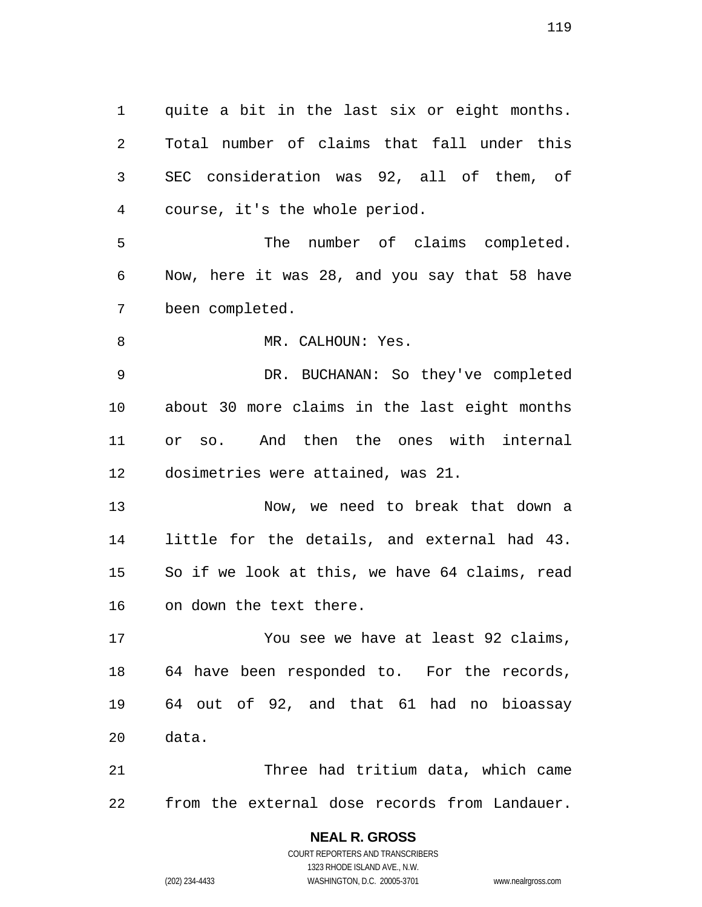quite a bit in the last six or eight months. Total number of claims that fall under this SEC consideration was 92, all of them, of course, it's the whole period.

The number of claims completed. Now, here it was 28, and you say that 58 have been completed.

MR. CALHOUN: Yes.

DR. BUCHANAN: So they've completed about 30 more claims in the last eight months or so. And then the ones with internal dosimetries were attained, was 21.

Now, we need to break that down a little for the details, and external had 43. So if we look at this, we have 64 claims, read on down the text there.

You see we have at least 92 claims, 64 have been responded to. For the records, 64 out of 92, and that 61 had no bioassay data.

Three had tritium data, which came from the external dose records from Landauer.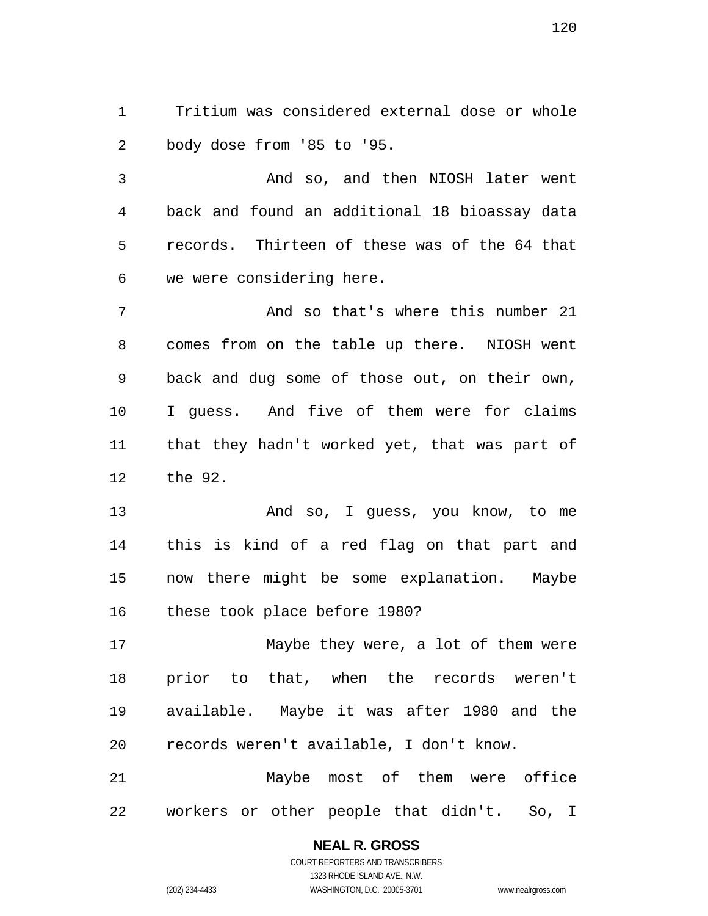Tritium was considered external dose or whole body dose from '85 to '95.

And so, and then NIOSH later went back and found an additional 18 bioassay data records. Thirteen of these was of the 64 that we were considering here.

And so that's where this number 21 comes from on the table up there. NIOSH went back and dug some of those out, on their own, I guess. And five of them were for claims that they hadn't worked yet, that was part of the 92.

And so, I guess, you know, to me this is kind of a red flag on that part and now there might be some explanation. Maybe these took place before 1980?

Maybe they were, a lot of them were prior to that, when the records weren't available. Maybe it was after 1980 and the records weren't available, I don't know.

Maybe most of them were office workers or other people that didn't. So, I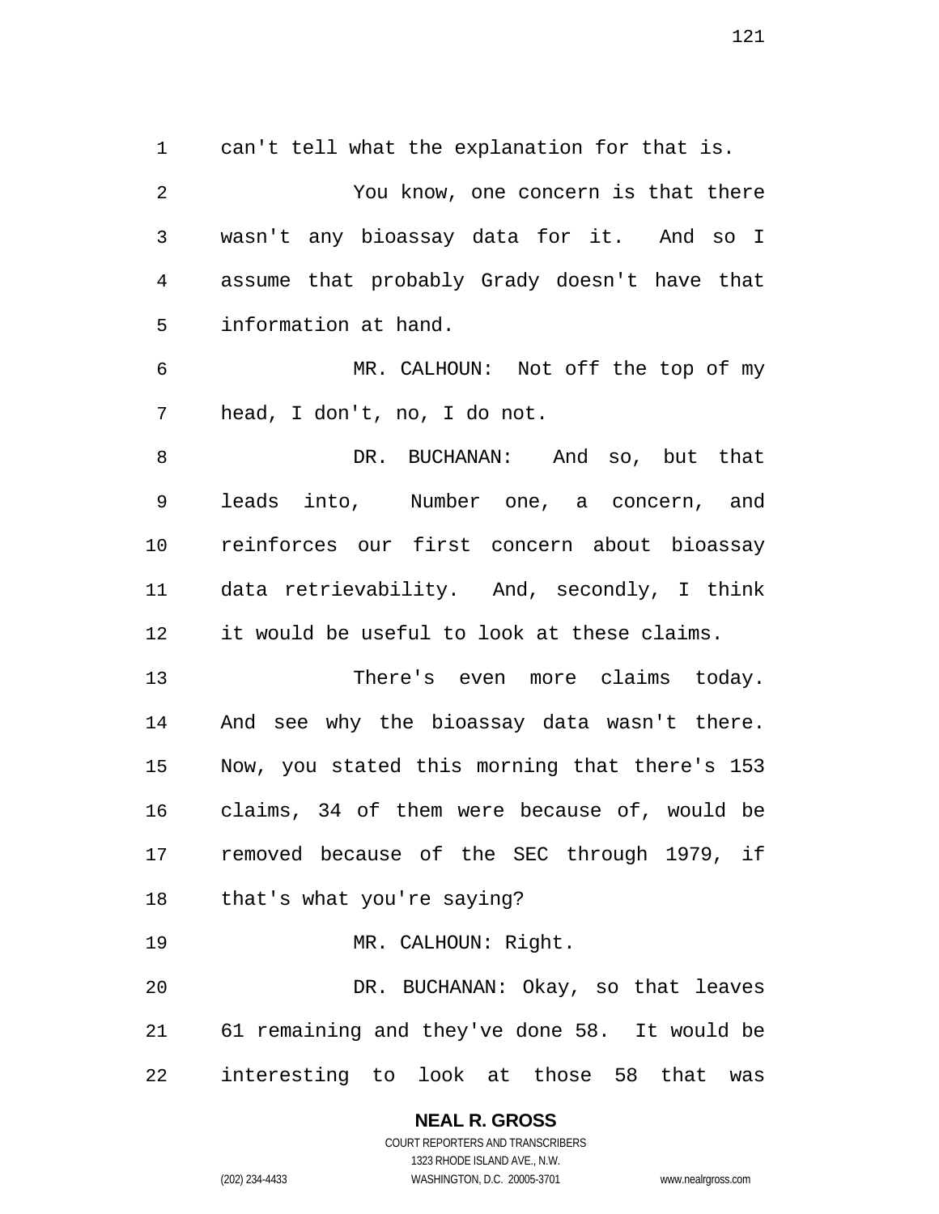can't tell what the explanation for that is.

You know, one concern is that there wasn't any bioassay data for it. And so I assume that probably Grady doesn't have that information at hand.

MR. CALHOUN: Not off the top of my head, I don't, no, I do not.

DR. BUCHANAN: And so, but that leads into, Number one, a concern, and reinforces our first concern about bioassay data retrievability. And, secondly, I think it would be useful to look at these claims.

There's even more claims today. And see why the bioassay data wasn't there. Now, you stated this morning that there's 153 claims, 34 of them were because of, would be removed because of the SEC through 1979, if that's what you're saying?

MR. CALHOUN: Right.

DR. BUCHANAN: Okay, so that leaves 61 remaining and they've done 58. It would be interesting to look at those 58 that was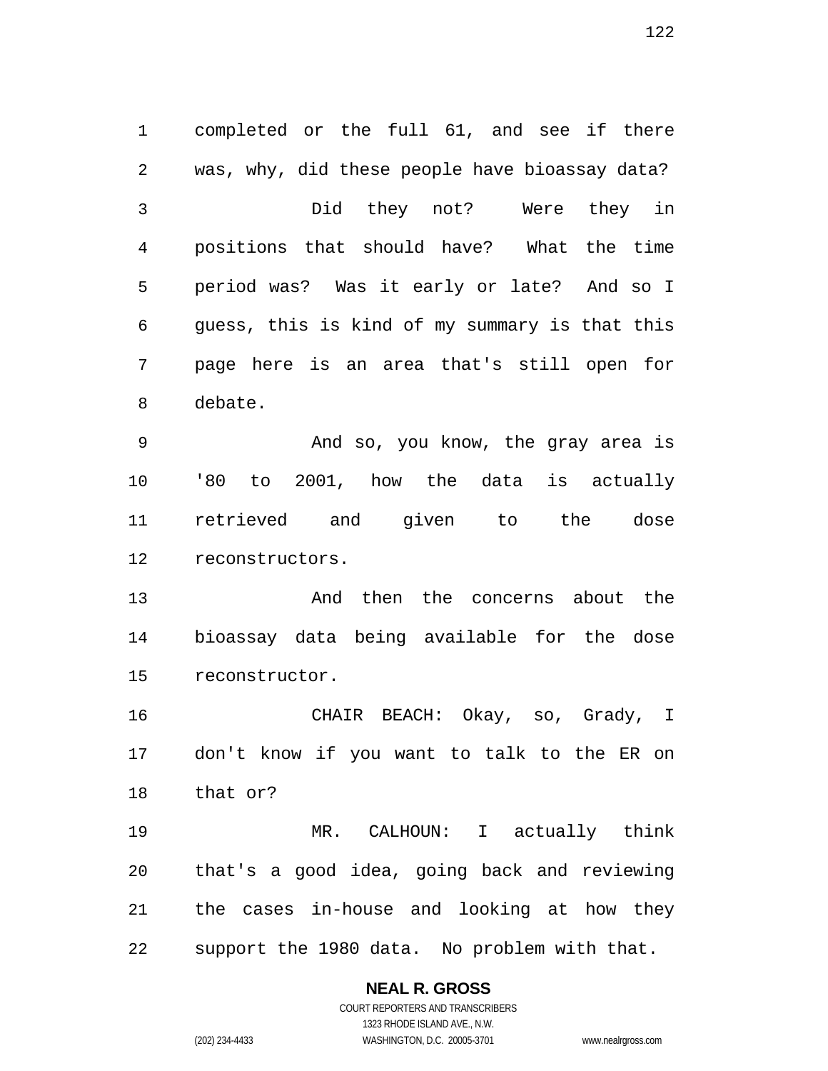completed or the full 61, and see if there was, why, did these people have bioassay data?

Did they not? Were they in positions that should have? What the time period was? Was it early or late? And so I guess, this is kind of my summary is that this page here is an area that's still open for debate.

And so, you know, the gray area is '80 to 2001, how the data is actually retrieved and given to the dose reconstructors.

And then the concerns about the bioassay data being available for the dose reconstructor.

CHAIR BEACH: Okay, so, Grady, I don't know if you want to talk to the ER on that or?

MR. CALHOUN: I actually think that's a good idea, going back and reviewing the cases in-house and looking at how they support the 1980 data. No problem with that.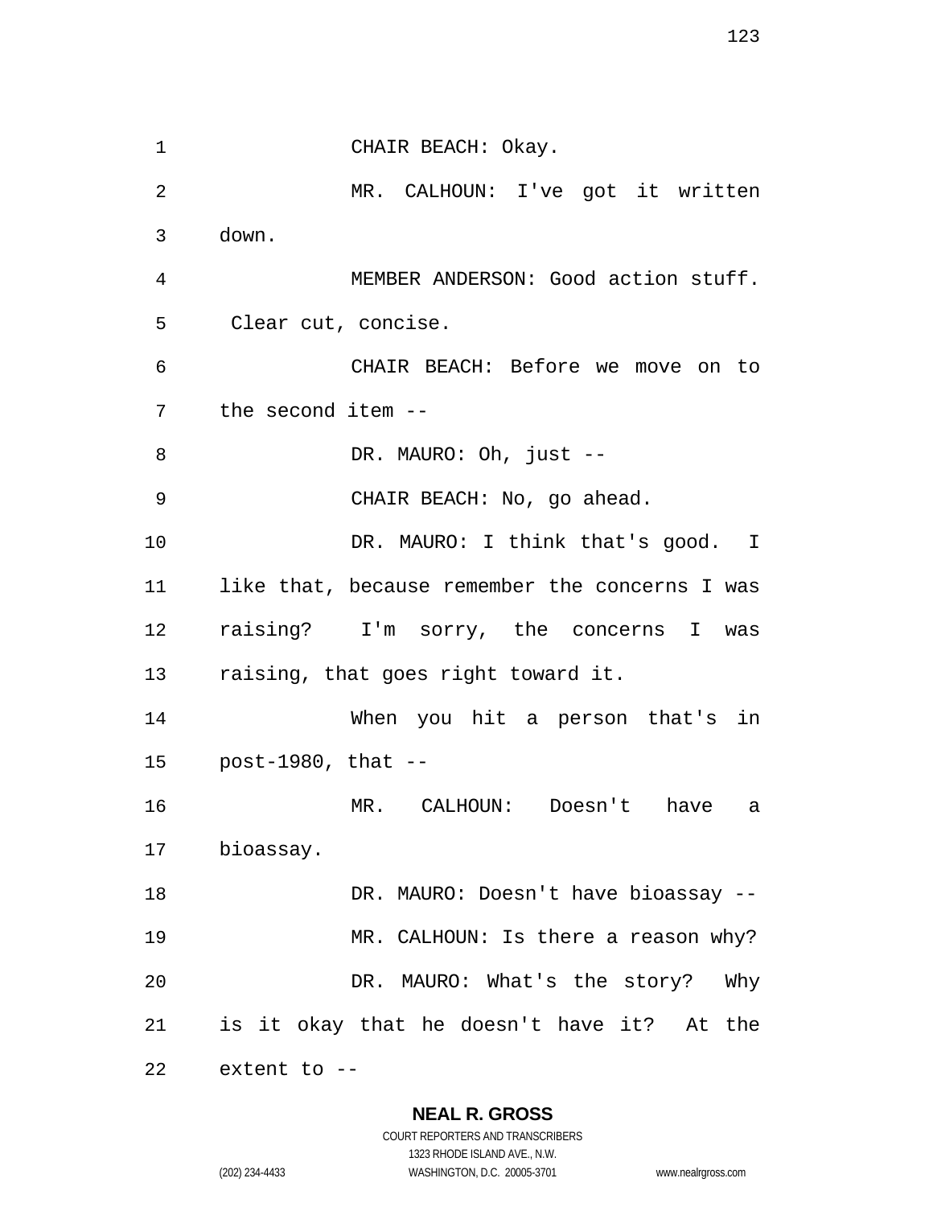CHAIR BEACH: Okay.

MR. CALHOUN: I've got it written down.

MEMBER ANDERSON: Good action stuff. Clear cut, concise.

CHAIR BEACH: Before we move on to the second item --

DR. MAURO: Oh, just --

CHAIR BEACH: No, go ahead.

DR. MAURO: I think that's good. I like that, because remember the concerns I was raising? I'm sorry, the concerns I was raising, that goes right toward it.

When you hit a person that's in post-1980, that --

MR. CALHOUN: Doesn't have a bioassay.

DR. MAURO: Doesn't have bioassay --

MR. CALHOUN: Is there a reason why?

DR. MAURO: What's the story? Why is it okay that he doesn't have it? At the extent to --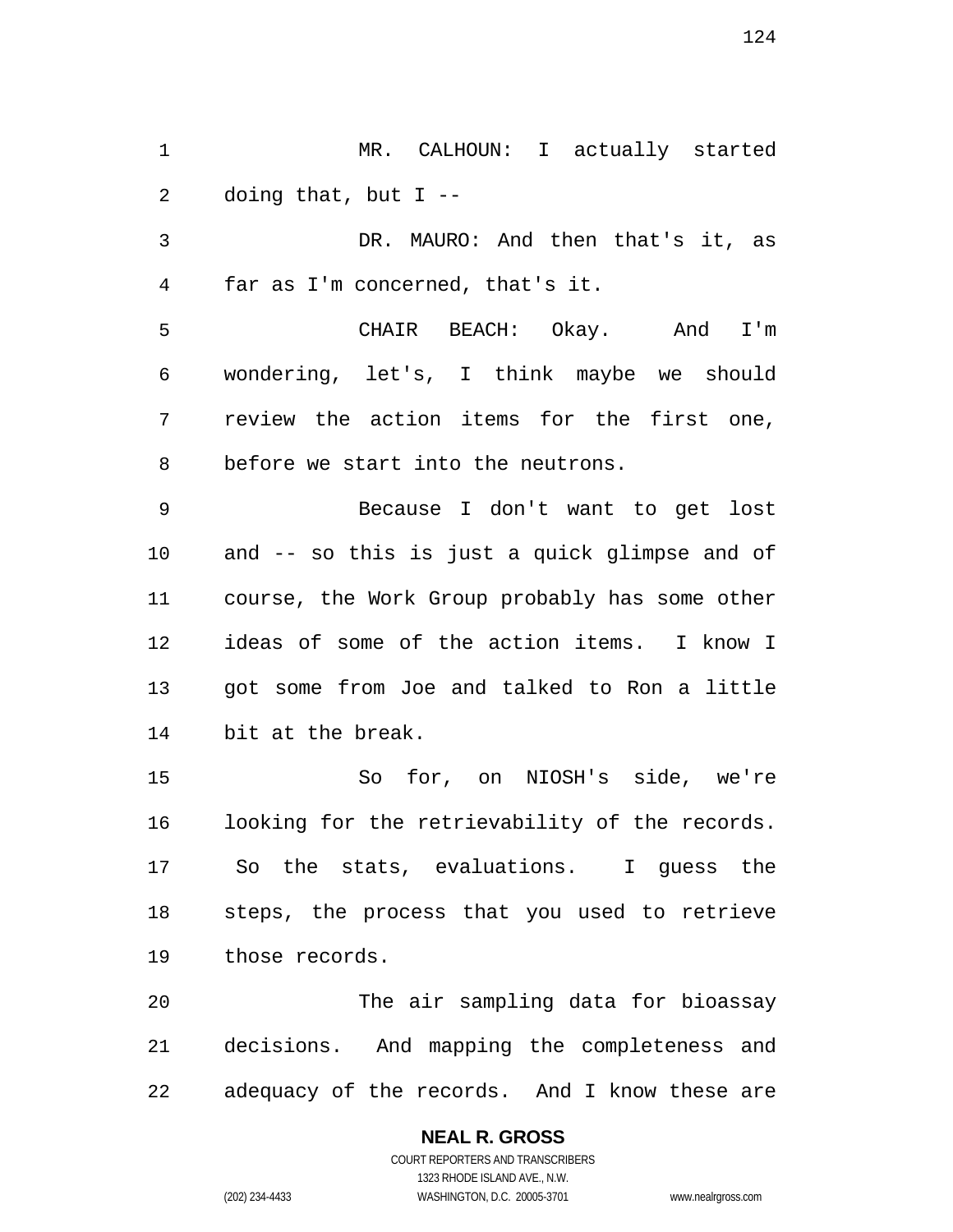MR. CALHOUN: I actually started doing that, but I --

DR. MAURO: And then that's it, as far as I'm concerned, that's it.

CHAIR BEACH: Okay. And I'm wondering, let's, I think maybe we should review the action items for the first one, before we start into the neutrons.

Because I don't want to get lost and -- so this is just a quick glimpse and of course, the Work Group probably has some other ideas of some of the action items. I know I got some from Joe and talked to Ron a little bit at the break.

So for, on NIOSH's side, we're looking for the retrievability of the records. So the stats, evaluations. I guess the steps, the process that you used to retrieve those records.

The air sampling data for bioassay decisions. And mapping the completeness and adequacy of the records. And I know these are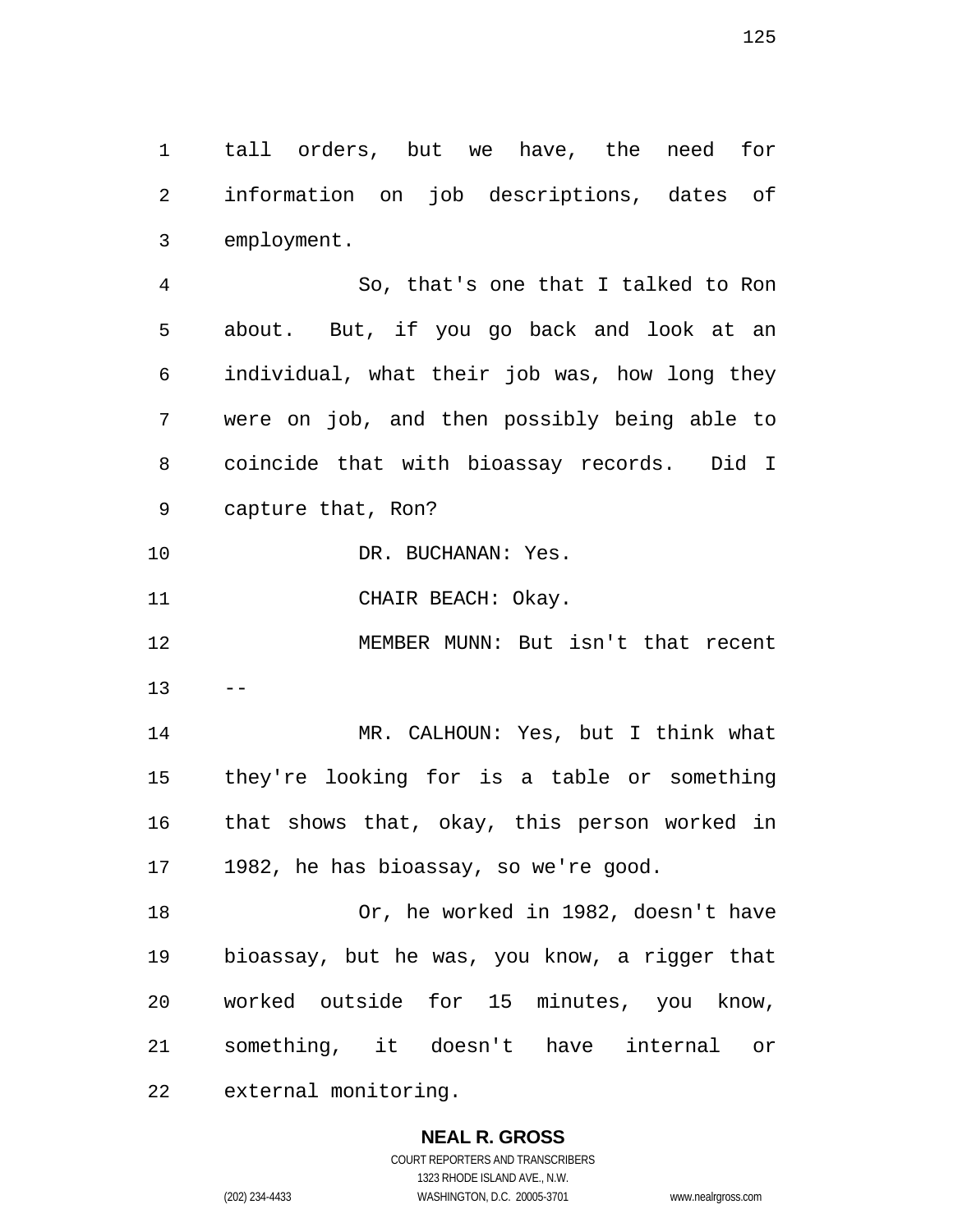tall orders, but we have, the need for information on job descriptions, dates of employment.

So, that's one that I talked to Ron about. But, if you go back and look at an individual, what their job was, how long they were on job, and then possibly being able to coincide that with bioassay records. Did I capture that, Ron?

DR. BUCHANAN: Yes.

CHAIR BEACH: Okay.

MEMBER MUNN: But isn't that recent --

MR. CALHOUN: Yes, but I think what they're looking for is a table or something that shows that, okay, this person worked in 1982, he has bioassay, so we're good.

Or, he worked in 1982, doesn't have bioassay, but he was, you know, a rigger that worked outside for 15 minutes, you know, something, it doesn't have internal or external monitoring.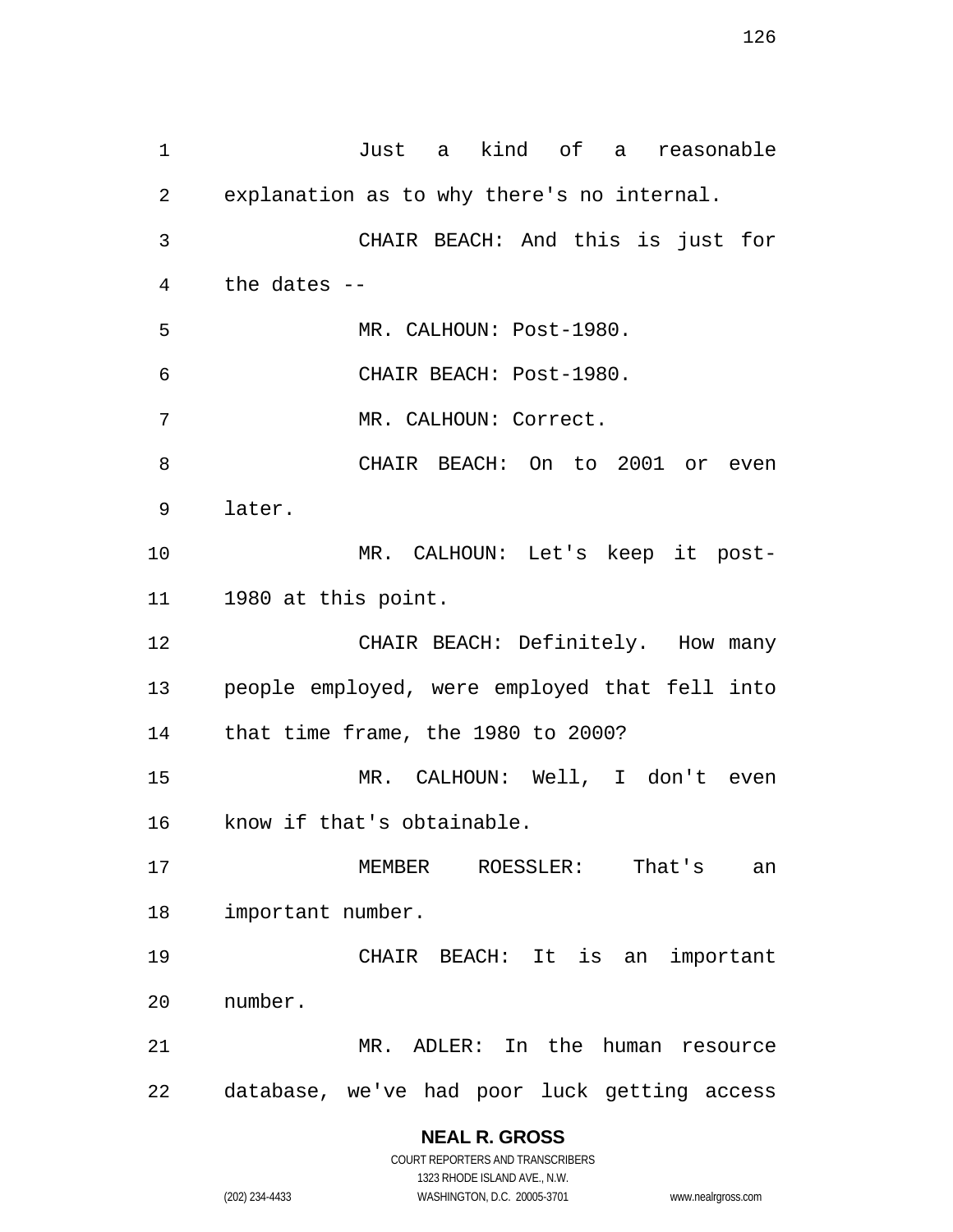Just a kind of a reasonable explanation as to why there's no internal.

CHAIR BEACH: And this is just for the dates --

MR. CALHOUN: Post-1980.

CHAIR BEACH: Post-1980.

MR. CALHOUN: Correct.

CHAIR BEACH: On to 2001 or even later.

MR. CALHOUN: Let's keep it post-1980 at this point.

CHAIR BEACH: Definitely. How many people employed, were employed that fell into that time frame, the 1980 to 2000?

MR. CALHOUN: Well, I don't even know if that's obtainable.

MEMBER ROESSLER: That's an important number.

CHAIR BEACH: It is an important number.

MR. ADLER: In the human resource database, we've had poor luck getting access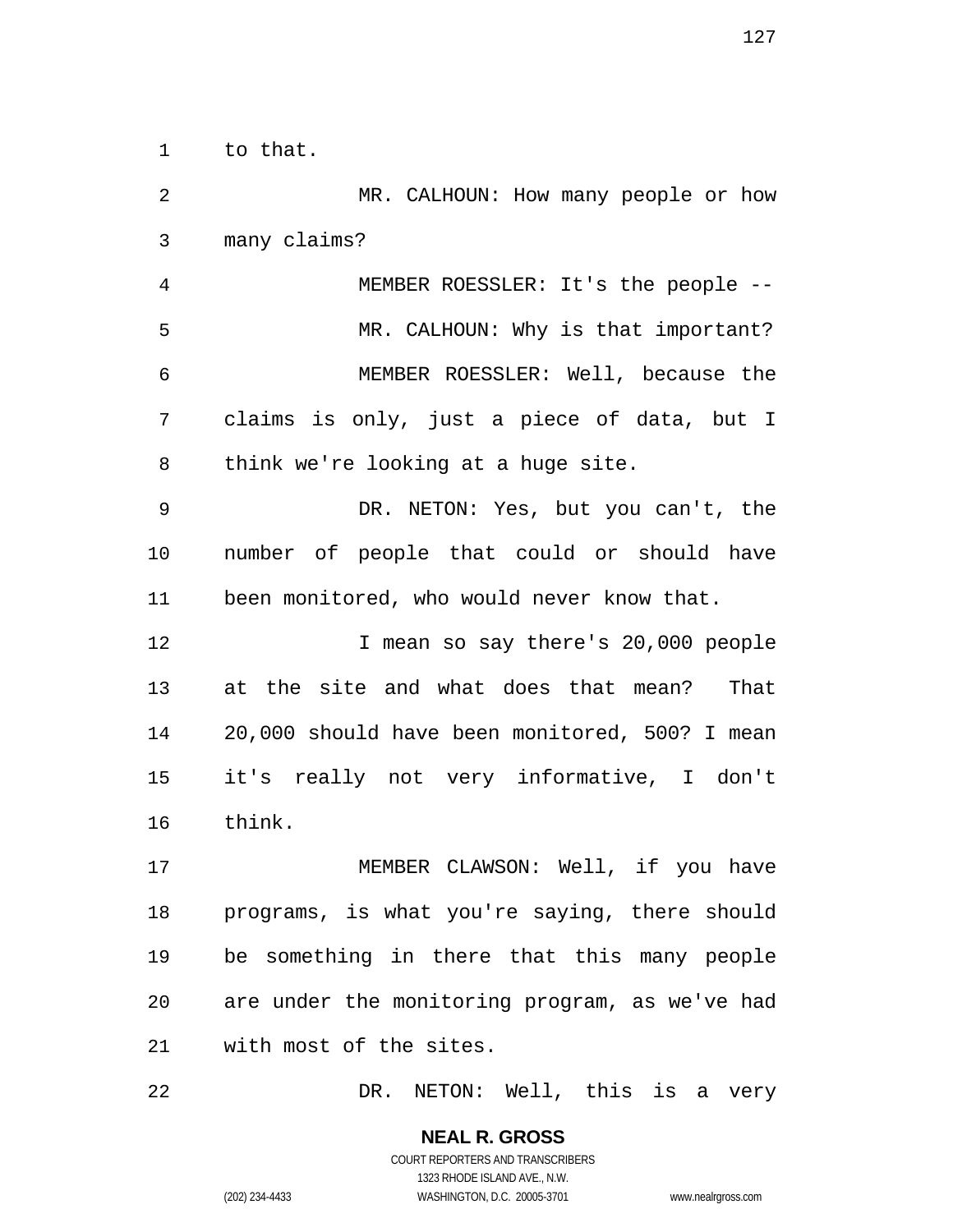to that.

MR. CALHOUN: How many people or how many claims?

MEMBER ROESSLER: It's the people --

MR. CALHOUN: Why is that important?

MEMBER ROESSLER: Well, because the claims is only, just a piece of data, but I think we're looking at a huge site.

DR. NETON: Yes, but you can't, the number of people that could or should have been monitored, who would never know that.

I mean so say there's 20,000 people at the site and what does that mean? That 20,000 should have been monitored, 500? I mean it's really not very informative, I don't think.

MEMBER CLAWSON: Well, if you have programs, is what you're saying, there should be something in there that this many people are under the monitoring program, as we've had with most of the sites.

DR. NETON: Well, this is a very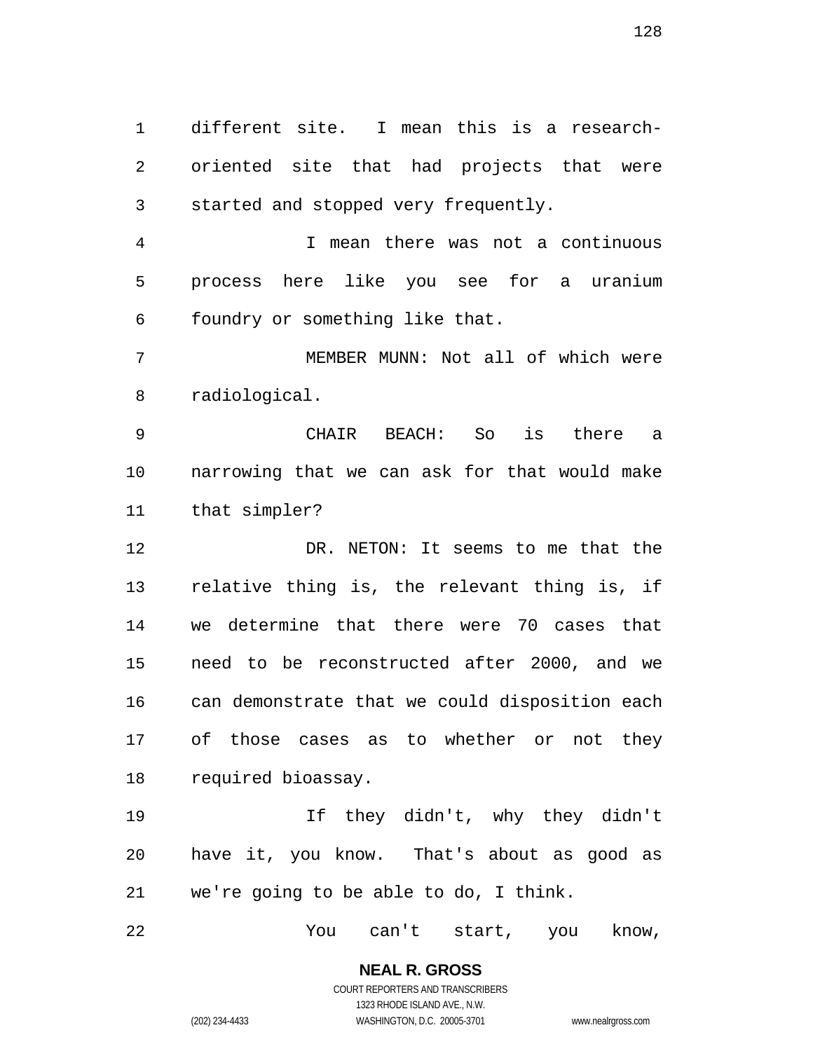different site. I mean this is a research-oriented site that had projects that were started and stopped very frequently.

I mean there was not a continuous process here like you see for a uranium foundry or something like that.

MEMBER MUNN: Not all of which were radiological.

CHAIR BEACH: So is there a narrowing that we can ask for that would make that simpler?

DR. NETON: It seems to me that the relative thing is, the relevant thing is, if we determine that there were 70 cases that need to be reconstructed after 2000, and we can demonstrate that we could disposition each of those cases as to whether or not they required bioassay.

If they didn't, why they didn't have it, you know. That's about as good as we're going to be able to do, I think.

You can't start, you know,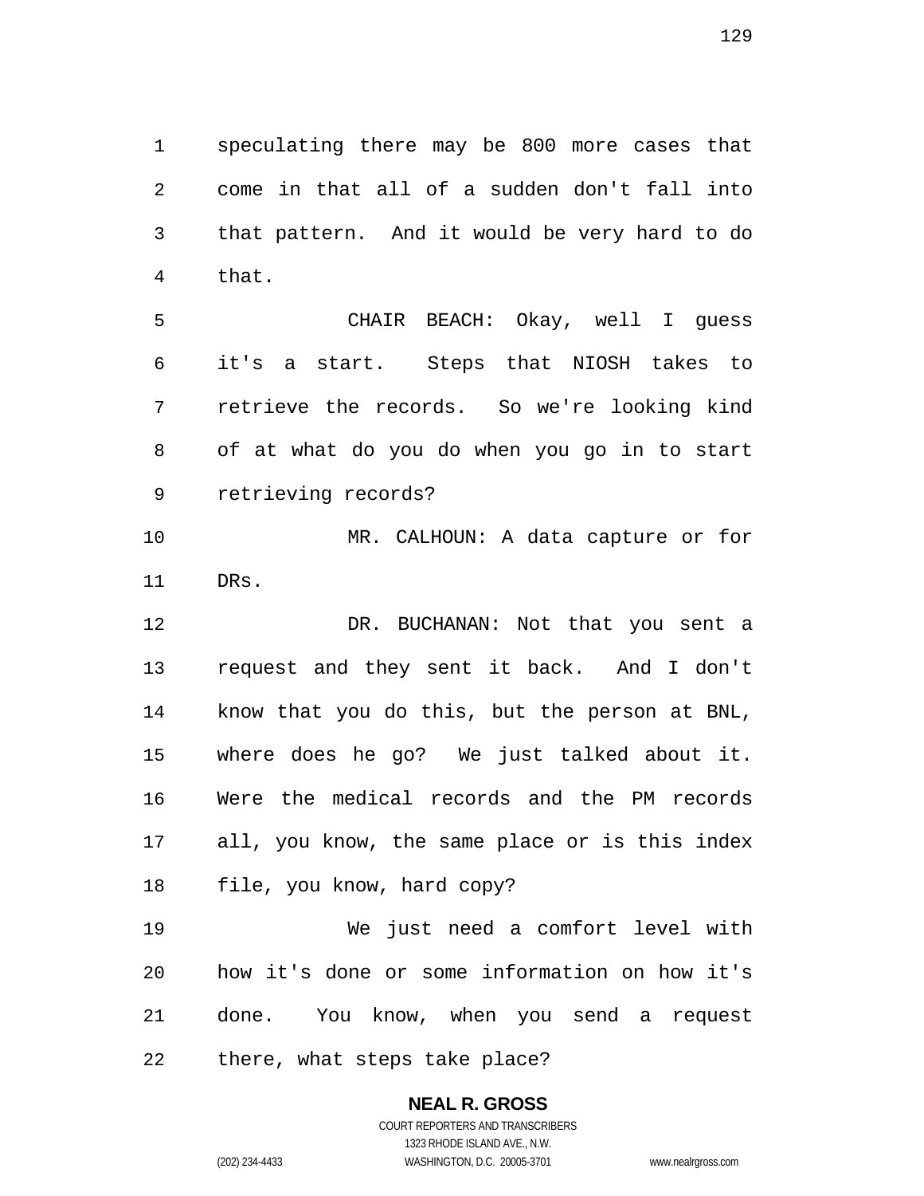speculating there may be 800 more cases that come in that all of a sudden don't fall into that pattern. And it would be very hard to do that.

CHAIR BEACH: Okay, well I guess it's a start. Steps that NIOSH takes to retrieve the records. So we're looking kind of at what do you do when you go in to start retrieving records?

MR. CALHOUN: A data capture or for DRs.

DR. BUCHANAN: Not that you sent a request and they sent it back. And I don't know that you do this, but the person at BNL, where does he go? We just talked about it. Were the medical records and the PM records all, you know, the same place or is this index file, you know, hard copy?

We just need a comfort level with how it's done or some information on how it's done. You know, when you send a request there, what steps take place?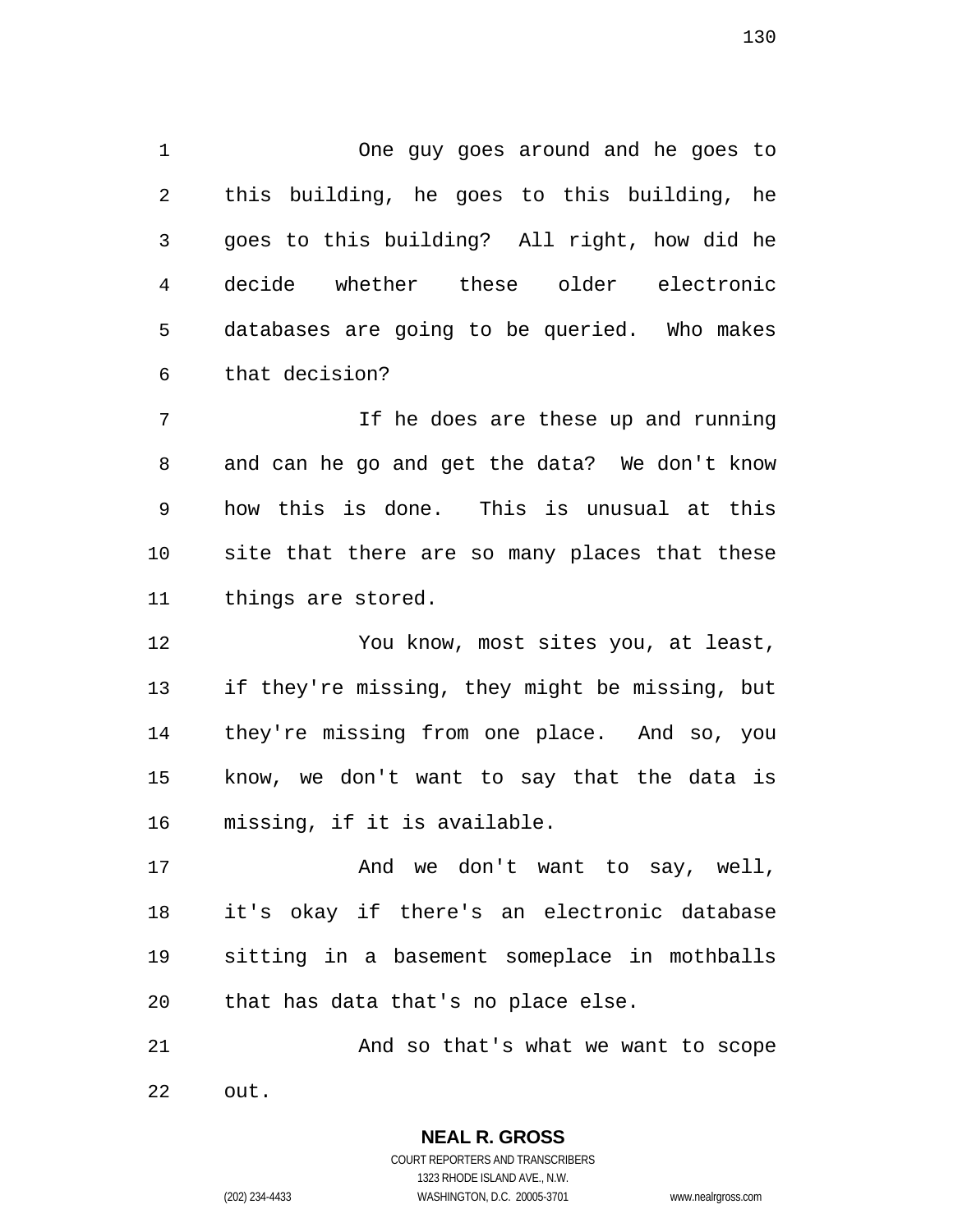One guy goes around and he goes to this building, he goes to this building, he goes to this building? All right, how did he decide whether these older electronic databases are going to be queried. Who makes that decision?

If he does are these up and running and can he go and get the data? We don't know how this is done. This is unusual at this site that there are so many places that these things are stored.

You know, most sites you, at least, if they're missing, they might be missing, but they're missing from one place. And so, you know, we don't want to say that the data is missing, if it is available.

And we don't want to say, well, it's okay if there's an electronic database sitting in a basement someplace in mothballs that has data that's no place else.

And so that's what we want to scope out.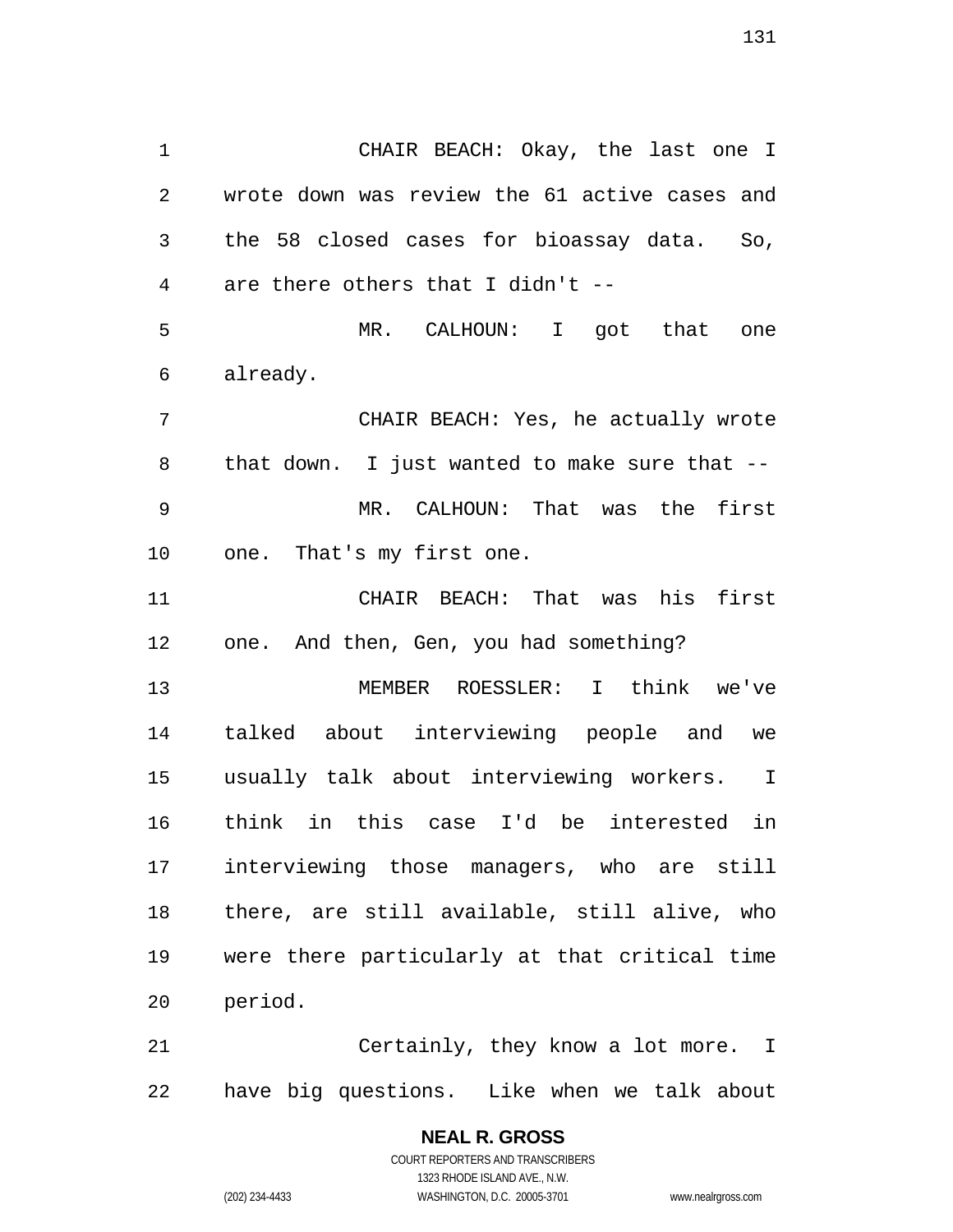CHAIR BEACH: Okay, the last one I wrote down was review the 61 active cases and the 58 closed cases for bioassay data. So, are there others that I didn't --

MR. CALHOUN: I got that one already.

CHAIR BEACH: Yes, he actually wrote that down. I just wanted to make sure that --

MR. CALHOUN: That was the first one. That's my first one.

CHAIR BEACH: That was his first one. And then, Gen, you had something?

MEMBER ROESSLER: I think we've talked about interviewing people and we usually talk about interviewing workers. I think in this case I'd be interested in interviewing those managers, who are still there, are still available, still alive, who were there particularly at that critical time period.

Certainly, they know a lot more. I have big questions. Like when we talk about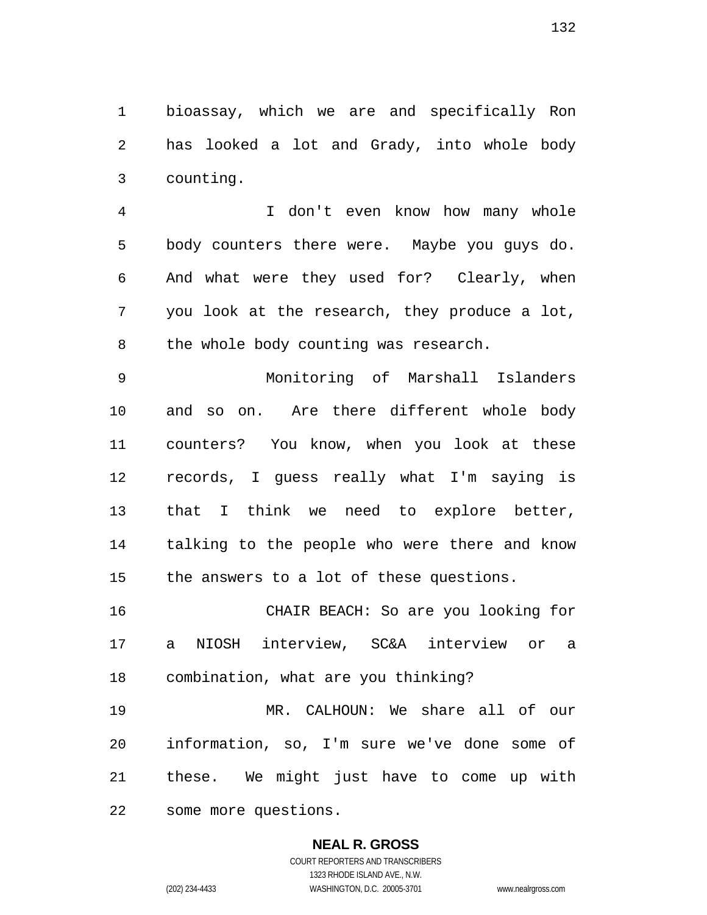bioassay, which we are and specifically Ron has looked a lot and Grady, into whole body counting.

I don't even know how many whole body counters there were. Maybe you guys do. And what were they used for? Clearly, when you look at the research, they produce a lot, the whole body counting was research.

Monitoring of Marshall Islanders and so on. Are there different whole body counters? You know, when you look at these records, I guess really what I'm saying is that I think we need to explore better, talking to the people who were there and know the answers to a lot of these questions.

CHAIR BEACH: So are you looking for a NIOSH interview, SC&A interview or a combination, what are you thinking?

MR. CALHOUN: We share all of our information, so, I'm sure we've done some of these. We might just have to come up with some more questions.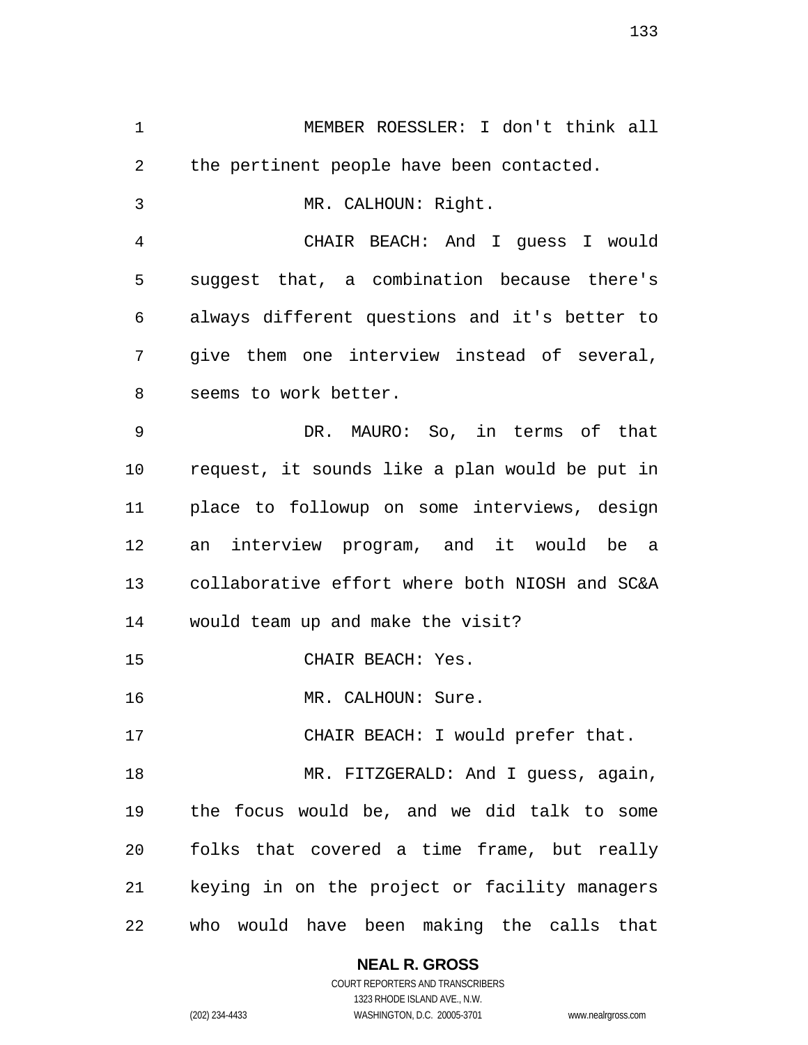MEMBER ROESSLER: I don't think all the pertinent people have been contacted.

MR. CALHOUN: Right.

CHAIR BEACH: And I guess I would suggest that, a combination because there's always different questions and it's better to give them one interview instead of several, seems to work better.

DR. MAURO: So, in terms of that request, it sounds like a plan would be put in place to followup on some interviews, design an interview program, and it would be a collaborative effort where both NIOSH and SC&A would team up and make the visit?

CHAIR BEACH: Yes.

MR. CALHOUN: Sure.

CHAIR BEACH: I would prefer that.

MR. FITZGERALD: And I guess, again, the focus would be, and we did talk to some folks that covered a time frame, but really keying in on the project or facility managers who would have been making the calls that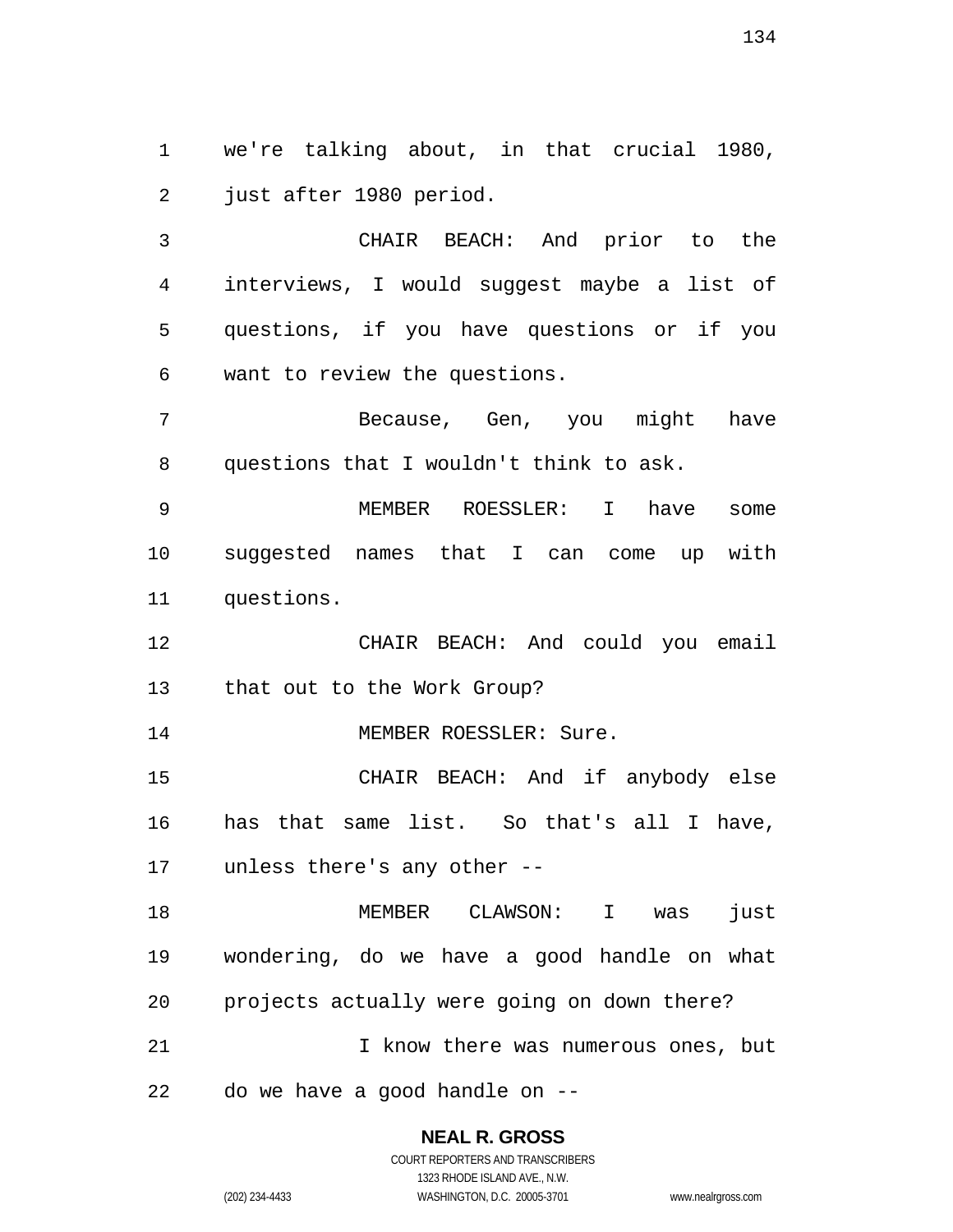we're talking about, in that crucial 1980, just after 1980 period.

CHAIR BEACH: And prior to the interviews, I would suggest maybe a list of questions, if you have questions or if you want to review the questions.

Because, Gen, you might have questions that I wouldn't think to ask.

MEMBER ROESSLER: I have some suggested names that I can come up with questions.

CHAIR BEACH: And could you email that out to the Work Group?

MEMBER ROESSLER: Sure.

CHAIR BEACH: And if anybody else has that same list. So that's all I have, unless there's any other --

MEMBER CLAWSON: I was just wondering, do we have a good handle on what projects actually were going on down there?

I know there was numerous ones, but do we have a good handle on --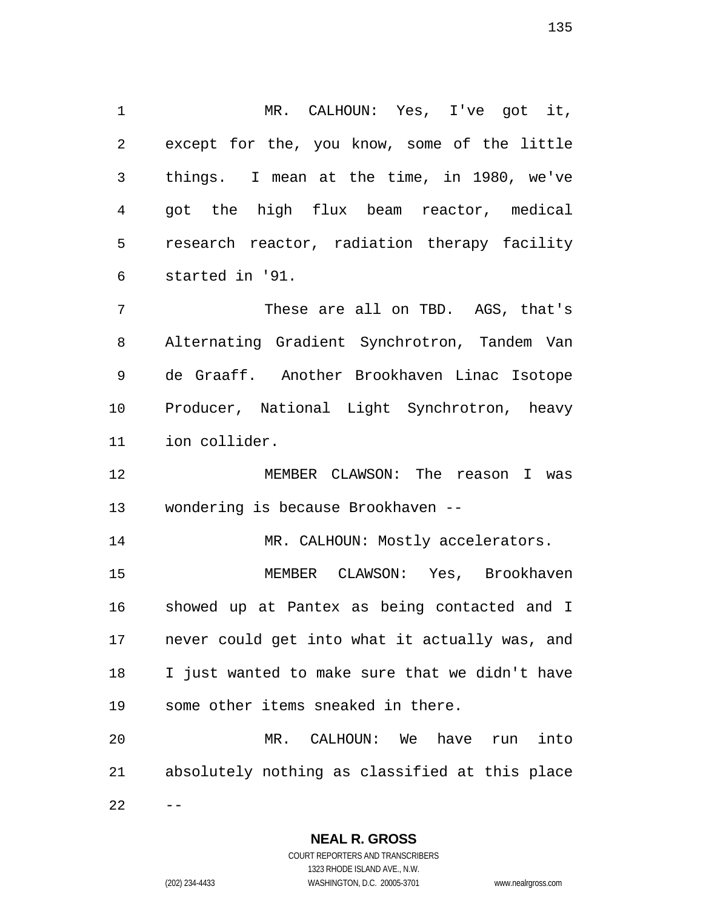MR. CALHOUN: Yes, I've got it, except for the, you know, some of the little things. I mean at the time, in 1980, we've got the high flux beam reactor, medical research reactor, radiation therapy facility started in '91.

These are all on TBD. AGS, that's Alternating Gradient Synchrotron, Tandem Van de Graaff. Another Brookhaven Linac Isotope Producer, National Light Synchrotron, heavy ion collider.

MEMBER CLAWSON: The reason I was wondering is because Brookhaven --

MR. CALHOUN: Mostly accelerators.

MEMBER CLAWSON: Yes, Brookhaven showed up at Pantex as being contacted and I never could get into what it actually was, and I just wanted to make sure that we didn't have some other items sneaked in there.

MR. CALHOUN: We have run into absolutely nothing as classified at this place --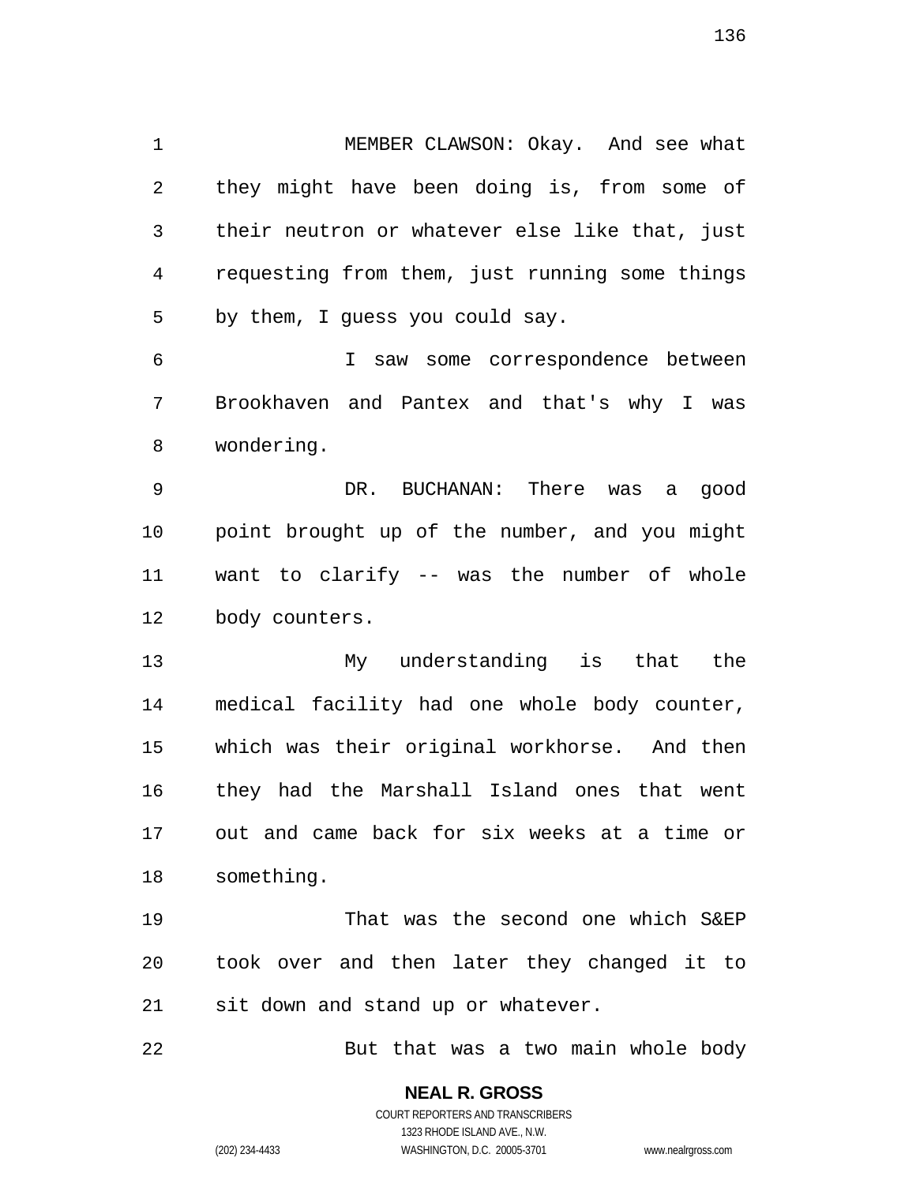MEMBER CLAWSON: Okay. And see what they might have been doing is, from some of their neutron or whatever else like that, just requesting from them, just running some things by them, I guess you could say.

I saw some correspondence between Brookhaven and Pantex and that's why I was wondering.

DR. BUCHANAN: There was a good point brought up of the number, and you might want to clarify -- was the number of whole body counters.

My understanding is that the medical facility had one whole body counter, which was their original workhorse. And then they had the Marshall Island ones that went out and came back for six weeks at a time or something.

That was the second one which S&EP took over and then later they changed it to sit down and stand up or whatever.

But that was a two main whole body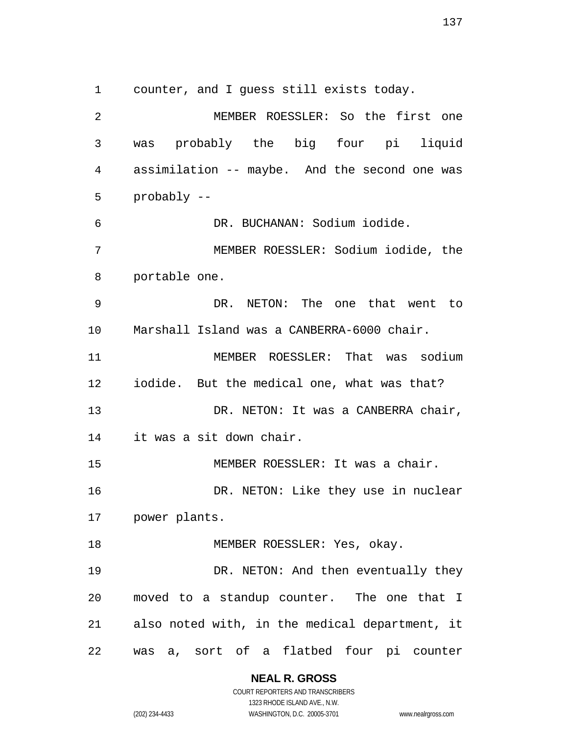counter, and I guess still exists today.

MEMBER ROESSLER: So the first one was probably the big four pi liquid assimilation -- maybe. And the second one was probably --

DR. BUCHANAN: Sodium iodide.

MEMBER ROESSLER: Sodium iodide, the portable one.

DR. NETON: The one that went to Marshall Island was a CANBERRA-6000 chair.

MEMBER ROESSLER: That was sodium iodide. But the medical one, what was that?

DR. NETON: It was a CANBERRA chair, it was a sit down chair.

MEMBER ROESSLER: It was a chair.

DR. NETON: Like they use in nuclear power plants.

MEMBER ROESSLER: Yes, okay.

DR. NETON: And then eventually they moved to a standup counter. The one that I also noted with, in the medical department, it was a, sort of a flatbed four pi counter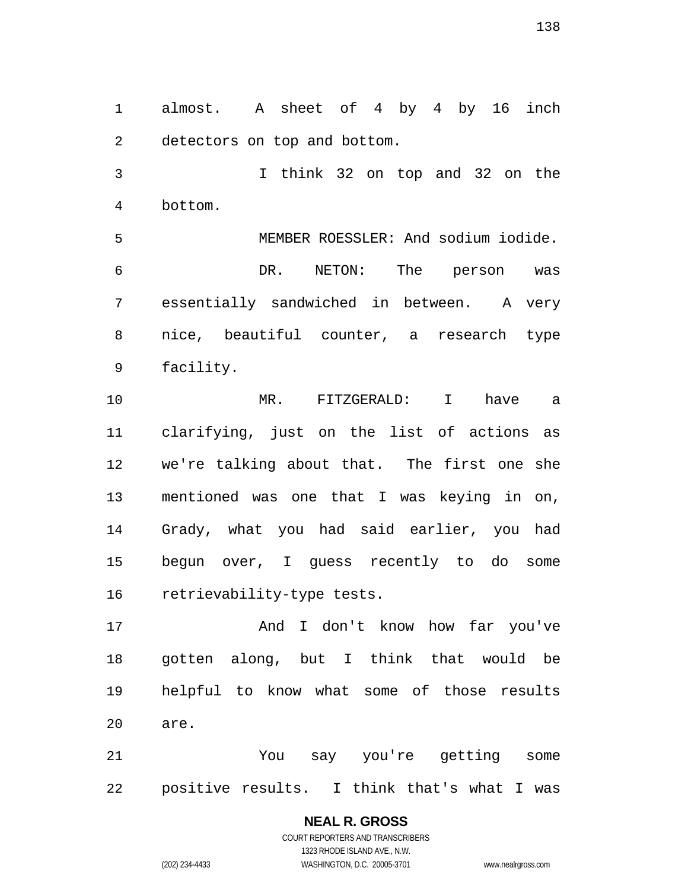almost. A sheet of 4 by 4 by 16 inch detectors on top and bottom.

I think 32 on top and 32 on the bottom.

MEMBER ROESSLER: And sodium iodide.

DR. NETON: The person was essentially sandwiched in between. A very nice, beautiful counter, a research type facility.

MR. FITZGERALD: I have a clarifying, just on the list of actions as we're talking about that. The first one she mentioned was one that I was keying in on, Grady, what you had said earlier, you had begun over, I guess recently to do some retrievability-type tests.

And I don't know how far you've gotten along, but I think that would be helpful to know what some of those results are.

You say you're getting some positive results. I think that's what I was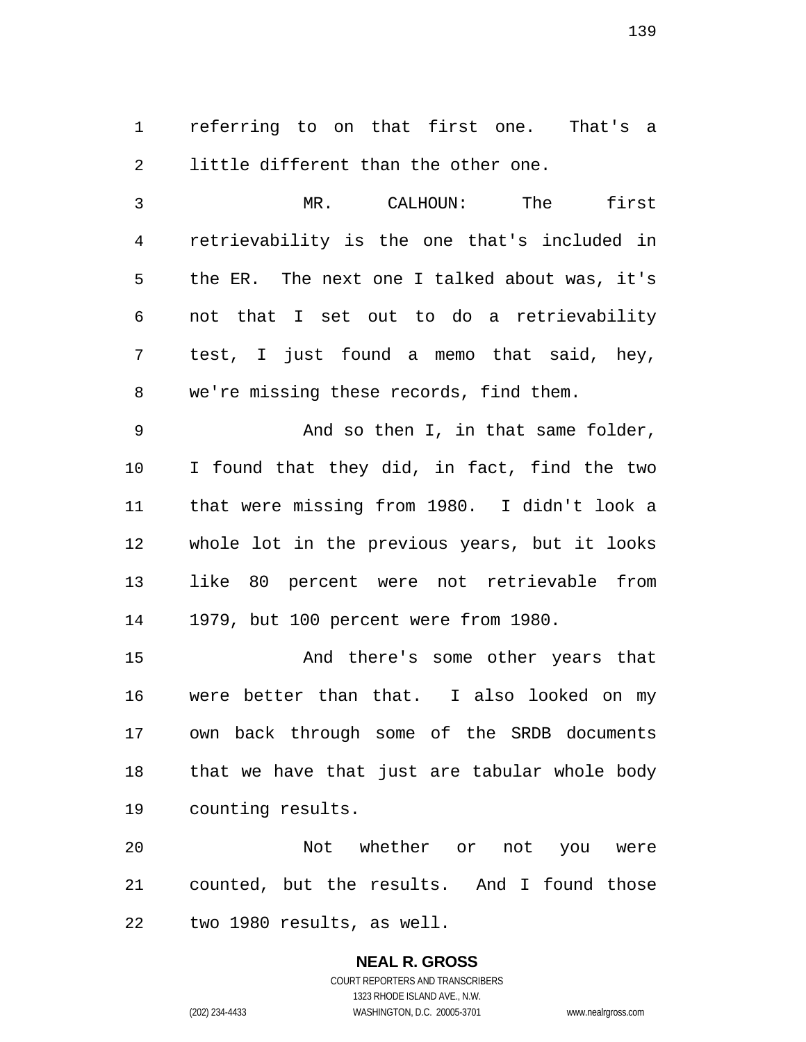referring to on that first one. That's a little different than the other one.

MR. CALHOUN: The first retrievability is the one that's included in the ER. The next one I talked about was, it's not that I set out to do a retrievability test, I just found a memo that said, hey, we're missing these records, find them.

And so then I, in that same folder, I found that they did, in fact, find the two that were missing from 1980. I didn't look a whole lot in the previous years, but it looks like 80 percent were not retrievable from 1979, but 100 percent were from 1980.

And there's some other years that were better than that. I also looked on my own back through some of the SRDB documents that we have that just are tabular whole body counting results.

Not whether or not you were counted, but the results. And I found those two 1980 results, as well.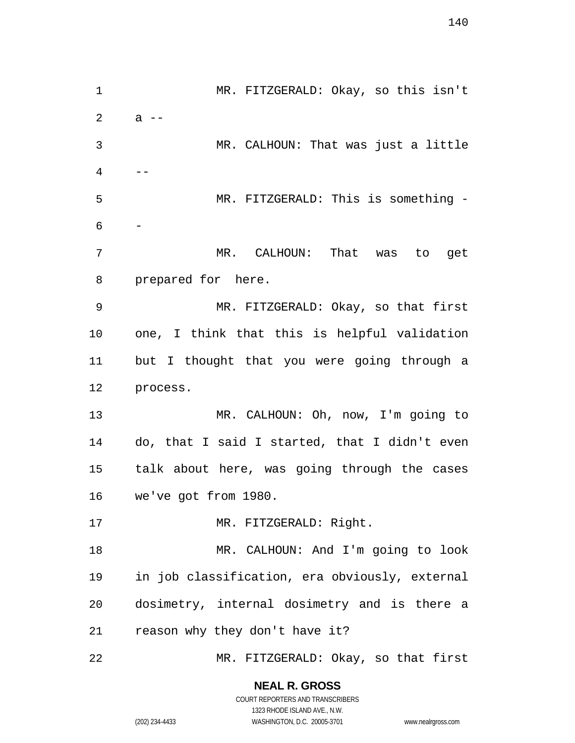MR. FITZGERALD: Okay, so this isn't a --

MR. CALHOUN: That was just a little --

MR. FITZGERALD: This is something --

MR. CALHOUN: That was to get prepared for here.

MR. FITZGERALD: Okay, so that first one, I think that this is helpful validation but I thought that you were going through a process.

MR. CALHOUN: Oh, now, I'm going to do, that I said I started, that I didn't even talk about here, was going through the cases we've got from 1980.

MR. FITZGERALD: Right.

MR. CALHOUN: And I'm going to look in job classification, era obviously, external dosimetry, internal dosimetry and is there a reason why they don't have it?

MR. FITZGERALD: Okay, so that first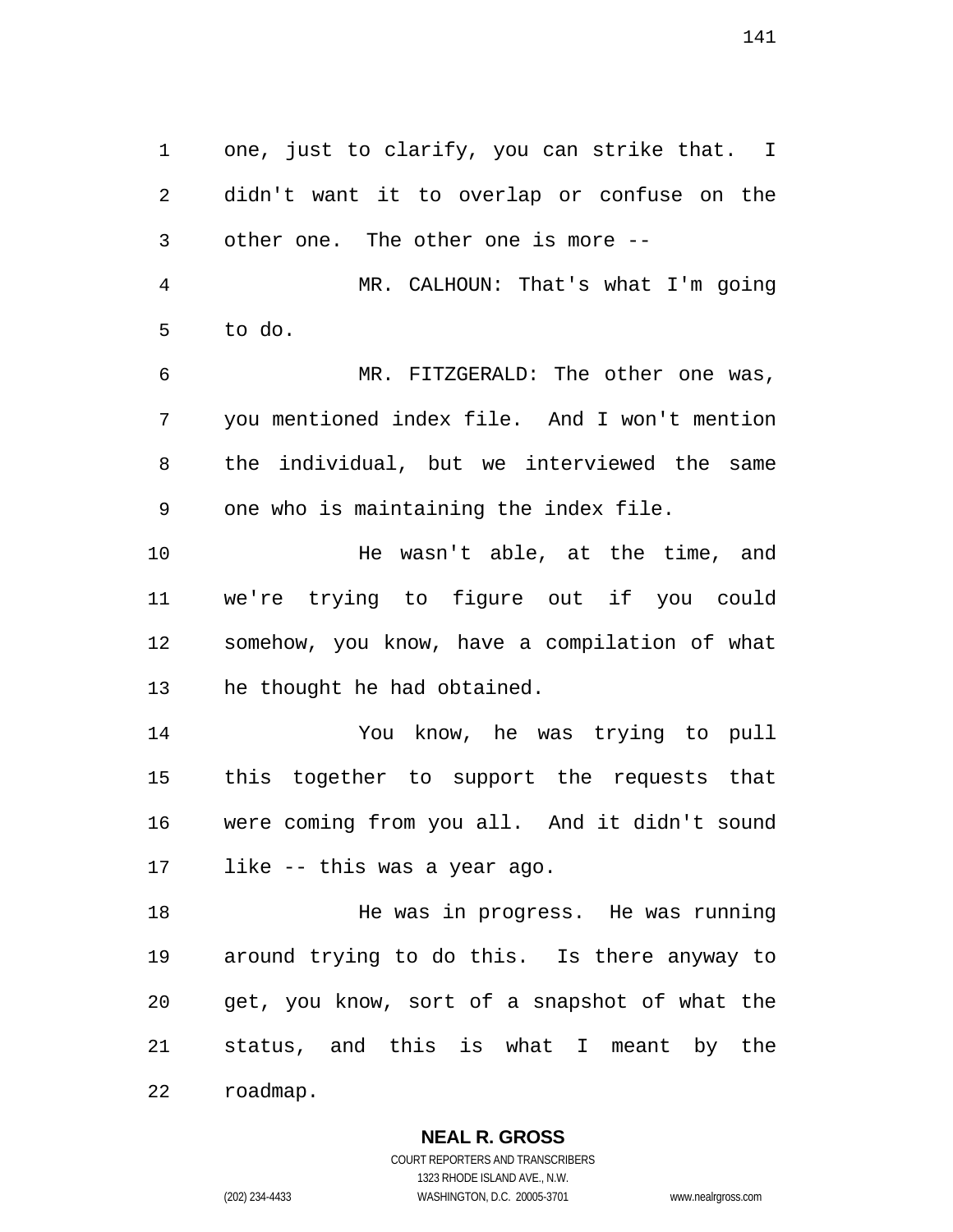one, just to clarify, you can strike that. I didn't want it to overlap or confuse on the other one. The other one is more --

MR. CALHOUN: That's what I'm going to do.

MR. FITZGERALD: The other one was, you mentioned index file. And I won't mention the individual, but we interviewed the same one who is maintaining the index file.

He wasn't able, at the time, and we're trying to figure out if you could somehow, you know, have a compilation of what he thought he had obtained.

You know, he was trying to pull this together to support the requests that were coming from you all. And it didn't sound like -- this was a year ago.

He was in progress. He was running around trying to do this. Is there anyway to get, you know, sort of a snapshot of what the status, and this is what I meant by the roadmap.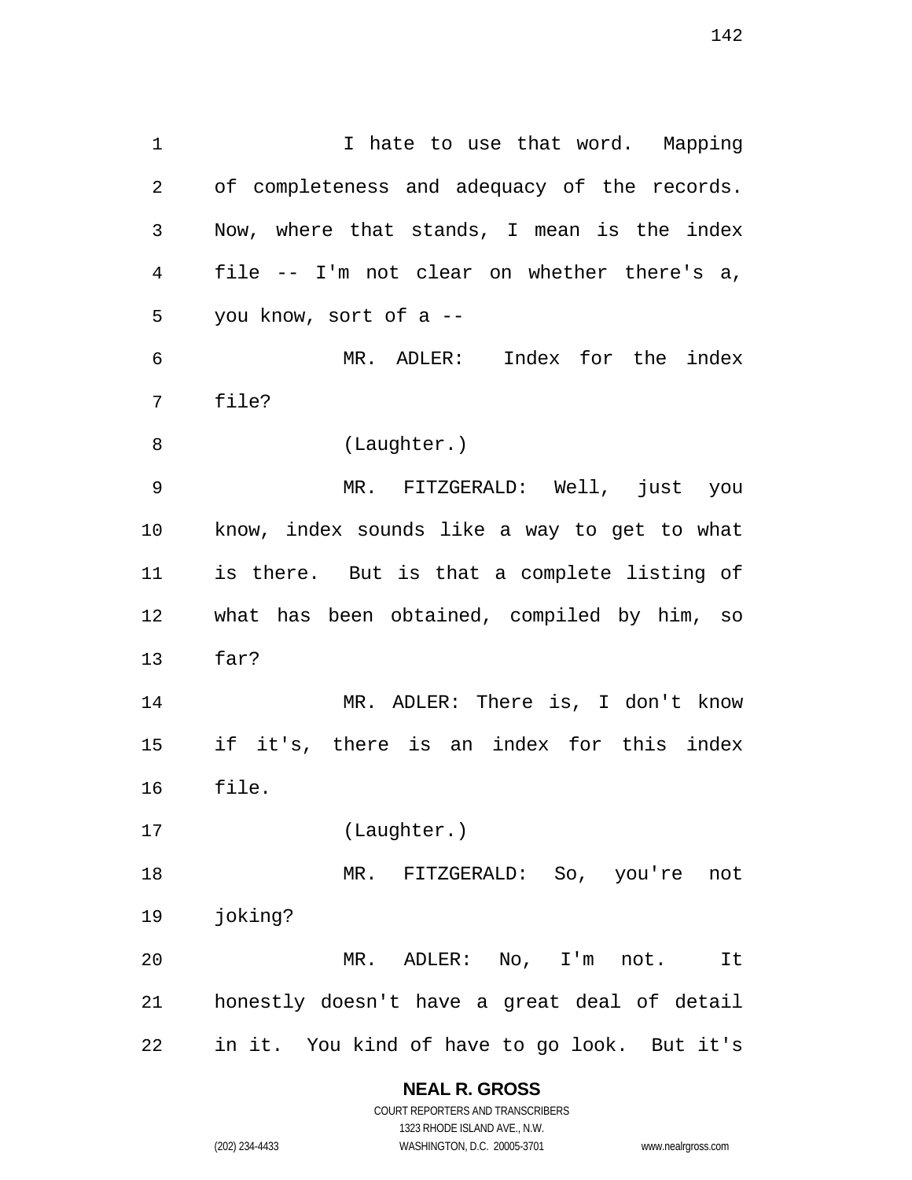I hate to use that word. Mapping of completeness and adequacy of the records. Now, where that stands, I mean is the index file -- I'm not clear on whether there's a, you know, sort of a --

MR. ADLER: Index for the index file?

(Laughter.)

MR. FITZGERALD: Well, just you know, index sounds like a way to get to what is there. But is that a complete listing of what has been obtained, compiled by him, so far?

MR. ADLER: There is, I don't know if it's, there is an index for this index file.

(Laughter.)

MR. FITZGERALD: So, you're not joking?

MR. ADLER: No, I'm not. It honestly doesn't have a great deal of detail in it. You kind of have to go look. But it's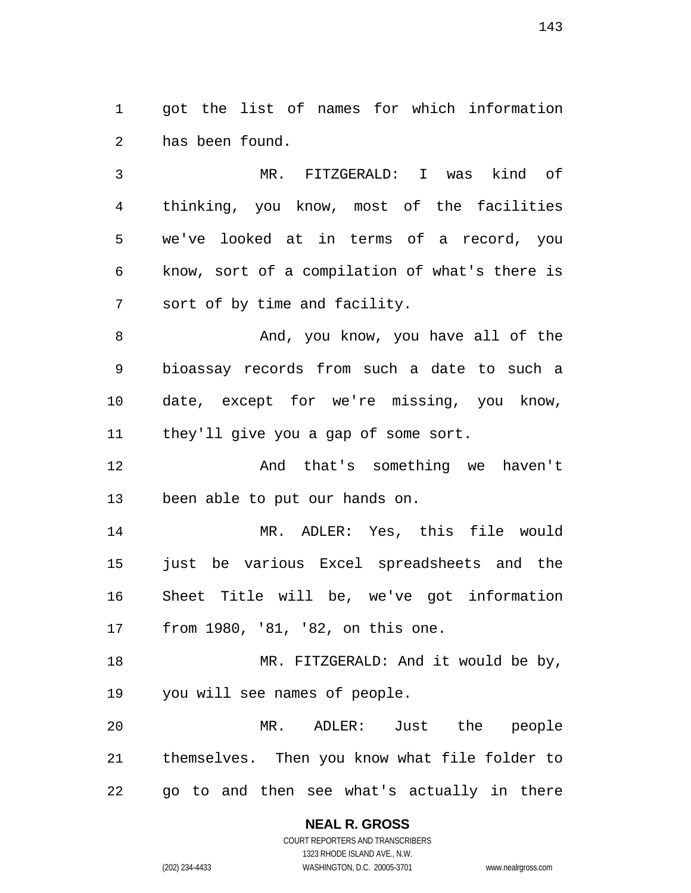got the list of names for which information has been found.

MR. FITZGERALD: I was kind of thinking, you know, most of the facilities we've looked at in terms of a record, you know, sort of a compilation of what's there is sort of by time and facility.

And, you know, you have all of the bioassay records from such a date to such a date, except for we're missing, you know, they'll give you a gap of some sort.

And that's something we haven't been able to put our hands on.

MR. ADLER: Yes, this file would just be various Excel spreadsheets and the Sheet Title will be, we've got information from 1980, '81, '82, on this one.

MR. FITZGERALD: And it would be by, you will see names of people.

MR. ADLER: Just the people themselves. Then you know what file folder to go to and then see what's actually in there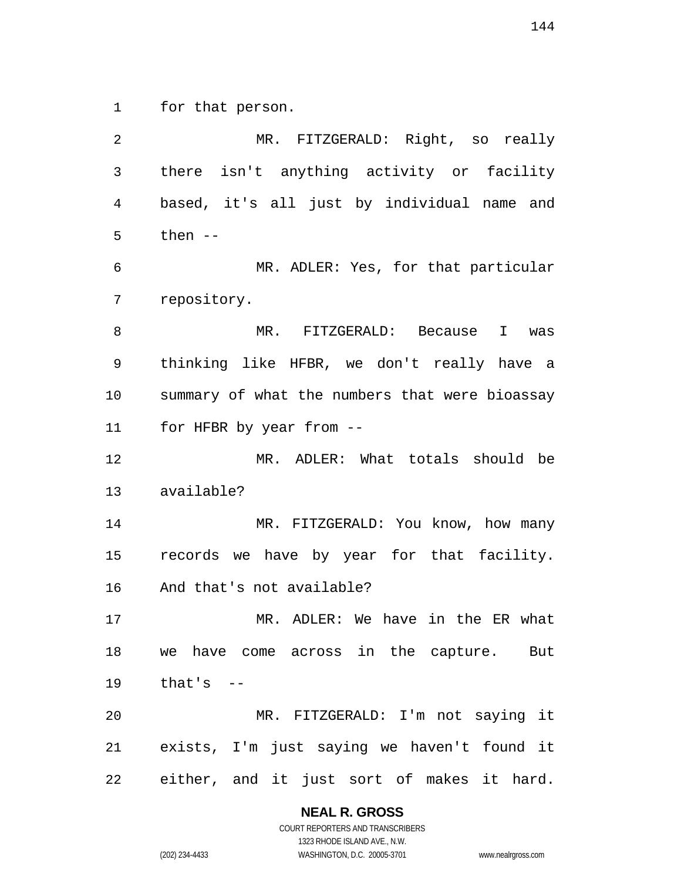for that person.

MR. FITZGERALD: Right, so really there isn't anything activity or facility based, it's all just by individual name and then --

MR. ADLER: Yes, for that particular repository.

MR. FITZGERALD: Because I was thinking like HFBR, we don't really have a summary of what the numbers that were bioassay for HFBR by year from --

MR. ADLER: What totals should be available?

MR. FITZGERALD: You know, how many records we have by year for that facility. And that's not available?

MR. ADLER: We have in the ER what we have come across in the capture. But that's --

MR. FITZGERALD: I'm not saying it exists, I'm just saying we haven't found it either, and it just sort of makes it hard.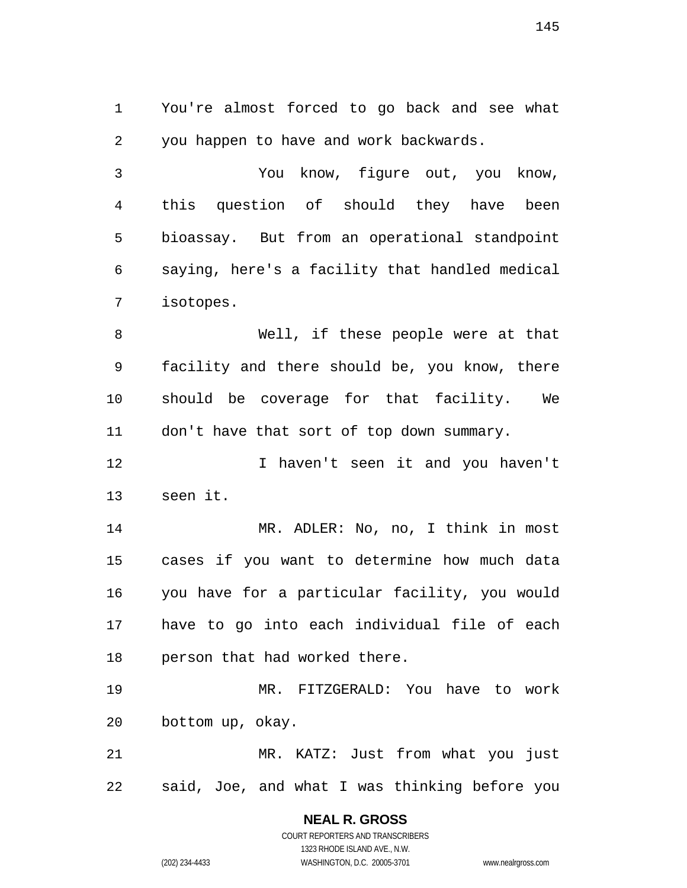You're almost forced to go back and see what you happen to have and work backwards.

You know, figure out, you know, this question of should they have been bioassay. But from an operational standpoint saying, here's a facility that handled medical isotopes.

Well, if these people were at that facility and there should be, you know, there should be coverage for that facility. We don't have that sort of top down summary.

I haven't seen it and you haven't seen it.

MR. ADLER: No, no, I think in most cases if you want to determine how much data you have for a particular facility, you would have to go into each individual file of each person that had worked there.

MR. FITZGERALD: You have to work bottom up, okay.

MR. KATZ: Just from what you just said, Joe, and what I was thinking before you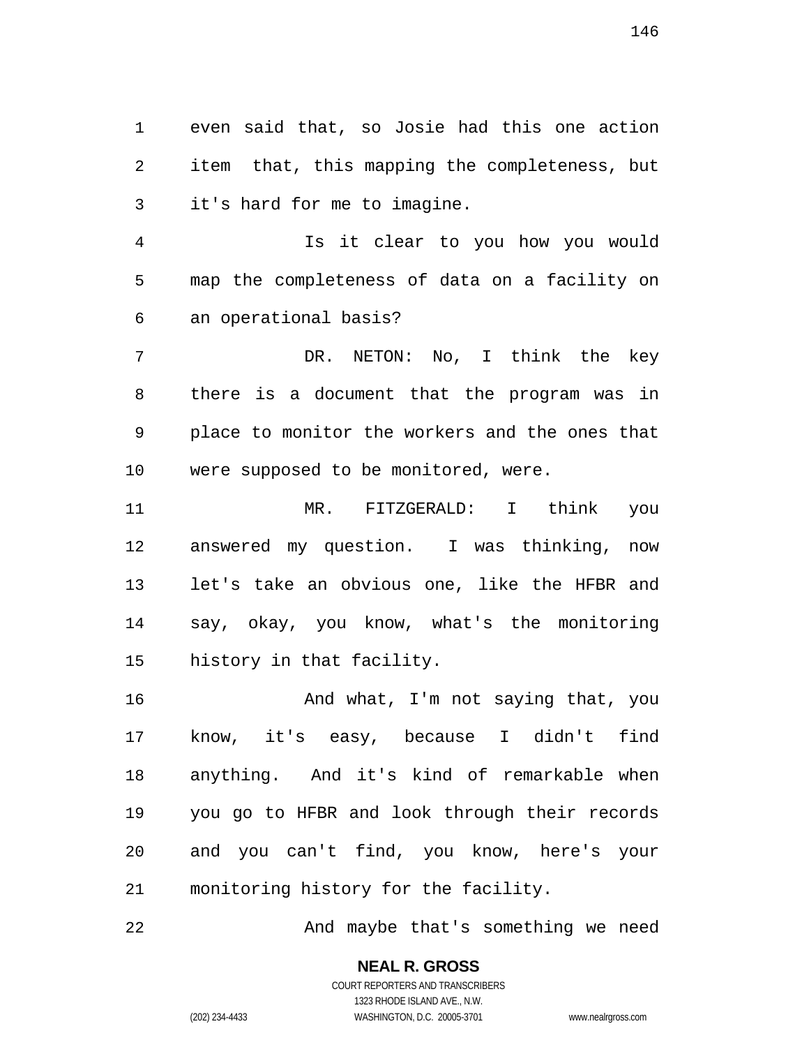even said that, so Josie had this one action item that, this mapping the completeness, but it's hard for me to imagine.

Is it clear to you how you would map the completeness of data on a facility on an operational basis?

DR. NETON: No, I think the key there is a document that the program was in place to monitor the workers and the ones that were supposed to be monitored, were.

MR. FITZGERALD: I think you answered my question. I was thinking, now let's take an obvious one, like the HFBR and say, okay, you know, what's the monitoring history in that facility.

And what, I'm not saying that, you know, it's easy, because I didn't find anything. And it's kind of remarkable when you go to HFBR and look through their records and you can't find, you know, here's your monitoring history for the facility.

And maybe that's something we need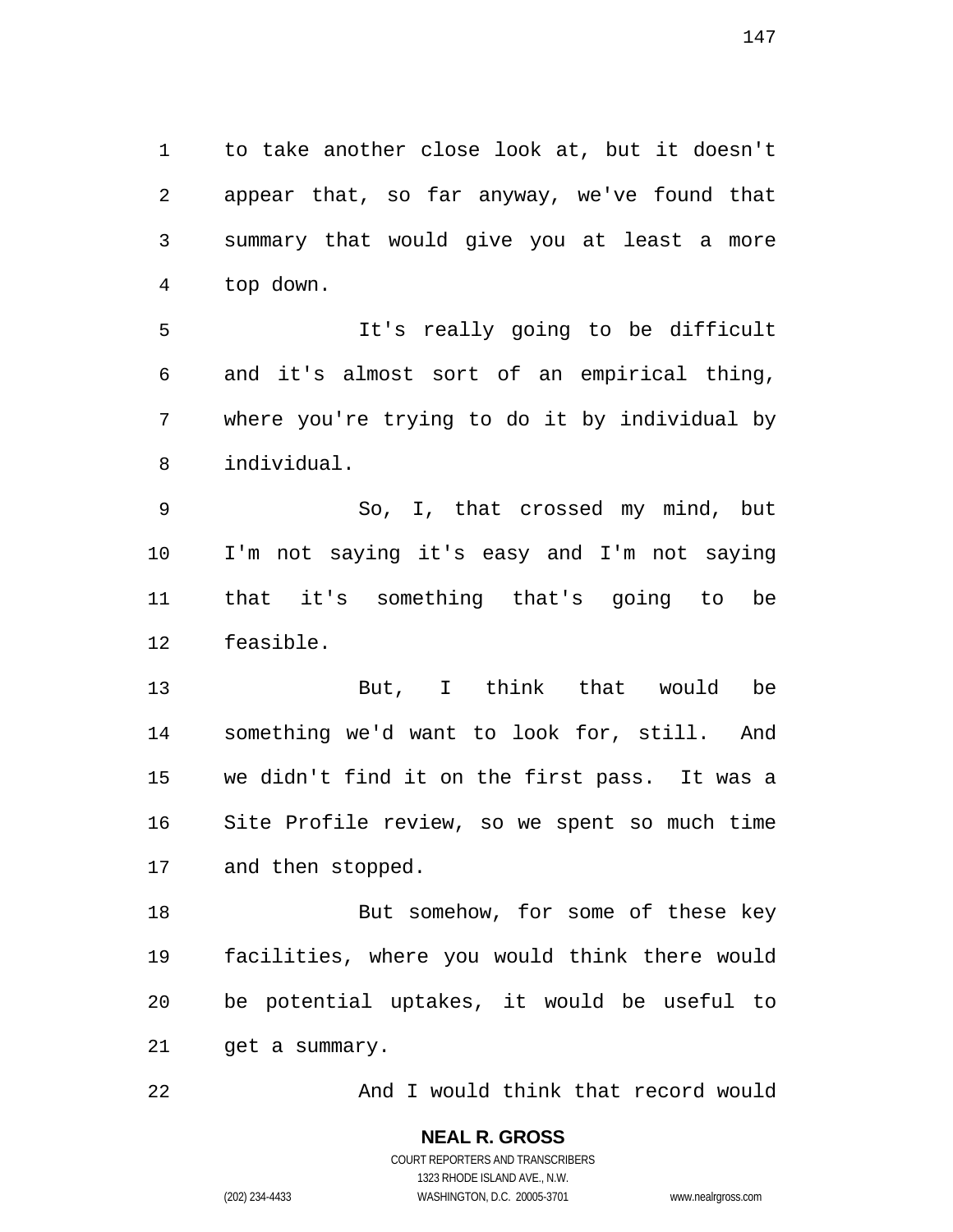to take another close look at, but it doesn't appear that, so far anyway, we've found that summary that would give you at least a more top down.

It's really going to be difficult and it's almost sort of an empirical thing, where you're trying to do it by individual by individual.

So, I, that crossed my mind, but I'm not saying it's easy and I'm not saying that it's something that's going to be feasible.

But, I think that would be something we'd want to look for, still. And we didn't find it on the first pass. It was a Site Profile review, so we spent so much time and then stopped.

But somehow, for some of these key facilities, where you would think there would be potential uptakes, it would be useful to get a summary.

And I would think that record would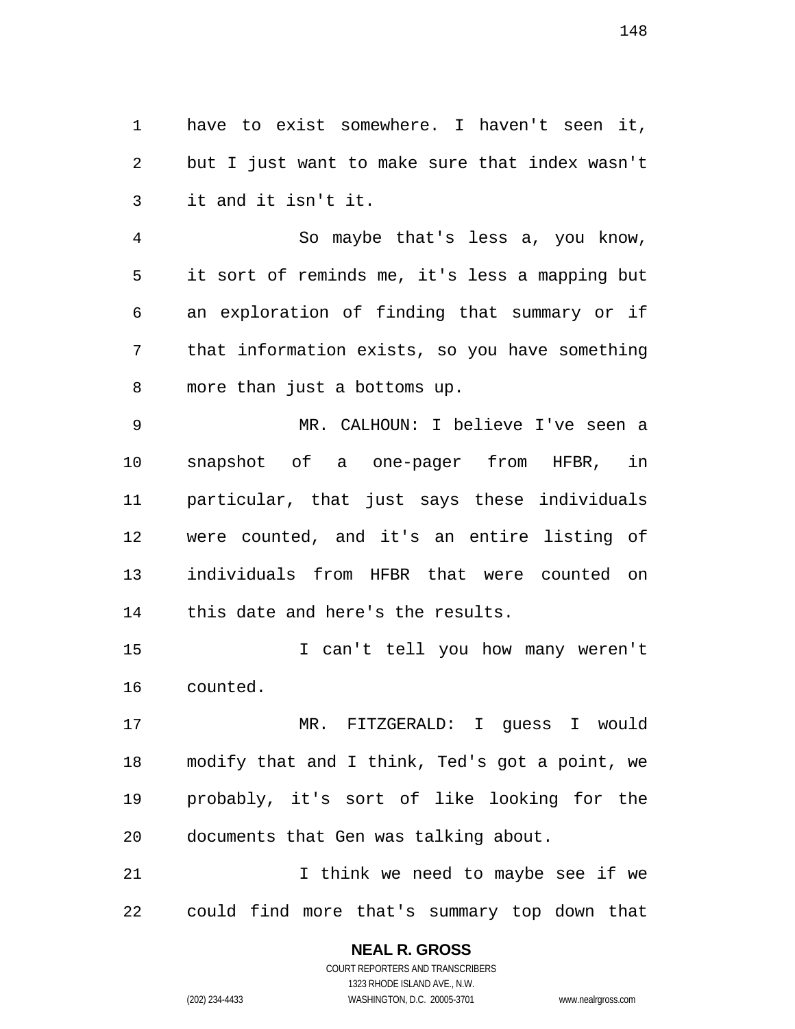have to exist somewhere. I haven't seen it, but I just want to make sure that index wasn't it and it isn't it.

So maybe that's less a, you know, it sort of reminds me, it's less a mapping but an exploration of finding that summary or if that information exists, so you have something more than just a bottoms up.

MR. CALHOUN: I believe I've seen a snapshot of a one-pager from HFBR, in particular, that just says these individuals were counted, and it's an entire listing of individuals from HFBR that were counted on this date and here's the results.

I can't tell you how many weren't counted.

MR. FITZGERALD: I guess I would modify that and I think, Ted's got a point, we probably, it's sort of like looking for the documents that Gen was talking about.

I think we need to maybe see if we could find more that's summary top down that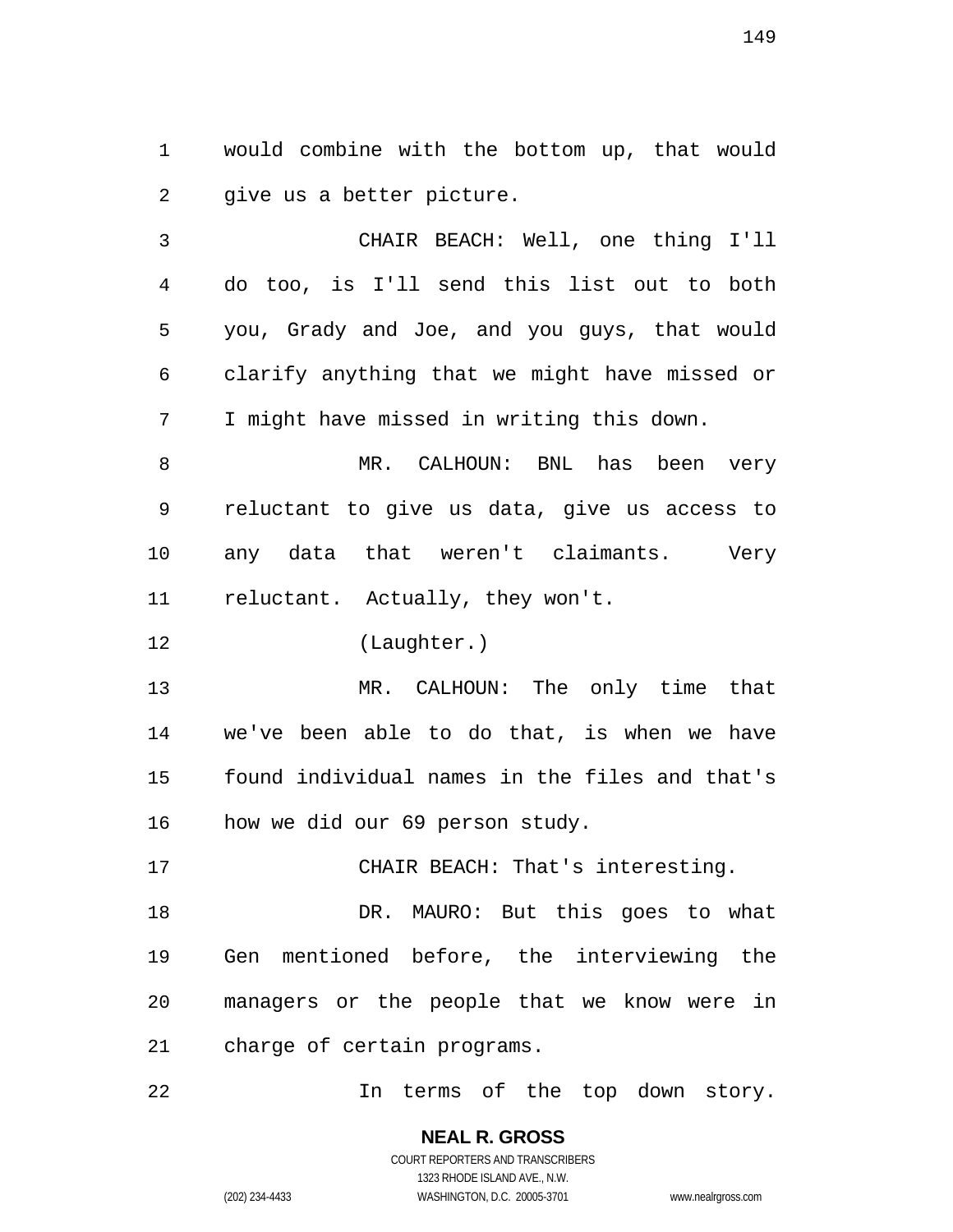would combine with the bottom up, that would give us a better picture.

CHAIR BEACH: Well, one thing I'll do too, is I'll send this list out to both you, Grady and Joe, and you guys, that would clarify anything that we might have missed or I might have missed in writing this down.

MR. CALHOUN: BNL has been very reluctant to give us data, give us access to any data that weren't claimants. Very reluctant. Actually, they won't.

(Laughter.)

MR. CALHOUN: The only time that we've been able to do that, is when we have found individual names in the files and that's how we did our 69 person study.

CHAIR BEACH: That's interesting.

DR. MAURO: But this goes to what Gen mentioned before, the interviewing the managers or the people that we know were in charge of certain programs.

In terms of the top down story.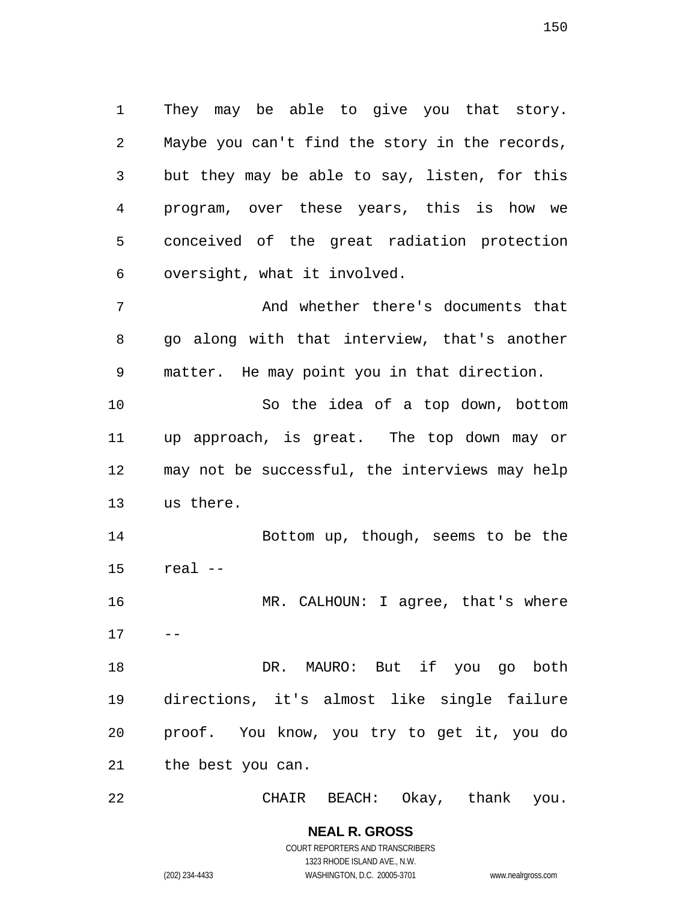They may be able to give you that story. Maybe you can't find the story in the records, but they may be able to say, listen, for this program, over these years, this is how we conceived of the great radiation protection oversight, what it involved.

And whether there's documents that go along with that interview, that's another matter. He may point you in that direction.

So the idea of a top down, bottom up approach, is great. The top down may or may not be successful, the interviews may help us there.

Bottom up, though, seems to be the real --

MR. CALHOUN: I agree, that's where --

DR. MAURO: But if you go both directions, it's almost like single failure proof. You know, you try to get it, you do the best you can.

CHAIR BEACH: Okay, thank you.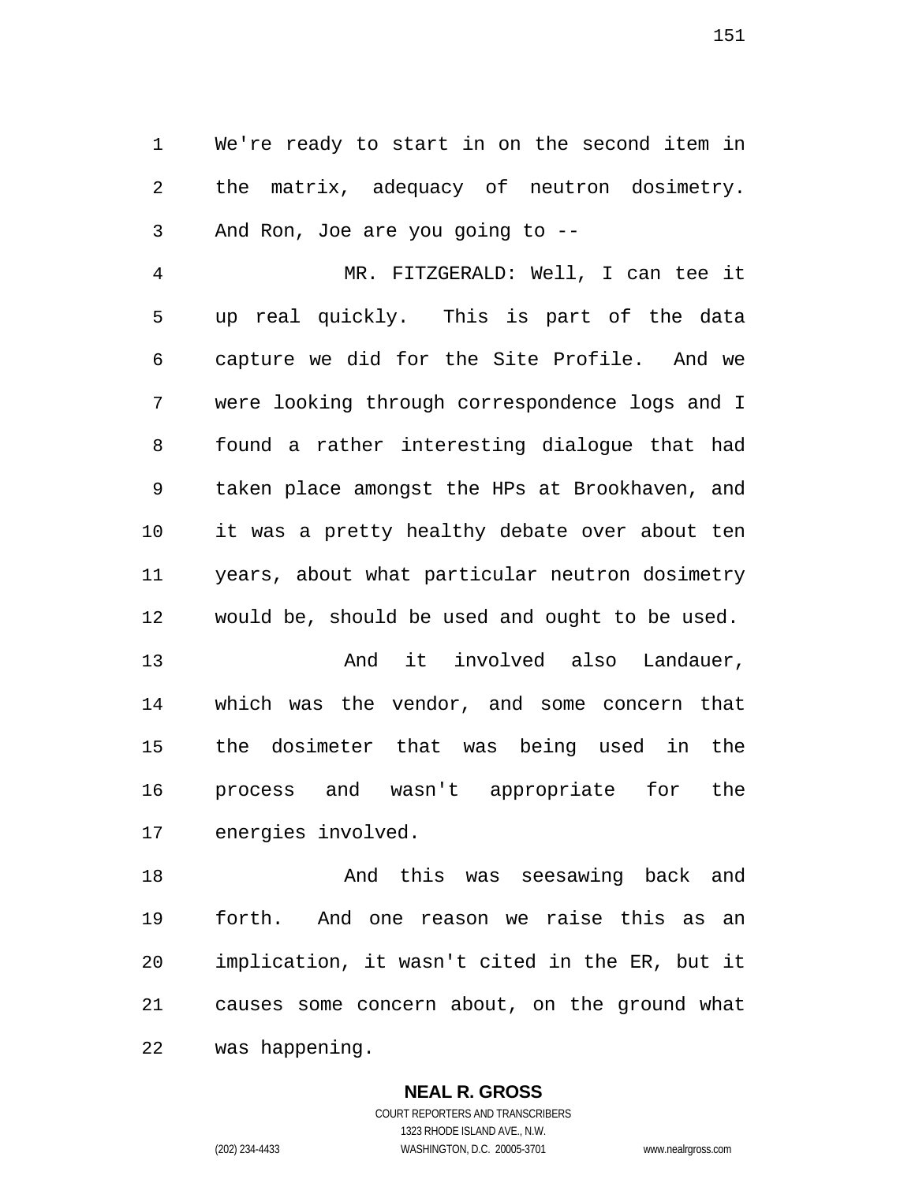We're ready to start in on the second item in the matrix, adequacy of neutron dosimetry. And Ron, Joe are you going to --

MR. FITZGERALD: Well, I can tee it up real quickly. This is part of the data capture we did for the Site Profile. And we were looking through correspondence logs and I found a rather interesting dialogue that had taken place amongst the HPs at Brookhaven, and it was a pretty healthy debate over about ten years, about what particular neutron dosimetry would be, should be used and ought to be used.

And it involved also Landauer, which was the vendor, and some concern that the dosimeter that was being used in the process and wasn't appropriate for the energies involved.

And this was seesawing back and forth. And one reason we raise this as an implication, it wasn't cited in the ER, but it causes some concern about, on the ground what was happening.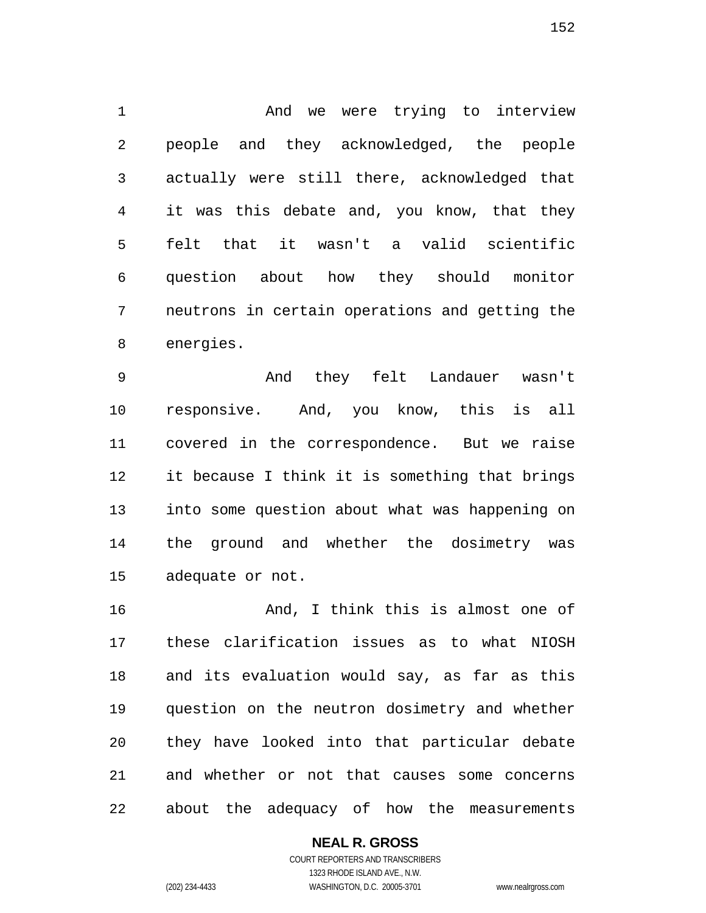And we were trying to interview people and they acknowledged, the people actually were still there, acknowledged that it was this debate and, you know, that they felt that it wasn't a valid scientific question about how they should monitor neutrons in certain operations and getting the energies.

And they felt Landauer wasn't responsive. And, you know, this is all covered in the correspondence. But we raise it because I think it is something that brings into some question about what was happening on the ground and whether the dosimetry was adequate or not.

And, I think this is almost one of these clarification issues as to what NIOSH and its evaluation would say, as far as this question on the neutron dosimetry and whether they have looked into that particular debate and whether or not that causes some concerns about the adequacy of how the measurements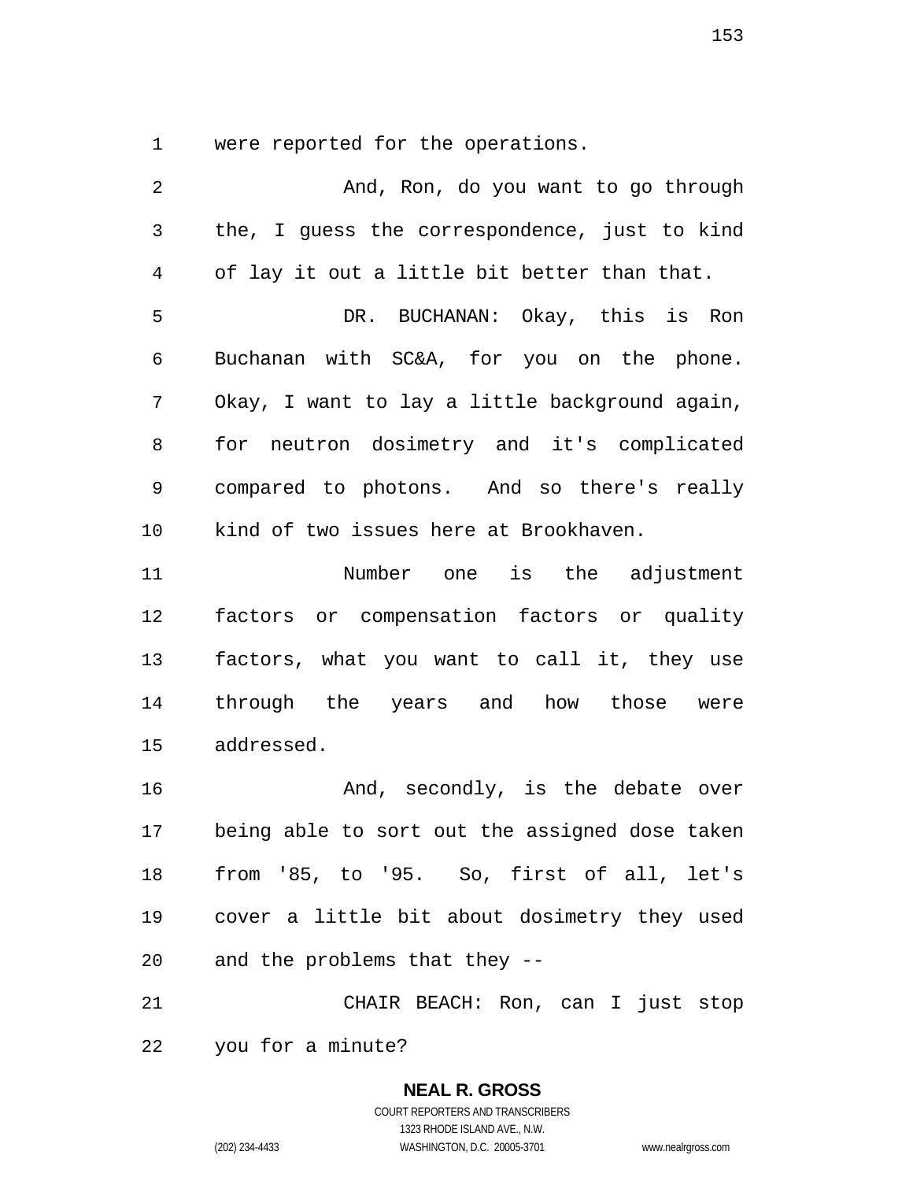were reported for the operations.

And, Ron, do you want to go through the, I guess the correspondence, just to kind of lay it out a little bit better than that.

DR. BUCHANAN: Okay, this is Ron Buchanan with SC&A, for you on the phone. Okay, I want to lay a little background again, for neutron dosimetry and it's complicated compared to photons. And so there's really kind of two issues here at Brookhaven.

Number one is the adjustment factors or compensation factors or quality factors, what you want to call it, they use through the years and how those were addressed.

And, secondly, is the debate over being able to sort out the assigned dose taken from '85, to '95. So, first of all, let's cover a little bit about dosimetry they used and the problems that they --

CHAIR BEACH: Ron, can I just stop you for a minute?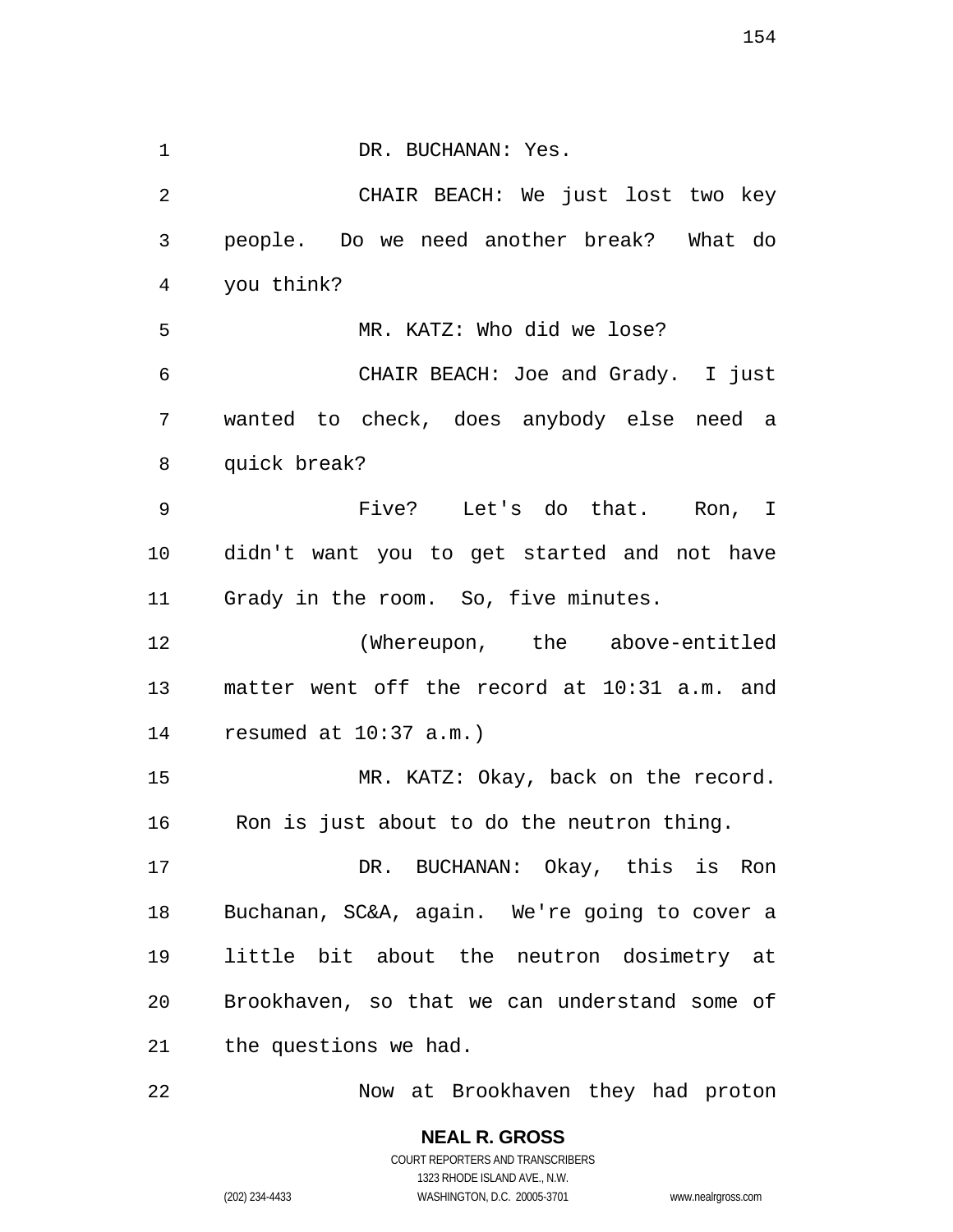DR. BUCHANAN: Yes.

CHAIR BEACH: We just lost two key people. Do we need another break? What do you think?

MR. KATZ: Who did we lose?

CHAIR BEACH: Joe and Grady. I just wanted to check, does anybody else need a quick break?

Five? Let's do that. Ron, I didn't want you to get started and not have Grady in the room. So, five minutes.

(Whereupon, the above-entitled matter went off the record at 10:31 a.m. and resumed at 10:37 a.m.)

MR. KATZ: Okay, back on the record. Ron is just about to do the neutron thing.

DR. BUCHANAN: Okay, this is Ron Buchanan, SC&A, again. We're going to cover a little bit about the neutron dosimetry at Brookhaven, so that we can understand some of the questions we had.

Now at Brookhaven they had proton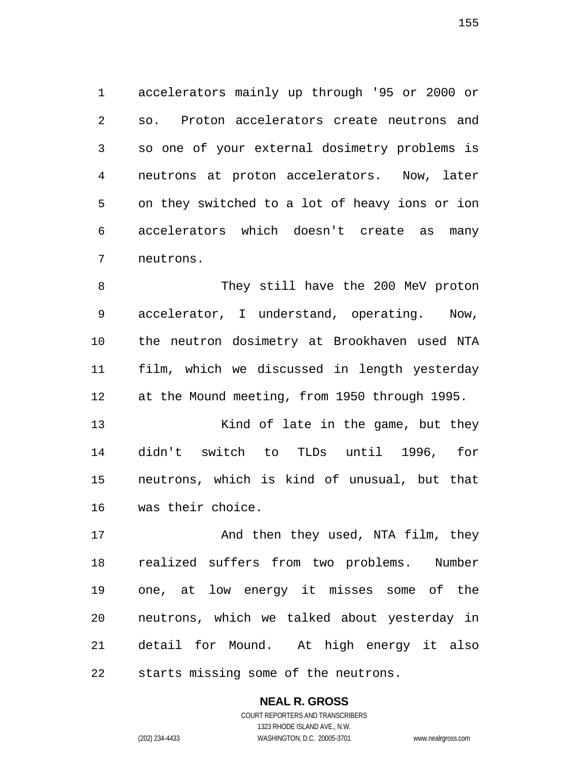accelerators mainly up through '95 or 2000 or so. Proton accelerators create neutrons and so one of your external dosimetry problems is neutrons at proton accelerators. Now, later on they switched to a lot of heavy ions or ion accelerators which doesn't create as many neutrons.

They still have the 200 MeV proton accelerator, I understand, operating. Now, the neutron dosimetry at Brookhaven used NTA film, which we discussed in length yesterday at the Mound meeting, from 1950 through 1995.

Kind of late in the game, but they didn't switch to TLDs until 1996, for neutrons, which is kind of unusual, but that was their choice.

And then they used, NTA film, they realized suffers from two problems. Number one, at low energy it misses some of the neutrons, which we talked about yesterday in detail for Mound. At high energy it also starts missing some of the neutrons.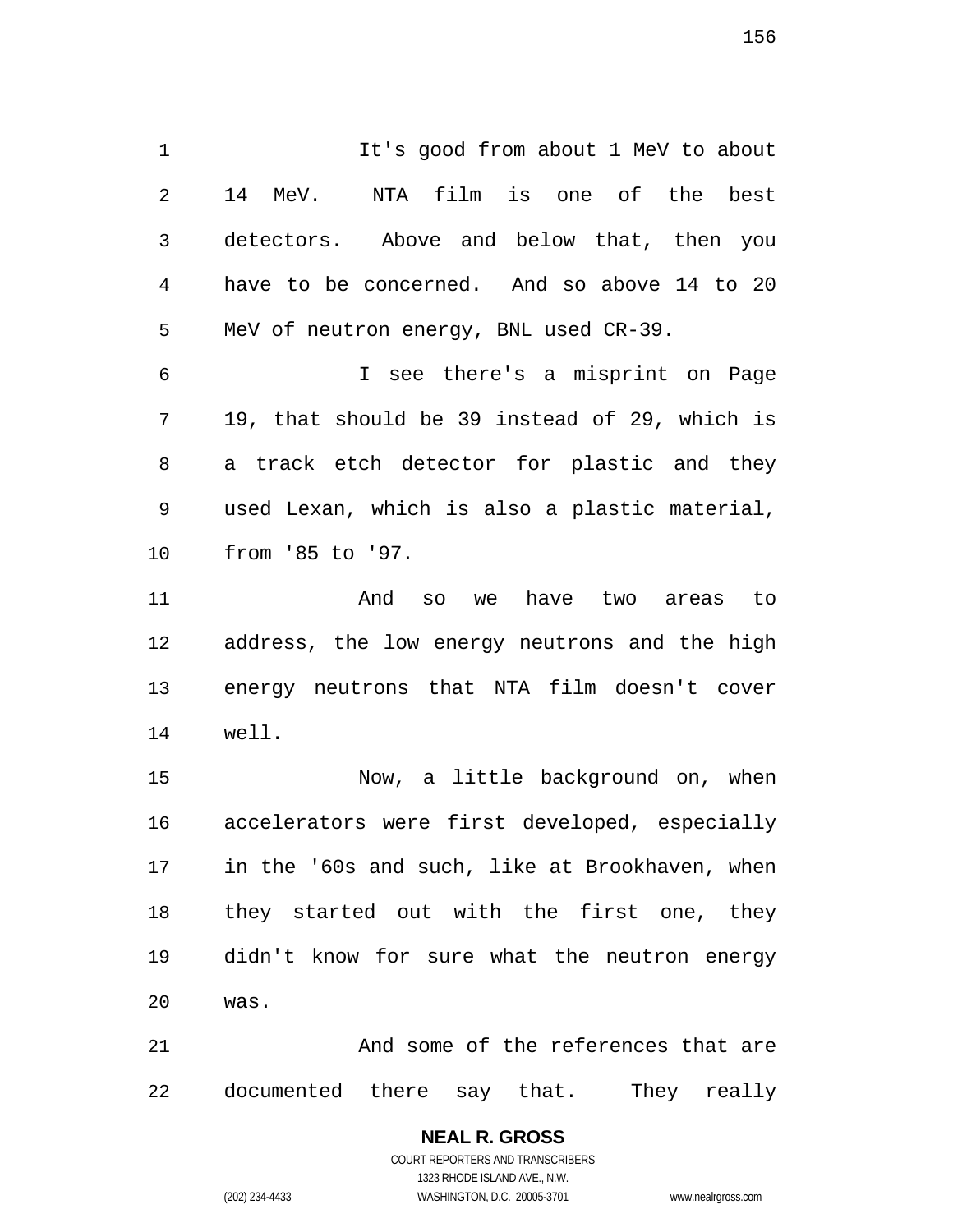It's good from about 1 MeV to about 14 MeV. NTA film is one of the best detectors. Above and below that, then you have to be concerned. And so above 14 to 20 MeV of neutron energy, BNL used CR-39.

I see there's a misprint on Page 19, that should be 39 instead of 29, which is a track etch detector for plastic and they used Lexan, which is also a plastic material, from '85 to '97.

And so we have two areas to address, the low energy neutrons and the high energy neutrons that NTA film doesn't cover well.

Now, a little background on, when accelerators were first developed, especially in the '60s and such, like at Brookhaven, when they started out with the first one, they didn't know for sure what the neutron energy was.

And some of the references that are documented there say that. They really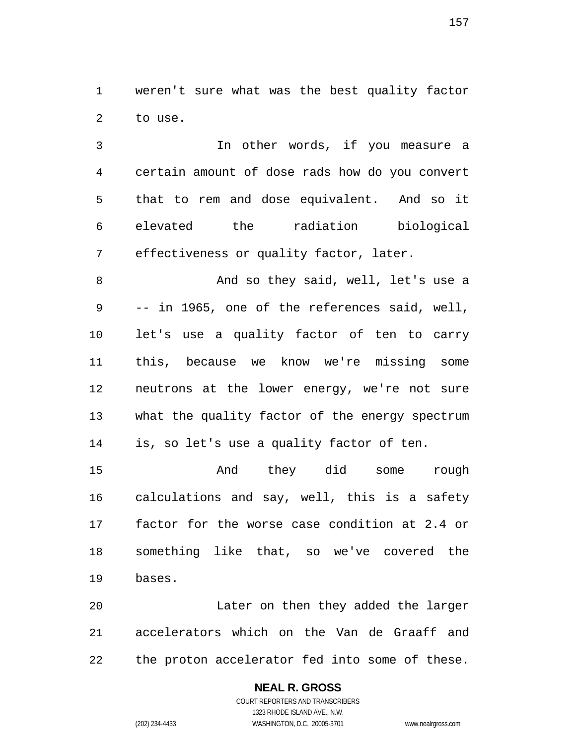weren't sure what was the best quality factor to use.

In other words, if you measure a certain amount of dose rads how do you convert that to rem and dose equivalent. And so it elevated the radiation biological effectiveness or quality factor, later.

And so they said, well, let's use a -- in 1965, one of the references said, well, let's use a quality factor of ten to carry this, because we know we're missing some neutrons at the lower energy, we're not sure what the quality factor of the energy spectrum is, so let's use a quality factor of ten.

And they did some rough calculations and say, well, this is a safety factor for the worse case condition at 2.4 or something like that, so we've covered the bases.

Later on then they added the larger accelerators which on the Van de Graaff and the proton accelerator fed into some of these.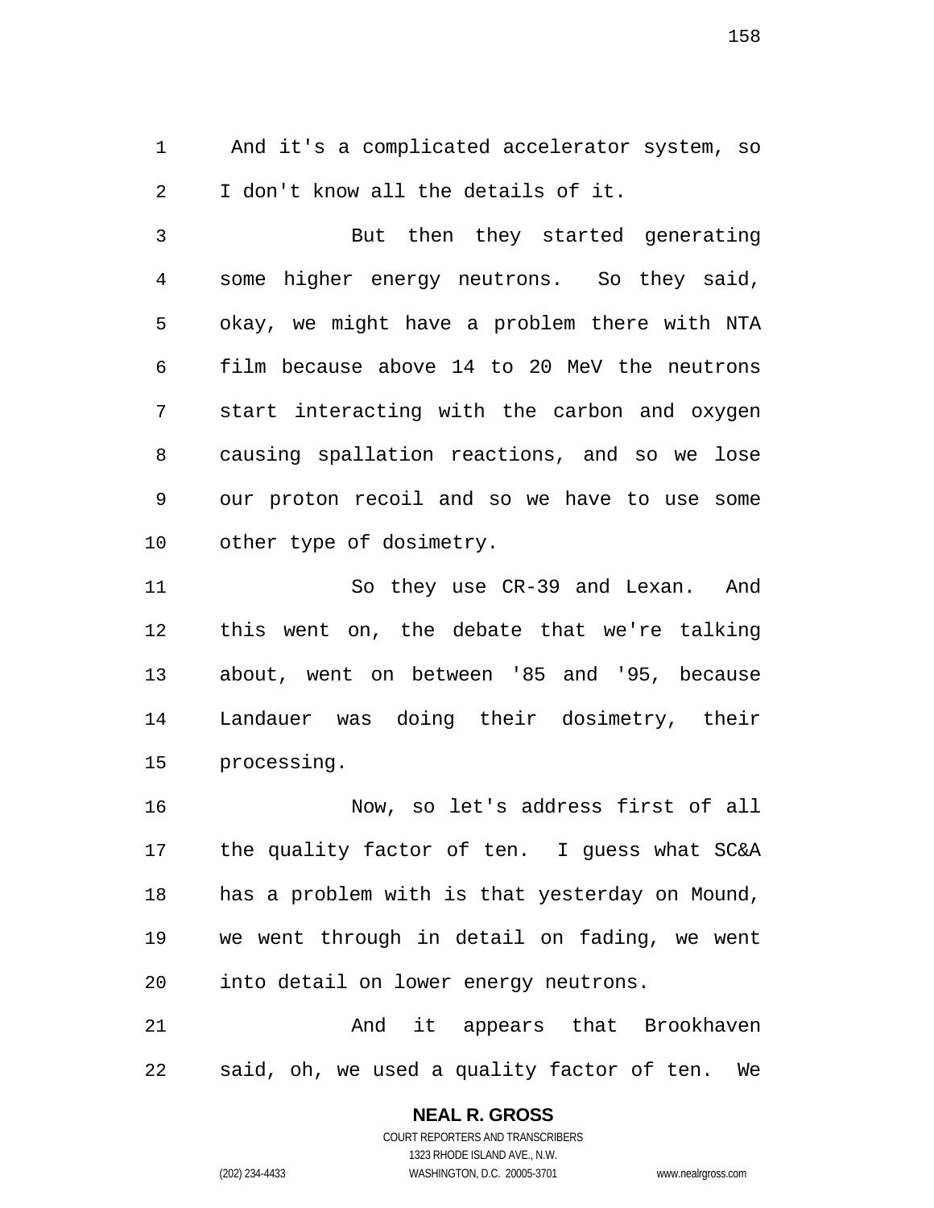And it's a complicated accelerator system, so I don't know all the details of it.

But then they started generating some higher energy neutrons. So they said, okay, we might have a problem there with NTA film because above 14 to 20 MeV the neutrons start interacting with the carbon and oxygen causing spallation reactions, and so we lose our proton recoil and so we have to use some other type of dosimetry.

So they use CR-39 and Lexan. And this went on, the debate that we're talking about, went on between '85 and '95, because Landauer was doing their dosimetry, their processing.

Now, so let's address first of all the quality factor of ten. I guess what SC&A has a problem with is that yesterday on Mound, we went through in detail on fading, we went into detail on lower energy neutrons.

And it appears that Brookhaven said, oh, we used a quality factor of ten. We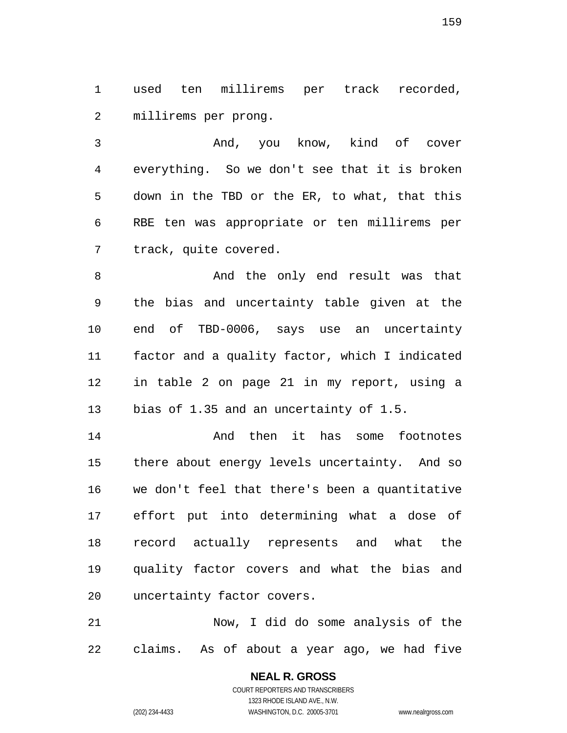used ten millirems per track recorded, millirems per prong.

And, you know, kind of cover everything. So we don't see that it is broken down in the TBD or the ER, to what, that this RBE ten was appropriate or ten millirems per track, quite covered.

And the only end result was that the bias and uncertainty table given at the end of TBD-0006, says use an uncertainty factor and a quality factor, which I indicated in table 2 on page 21 in my report, using a bias of 1.35 and an uncertainty of 1.5.

And then it has some footnotes there about energy levels uncertainty. And so we don't feel that there's been a quantitative effort put into determining what a dose of record actually represents and what the quality factor covers and what the bias and uncertainty factor covers.

Now, I did do some analysis of the claims. As of about a year ago, we had five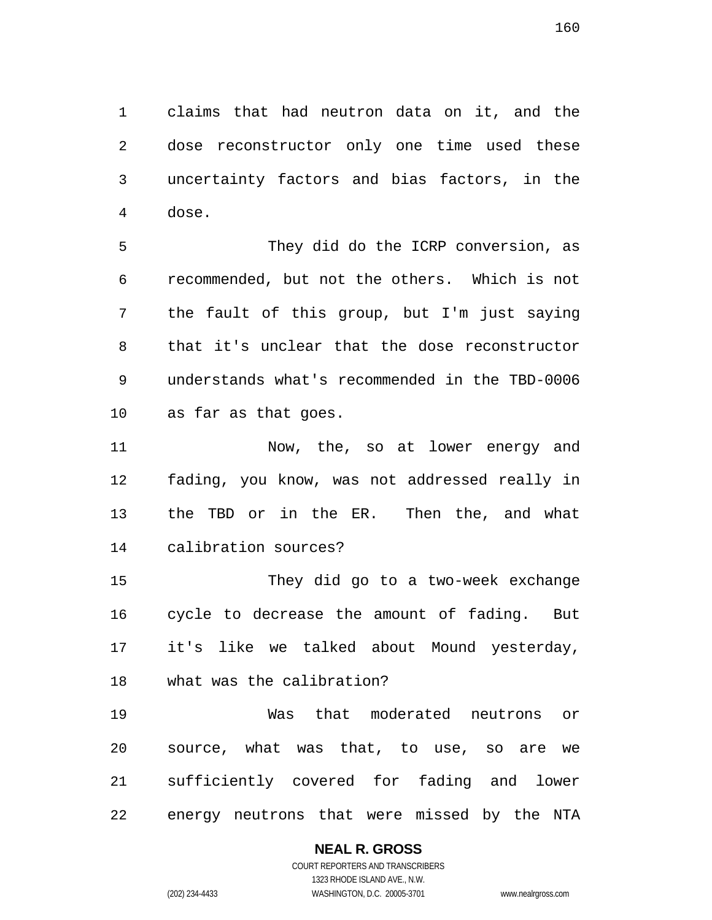claims that had neutron data on it, and the dose reconstructor only one time used these uncertainty factors and bias factors, in the dose.

They did do the ICRP conversion, as recommended, but not the others. Which is not the fault of this group, but I'm just saying that it's unclear that the dose reconstructor understands what's recommended in the TBD-0006 as far as that goes.

Now, the, so at lower energy and fading, you know, was not addressed really in the TBD or in the ER. Then the, and what calibration sources?

They did go to a two-week exchange cycle to decrease the amount of fading. But it's like we talked about Mound yesterday, what was the calibration?

Was that moderated neutrons or source, what was that, to use, so are we sufficiently covered for fading and lower energy neutrons that were missed by the NTA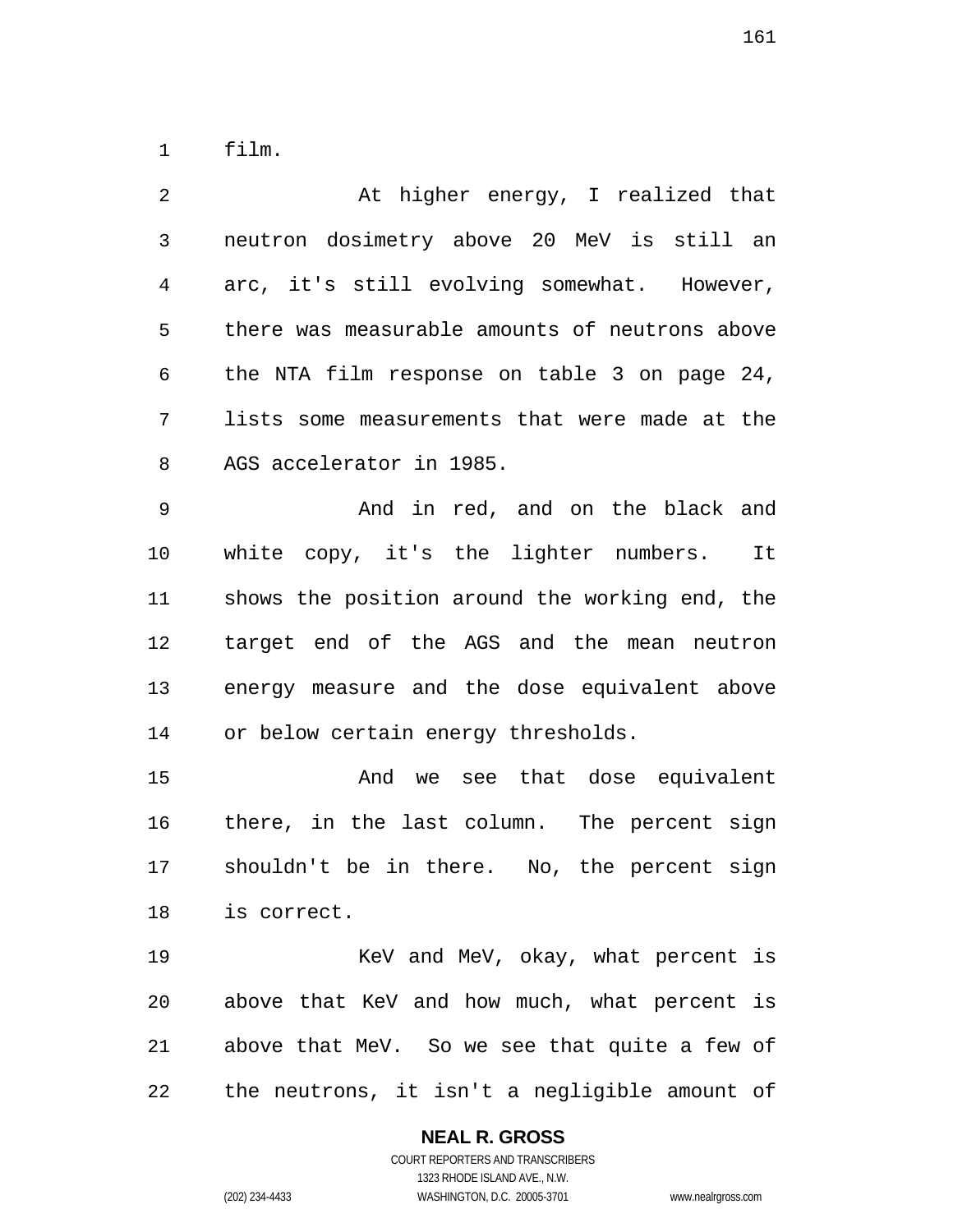film.

At higher energy, I realized that neutron dosimetry above 20 MeV is still an arc, it's still evolving somewhat. However, there was measurable amounts of neutrons above the NTA film response on table 3 on page 24, lists some measurements that were made at the AGS accelerator in 1985.

And in red, and on the black and white copy, it's the lighter numbers. It shows the position around the working end, the target end of the AGS and the mean neutron energy measure and the dose equivalent above or below certain energy thresholds.

And we see that dose equivalent there, in the last column. The percent sign shouldn't be in there. No, the percent sign is correct.

KeV and MeV, okay, what percent is above that KeV and how much, what percent is above that MeV. So we see that quite a few of the neutrons, it isn't a negligible amount of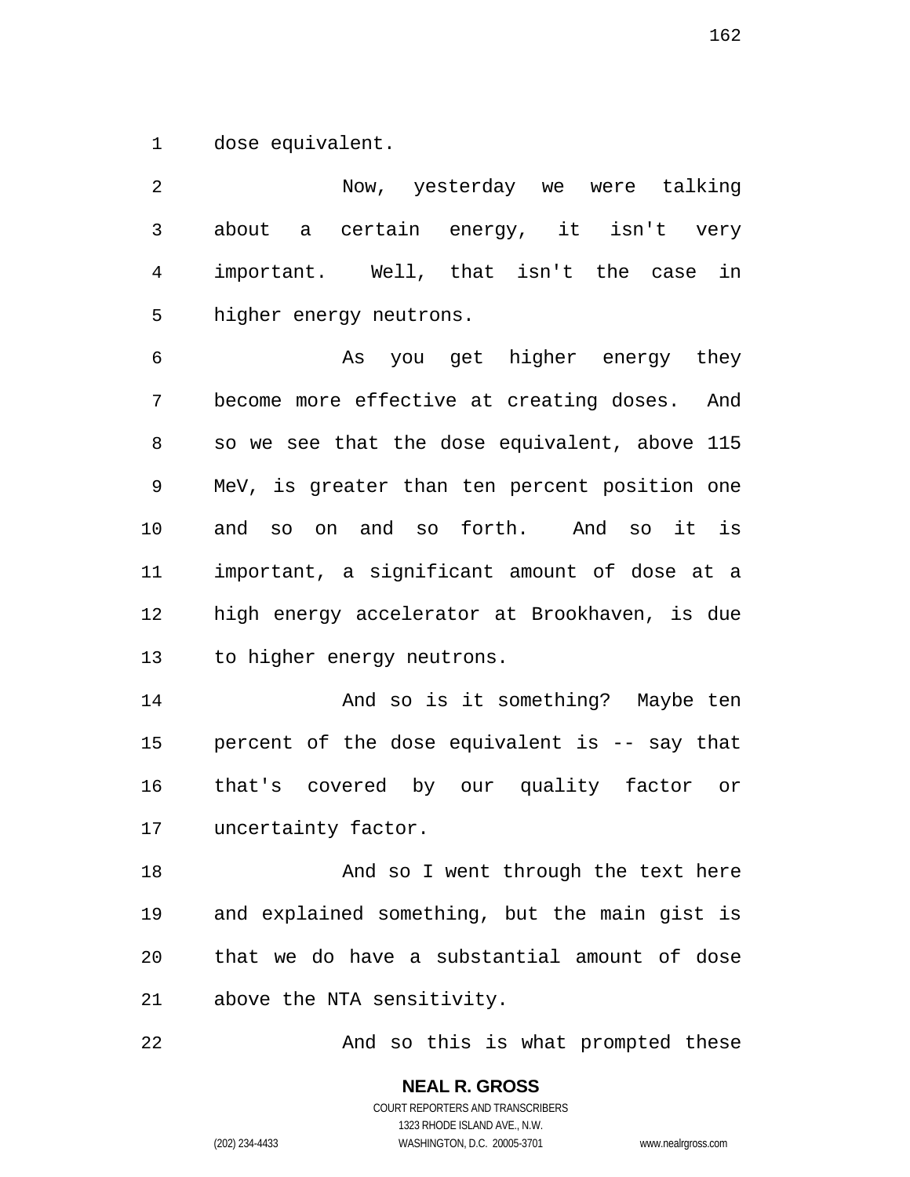dose equivalent.

Now, yesterday we were talking about a certain energy, it isn't very important. Well, that isn't the case in higher energy neutrons.

As you get higher energy they become more effective at creating doses. And so we see that the dose equivalent, above 115 MeV, is greater than ten percent position one and so on and so forth. And so it is important, a significant amount of dose at a high energy accelerator at Brookhaven, is due to higher energy neutrons.

And so is it something? Maybe ten percent of the dose equivalent is -- say that that's covered by our quality factor or uncertainty factor.

And so I went through the text here and explained something, but the main gist is that we do have a substantial amount of dose above the NTA sensitivity.

And so this is what prompted these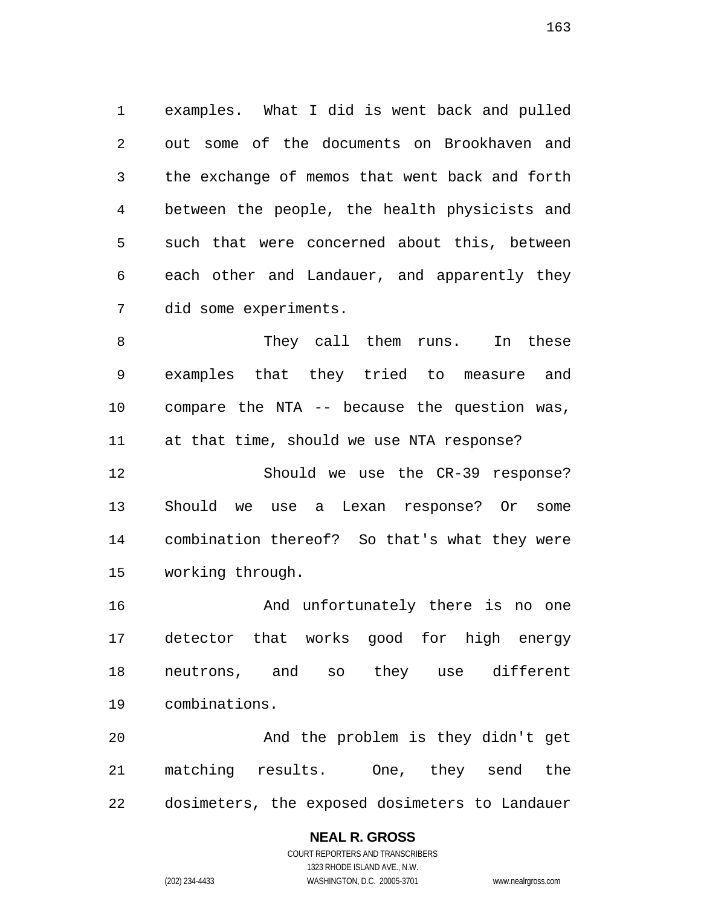examples. What I did is went back and pulled out some of the documents on Brookhaven and the exchange of memos that went back and forth between the people, the health physicists and such that were concerned about this, between each other and Landauer, and apparently they did some experiments.

They call them runs. In these examples that they tried to measure and compare the NTA -- because the question was, at that time, should we use NTA response?

Should we use the CR-39 response? Should we use a Lexan response? Or some combination thereof? So that's what they were working through.

And unfortunately there is no one detector that works good for high energy neutrons, and so they use different combinations.

And the problem is they didn't get matching results. One, they send the dosimeters, the exposed dosimeters to Landauer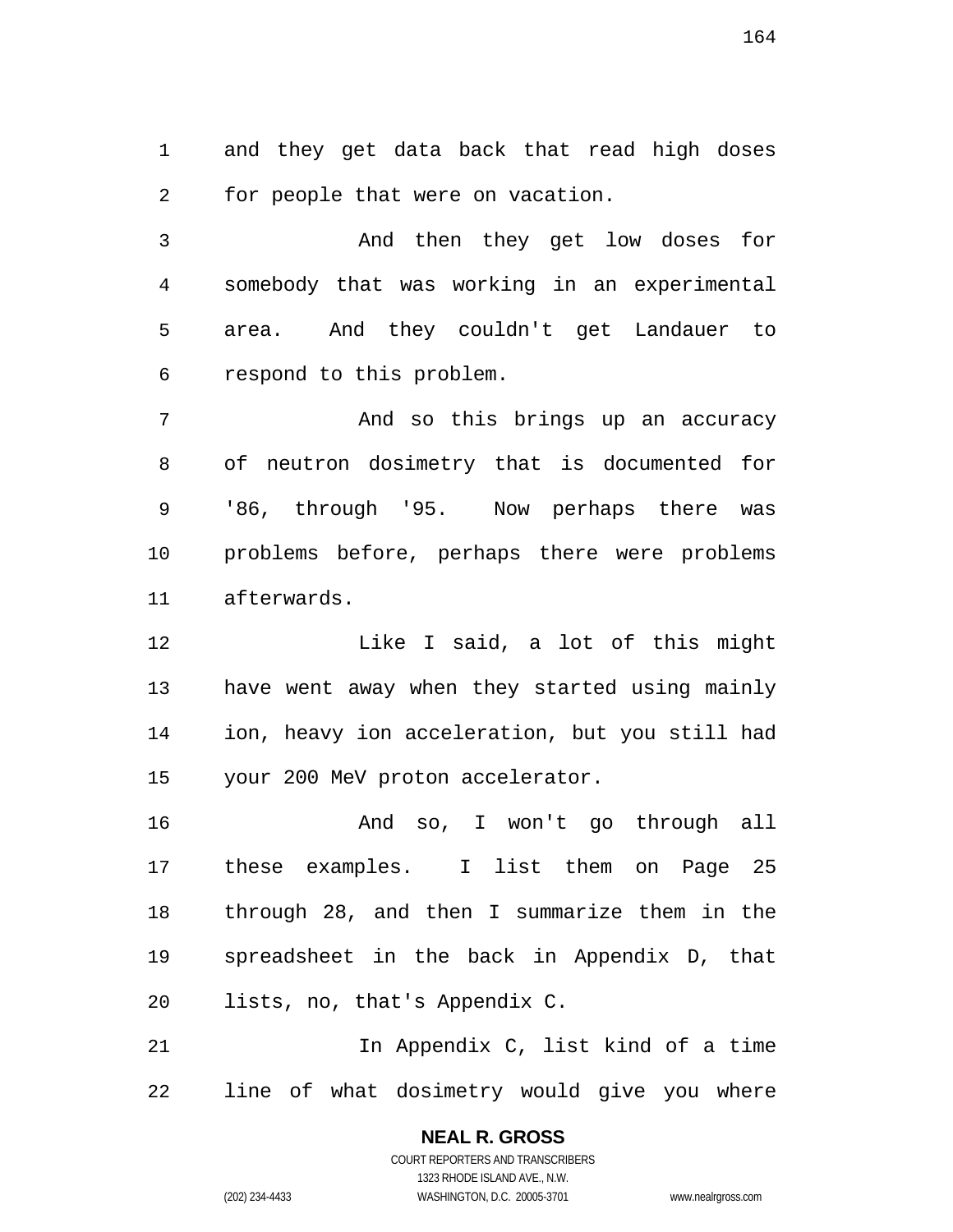and they get data back that read high doses for people that were on vacation.

And then they get low doses for somebody that was working in an experimental area. And they couldn't get Landauer to respond to this problem.

And so this brings up an accuracy of neutron dosimetry that is documented for '86, through '95. Now perhaps there was problems before, perhaps there were problems afterwards.

Like I said, a lot of this might have went away when they started using mainly ion, heavy ion acceleration, but you still had your 200 MeV proton accelerator.

And so, I won't go through all these examples. I list them on Page 25 through 28, and then I summarize them in the spreadsheet in the back in Appendix D, that lists, no, that's Appendix C.

In Appendix C, list kind of a time line of what dosimetry would give you where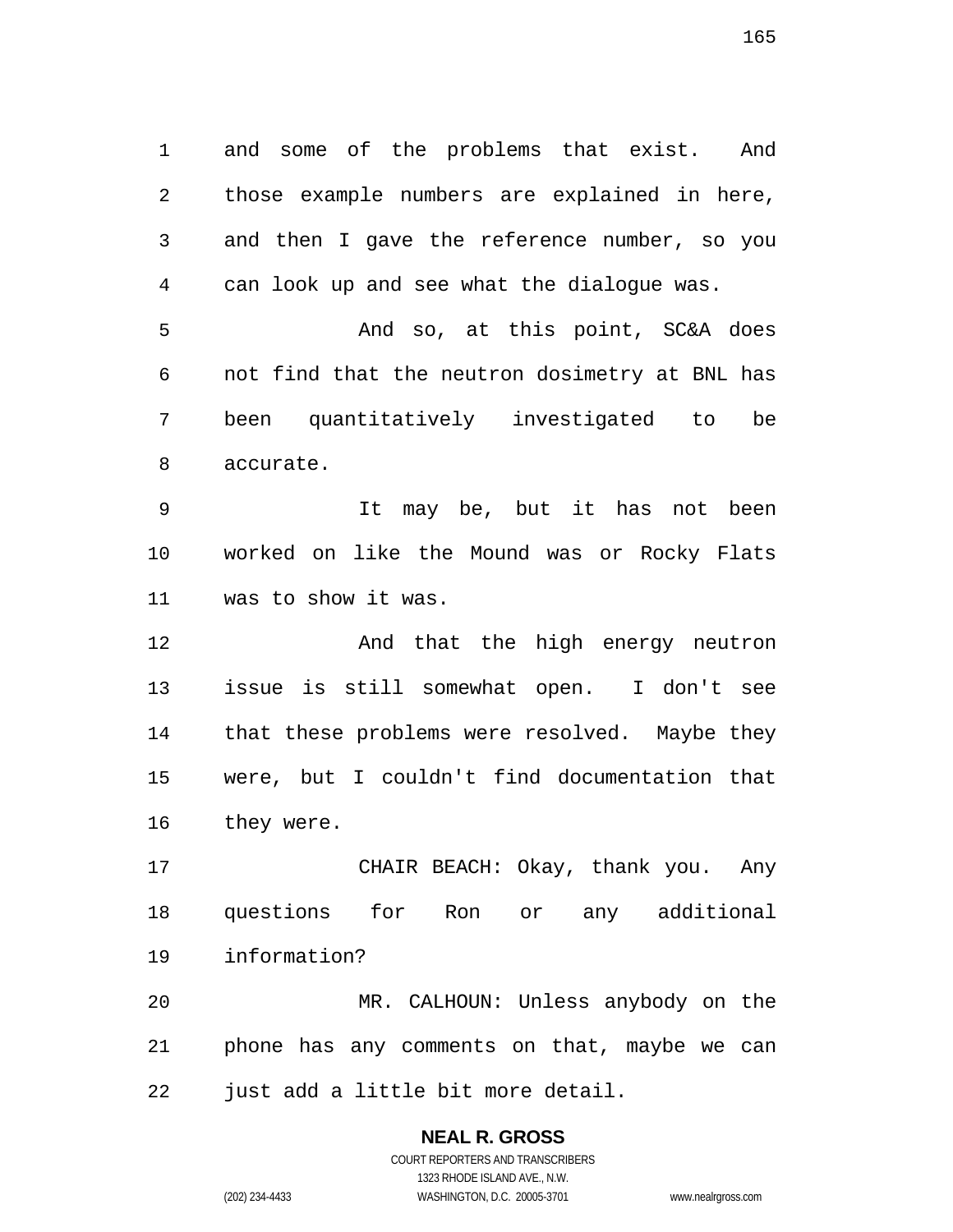and some of the problems that exist. And those example numbers are explained in here, and then I gave the reference number, so you can look up and see what the dialogue was.

And so, at this point, SC&A does not find that the neutron dosimetry at BNL has been quantitatively investigated to be accurate.

It may be, but it has not been worked on like the Mound was or Rocky Flats was to show it was.

And that the high energy neutron issue is still somewhat open. I don't see that these problems were resolved. Maybe they were, but I couldn't find documentation that they were.

CHAIR BEACH: Okay, thank you. Any questions for Ron or any additional information?

MR. CALHOUN: Unless anybody on the phone has any comments on that, maybe we can just add a little bit more detail.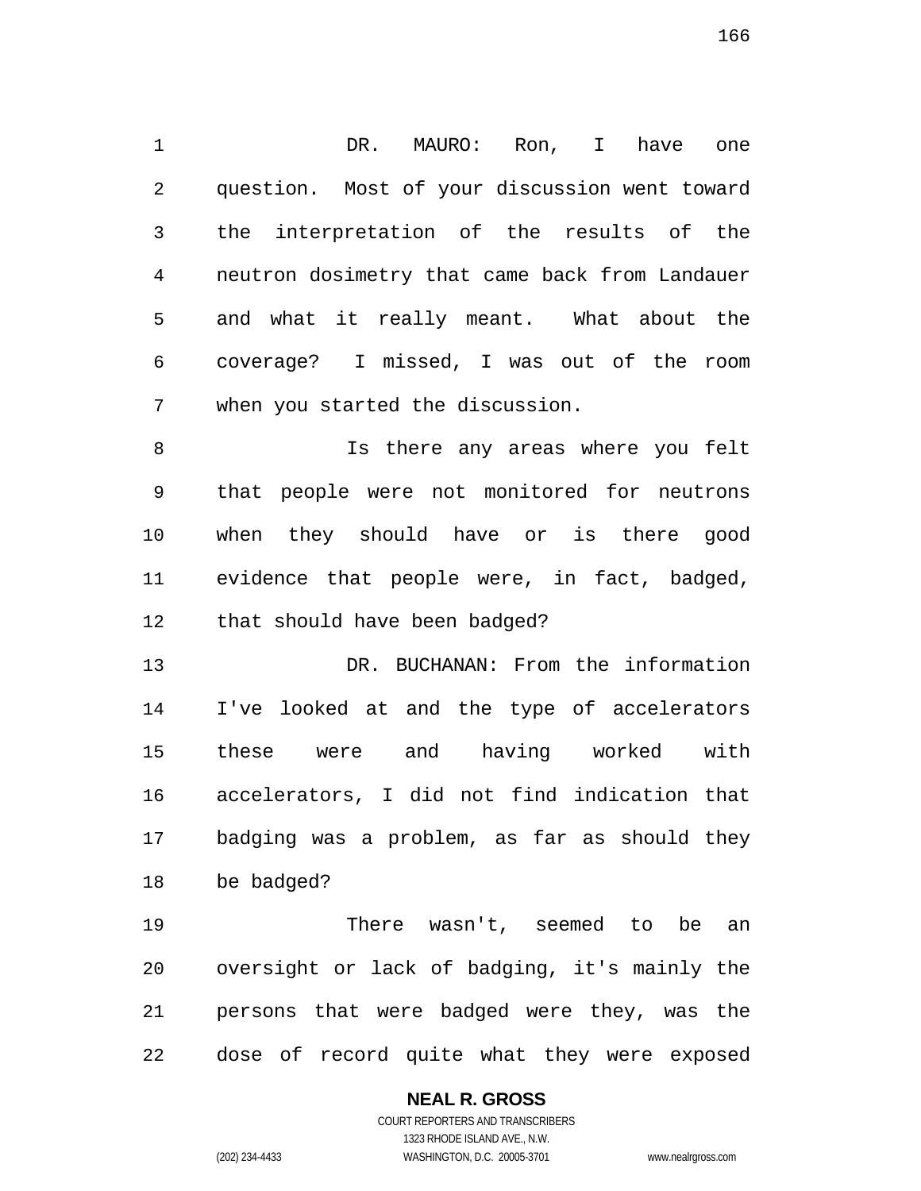DR. MAURO: Ron, I have one question. Most of your discussion went toward the interpretation of the results of the neutron dosimetry that came back from Landauer and what it really meant. What about the coverage? I missed, I was out of the room when you started the discussion.

Is there any areas where you felt that people were not monitored for neutrons when they should have or is there good evidence that people were, in fact, badged, that should have been badged?

DR. BUCHANAN: From the information I've looked at and the type of accelerators these were and having worked with accelerators, I did not find indication that badging was a problem, as far as should they be badged?

There wasn't, seemed to be an oversight or lack of badging, it's mainly the persons that were badged were they, was the dose of record quite what they were exposed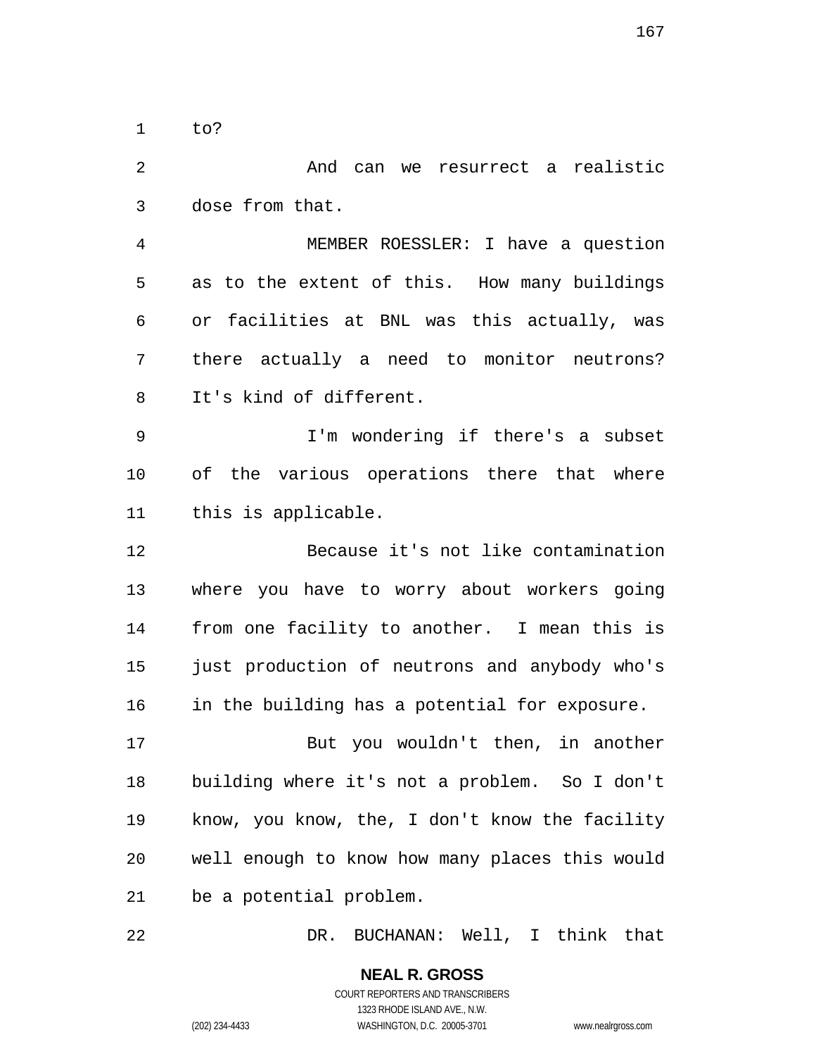to?

And can we resurrect a realistic dose from that.

MEMBER ROESSLER: I have a question as to the extent of this. How many buildings or facilities at BNL was this actually, was there actually a need to monitor neutrons? It's kind of different.

I'm wondering if there's a subset of the various operations there that where this is applicable.

Because it's not like contamination where you have to worry about workers going from one facility to another. I mean this is just production of neutrons and anybody who's in the building has a potential for exposure.

But you wouldn't then, in another building where it's not a problem. So I don't know, you know, the, I don't know the facility well enough to know how many places this would be a potential problem.

DR. BUCHANAN: Well, I think that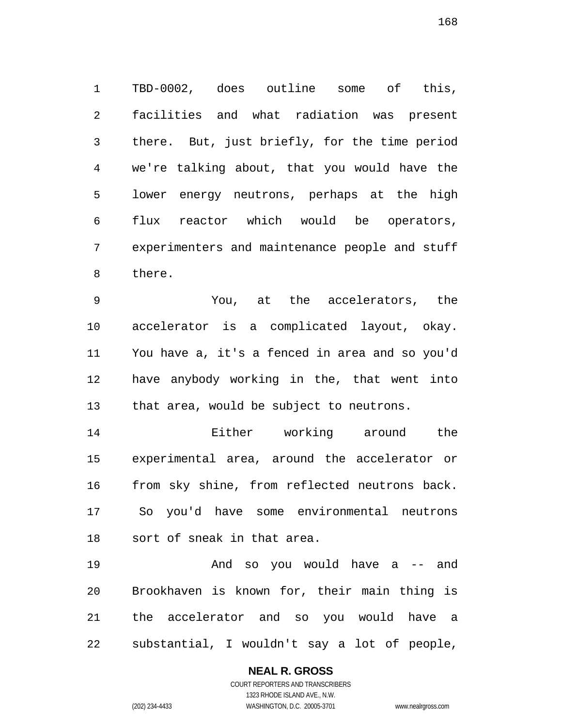TBD-0002, does outline some of this, facilities and what radiation was present there. But, just briefly, for the time period we're talking about, that you would have the lower energy neutrons, perhaps at the high flux reactor which would be operators, experimenters and maintenance people and stuff there.

You, at the accelerators, the accelerator is a complicated layout, okay. You have a, it's a fenced in area and so you'd have anybody working in the, that went into that area, would be subject to neutrons.

Either working around the experimental area, around the accelerator or from sky shine, from reflected neutrons back. So you'd have some environmental neutrons sort of sneak in that area.

And so you would have a -- and Brookhaven is known for, their main thing is the accelerator and so you would have a substantial, I wouldn't say a lot of people,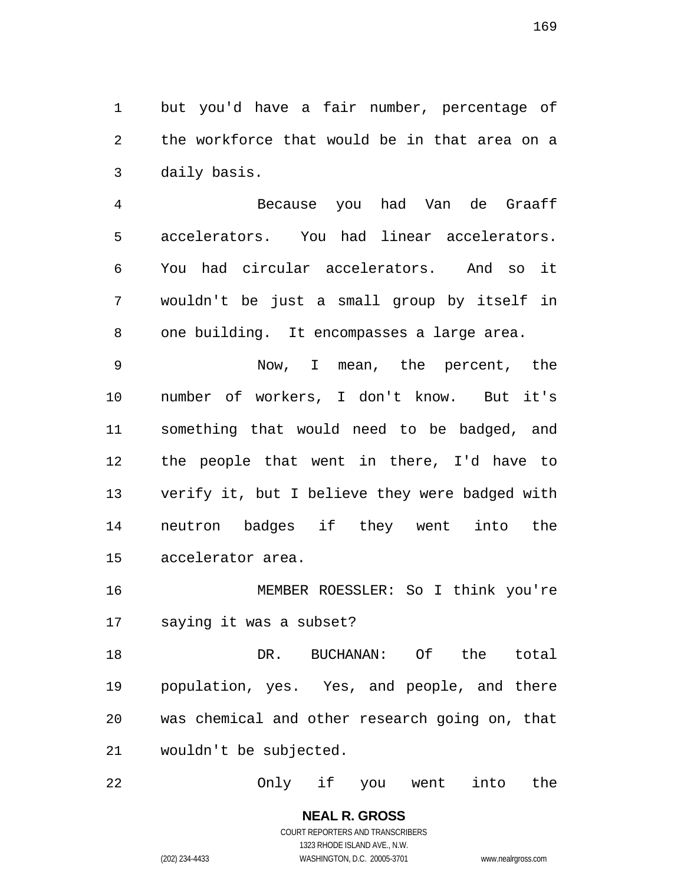but you'd have a fair number, percentage of the workforce that would be in that area on a daily basis.

Because you had Van de Graaff accelerators. You had linear accelerators. You had circular accelerators. And so it wouldn't be just a small group by itself in one building. It encompasses a large area.

Now, I mean, the percent, the number of workers, I don't know. But it's something that would need to be badged, and the people that went in there, I'd have to verify it, but I believe they were badged with neutron badges if they went into the accelerator area.

MEMBER ROESSLER: So I think you're saying it was a subset?

DR. BUCHANAN: Of the total population, yes. Yes, and people, and there was chemical and other research going on, that wouldn't be subjected.

Only if you went into the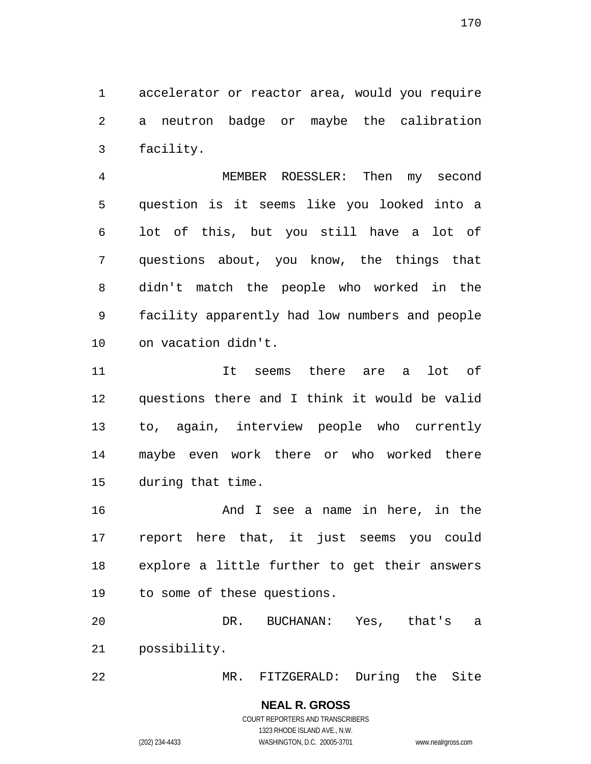accelerator or reactor area, would you require a neutron badge or maybe the calibration facility.

MEMBER ROESSLER: Then my second question is it seems like you looked into a lot of this, but you still have a lot of questions about, you know, the things that didn't match the people who worked in the facility apparently had low numbers and people on vacation didn't.

It seems there are a lot of questions there and I think it would be valid to, again, interview people who currently maybe even work there or who worked there during that time.

And I see a name in here, in the report here that, it just seems you could explore a little further to get their answers to some of these questions.

DR. BUCHANAN: Yes, that's a possibility.

MR. FITZGERALD: During the Site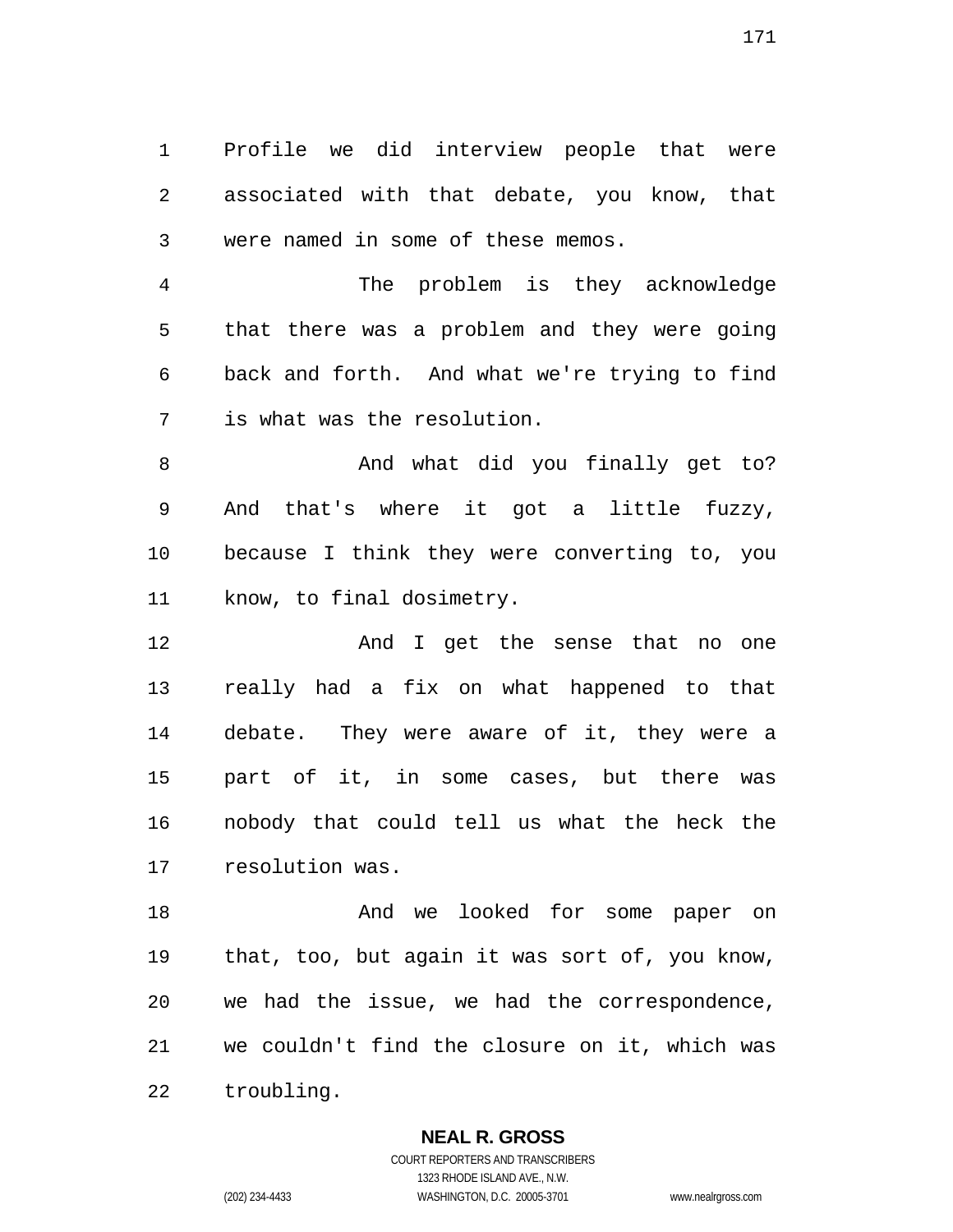Profile we did interview people that were associated with that debate, you know, that were named in some of these memos.

The problem is they acknowledge that there was a problem and they were going back and forth. And what we're trying to find is what was the resolution.

And what did you finally get to? And that's where it got a little fuzzy, because I think they were converting to, you know, to final dosimetry.

And I get the sense that no one really had a fix on what happened to that debate. They were aware of it, they were a part of it, in some cases, but there was nobody that could tell us what the heck the resolution was.

And we looked for some paper on that, too, but again it was sort of, you know, we had the issue, we had the correspondence, we couldn't find the closure on it, which was troubling.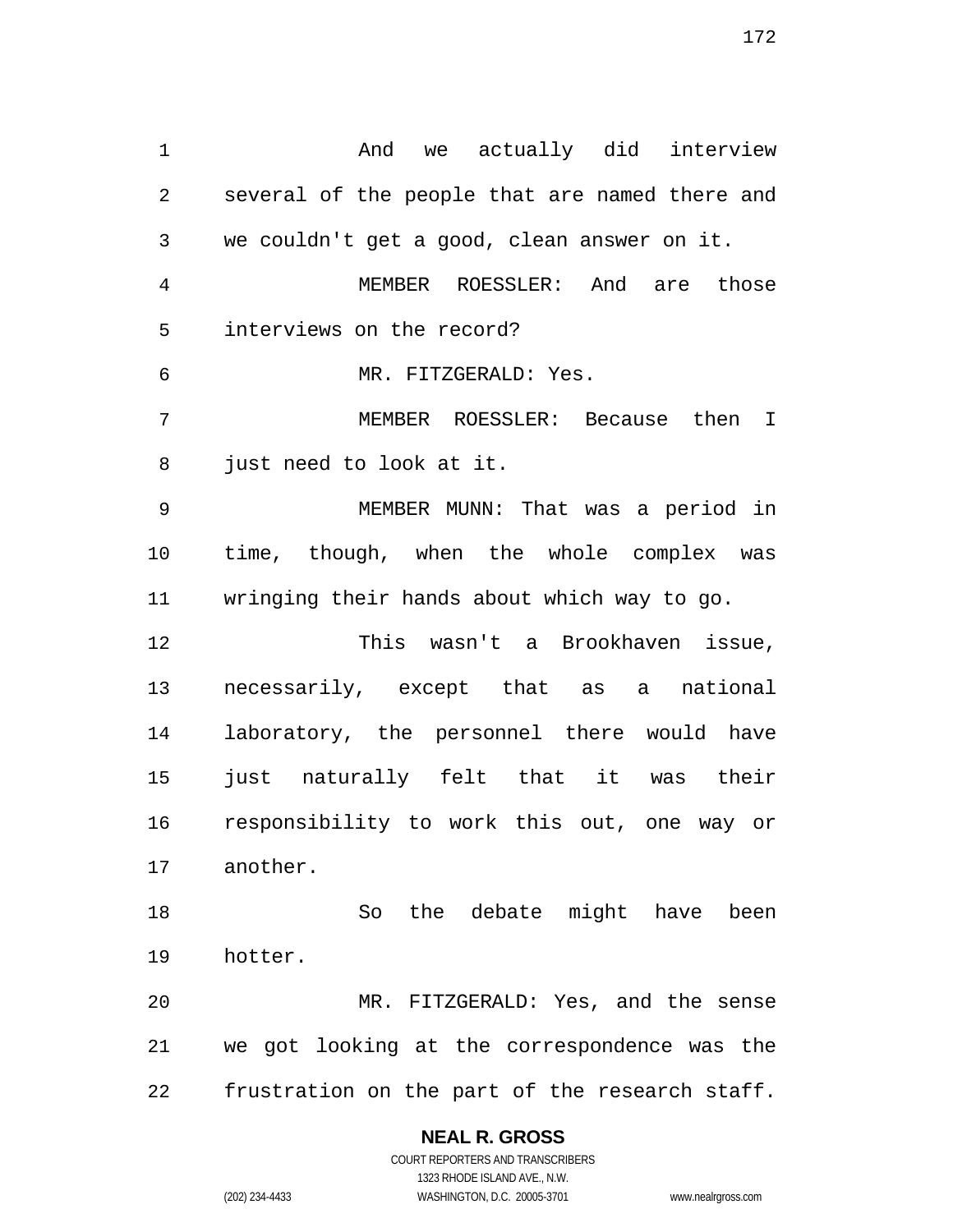And we actually did interview several of the people that are named there and we couldn't get a good, clean answer on it.

MEMBER ROESSLER: And are those interviews on the record?

MR. FITZGERALD: Yes.

MEMBER ROESSLER: Because then I just need to look at it.

MEMBER MUNN: That was a period in time, though, when the whole complex was wringing their hands about which way to go.

This wasn't a Brookhaven issue, necessarily, except that as a national laboratory, the personnel there would have just naturally felt that it was their responsibility to work this out, one way or another.

So the debate might have been hotter.

MR. FITZGERALD: Yes, and the sense we got looking at the correspondence was the frustration on the part of the research staff.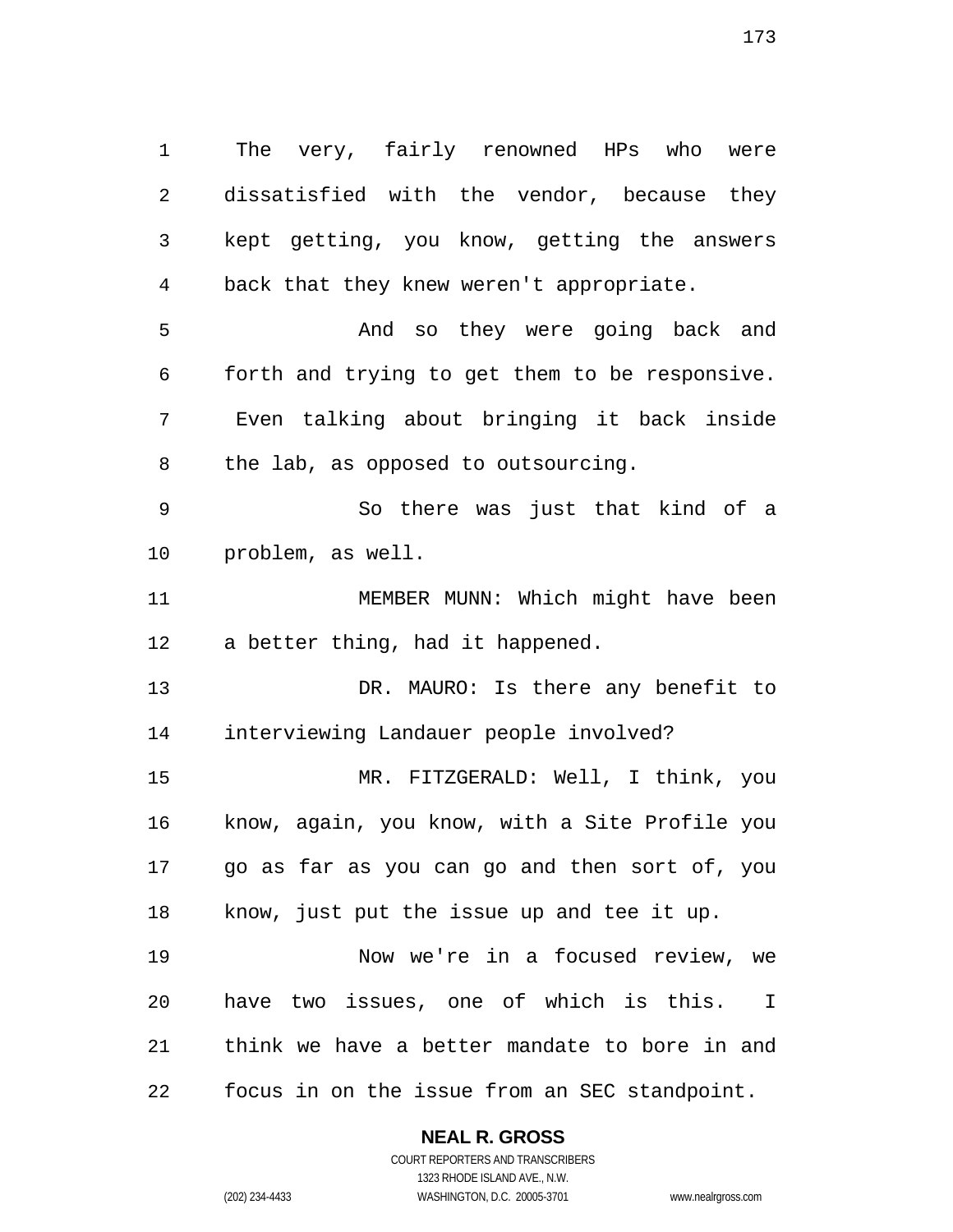The very, fairly renowned HPs who were dissatisfied with the vendor, because they kept getting, you know, getting the answers back that they knew weren't appropriate.

And so they were going back and forth and trying to get them to be responsive. Even talking about bringing it back inside the lab, as opposed to outsourcing.

So there was just that kind of a problem, as well.

MEMBER MUNN: Which might have been a better thing, had it happened.

DR. MAURO: Is there any benefit to interviewing Landauer people involved?

MR. FITZGERALD: Well, I think, you know, again, you know, with a Site Profile you go as far as you can go and then sort of, you know, just put the issue up and tee it up.

Now we're in a focused review, we have two issues, one of which is this. I think we have a better mandate to bore in and focus in on the issue from an SEC standpoint.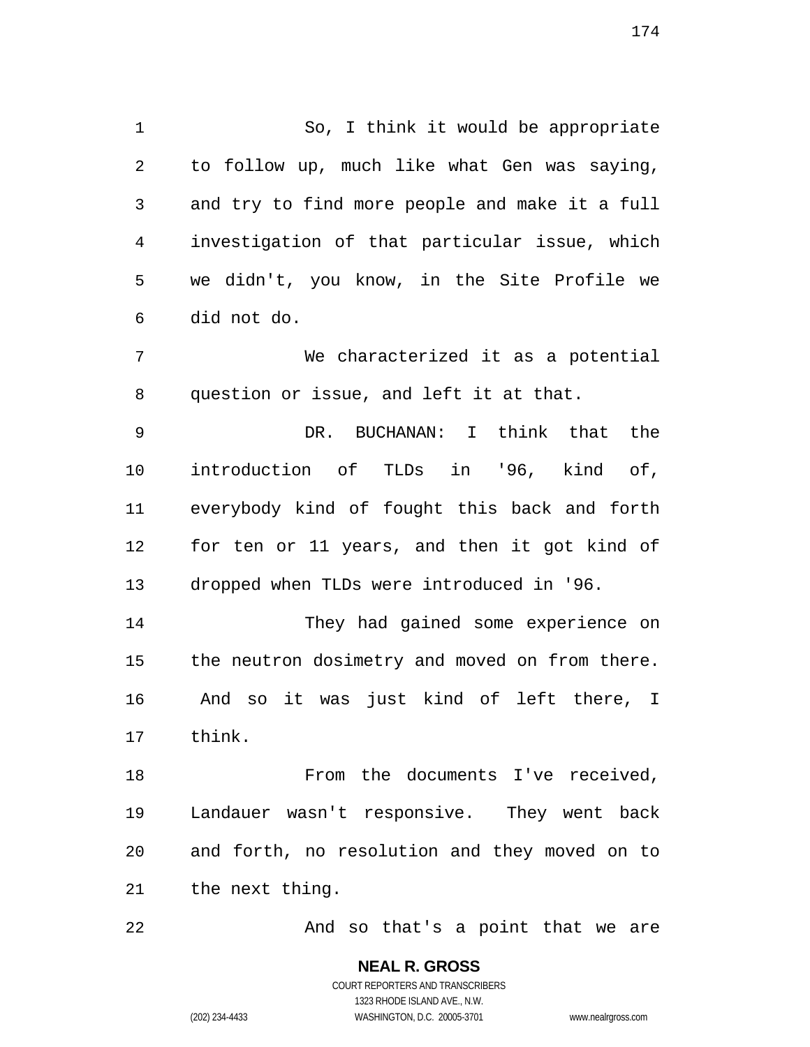So, I think it would be appropriate to follow up, much like what Gen was saying, and try to find more people and make it a full investigation of that particular issue, which we didn't, you know, in the Site Profile we did not do.

We characterized it as a potential question or issue, and left it at that.

DR. BUCHANAN: I think that the introduction of TLDs in '96, kind of, everybody kind of fought this back and forth for ten or 11 years, and then it got kind of dropped when TLDs were introduced in '96.

They had gained some experience on the neutron dosimetry and moved on from there. And so it was just kind of left there, I think.

From the documents I've received, Landauer wasn't responsive. They went back and forth, no resolution and they moved on to the next thing.

And so that's a point that we are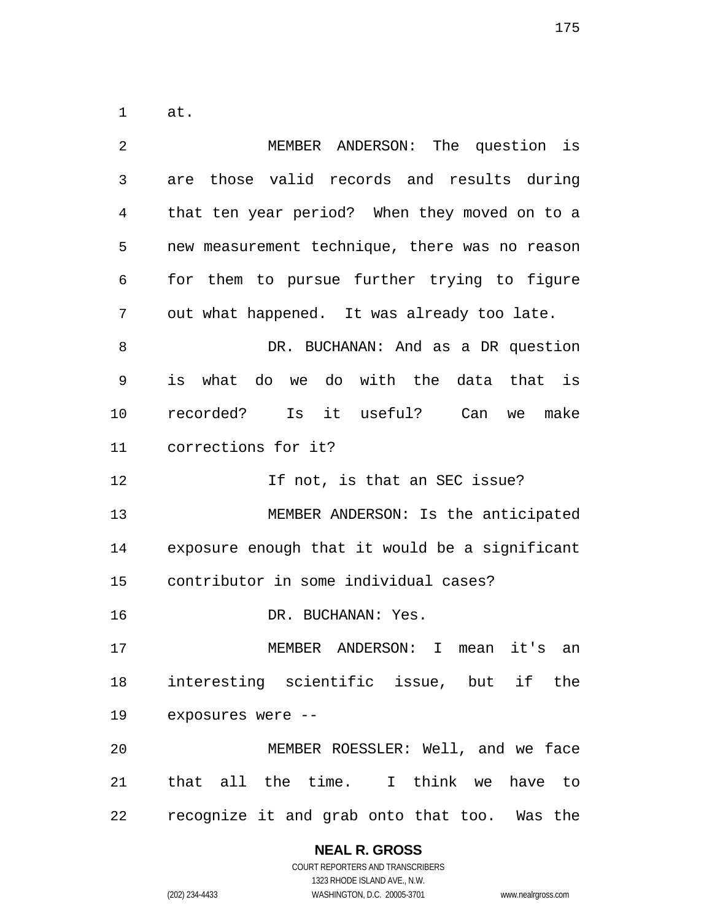at.

MEMBER ANDERSON: The question is are those valid records and results during that ten year period? When they moved on to a new measurement technique, there was no reason for them to pursue further trying to figure out what happened. It was already too late.

DR. BUCHANAN: And as a DR question is what do we do with the data that is recorded? Is it useful? Can we make corrections for it?

If not, is that an SEC issue?

MEMBER ANDERSON: Is the anticipated exposure enough that it would be a significant contributor in some individual cases?

DR. BUCHANAN: Yes.

MEMBER ANDERSON: I mean it's an interesting scientific issue, but if the exposures were --

MEMBER ROESSLER: Well, and we face that all the time. I think we have to recognize it and grab onto that too. Was the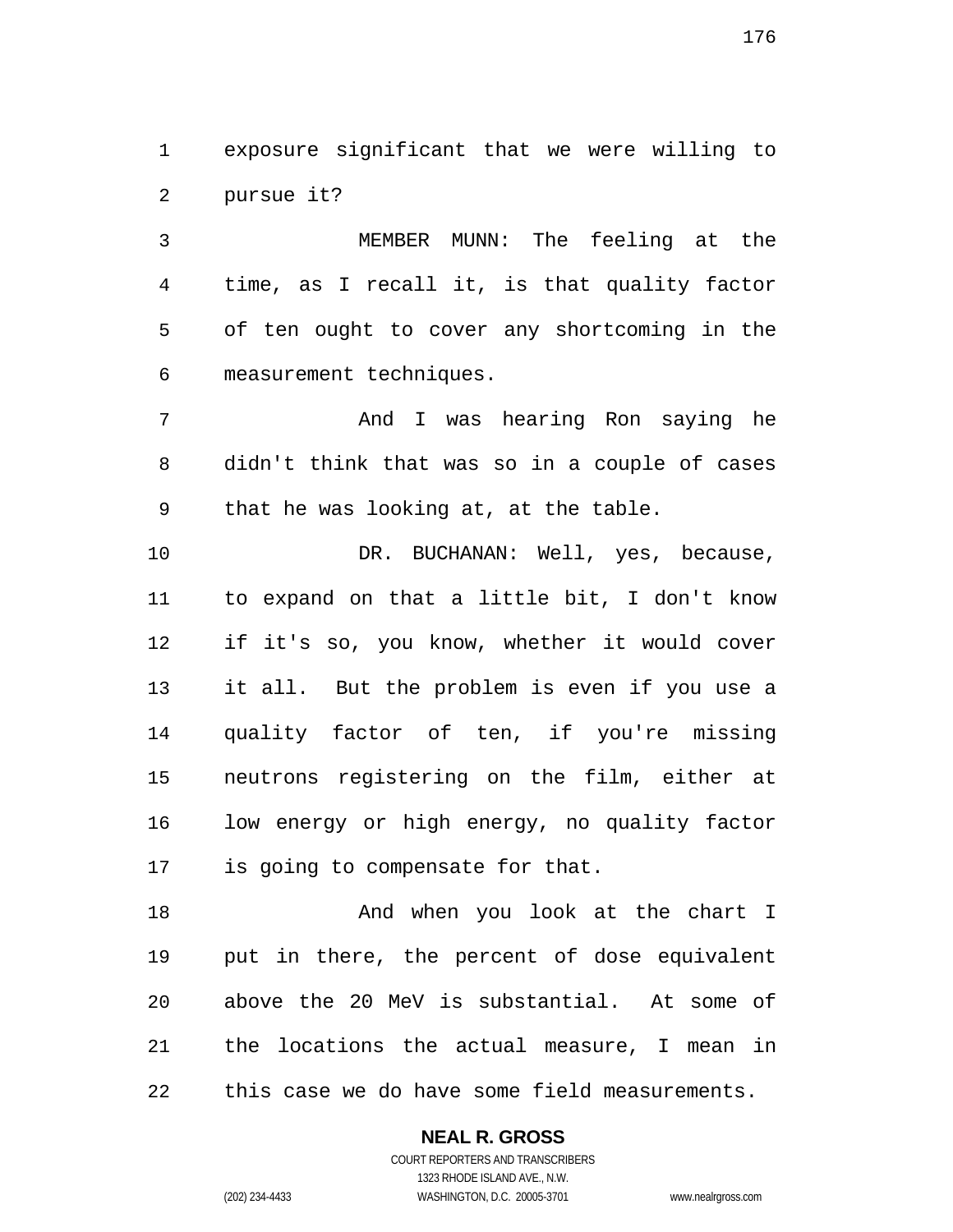exposure significant that we were willing to pursue it?

MEMBER MUNN: The feeling at the time, as I recall it, is that quality factor of ten ought to cover any shortcoming in the measurement techniques.

And I was hearing Ron saying he didn't think that was so in a couple of cases that he was looking at, at the table.

DR. BUCHANAN: Well, yes, because, to expand on that a little bit, I don't know if it's so, you know, whether it would cover it all. But the problem is even if you use a quality factor of ten, if you're missing neutrons registering on the film, either at low energy or high energy, no quality factor is going to compensate for that.

And when you look at the chart I put in there, the percent of dose equivalent above the 20 MeV is substantial. At some of the locations the actual measure, I mean in this case we do have some field measurements.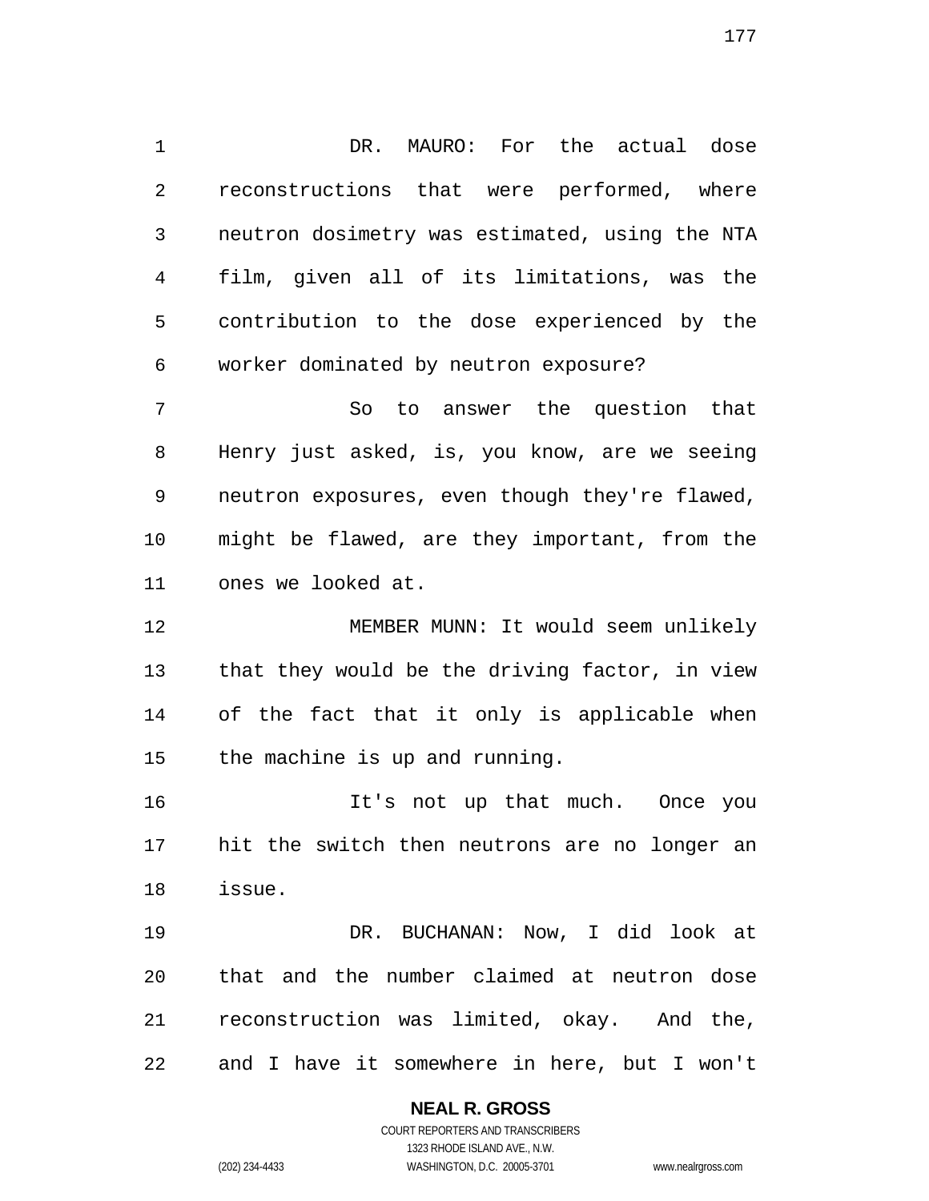DR. MAURO: For the actual dose reconstructions that were performed, where neutron dosimetry was estimated, using the NTA film, given all of its limitations, was the contribution to the dose experienced by the worker dominated by neutron exposure?

So to answer the question that Henry just asked, is, you know, are we seeing neutron exposures, even though they're flawed, might be flawed, are they important, from the ones we looked at.

MEMBER MUNN: It would seem unlikely that they would be the driving factor, in view of the fact that it only is applicable when the machine is up and running.

It's not up that much. Once you hit the switch then neutrons are no longer an issue.

DR. BUCHANAN: Now, I did look at that and the number claimed at neutron dose reconstruction was limited, okay. And the, and I have it somewhere in here, but I won't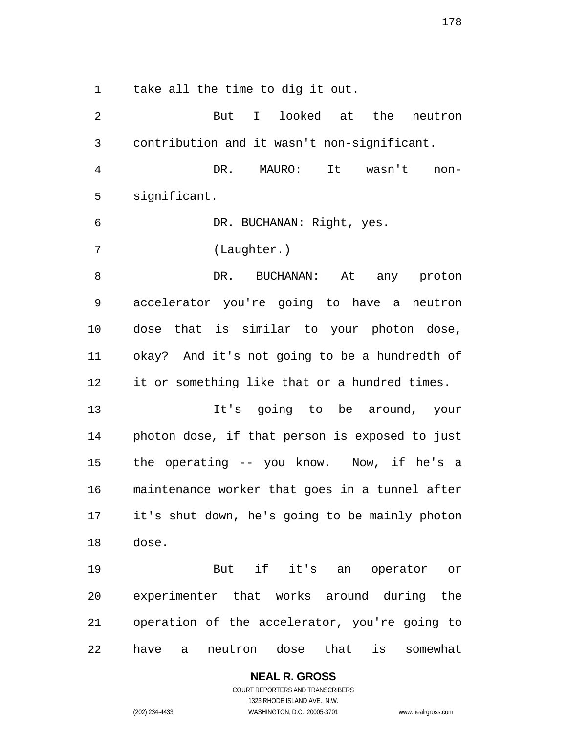take all the time to dig it out.

But I looked at the neutron contribution and it wasn't non-significant.

DR. MAURO: It wasn't non-significant.

DR. BUCHANAN: Right, yes.

(Laughter.)

DR. BUCHANAN: At any proton accelerator you're going to have a neutron dose that is similar to your photon dose, okay? And it's not going to be a hundredth of it or something like that or a hundred times.

It's going to be around, your photon dose, if that person is exposed to just the operating -- you know. Now, if he's a maintenance worker that goes in a tunnel after it's shut down, he's going to be mainly photon dose.

But if it's an operator or experimenter that works around during the operation of the accelerator, you're going to have a neutron dose that is somewhat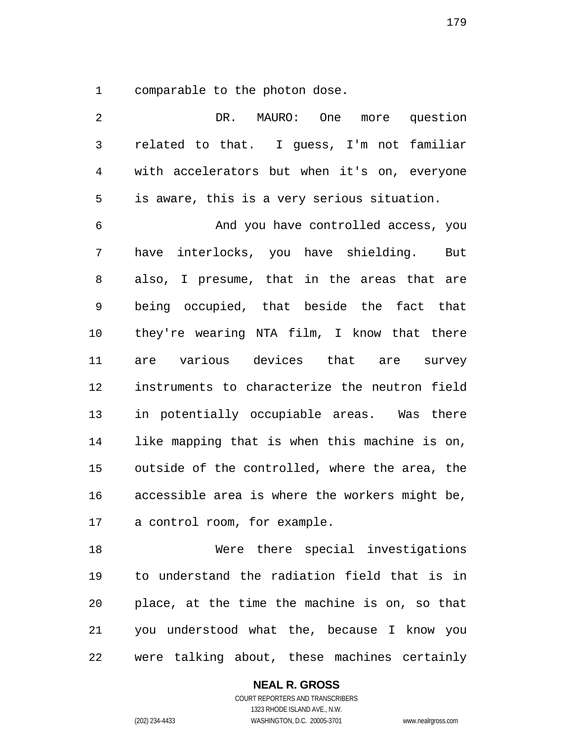comparable to the photon dose.

DR. MAURO: One more question related to that. I guess, I'm not familiar with accelerators but when it's on, everyone is aware, this is a very serious situation.

And you have controlled access, you have interlocks, you have shielding. But also, I presume, that in the areas that are being occupied, that beside the fact that they're wearing NTA film, I know that there are various devices that are survey instruments to characterize the neutron field in potentially occupiable areas. Was there like mapping that is when this machine is on, outside of the controlled, where the area, the accessible area is where the workers might be, a control room, for example.

Were there special investigations to understand the radiation field that is in place, at the time the machine is on, so that you understood what the, because I know you were talking about, these machines certainly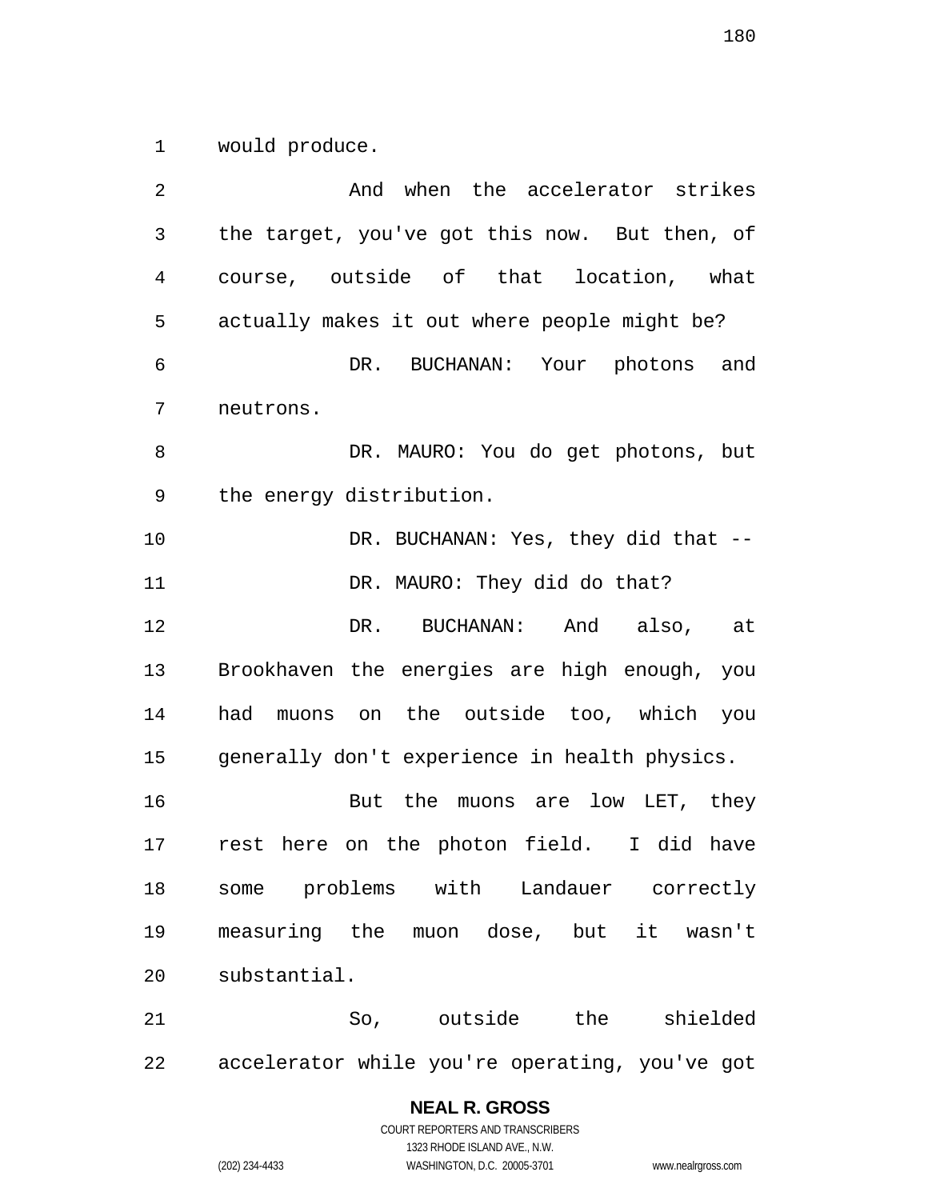would produce.

And when the accelerator strikes the target, you've got this now. But then, of course, outside of that location, what actually makes it out where people might be?

DR. BUCHANAN: Your photons and neutrons.

DR. MAURO: You do get photons, but the energy distribution.

DR. BUCHANAN: Yes, they did that --

DR. MAURO: They did do that?

DR. BUCHANAN: And also, at Brookhaven the energies are high enough, you had muons on the outside too, which you generally don't experience in health physics.

But the muons are low LET, they rest here on the photon field. I did have some problems with Landauer correctly measuring the muon dose, but it wasn't substantial.

So, outside the shielded accelerator while you're operating, you've got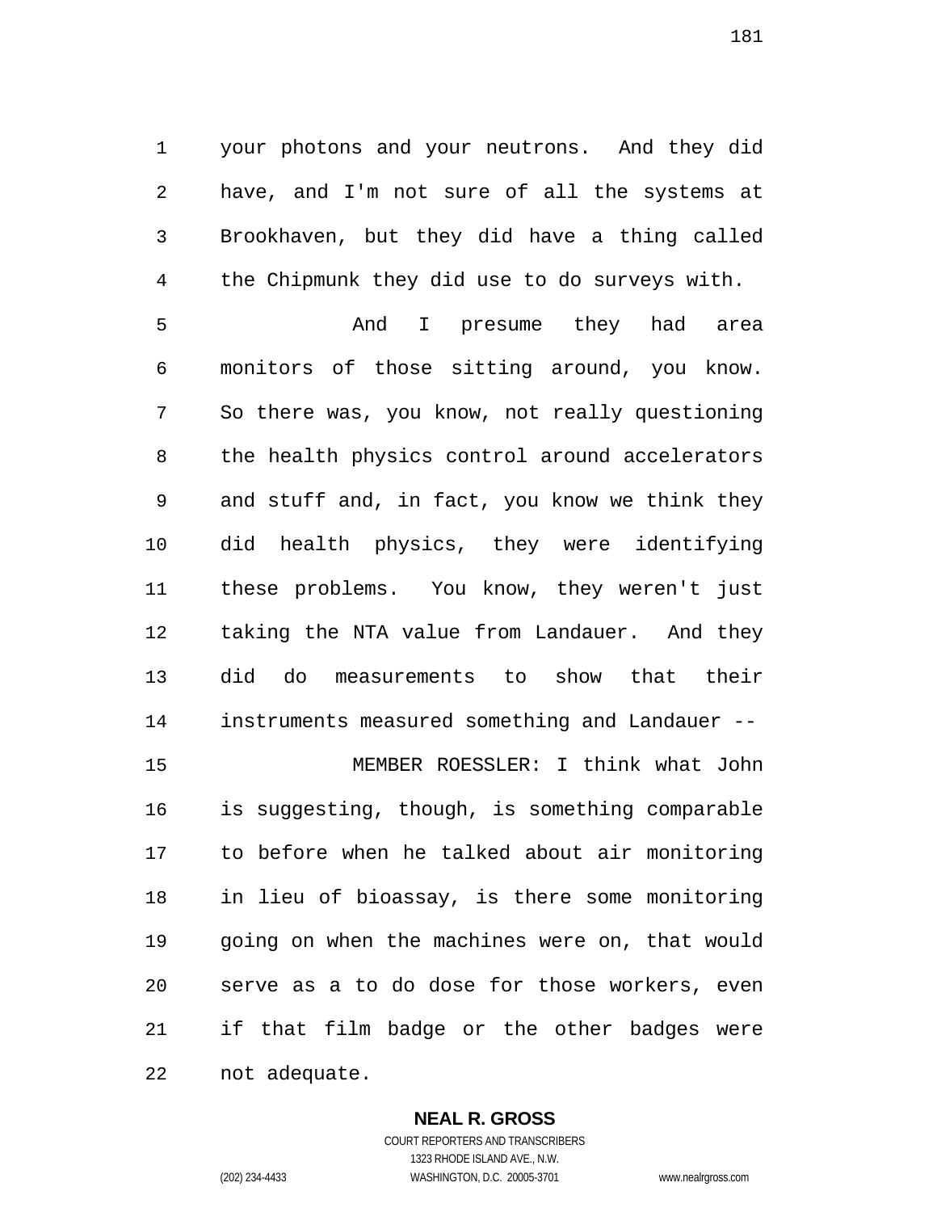your photons and your neutrons. And they did have, and I'm not sure of all the systems at Brookhaven, but they did have a thing called the Chipmunk they did use to do surveys with.

And I presume they had area monitors of those sitting around, you know. So there was, you know, not really questioning the health physics control around accelerators and stuff and, in fact, you know we think they did health physics, they were identifying these problems. You know, they weren't just taking the NTA value from Landauer. And they did do measurements to show that their instruments measured something and Landauer --

MEMBER ROESSLER: I think what John is suggesting, though, is something comparable to before when he talked about air monitoring in lieu of bioassay, is there some monitoring going on when the machines were on, that would serve as a to do dose for those workers, even if that film badge or the other badges were not adequate.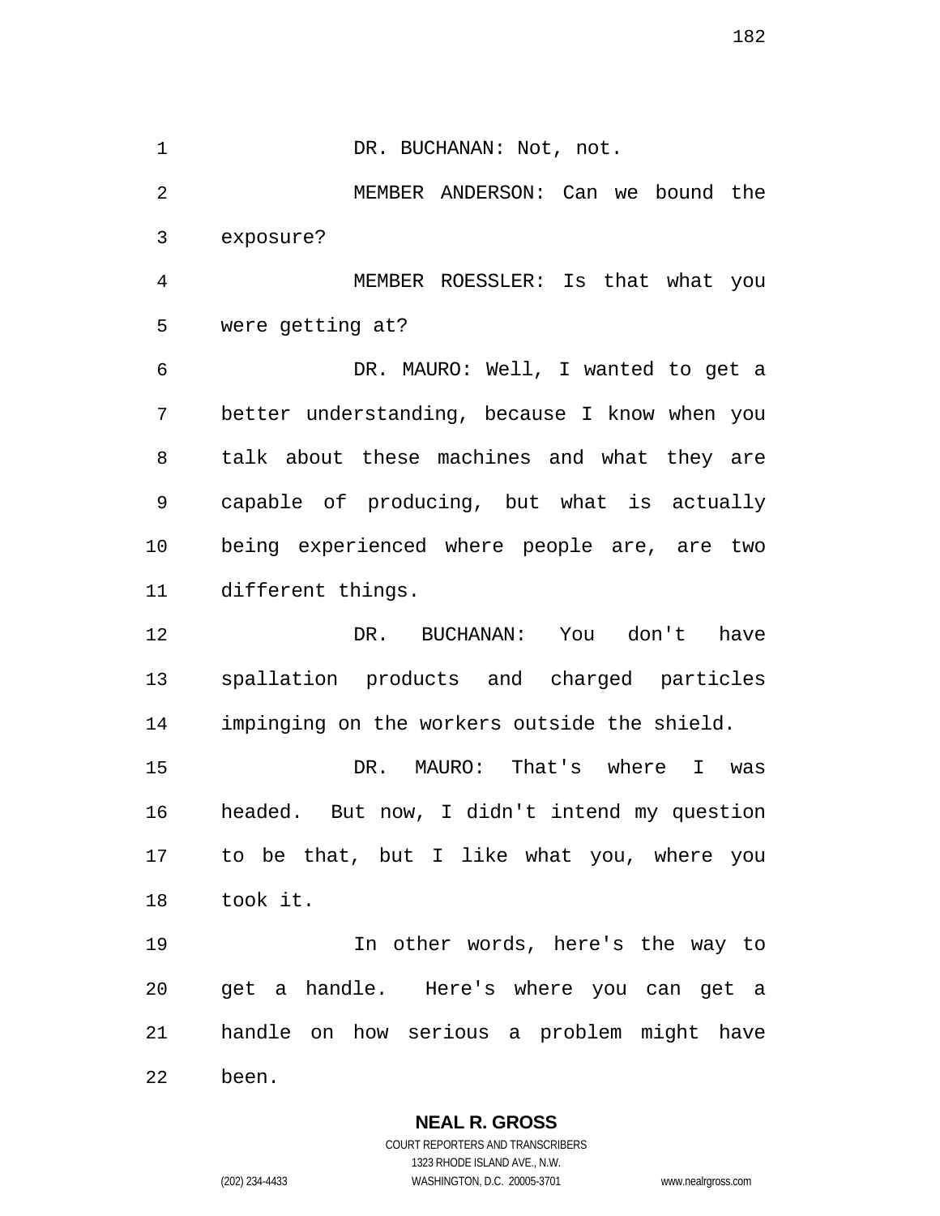DR. BUCHANAN: Not, not.

MEMBER ANDERSON: Can we bound the exposure?

MEMBER ROESSLER: Is that what you were getting at?

DR. MAURO: Well, I wanted to get a better understanding, because I know when you talk about these machines and what they are capable of producing, but what is actually being experienced where people are, are two different things.

DR. BUCHANAN: You don't have spallation products and charged particles impinging on the workers outside the shield.

DR. MAURO: That's where I was headed. But now, I didn't intend my question to be that, but I like what you, where you took it.

In other words, here's the way to get a handle. Here's where you can get a handle on how serious a problem might have been.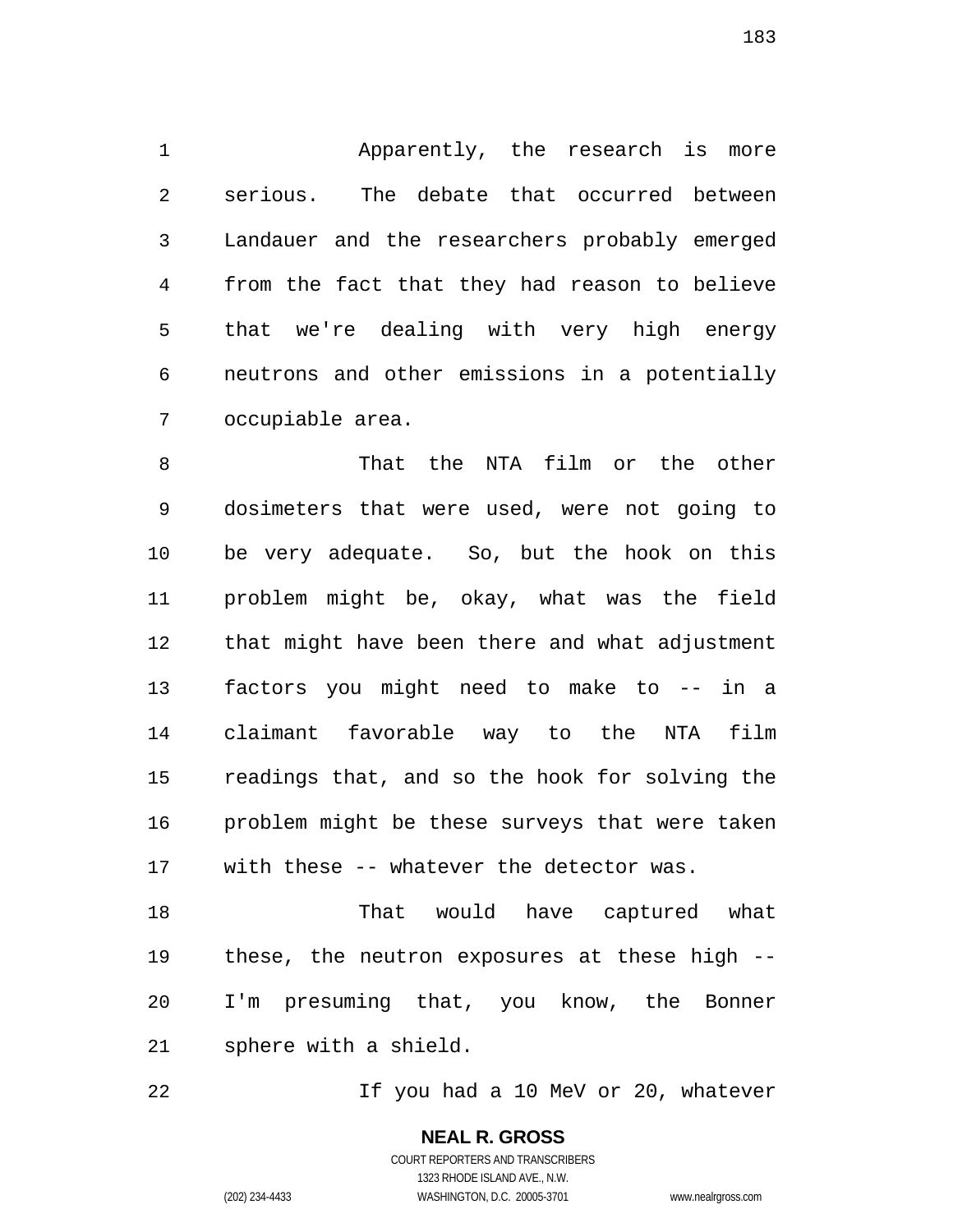Apparently, the research is more serious. The debate that occurred between Landauer and the researchers probably emerged from the fact that they had reason to believe that we're dealing with very high energy neutrons and other emissions in a potentially occupiable area.

That the NTA film or the other dosimeters that were used, were not going to be very adequate. So, but the hook on this problem might be, okay, what was the field that might have been there and what adjustment factors you might need to make to -- in a claimant favorable way to the NTA film readings that, and so the hook for solving the problem might be these surveys that were taken with these -- whatever the detector was.

That would have captured what these, the neutron exposures at these high -- I'm presuming that, you know, the Bonner sphere with a shield.

If you had a 10 MeV or 20, whatever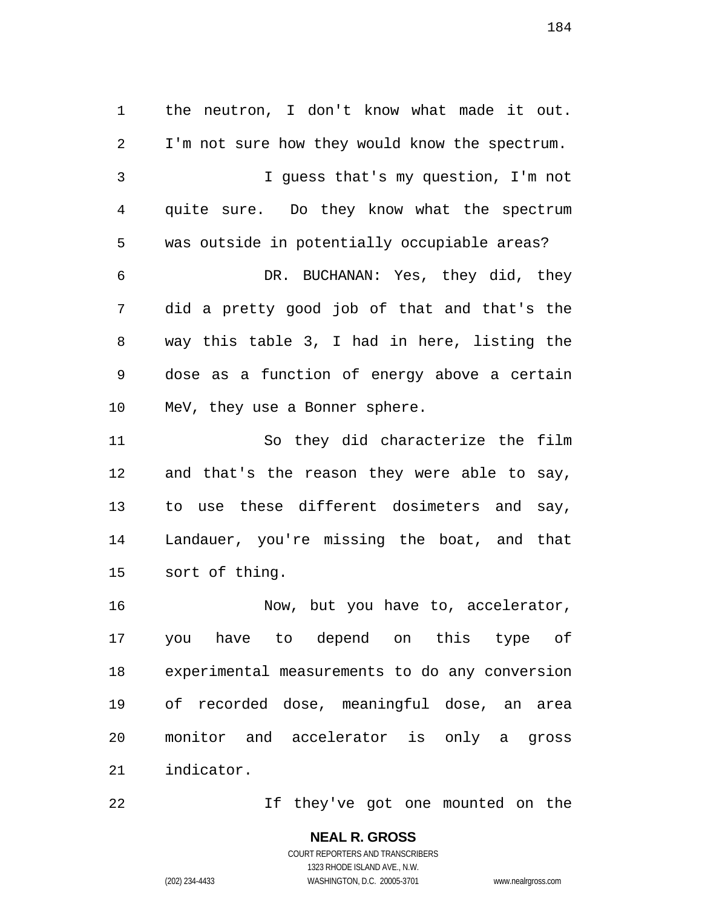the neutron, I don't know what made it out. I'm not sure how they would know the spectrum.

I guess that's my question, I'm not quite sure. Do they know what the spectrum was outside in potentially occupiable areas?

DR. BUCHANAN: Yes, they did, they did a pretty good job of that and that's the way this table 3, I had in here, listing the dose as a function of energy above a certain MeV, they use a Bonner sphere.

So they did characterize the film and that's the reason they were able to say, to use these different dosimeters and say, Landauer, you're missing the boat, and that sort of thing.

Now, but you have to, accelerator, you have to depend on this type of experimental measurements to do any conversion of recorded dose, meaningful dose, an area monitor and accelerator is only a gross indicator.

If they've got one mounted on the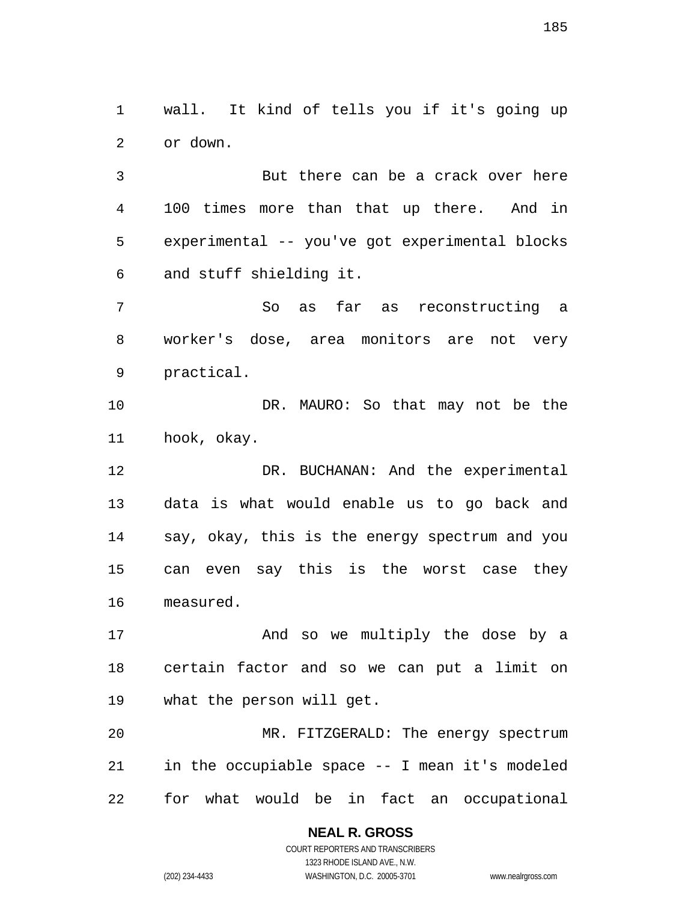wall. It kind of tells you if it's going up or down.

But there can be a crack over here 100 times more than that up there. And in experimental -- you've got experimental blocks and stuff shielding it.

So as far as reconstructing a worker's dose, area monitors are not very practical.

DR. MAURO: So that may not be the hook, okay.

DR. BUCHANAN: And the experimental data is what would enable us to go back and say, okay, this is the energy spectrum and you can even say this is the worst case they measured.

And so we multiply the dose by a certain factor and so we can put a limit on what the person will get.

MR. FITZGERALD: The energy spectrum in the occupiable space -- I mean it's modeled for what would be in fact an occupational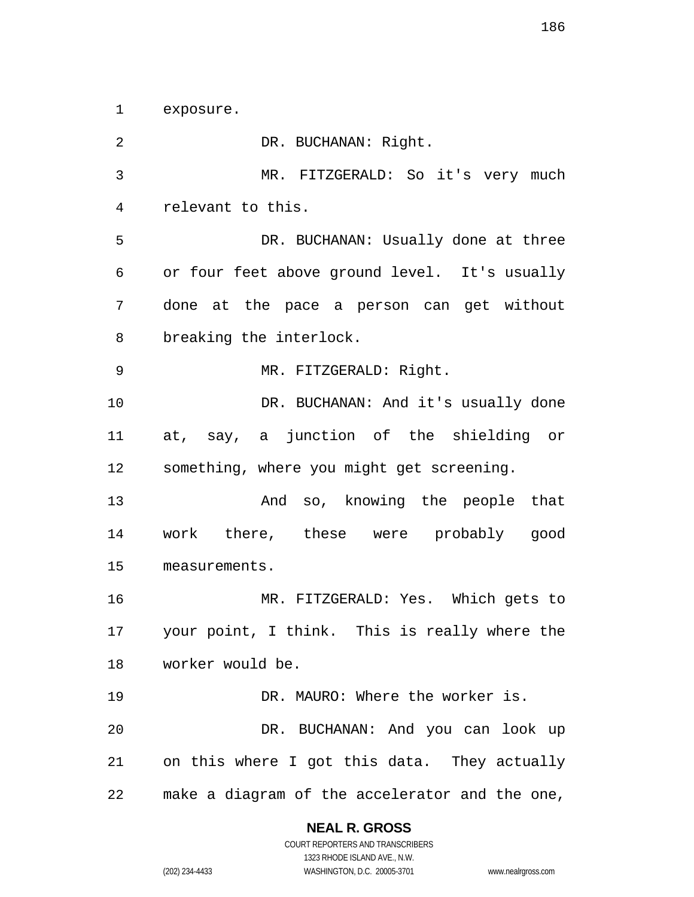exposure.

DR. BUCHANAN: Right.

MR. FITZGERALD: So it's very much relevant to this.

DR. BUCHANAN: Usually done at three or four feet above ground level. It's usually done at the pace a person can get without breaking the interlock.

MR. FITZGERALD: Right.

DR. BUCHANAN: And it's usually done at, say, a junction of the shielding or something, where you might get screening.

And so, knowing the people that work there, these were probably good measurements.

MR. FITZGERALD: Yes. Which gets to your point, I think. This is really where the worker would be.

DR. MAURO: Where the worker is.

DR. BUCHANAN: And you can look up on this where I got this data. They actually make a diagram of the accelerator and the one,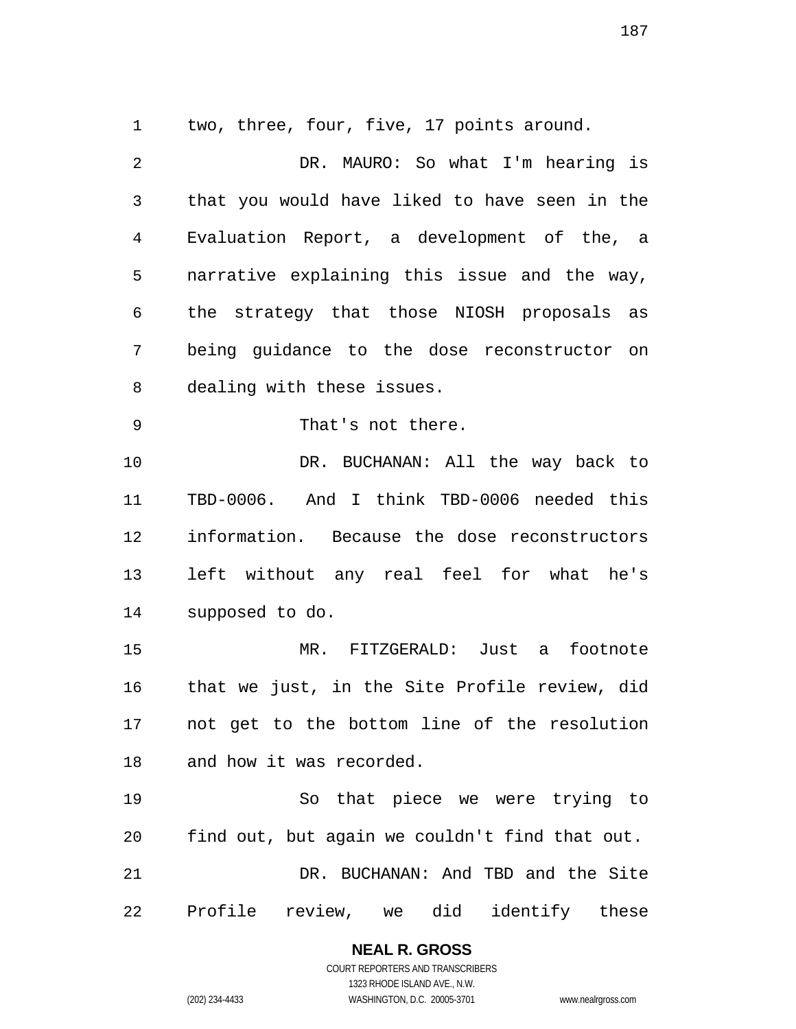two, three, four, five, 17 points around.

DR. MAURO: So what I'm hearing is that you would have liked to have seen in the Evaluation Report, a development of the, a narrative explaining this issue and the way, the strategy that those NIOSH proposals as being guidance to the dose reconstructor on dealing with these issues.

That's not there.

DR. BUCHANAN: All the way back to TBD-0006. And I think TBD-0006 needed this information. Because the dose reconstructors left without any real feel for what he's supposed to do.

MR. FITZGERALD: Just a footnote that we just, in the Site Profile review, did not get to the bottom line of the resolution and how it was recorded.

So that piece we were trying to find out, but again we couldn't find that out.

DR. BUCHANAN: And TBD and the Site Profile review, we did identify these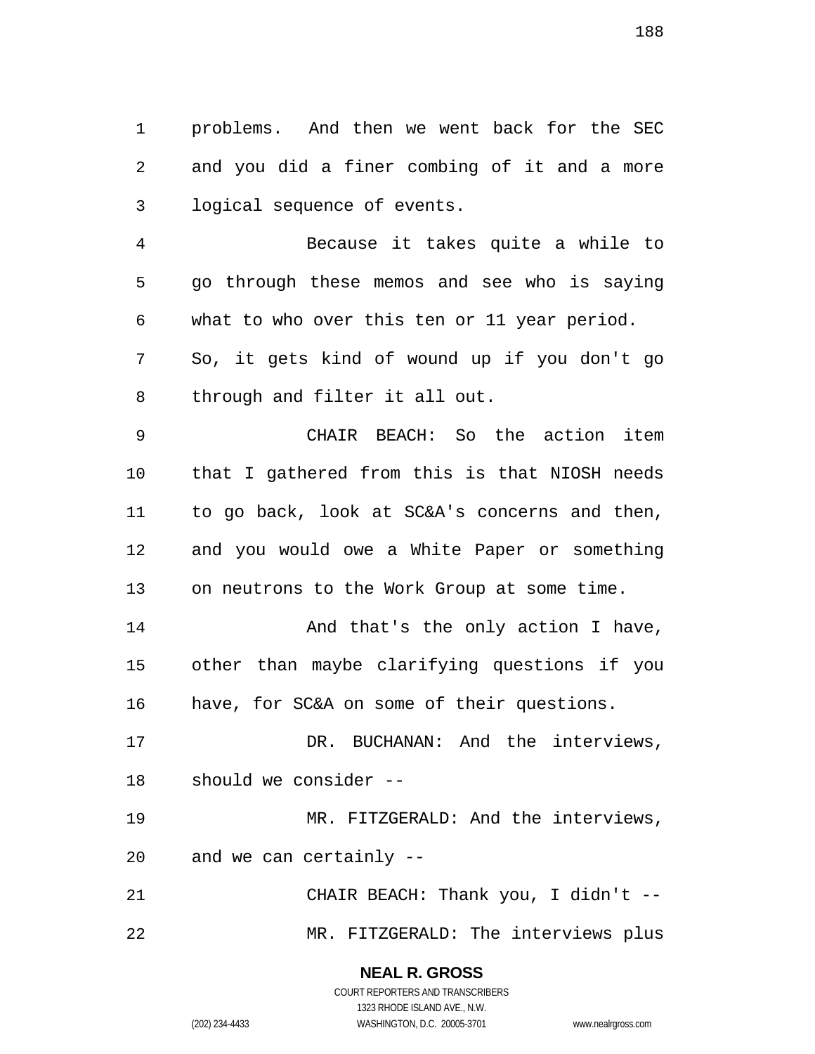problems. And then we went back for the SEC and you did a finer combing of it and a more logical sequence of events.

Because it takes quite a while to go through these memos and see who is saying what to who over this ten or 11 year period. So, it gets kind of wound up if you don't go through and filter it all out.

CHAIR BEACH: So the action item that I gathered from this is that NIOSH needs to go back, look at SC&A's concerns and then, and you would owe a White Paper or something on neutrons to the Work Group at some time.

And that's the only action I have, other than maybe clarifying questions if you have, for SC&A on some of their questions.

DR. BUCHANAN: And the interviews, should we consider --

MR. FITZGERALD: And the interviews, and we can certainly --

CHAIR BEACH: Thank you, I didn't --

MR. FITZGERALD: The interviews plus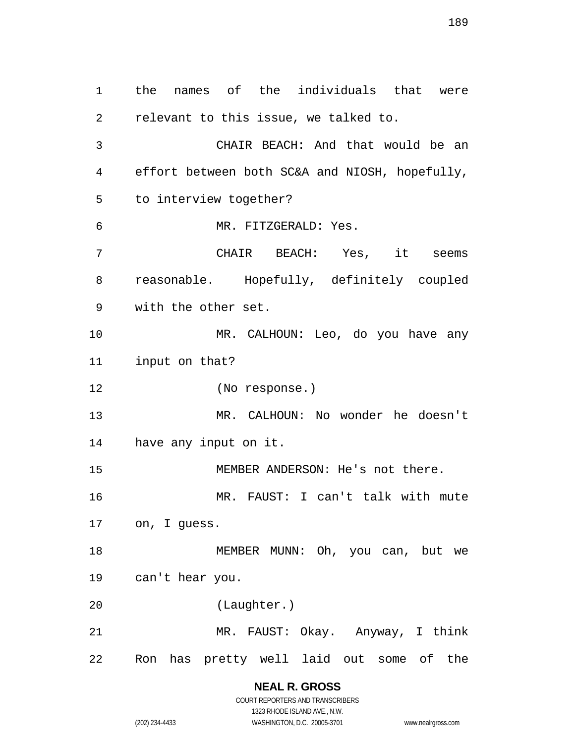the names of the individuals that were relevant to this issue, we talked to.

CHAIR BEACH: And that would be an effort between both SC&A and NIOSH, hopefully, to interview together?

MR. FITZGERALD: Yes.

CHAIR BEACH: Yes, it seems reasonable. Hopefully, definitely coupled with the other set.

MR. CALHOUN: Leo, do you have any input on that?

(No response.)

MR. CALHOUN: No wonder he doesn't have any input on it.

MEMBER ANDERSON: He's not there.

MR. FAUST: I can't talk with mute on, I guess.

MEMBER MUNN: Oh, you can, but we can't hear you.

(Laughter.)

MR. FAUST: Okay. Anyway, I think Ron has pretty well laid out some of the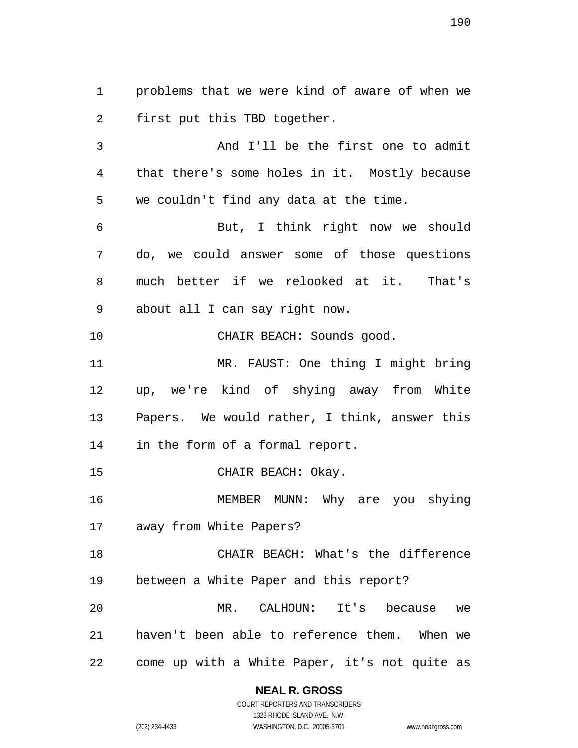problems that we were kind of aware of when we first put this TBD together.

And I'll be the first one to admit that there's some holes in it. Mostly because we couldn't find any data at the time.

But, I think right now we should do, we could answer some of those questions much better if we relooked at it. That's about all I can say right now.

CHAIR BEACH: Sounds good.

MR. FAUST: One thing I might bring up, we're kind of shying away from White Papers. We would rather, I think, answer this in the form of a formal report.

CHAIR BEACH: Okay.

MEMBER MUNN: Why are you shying away from White Papers?

CHAIR BEACH: What's the difference between a White Paper and this report?

MR. CALHOUN: It's because we haven't been able to reference them. When we come up with a White Paper, it's not quite as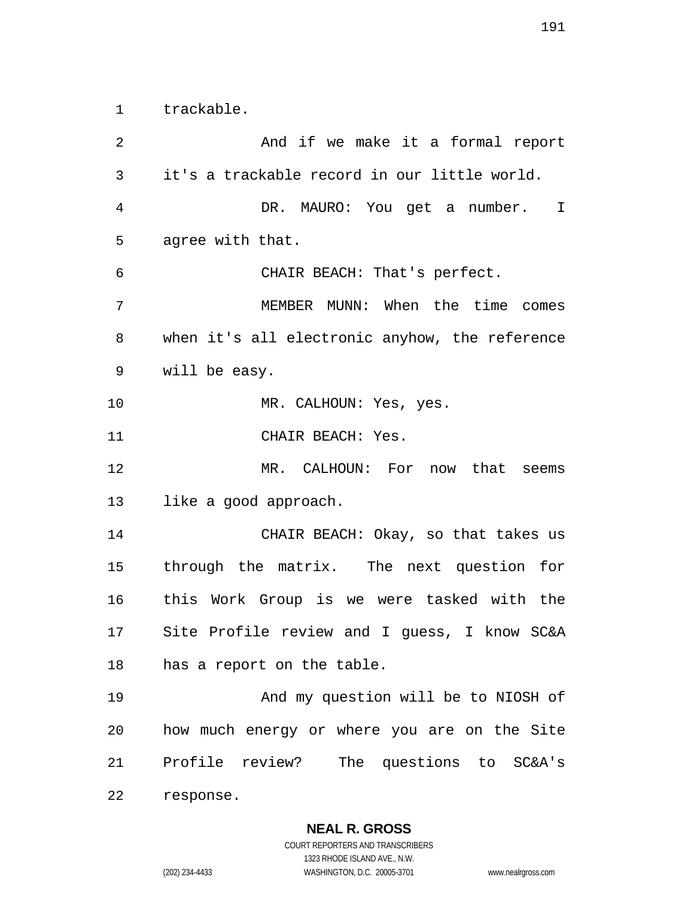trackable.

And if we make it a formal report it's a trackable record in our little world.

DR. MAURO: You get a number. I agree with that.

CHAIR BEACH: That's perfect.

MEMBER MUNN: When the time comes when it's all electronic anyhow, the reference will be easy.

MR. CALHOUN: Yes, yes.

CHAIR BEACH: Yes.

MR. CALHOUN: For now that seems like a good approach.

CHAIR BEACH: Okay, so that takes us through the matrix. The next question for this Work Group is we were tasked with the Site Profile review and I guess, I know SC&A has a report on the table.

And my question will be to NIOSH of how much energy or where you are on the Site Profile review? The questions to SC&A's response.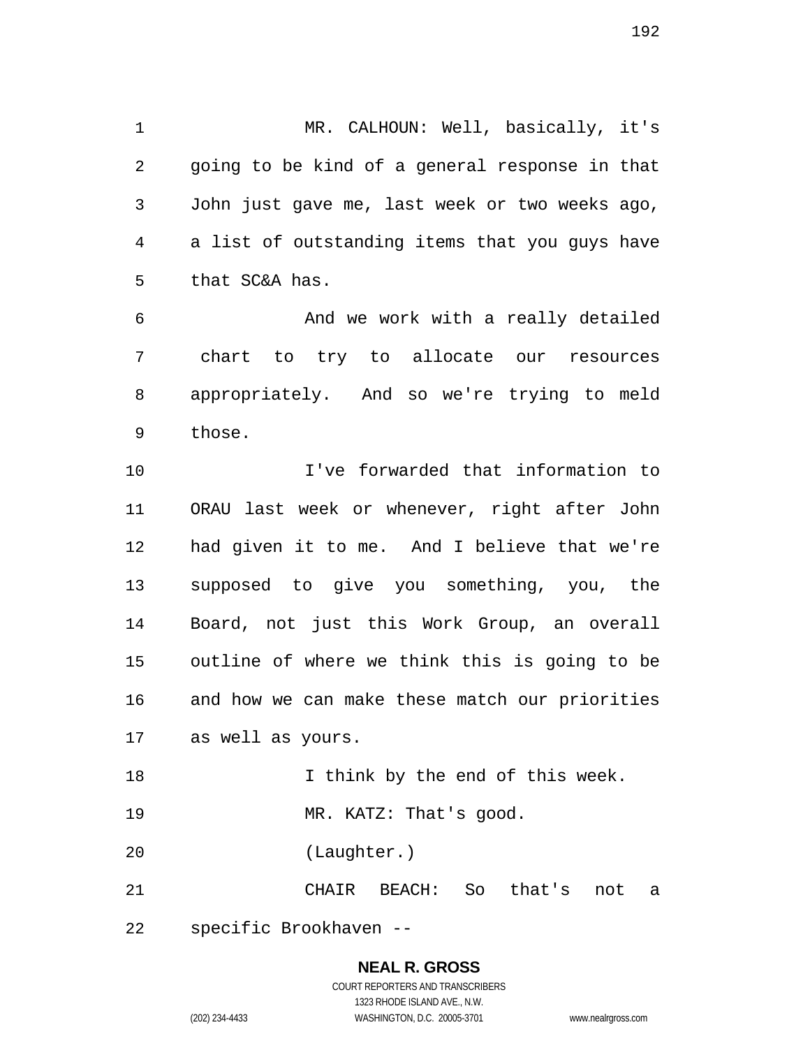MR. CALHOUN: Well, basically, it's going to be kind of a general response in that John just gave me, last week or two weeks ago, a list of outstanding items that you guys have that SC&A has.

And we work with a really detailed chart to try to allocate our resources appropriately. And so we're trying to meld those.

I've forwarded that information to ORAU last week or whenever, right after John had given it to me. And I believe that we're supposed to give you something, you, the Board, not just this Work Group, an overall outline of where we think this is going to be and how we can make these match our priorities as well as yours.

I think by the end of this week.

MR. KATZ: That's good.

(Laughter.)

CHAIR BEACH: So that's not a specific Brookhaven --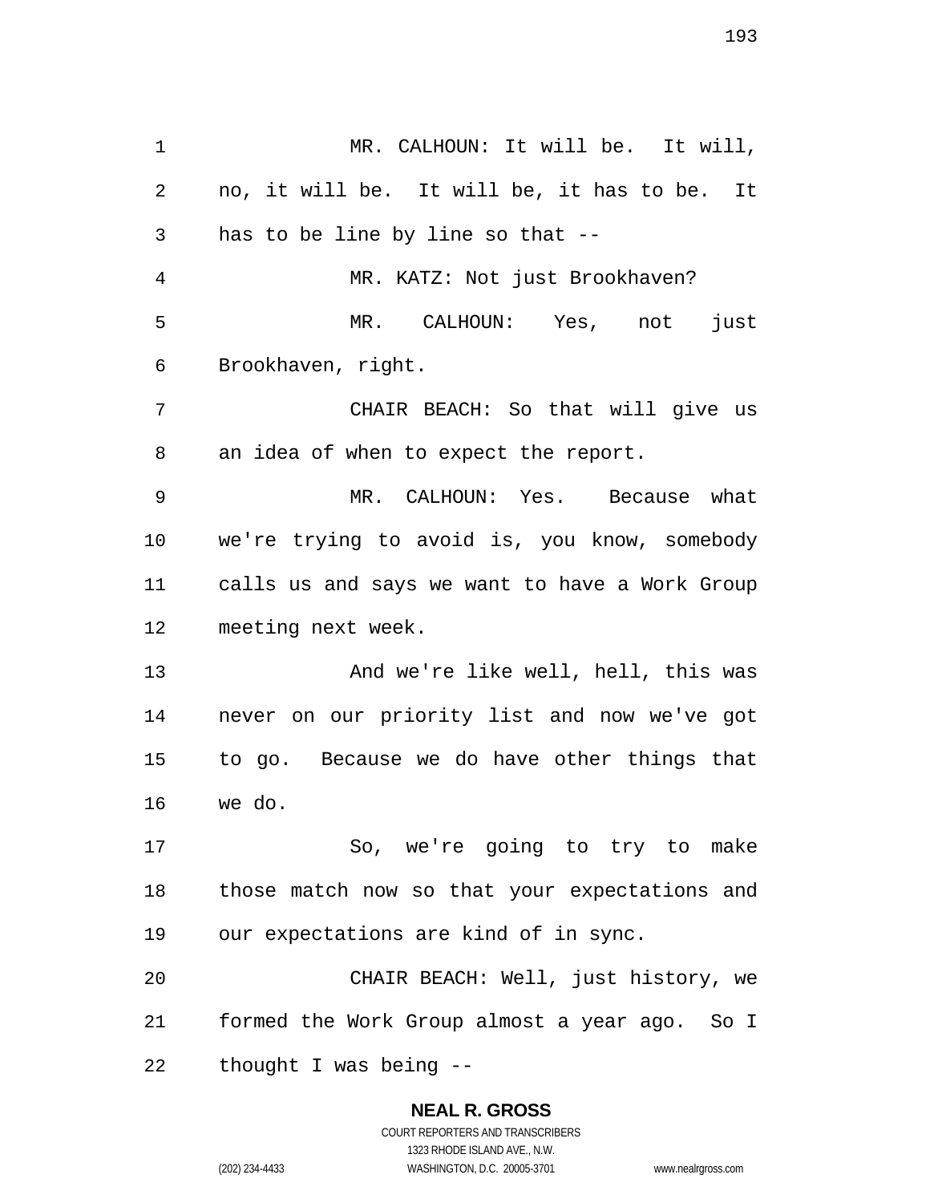MR. CALHOUN: It will be. It will, no, it will be. It will be, it has to be. It has to be line by line so that --

MR. KATZ: Not just Brookhaven?

MR. CALHOUN: Yes, not just Brookhaven, right.

CHAIR BEACH: So that will give us an idea of when to expect the report.

MR. CALHOUN: Yes. Because what we're trying to avoid is, you know, somebody calls us and says we want to have a Work Group meeting next week.

And we're like well, hell, this was never on our priority list and now we've got to go. Because we do have other things that we do.

So, we're going to try to make those match now so that your expectations and our expectations are kind of in sync.

CHAIR BEACH: Well, just history, we formed the Work Group almost a year ago. So I thought I was being --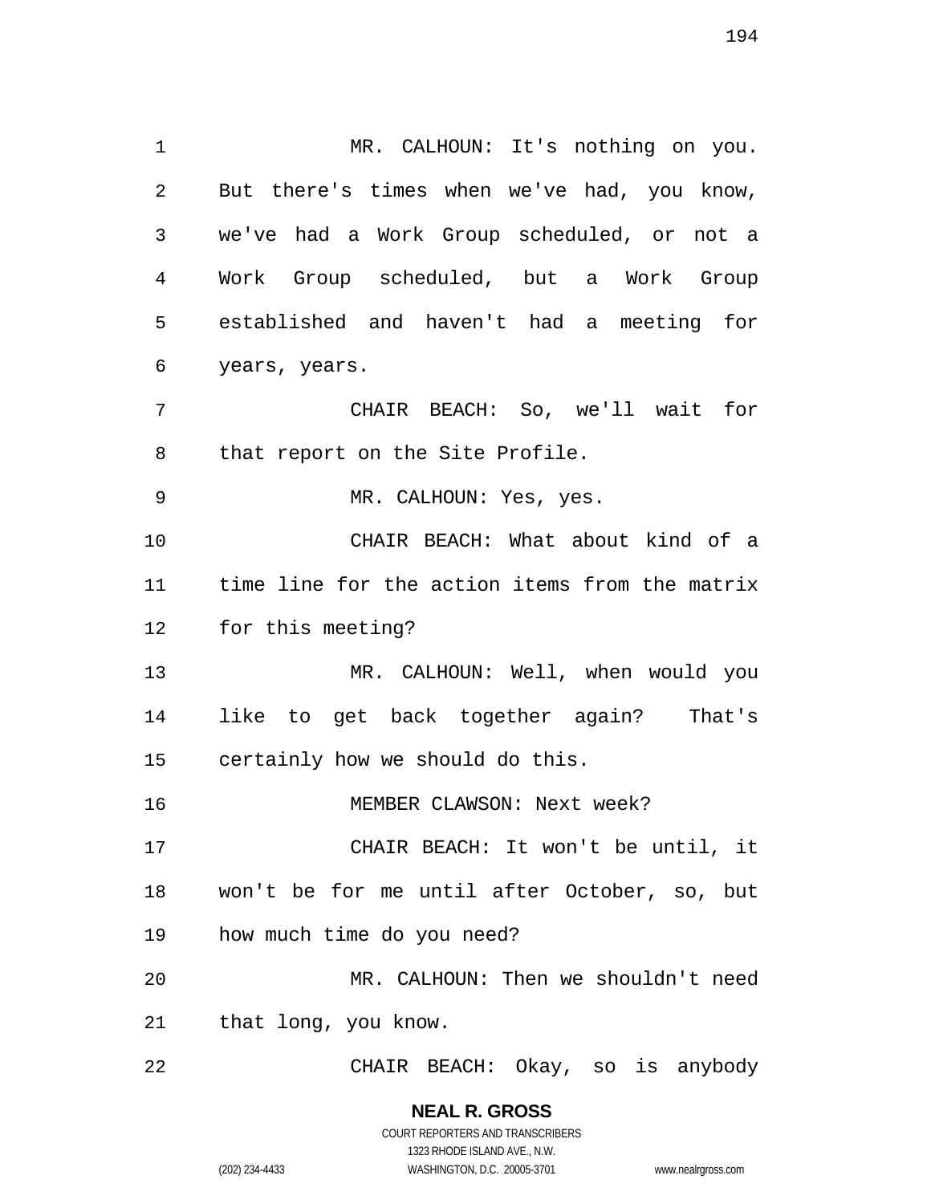MR. CALHOUN: It's nothing on you. But there's times when we've had, you know, we've had a Work Group scheduled, or not a Work Group scheduled, but a Work Group established and haven't had a meeting for years, years.

CHAIR BEACH: So, we'll wait for that report on the Site Profile.

MR. CALHOUN: Yes, yes.

CHAIR BEACH: What about kind of a time line for the action items from the matrix for this meeting?

MR. CALHOUN: Well, when would you like to get back together again? That's certainly how we should do this.

MEMBER CLAWSON: Next week?

CHAIR BEACH: It won't be until, it won't be for me until after October, so, but how much time do you need?

MR. CALHOUN: Then we shouldn't need that long, you know.

CHAIR BEACH: Okay, so is anybody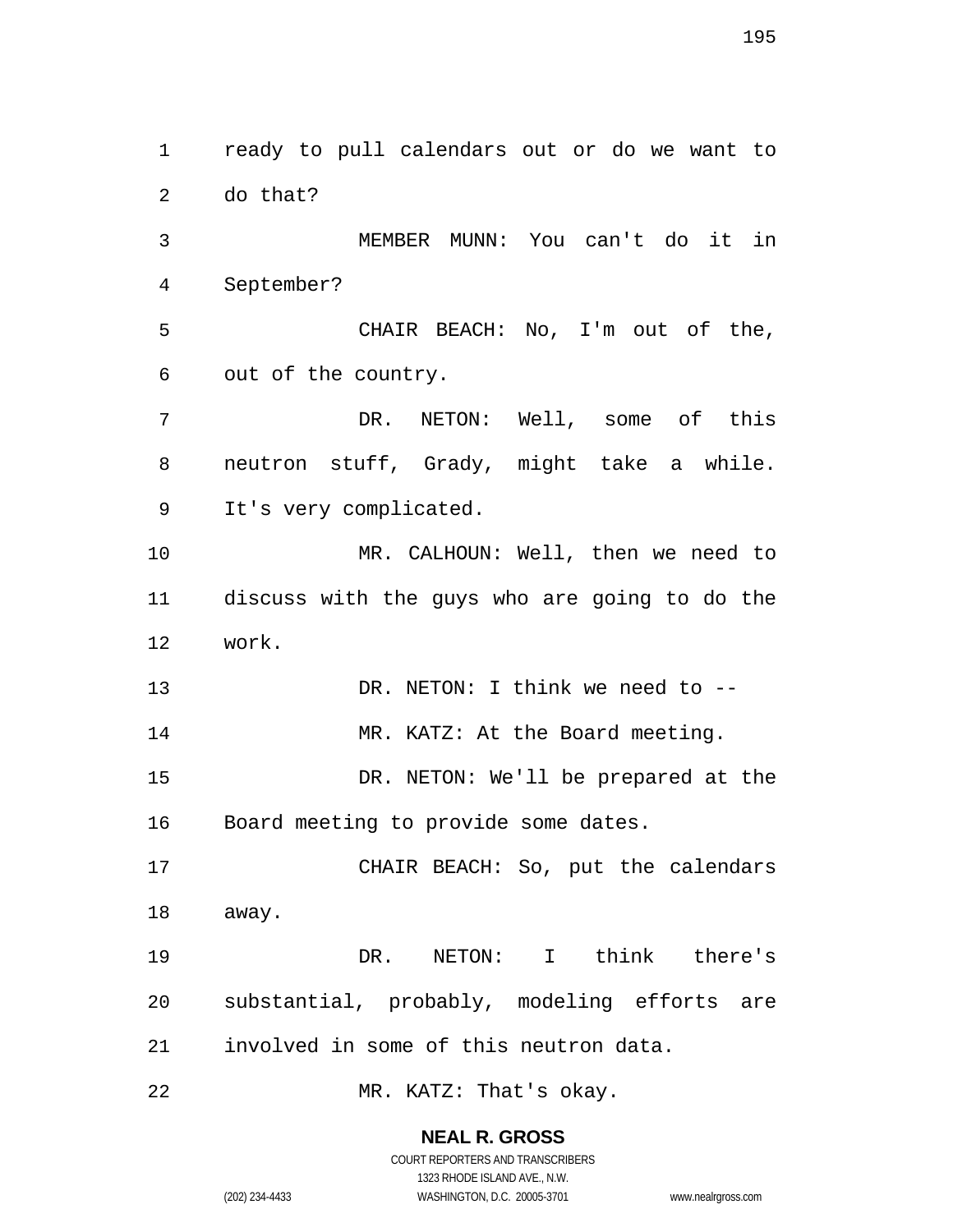ready to pull calendars out or do we want to do that?

MEMBER MUNN: You can't do it in September?

CHAIR BEACH: No, I'm out of the, out of the country.

DR. NETON: Well, some of this neutron stuff, Grady, might take a while. It's very complicated.

MR. CALHOUN: Well, then we need to discuss with the guys who are going to do the work.

DR. NETON: I think we need to --

MR. KATZ: At the Board meeting.

DR. NETON: We'll be prepared at the Board meeting to provide some dates.

CHAIR BEACH: So, put the calendars away.

DR. NETON: I think there's substantial, probably, modeling efforts are involved in some of this neutron data.

MR. KATZ: That's okay.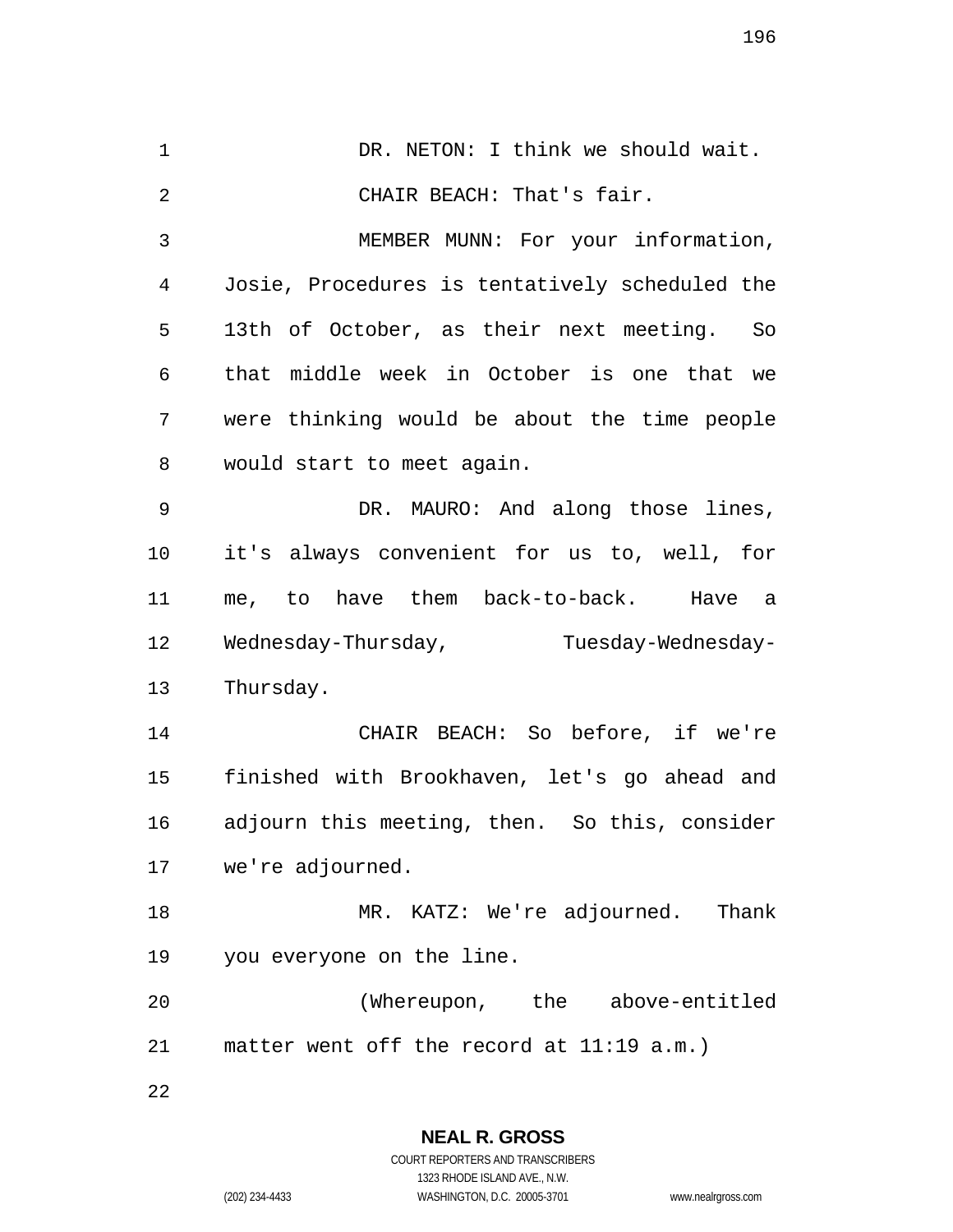DR. NETON: I think we should wait.

CHAIR BEACH: That's fair.

MEMBER MUNN: For your information, Josie, Procedures is tentatively scheduled the 13th of October, as their next meeting. So that middle week in October is one that we were thinking would be about the time people would start to meet again.

DR. MAURO: And along those lines, it's always convenient for us to, well, for me, to have them back-to-back. Have a Wednesday-Thursday, Tuesday-Wednesday-Thursday.

CHAIR BEACH: So before, if we're finished with Brookhaven, let's go ahead and adjourn this meeting, then. So this, consider we're adjourned.

MR. KATZ: We're adjourned. Thank you everyone on the line.

(Whereupon, the above-entitled matter went off the record at 11:19 a.m.)